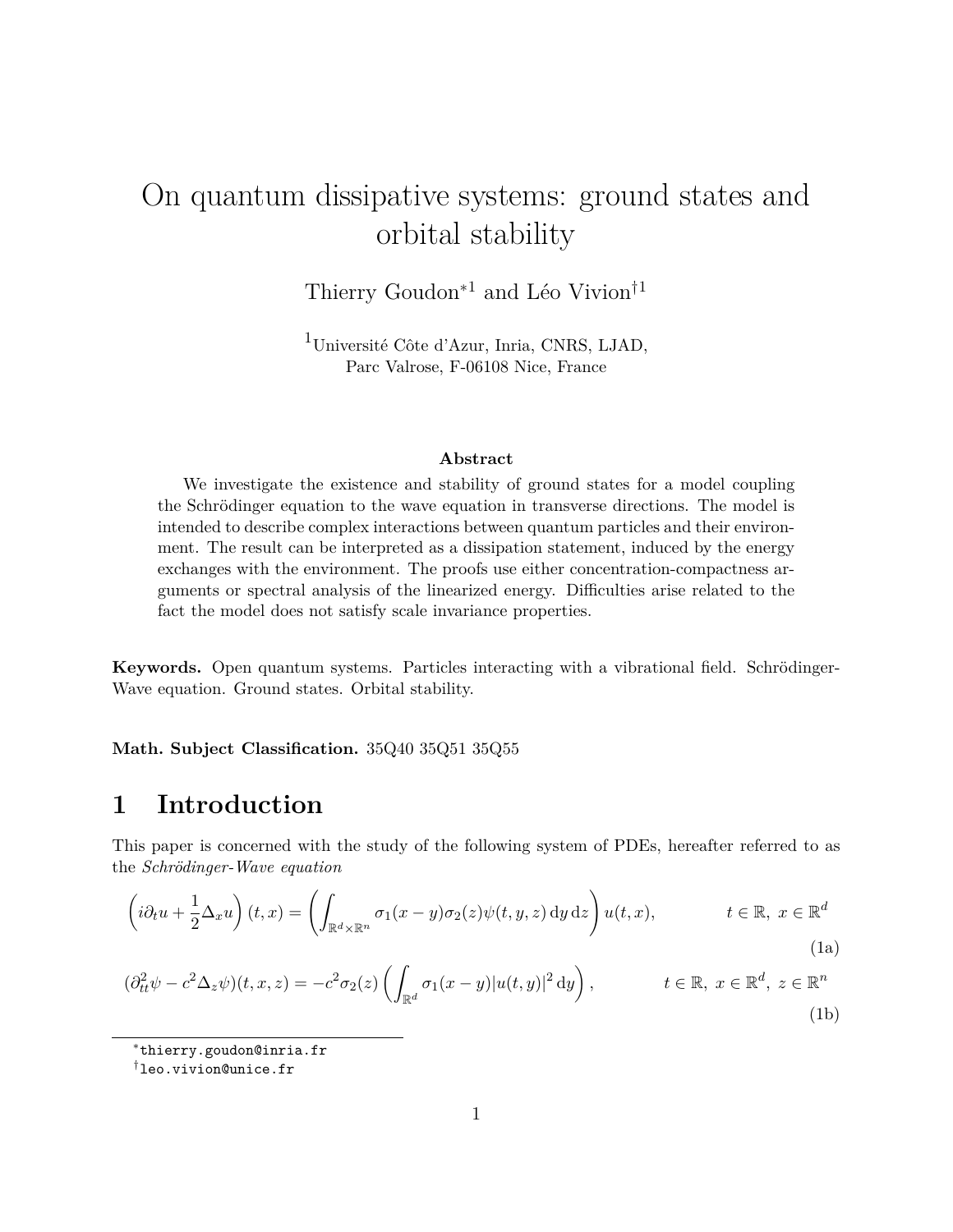# On quantum dissipative systems: ground states and orbital stability

Thierry Goudon*[1] and Léo Vivion†[1]

[1]Université Côte d'Azur, Inria, CNRS, LJAD, Parc Valrose, F-06108 Nice, France

### Abstract

We investigate the existence and stability of ground states for a model coupling the Schrödinger equation to the wave equation in transverse directions. The model is intended to describe complex interactions between quantum particles and their environment. The result can be interpreted as a dissipation statement, induced by the energy exchanges with the environment. The proofs use either concentration-compactness arguments or spectral analysis of the linearized energy. Difficulties arise related to the fact the model does not satisfy scale invariance properties.

**Keywords.** Open quantum systems. Particles interacting with a vibrational field. Schrödinger-Wave equation. Ground states. Orbital stability.

**Math. Subject Classification.** 35Q40 35Q51 35Q55

## 1 Introduction

This paper is concerned with the study of the following system of PDEs, hereafter referred to as the *Schrödinger-Wave equation*

$$\left(i\partial_t u + \frac{1}{2}\Delta_x u\right)(t,x) = \left(\int_{\mathbb{R}^d\times\mathbb{R}^n} \sigma_1(x-y)\sigma_2(z)\psi(t,y,z)\,\mathrm{d}y\,\mathrm{d}z\right)u(t,x), \qquad t\in\mathbb{R},\ x\in\mathbb{R}^d \tag{1a}$$

$$(\partial_{tt}^2\psi - c^2\Delta_z\psi)(t,x,z) = -c^2\sigma_2(z)\left(\int_{\mathbb{R}^d}\sigma_1(x-y)|u(t,y)|^2\,\mathrm{d}y\right), \qquad t\in\mathbb{R},\ x\in\mathbb{R}^d,\ z\in\mathbb{R}^n \tag{1b}$$

*thierry.goudon@inria.fr

†leo.vivion@unice.fr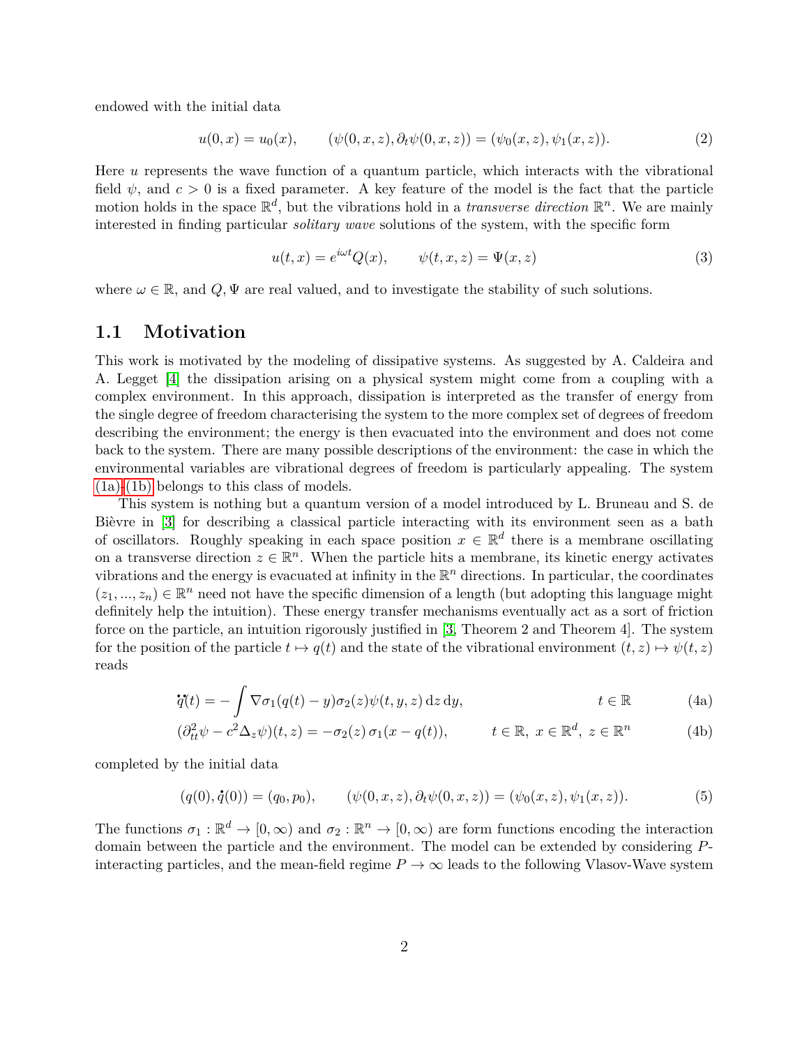endowed with the initial data

$$u(0,x) = u_0(x), \qquad (\psi(0,x,z), \partial_t \psi(0,x,z)) = (\psi_0(x,z), \psi_1(x,z)). \tag{2}$$

Here $u$ represents the wave function of a quantum particle, which interacts with the vibrational field $\psi$, and $c > 0$ is a fixed parameter. A key feature of the model is the fact that the particle motion holds in the space $\mathbb{R}^d$, but the vibrations hold in a *transverse direction* $\mathbb{R}^n$. We are mainly interested in finding particular *solitary wave* solutions of the system, with the specific form

$$u(t,x) = e^{i\omega t} Q(x), \qquad \psi(t,x,z) = \Psi(x,z) \tag{3}$$

where $\omega \in \mathbb{R}$, and $Q, \Psi$ are real valued, and to investigate the stability of such solutions.

## 1.1 Motivation

This work is motivated by the modeling of dissipative systems. As suggested by A. Caldeira and A. Legget [4] the dissipation arising on a physical system might come from a coupling with a complex environment. In this approach, dissipation is interpreted as the transfer of energy from the single degree of freedom characterising the system to the more complex set of degrees of freedom describing the environment; the energy is then evacuated into the environment and does not come back to the system. There are many possible descriptions of the environment: the case in which the environmental variables are vibrational degrees of freedom is particularly appealing. The system (1a)-(1b) belongs to this class of models.

This system is nothing but a quantum version of a model introduced by L. Bruneau and S. de Bièvre in [3] for describing a classical particle interacting with its environment seen as a bath of oscillators. Roughly speaking in each space position $x \in \mathbb{R}^d$ there is a membrane oscillating on a transverse direction $z \in \mathbb{R}^n$. When the particle hits a membrane, its kinetic energy activates vibrations and the energy is evacuated at infinity in the $\mathbb{R}^n$ directions. In particular, the coordinates $(z_1, ..., z_n) \in \mathbb{R}^n$ need not have the specific dimension of a length (but adopting this language might definitely help the intuition). These energy transfer mechanisms eventually act as a sort of friction force on the particle, an intuition rigorously justified in [3, Theorem 2 and Theorem 4]. The system for the position of the particle $t \mapsto q(t)$ and the state of the vibrational environment $(t,z) \mapsto \psi(t,z)$ reads

$$\ddot{q}(t) = -\int \nabla\sigma_1(q(t) - y)\sigma_2(z)\psi(t,y,z)\,\mathrm{d}z\,\mathrm{d}y, \qquad t \in \mathbb{R} \tag{4a}$$

$$(\partial_{tt}^2 \psi - c^2 \Delta_z \psi)(t,z) = -\sigma_2(z)\,\sigma_1(x - q(t)), \qquad t \in \mathbb{R},\ x \in \mathbb{R}^d,\ z \in \mathbb{R}^n \tag{4b}$$

completed by the initial data

$$(q(0), \dot{q}(0)) = (q_0, p_0), \qquad (\psi(0,x,z), \partial_t \psi(0,x,z)) = (\psi_0(x,z), \psi_1(x,z)). \tag{5}$$

The functions $\sigma_1 : \mathbb{R}^d \to [0,\infty)$ and $\sigma_2 : \mathbb{R}^n \to [0,\infty)$ are form functions encoding the interaction domain between the particle and the environment. The model can be extended by considering $P$-interacting particles, and the mean-field regime $P \to \infty$ leads to the following Vlasov-Wave system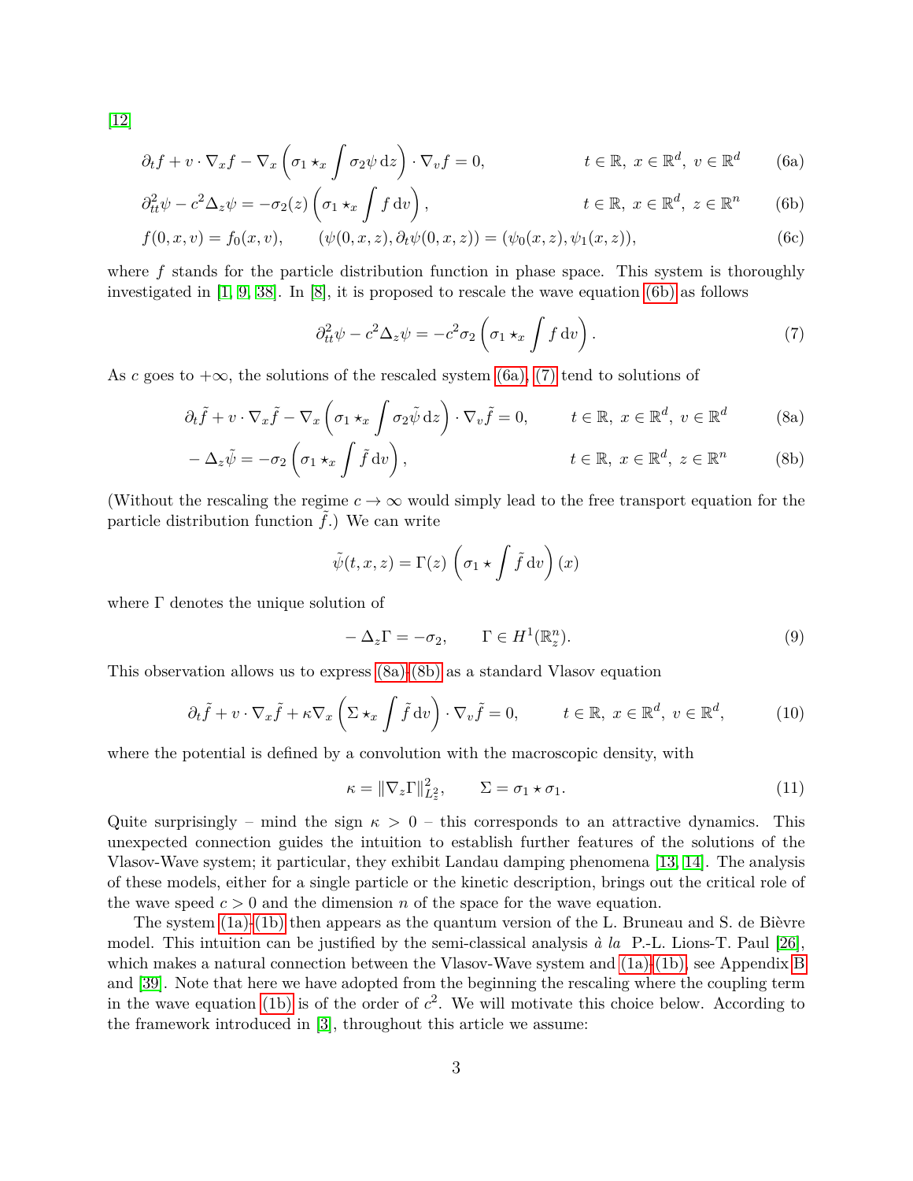[12]

$$\partial_t f + v \cdot \nabla_x f - \nabla_x \left( \sigma_1 \star_x \int \sigma_2 \psi \,\mathrm{d}z \right) \cdot \nabla_v f = 0, \qquad t \in \mathbb{R},\ x \in \mathbb{R}^d,\ v \in \mathbb{R}^d \tag{6a}$$

$$\partial_{tt}^2 \psi - c^2 \Delta_z \psi = -\sigma_2(z) \left( \sigma_1 \star_x \int f \,\mathrm{d}v \right), \qquad t \in \mathbb{R},\ x \in \mathbb{R}^d,\ z \in \mathbb{R}^n \tag{6b}$$

$$f(0,x,v) = f_0(x,v), \qquad (\psi(0,x,z), \partial_t \psi(0,x,z)) = (\psi_0(x,z), \psi_1(x,z)), \tag{6c}$$

where $f$ stands for the particle distribution function in phase space. This system is thoroughly investigated in [1, 9, 38]. In [8], it is proposed to rescale the wave equation (6b) as follows

$$\partial_{tt}^2 \psi - c^2 \Delta_z \psi = -c^2 \sigma_2 \left( \sigma_1 \star_x \int f \,\mathrm{d}v \right). \tag{7}$$

As $c$ goes to $+\infty$, the solutions of the rescaled system (6a), (7) tend to solutions of

$$\partial_t \tilde{f} + v \cdot \nabla_x \tilde{f} - \nabla_x \left( \sigma_1 \star_x \int \sigma_2 \tilde{\psi} \,\mathrm{d}z \right) \cdot \nabla_v \tilde{f} = 0, \qquad t \in \mathbb{R},\ x \in \mathbb{R}^d,\ v \in \mathbb{R}^d \tag{8a}$$

$$-\Delta_z \tilde{\psi} = -\sigma_2 \left( \sigma_1 \star_x \int \tilde{f} \,\mathrm{d}v \right), \qquad t \in \mathbb{R},\ x \in \mathbb{R}^d,\ z \in \mathbb{R}^n \tag{8b}$$

(Without the rescaling the regime $c \to \infty$ would simply lead to the free transport equation for the particle distribution function $\tilde{f}$.) We can write

$$\tilde{\psi}(t,x,z) = \Gamma(z) \left( \sigma_1 \star \int \tilde{f} \,\mathrm{d}v \right)(x)$$

where $\Gamma$ denotes the unique solution of

$$-\Delta_z \Gamma = -\sigma_2, \qquad \Gamma \in H^1(\mathbb{R}^n_z). \tag{9}$$

This observation allows us to express (8a)-(8b) as a standard Vlasov equation

$$\partial_t \tilde{f} + v \cdot \nabla_x \tilde{f} + \kappa \nabla_x \left( \Sigma \star_x \int \tilde{f} \,\mathrm{d}v \right) \cdot \nabla_v \tilde{f} = 0, \qquad t \in \mathbb{R},\ x \in \mathbb{R}^d,\ v \in \mathbb{R}^d, \tag{10}$$

where the potential is defined by a convolution with the macroscopic density, with

$$\kappa = \|\nabla_z \Gamma\|^2_{L^2_z}, \qquad \Sigma = \sigma_1 \star \sigma_1. \tag{11}$$

Quite surprisingly – mind the sign $\kappa > 0$ – this corresponds to an attractive dynamics. This unexpected connection guides the intuition to establish further features of the solutions of the Vlasov-Wave system; it particular, they exhibit Landau damping phenomena [13, 14]. The analysis of these models, either for a single particle or the kinetic description, brings out the critical role of the wave speed $c > 0$ and the dimension $n$ of the space for the wave equation.

The system (1a)-(1b) then appears as the quantum version of the L. Bruneau and S. de Bièvre model. This intuition can be justified by the semi-classical analysis *à la* P.-L. Lions-T. Paul [26], which makes a natural connection between the Vlasov-Wave system and (1a)-(1b), see Appendix B and [39]. Note that here we have adopted from the beginning the rescaling where the coupling term in the wave equation (1b) is of the order of $c^2$. We will motivate this choice below. According to the framework introduced in [3], throughout this article we assume: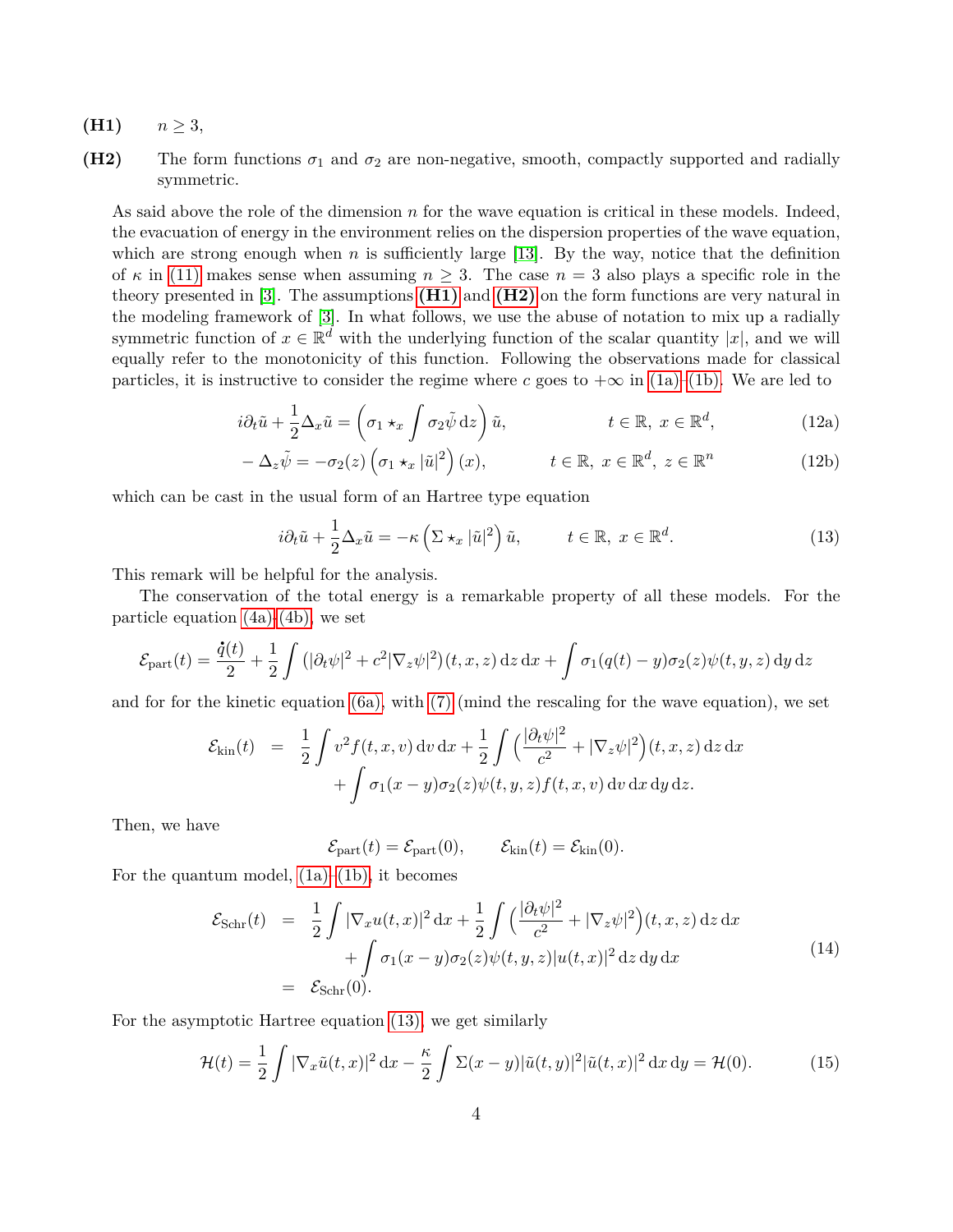**(H1)** $n \geq 3$,

**(H2)** The form functions $\sigma_1$ and $\sigma_2$ are non-negative, smooth, compactly supported and radially symmetric.

As said above the role of the dimension $n$ for the wave equation is critical in these models. Indeed, the evacuation of energy in the environment relies on the dispersion properties of the wave equation, which are strong enough when $n$ is sufficiently large [13]. By the way, notice that the definition of $\kappa$ in (11) makes sense when assuming $n \geq 3$. The case $n = 3$ also plays a specific role in the theory presented in [3]. The assumptions **(H1)** and **(H2)** on the form functions are very natural in the modeling framework of [3]. In what follows, we use the abuse of notation to mix up a radially symmetric function of $x \in \mathbb{R}^d$ with the underlying function of the scalar quantity $|x|$, and we will equally refer to the monotonicity of this function. Following the observations made for classical particles, it is instructive to consider the regime where $c$ goes to $+\infty$ in (1a)–(1b). We are led to

$$i\partial_t \tilde{u} + \frac{1}{2}\Delta_x \tilde{u} = \left(\sigma_1 \star_x \int \sigma_2 \tilde{\psi}\,\mathrm{d}z\right)\tilde{u}, \qquad t \in \mathbb{R},\ x \in \mathbb{R}^d, \tag{12a}$$

$$-\Delta_z \tilde{\psi} = -\sigma_2(z)\left(\sigma_1 \star_x |\tilde{u}|^2\right)(x), \qquad t \in \mathbb{R},\ x \in \mathbb{R}^d,\ z \in \mathbb{R}^n \tag{12b}$$

which can be cast in the usual form of an Hartree type equation

$$i\partial_t \tilde{u} + \frac{1}{2}\Delta_x \tilde{u} = -\kappa\left(\Sigma \star_x |\tilde{u}|^2\right)\tilde{u}, \qquad t \in \mathbb{R},\ x \in \mathbb{R}^d. \tag{13}$$

This remark will be helpful for the analysis.

The conservation of the total energy is a remarkable property of all these models. For the particle equation (4a)-(4b), we set

$$\mathcal{E}_{\mathrm{part}}(t) = \frac{\dot{q}(t)}{2} + \frac{1}{2}\int \left(|\partial_t \psi|^2 + c^2 |\nabla_z \psi|^2\right)(t,x,z)\,\mathrm{d}z\,\mathrm{d}x + \int \sigma_1(q(t)-y)\sigma_2(z)\psi(t,y,z)\,\mathrm{d}y\,\mathrm{d}z$$

and for for the kinetic equation (6a), with (7) (mind the rescaling for the wave equation), we set

$$\begin{aligned}\mathcal{E}_{\mathrm{kin}}(t) &= \frac{1}{2}\int v^2 f(t,x,v)\,\mathrm{d}v\,\mathrm{d}x + \frac{1}{2}\int \left(\frac{|\partial_t \psi|^2}{c^2} + |\nabla_z \psi|^2\right)(t,x,z)\,\mathrm{d}z\,\mathrm{d}x \\ &\quad + \int \sigma_1(x-y)\sigma_2(z)\psi(t,y,z)f(t,x,v)\,\mathrm{d}v\,\mathrm{d}x\,\mathrm{d}y\,\mathrm{d}z.\end{aligned}$$

Then, we have

$$\mathcal{E}_{\mathrm{part}}(t) = \mathcal{E}_{\mathrm{part}}(0), \qquad \mathcal{E}_{\mathrm{kin}}(t) = \mathcal{E}_{\mathrm{kin}}(0).$$

For the quantum model, (1a)-(1b), it becomes

$$\begin{aligned}\mathcal{E}_{\mathrm{Schr}}(t) &= \frac{1}{2}\int |\nabla_x u(t,x)|^2\,\mathrm{d}x + \frac{1}{2}\int \left(\frac{|\partial_t \psi|^2}{c^2} + |\nabla_z \psi|^2\right)(t,x,z)\,\mathrm{d}z\,\mathrm{d}x \\ &\quad + \int \sigma_1(x-y)\sigma_2(z)\psi(t,y,z)|u(t,x)|^2\,\mathrm{d}z\,\mathrm{d}y\,\mathrm{d}x \\ &= \mathcal{E}_{\mathrm{Schr}}(0).\end{aligned} \tag{14}$$

For the asymptotic Hartree equation (13), we get similarly

$$\mathcal{H}(t) = \frac{1}{2}\int |\nabla_x \tilde{u}(t,x)|^2\,\mathrm{d}x - \frac{\kappa}{2}\int \Sigma(x-y)|\tilde{u}(t,y)|^2|\tilde{u}(t,x)|^2\,\mathrm{d}x\,\mathrm{d}y = \mathcal{H}(0). \tag{15}$$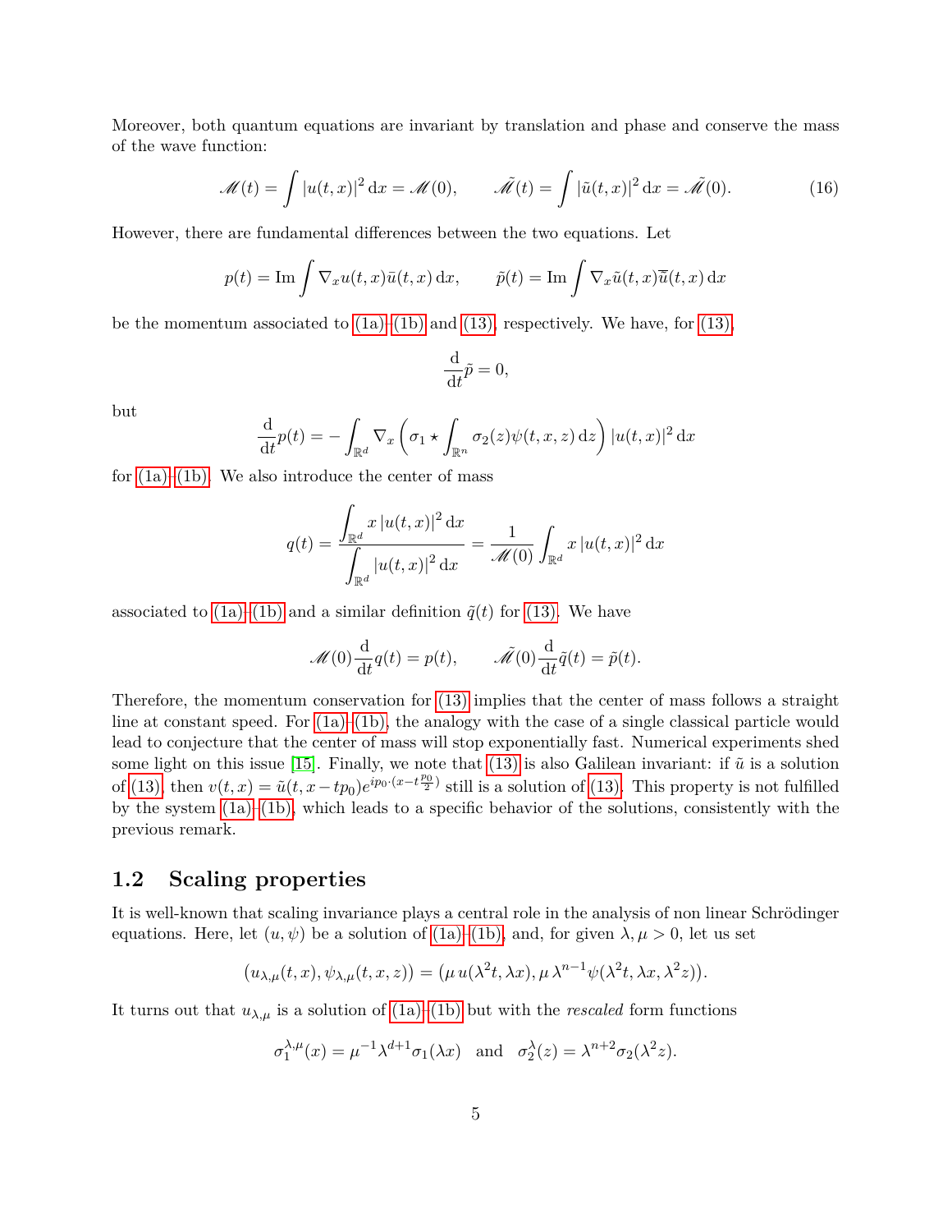Moreover, both quantum equations are invariant by translation and phase and conserve the mass of the wave function:

$$\mathscr{M}(t) = \int |u(t,x)|^2 \,\mathrm{d}x = \mathscr{M}(0), \qquad \tilde{\mathscr{M}}(t) = \int |\tilde{u}(t,x)|^2 \,\mathrm{d}x = \tilde{\mathscr{M}}(0). \tag{16}$$

However, there are fundamental differences between the two equations. Let

$$p(t) = \mathrm{Im} \int \nabla_x u(t,x) \bar{u}(t,x) \,\mathrm{d}x, \qquad \tilde{p}(t) = \mathrm{Im} \int \nabla_x \tilde{u}(t,x) \overline{\tilde{u}}(t,x) \,\mathrm{d}x$$

be the momentum associated to (1a)–(1b) and (13), respectively. We have, for (13),

$$\frac{\mathrm{d}}{\mathrm{d}t} \tilde{p} = 0,$$

but

$$\frac{\mathrm{d}}{\mathrm{d}t} p(t) = -\int_{\mathbb{R}^d} \nabla_x \left( \sigma_1 \star \int_{\mathbb{R}^n} \sigma_2(z) \psi(t,x,z) \,\mathrm{d}z \right) |u(t,x)|^2 \,\mathrm{d}x$$

for (1a)–(1b). We also introduce the center of mass

$$q(t) = \frac{\displaystyle\int_{\mathbb{R}^d} x \,|u(t,x)|^2 \,\mathrm{d}x}{\displaystyle\int_{\mathbb{R}^d} |u(t,x)|^2 \,\mathrm{d}x} = \frac{1}{\mathscr{M}(0)} \int_{\mathbb{R}^d} x \,|u(t,x)|^2 \,\mathrm{d}x$$

associated to (1a)–(1b) and a similar definition $\tilde{q}(t)$ for (13). We have

$$\mathscr{M}(0) \frac{\mathrm{d}}{\mathrm{d}t} q(t) = p(t), \qquad \tilde{\mathscr{M}}(0) \frac{\mathrm{d}}{\mathrm{d}t} \tilde{q}(t) = \tilde{p}(t).$$

Therefore, the momentum conservation for (13) implies that the center of mass follows a straight line at constant speed. For (1a)–(1b), the analogy with the case of a single classical particle would lead to conjecture that the center of mass will stop exponentially fast. Numerical experiments shed some light on this issue [15]. Finally, we note that (13) is also Galilean invariant: if $\tilde{u}$ is a solution of (13), then $v(t,x) = \tilde{u}(t, x - tp_0) e^{ip_0 \cdot (x - t\frac{p_0}{2})}$ still is a solution of (13). This property is not fulfilled by the system (1a)–(1b), which leads to a specific behavior of the solutions, consistently with the previous remark.

## 1.2 Scaling properties

It is well-known that scaling invariance plays a central role in the analysis of non linear Schrödinger equations. Here, let $(u, \psi)$ be a solution of (1a)–(1b), and, for given $\lambda, \mu > 0$, let us set

$$(u_{\lambda,\mu}(t,x), \psi_{\lambda,\mu}(t,x,z)) = (\mu \, u(\lambda^2 t, \lambda x), \mu \, \lambda^{n-1} \psi(\lambda^2 t, \lambda x, \lambda^2 z)).$$

It turns out that $u_{\lambda,\mu}$ is a solution of (1a)–(1b) but with the *rescaled* form functions

$$\sigma_1^{\lambda,\mu}(x) = \mu^{-1} \lambda^{d+1} \sigma_1(\lambda x) \quad \text{and} \quad \sigma_2^{\lambda}(z) = \lambda^{n+2} \sigma_2(\lambda^2 z).$$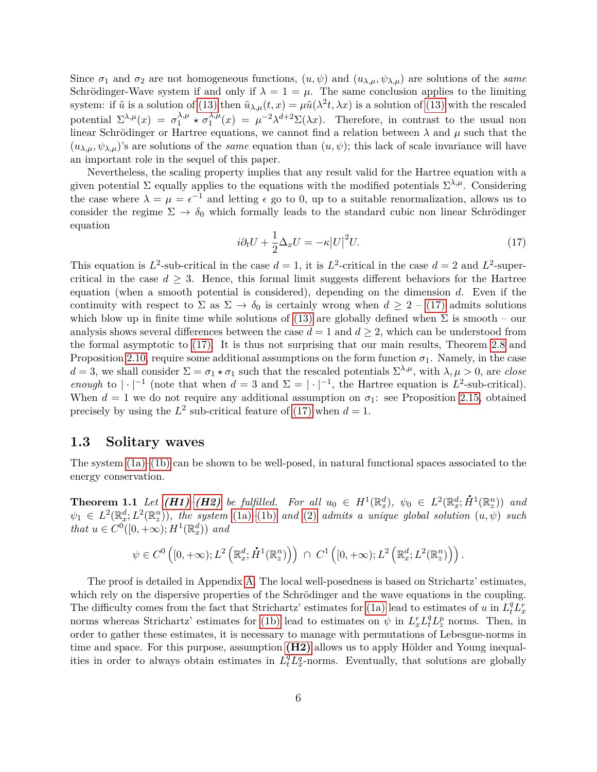Since $\sigma_1$ and $\sigma_2$ are not homogeneous functions, $(u,\psi)$ and $(u_{\lambda,\mu},\psi_{\lambda,\mu})$ are solutions of the *same* Schrödinger-Wave system if and only if $\lambda = 1 = \mu$. The same conclusion applies to the limiting system: if $\tilde{u}$ is a solution of (13) then $\tilde{u}_{\lambda,\mu}(t,x) = \mu\tilde{u}(\lambda^2 t, \lambda x)$ is a solution of (13) with the rescaled potential $\Sigma^{\lambda,\mu}(x) = \sigma_1^{\lambda,\mu} \star \sigma_1^{\lambda,\mu}(x) = \mu^{-2}\lambda^{d+2}\Sigma(\lambda x)$. Therefore, in contrast to the usual non linear Schrödinger or Hartree equations, we cannot find a relation between $\lambda$ and $\mu$ such that the $(u_{\lambda,\mu},\psi_{\lambda,\mu})$'s are solutions of the *same* equation than $(u,\psi)$; this lack of scale invariance will have an important role in the sequel of this paper.

Nevertheless, the scaling property implies that any result valid for the Hartree equation with a given potential $\Sigma$ equally applies to the equations with the modified potentials $\Sigma^{\lambda,\mu}$. Considering the case where $\lambda = \mu = \epsilon^{-1}$ and letting $\epsilon$ go to 0, up to a suitable renormalization, allows us to consider the regime $\Sigma \to \delta_0$ which formally leads to the standard cubic non linear Schrödinger equation

$$i\partial_t U + \frac{1}{2}\Delta_x U = -\kappa |U|^2 U. \tag{17}$$

This equation is $L^2$-sub-critical in the case $d = 1$, it is $L^2$-critical in the case $d = 2$ and $L^2$-super-critical in the case $d \geq 3$. Hence, this formal limit suggests different behaviors for the Hartree equation (when a smooth potential is considered), depending on the dimension $d$. Even if the continuity with respect to $\Sigma$ as $\Sigma \to \delta_0$ is certainly wrong when $d \geq 2$ – (17) admits solutions which blow up in finite time while solutions of (13) are globally defined when $\Sigma$ is smooth – our analysis shows several differences between the case $d = 1$ and $d \geq 2$, which can be understood from the formal asymptotic to (17). It is thus not surprising that our main results, Theorem 2.8 and Proposition 2.10, require some additional assumptions on the form function $\sigma_1$. Namely, in the case $d = 3$, we shall consider $\Sigma = \sigma_1 \star \sigma_1$ such that the rescaled potentials $\Sigma^{\lambda,\mu}$, with $\lambda, \mu > 0$, are *close enough* to $|\cdot|^{-1}$ (note that when $d = 3$ and $\Sigma = |\cdot|^{-1}$, the Hartree equation is $L^2$-sub-critical). When $d = 1$ we do not require any additional assumption on $\sigma_1$: see Proposition 2.15, obtained precisely by using the $L^2$ sub-critical feature of (17) when $d = 1$.

## 1.3 Solitary waves

The system (1a)-(1b) can be shown to be well-posed, in natural functional spaces associated to the energy conservation.

**Theorem 1.1** *Let **(H1)**-**(H2)** be fulfilled. For all $u_0 \in H^1(\mathbb{R}^d_x)$, $\psi_0 \in L^2(\mathbb{R}^d_x; \dot{H}^1(\mathbb{R}^n_z))$ and $\psi_1 \in L^2(\mathbb{R}^d_x; L^2(\mathbb{R}^n_z))$, the system (1a)-(1b) and (2) admits a unique global solution $(u,\psi)$ such that $u \in C^0([0,+\infty); H^1(\mathbb{R}^d_x))$ and*

$$\psi \in C^0\left([0,+\infty); L^2\left(\mathbb{R}^d_x; \dot{H}^1(\mathbb{R}^n_z)\right)\right) \cap C^1\left([0,+\infty); L^2\left(\mathbb{R}^d_x; L^2(\mathbb{R}^n_z)\right)\right).$$

The proof is detailed in Appendix A. The local well-posedness is based on Strichartz' estimates, which rely on the dispersive properties of the Schrödinger and the wave equations in the coupling. The difficulty comes from the fact that Strichartz' estimates for (1a) lead to estimates of $u$ in $L^q_t L^r_x$ norms whereas Strichartz' estimates for (1b) lead to estimates on $\psi$ in $L^r_x L^q_t L^p_z$ norms. Then, in order to gather these estimates, it is necessary to manage with permutations of Lebesgue-norms in time and space. For this purpose, assumption **(H2)** allows us to apply Hölder and Young inequalities in order to always obtain estimates in $L^q_t L^q_x$-norms. Eventually, that solutions are globally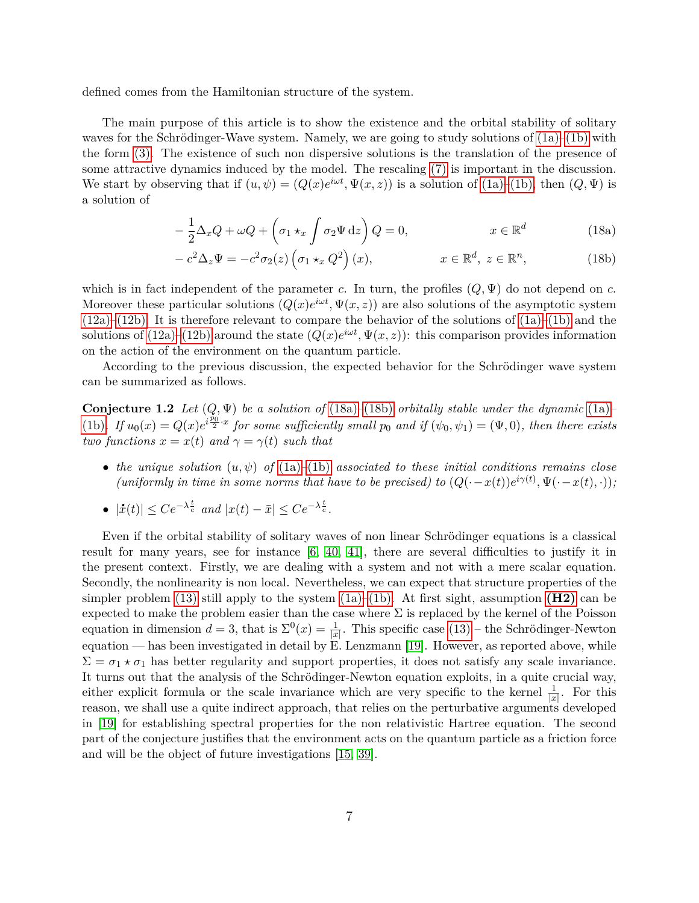defined comes from the Hamiltonian structure of the system.

The main purpose of this article is to show the existence and the orbital stability of solitary waves for the Schrödinger-Wave system. Namely, we are going to study solutions of (1a)–(1b) with the form (3). The existence of such non dispersive solutions is the translation of the presence of some attractive dynamics induced by the model. The rescaling (7) is important in the discussion. We start by observing that if $(u, \psi) = (Q(x)e^{i\omega t}, \Psi(x, z))$ is a solution of (1a)–(1b), then $(Q, \Psi)$ is a solution of

$$-\frac{1}{2}\Delta_x Q + \omega Q + \left(\sigma_1 \star_x \int \sigma_2 \Psi \,\mathrm{d}z\right) Q = 0, \qquad x \in \mathbb{R}^d \tag{18a}$$

$$-c^2 \Delta_z \Psi = -c^2 \sigma_2(z) \left(\sigma_1 \star_x Q^2\right)(x), \qquad x \in \mathbb{R}^d,\ z \in \mathbb{R}^n, \tag{18b}$$

which is in fact independent of the parameter $c$. In turn, the profiles $(Q, \Psi)$ do not depend on $c$. Moreover these particular solutions $(Q(x)e^{i\omega t}, \Psi(x, z))$ are also solutions of the asymptotic system (12a)–(12b). It is therefore relevant to compare the behavior of the solutions of (1a)–(1b) and the solutions of (12a)–(12b) around the state $(Q(x)e^{i\omega t}, \Psi(x, z))$: this comparison provides information on the action of the environment on the quantum particle.

According to the previous discussion, the expected behavior for the Schrödinger wave system can be summarized as follows.

**Conjecture 1.2** *Let $(Q, \Psi)$ be a solution of (18a)–(18b) orbitally stable under the dynamic (1a)–(1b). If $u_0(x) = Q(x)e^{i\frac{p_0}{2}\cdot x}$ for some sufficiently small $p_0$ and if $(\psi_0, \psi_1) = (\Psi, 0)$, then there exists two functions $x = x(t)$ and $\gamma = \gamma(t)$ such that*

- *the unique solution $(u, \psi)$ of (1a)–(1b) associated to these initial conditions remains close (uniformly in time in some norms that have to be precised) to $(Q(\cdot - x(t))e^{i\gamma(t)}, \Psi(\cdot - x(t), \cdot))$;*
- *$|\dot{x}(t)| \leq Ce^{-\lambda\frac{t}{c}}$ and $|x(t) - \bar{x}| \leq Ce^{-\lambda\frac{t}{c}}$.*

Even if the orbital stability of solitary waves of non linear Schrödinger equations is a classical result for many years, see for instance [6, 40, 41], there are several difficulties to justify it in the present context. Firstly, we are dealing with a system and not with a mere scalar equation. Secondly, the nonlinearity is non local. Nevertheless, we can expect that structure properties of the simpler problem (13) still apply to the system (1a)–(1b). At first sight, assumption **(H2)** can be expected to make the problem easier than the case where $\Sigma$ is replaced by the kernel of the Poisson equation in dimension $d = 3$, that is $\Sigma^0(x) = \frac{1}{|x|}$. This specific case (13) – the Schrödinger-Newton equation — has been investigated in detail by E. Lenzmann [19]. However, as reported above, while $\Sigma = \sigma_1 \star \sigma_1$ has better regularity and support properties, it does not satisfy any scale invariance. It turns out that the analysis of the Schrödinger-Newton equation exploits, in a quite crucial way, either explicit formula or the scale invariance which are very specific to the kernel $\frac{1}{|x|}$. For this reason, we shall use a quite indirect approach, that relies on the perturbative arguments developed in [19] for establishing spectral properties for the non relativistic Hartree equation. The second part of the conjecture justifies that the environment acts on the quantum particle as a friction force and will be the object of future investigations [15, 39].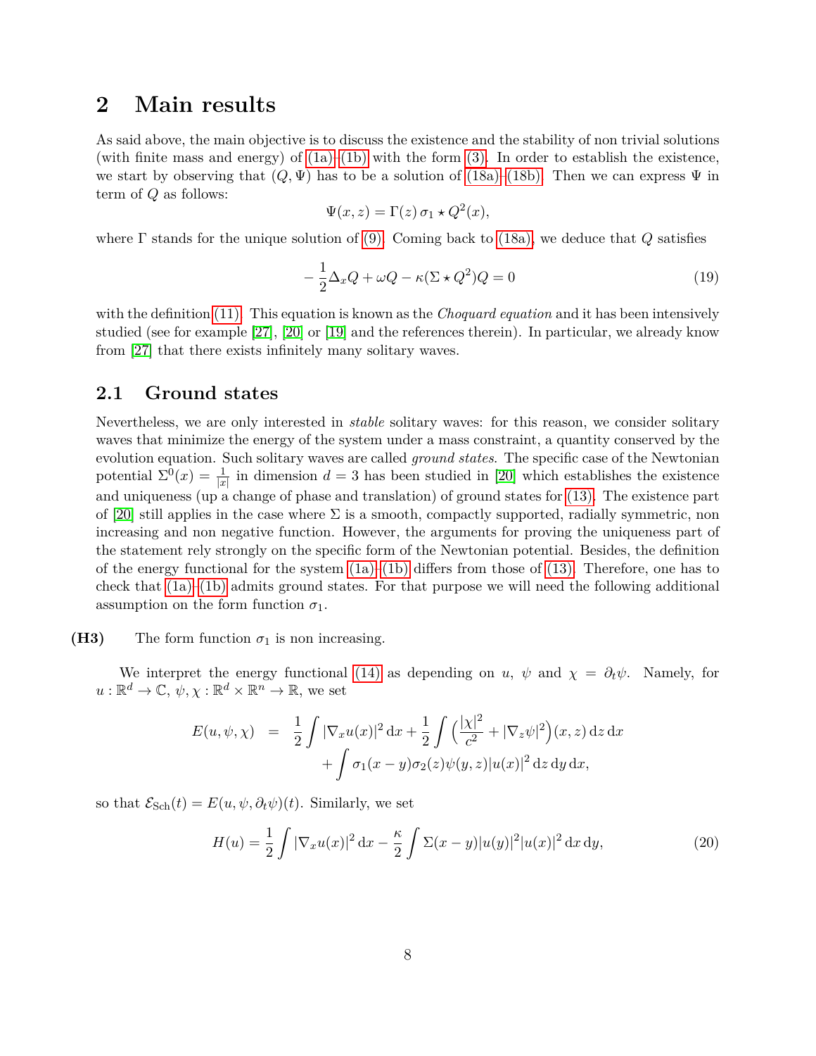# 2 Main results

As said above, the main objective is to discuss the existence and the stability of non trivial solutions (with finite mass and energy) of (1a)–(1b) with the form (3). In order to establish the existence, we start by observing that $(Q, \Psi)$ has to be a solution of (18a)–(18b). Then we can express $\Psi$ in term of $Q$ as follows:

$$\Psi(x, z) = \Gamma(z)\, \sigma_1 \star Q^2(x),$$

where $\Gamma$ stands for the unique solution of (9). Coming back to (18a), we deduce that $Q$ satisfies

$$-\frac{1}{2}\Delta_x Q + \omega Q - \kappa(\Sigma \star Q^2)Q = 0 \tag{19}$$

with the definition (11). This equation is known as the *Choquard equation* and it has been intensively studied (see for example [27], [20] or [19] and the references therein). In particular, we already know from [27] that there exists infinitely many solitary waves.

## 2.1 Ground states

Nevertheless, we are only interested in *stable* solitary waves: for this reason, we consider solitary waves that minimize the energy of the system under a mass constraint, a quantity conserved by the evolution equation. Such solitary waves are called *ground states*. The specific case of the Newtonian potential $\Sigma^0(x) = \frac{1}{|x|}$ in dimension $d = 3$ has been studied in [20] which establishes the existence and uniqueness (up a change of phase and translation) of ground states for (13). The existence part of [20] still applies in the case where $\Sigma$ is a smooth, compactly supported, radially symmetric, non increasing and non negative function. However, the arguments for proving the uniqueness part of the statement rely strongly on the specific form of the Newtonian potential. Besides, the definition of the energy functional for the system (1a)–(1b) differs from those of (13). Therefore, one has to check that (1a)–(1b) admits ground states. For that purpose we will need the following additional assumption on the form function $\sigma_1$.

**(H3)** The form function $\sigma_1$ is non increasing.

We interpret the energy functional (14) as depending on $u$, $\psi$ and $\chi = \partial_t \psi$. Namely, for $u : \mathbb{R}^d \to \mathbb{C}$, $\psi, \chi : \mathbb{R}^d \times \mathbb{R}^n \to \mathbb{R}$, we set

$$\begin{aligned} E(u, \psi, \chi) \;&=\; \frac{1}{2}\int |\nabla_x u(x)|^2 \,\mathrm{d}x + \frac{1}{2}\int \Big(\frac{|\chi|^2}{c^2} + |\nabla_z \psi|^2\Big)(x, z)\,\mathrm{d}z\,\mathrm{d}x \\ &\quad + \int \sigma_1(x-y)\sigma_2(z)\psi(y, z)|u(x)|^2 \,\mathrm{d}z\,\mathrm{d}y\,\mathrm{d}x, \end{aligned}$$

so that $\mathcal{E}_{\mathrm{Sch}}(t) = E(u, \psi, \partial_t \psi)(t)$. Similarly, we set

$$H(u) = \frac{1}{2}\int |\nabla_x u(x)|^2 \,\mathrm{d}x - \frac{\kappa}{2}\int \Sigma(x-y)|u(y)|^2|u(x)|^2 \,\mathrm{d}x\,\mathrm{d}y, \tag{20}$$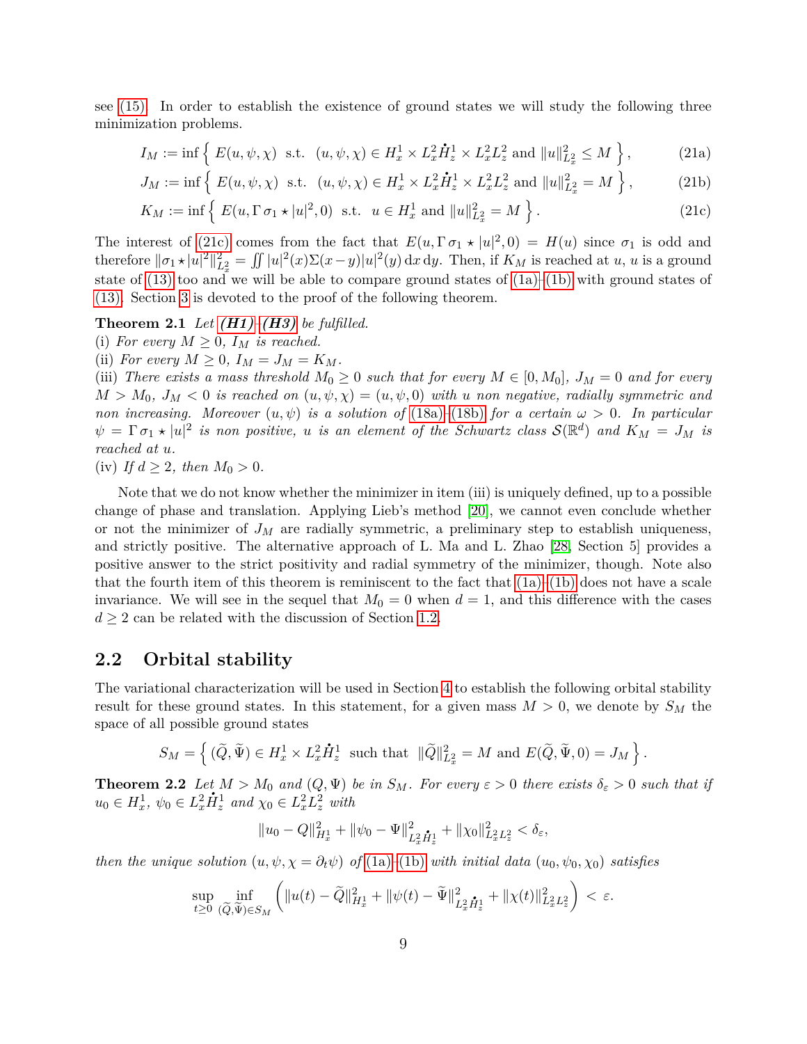see (15). In order to establish the existence of ground states we will study the following three minimization problems.

$$I_M := \inf\Big\{\ E(u,\psi,\chi)\ \text{ s.t. }\ (u,\psi,\chi) \in H^1_x \times L^2_x\dot{H}^1_z \times L^2_xL^2_z \text{ and } \|u\|^2_{L^2_x} \le M\ \Big\}, \tag{21a}$$

$$J_M := \inf\Big\{\ E(u,\psi,\chi)\ \text{ s.t. }\ (u,\psi,\chi) \in H^1_x \times L^2_x\dot{H}^1_z \times L^2_xL^2_z \text{ and } \|u\|^2_{L^2_x} = M\ \Big\}, \tag{21b}$$

$$K_M := \inf\Big\{\ E(u,\Gamma\,\sigma_1 \star |u|^2, 0)\ \text{ s.t. }\ u \in H^1_x \text{ and } \|u\|^2_{L^2_x} = M\ \Big\}. \tag{21c}$$

The interest of (21c) comes from the fact that $E(u,\Gamma\,\sigma_1 \star |u|^2, 0) = H(u)$ since $\sigma_1$ is odd and therefore $\|\sigma_1 \star |u|^2\|^2_{L^2_z} = \iint |u|^2(x)\Sigma(x-y)|u|^2(y)\,\mathrm{d}x\,\mathrm{d}y$. Then, if $K_M$ is reached at $u$, $u$ is a ground state of (13) too and we will be able to compare ground states of (1a)–(1b) with ground states of (13). Section 3 is devoted to the proof of the following theorem.

**Theorem 2.1** *Let **(H1)**–**(H3)** be fulfilled.*
(i) *For every $M \ge 0$, $I_M$ is reached.*
(ii) *For every $M \ge 0$, $I_M = J_M = K_M$.*
(iii) *There exists a mass threshold $M_0 \ge 0$ such that for every $M \in [0, M_0]$, $J_M = 0$ and for every $M > M_0$, $J_M < 0$ is reached on $(u,\psi,\chi) = (u,\psi,0)$ with $u$ non negative, radially symmetric and non increasing. Moreover $(u,\psi)$ is a solution of (18a)–(18b) for a certain $\omega > 0$. In particular $\psi = \Gamma\,\sigma_1 \star |u|^2$ is non positive, $u$ is an element of the Schwartz class $\mathcal{S}(\mathbb{R}^d)$ and $K_M = J_M$ is reached at $u$.*
(iv) *If $d \ge 2$, then $M_0 > 0$.*

Note that we do not know whether the minimizer in item (iii) is uniquely defined, up to a possible change of phase and translation. Applying Lieb's method [20], we cannot even conclude whether or not the minimizer of $J_M$ are radially symmetric, a preliminary step to establish uniqueness, and strictly positive. The alternative approach of L. Ma and L. Zhao [28, Section 5] provides a positive answer to the strict positivity and radial symmetry of the minimizer, though. Note also that the fourth item of this theorem is reminiscent to the fact that (1a)–(1b) does not have a scale invariance. We will see in the sequel that $M_0 = 0$ when $d = 1$, and this difference with the cases $d \ge 2$ can be related with the discussion of Section 1.2.

## 2.2 Orbital stability

The variational characterization will be used in Section 4 to establish the following orbital stability result for these ground states. In this statement, for a given mass $M > 0$, we denote by $S_M$ the space of all possible ground states

$$S_M = \Big\{\ (\widetilde{Q},\widetilde{\Psi}) \in H^1_x \times L^2_x\dot{H}^1_z\ \text{ such that }\ \|\widetilde{Q}\|^2_{L^2_x} = M \text{ and } E(\widetilde{Q},\widetilde{\Psi},0) = J_M\ \Big\}.$$

**Theorem 2.2** *Let $M > M_0$ and $(Q,\Psi)$ be in $S_M$. For every $\varepsilon > 0$ there exists $\delta_\varepsilon > 0$ such that if $u_0 \in H^1_x$, $\psi_0 \in L^2_x\dot{H}^1_z$ and $\chi_0 \in L^2_xL^2_z$ with*

$$\|u_0 - Q\|^2_{H^1_x} + \|\psi_0 - \Psi\|^2_{L^2_x\dot{H}^1_z} + \|\chi_0\|^2_{L^2_xL^2_z} < \delta_\varepsilon,$$

*then the unique solution $(u,\psi,\chi = \partial_t\psi)$ of (1a)–(1b) with initial data $(u_0,\psi_0,\chi_0)$ satisfies*

$$\sup_{t\ge 0}\ \inf_{(\widetilde{Q},\widetilde{\Psi})\in S_M} \Big( \|u(t) - \widetilde{Q}\|^2_{H^1_x} + \|\psi(t) - \widetilde{\Psi}\|^2_{L^2_x\dot{H}^1_z} + \|\chi(t)\|^2_{L^2_xL^2_z} \Big) \ <\ \varepsilon.$$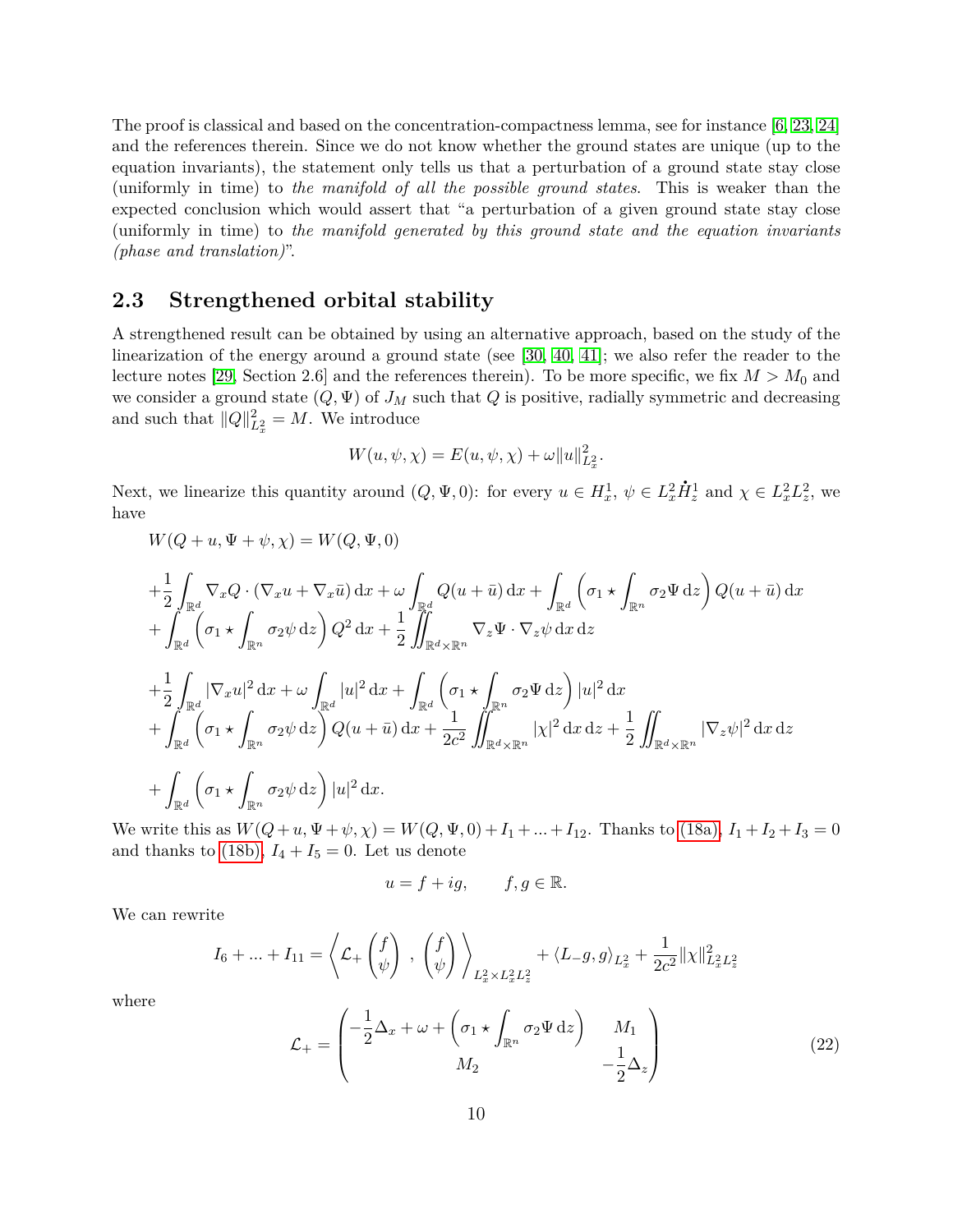The proof is classical and based on the concentration-compactness lemma, see for instance [6, 23, 24] and the references therein. Since we do not know whether the ground states are unique (up to the equation invariants), the statement only tells us that a perturbation of a ground state stay close (uniformly in time) to *the manifold of all the possible ground states*. This is weaker than the expected conclusion which would assert that "a perturbation of a given ground state stay close (uniformly in time) to *the manifold generated by this ground state and the equation invariants (phase and translation)*".

## 2.3 Strengthened orbital stability

A strengthened result can be obtained by using an alternative approach, based on the study of the linearization of the energy around a ground state (see [30, 40, 41]; we also refer the reader to the lecture notes [29, Section 2.6] and the references therein). To be more specific, we fix $M > M_0$ and we consider a ground state $(Q, \Psi)$ of $J_M$ such that $Q$ is positive, radially symmetric and decreasing and such that $\|Q\|^2_{L^2_x} = M$. We introduce

$$W(u, \psi, \chi) = E(u, \psi, \chi) + \omega \|u\|^2_{L^2_x}.$$

Next, we linearize this quantity around $(Q, \Psi, 0)$: for every $u \in H^1_x$, $\psi \in L^2_x \dot{H}^1_z$ and $\chi \in L^2_x L^2_z$, we have

$$\begin{aligned}
&W(Q+u, \Psi+\psi, \chi) = W(Q, \Psi, 0)\\
&+\frac{1}{2}\int_{\mathbb{R}^d} \nabla_x Q \cdot (\nabla_x u + \nabla_x \bar{u})\,\mathrm{d}x + \omega \int_{\mathbb{R}^d} Q(u+\bar{u})\,\mathrm{d}x + \int_{\mathbb{R}^d}\left(\sigma_1 \star \int_{\mathbb{R}^n} \sigma_2 \Psi\,\mathrm{d}z\right) Q(u+\bar{u})\,\mathrm{d}x\\
&+\int_{\mathbb{R}^d}\left(\sigma_1 \star \int_{\mathbb{R}^n} \sigma_2 \psi\,\mathrm{d}z\right) Q^2\,\mathrm{d}x + \frac{1}{2}\iint_{\mathbb{R}^d\times\mathbb{R}^n} \nabla_z \Psi \cdot \nabla_z \psi\,\mathrm{d}x\,\mathrm{d}z\\
&+\frac{1}{2}\int_{\mathbb{R}^d} |\nabla_x u|^2\,\mathrm{d}x + \omega\int_{\mathbb{R}^d} |u|^2\,\mathrm{d}x + \int_{\mathbb{R}^d}\left(\sigma_1 \star \int_{\mathbb{R}^n} \sigma_2 \Psi\,\mathrm{d}z\right)|u|^2\,\mathrm{d}x\\
&+\int_{\mathbb{R}^d}\left(\sigma_1 \star \int_{\mathbb{R}^n} \sigma_2 \psi\,\mathrm{d}z\right) Q(u+\bar{u})\,\mathrm{d}x + \frac{1}{2c^2}\iint_{\mathbb{R}^d\times\mathbb{R}^n} |\chi|^2\,\mathrm{d}x\,\mathrm{d}z + \frac{1}{2}\iint_{\mathbb{R}^d\times\mathbb{R}^n} |\nabla_z \psi|^2\,\mathrm{d}x\,\mathrm{d}z\\
&+\int_{\mathbb{R}^d}\left(\sigma_1 \star \int_{\mathbb{R}^n} \sigma_2 \psi\,\mathrm{d}z\right)|u|^2\,\mathrm{d}x.
\end{aligned}$$

We write this as $W(Q+u, \Psi+\psi, \chi) = W(Q, \Psi, 0) + I_1 + ... + I_{12}$. Thanks to (18a), $I_1 + I_2 + I_3 = 0$ and thanks to (18b), $I_4 + I_5 = 0$. Let us denote

$$u = f + ig, \qquad f, g \in \mathbb{R}.$$

We can rewrite

$$I_6 + ... + I_{11} = \left\langle \mathcal{L}_+ \begin{pmatrix} f \\ \psi \end{pmatrix}, \begin{pmatrix} f \\ \psi \end{pmatrix} \right\rangle_{L^2_x \times L^2_x L^2_z} + \langle L_- g, g\rangle_{L^2_x} + \frac{1}{2c^2}\|\chi\|^2_{L^2_x L^2_z}$$

where

$$\mathcal{L}_+ = \begin{pmatrix} -\frac{1}{2}\Delta_x + \omega + \left(\sigma_1 \star \int_{\mathbb{R}^n} \sigma_2 \Psi\,\mathrm{d}z\right) & M_1 \\ M_2 & -\frac{1}{2}\Delta_z \end{pmatrix} \tag{22}$$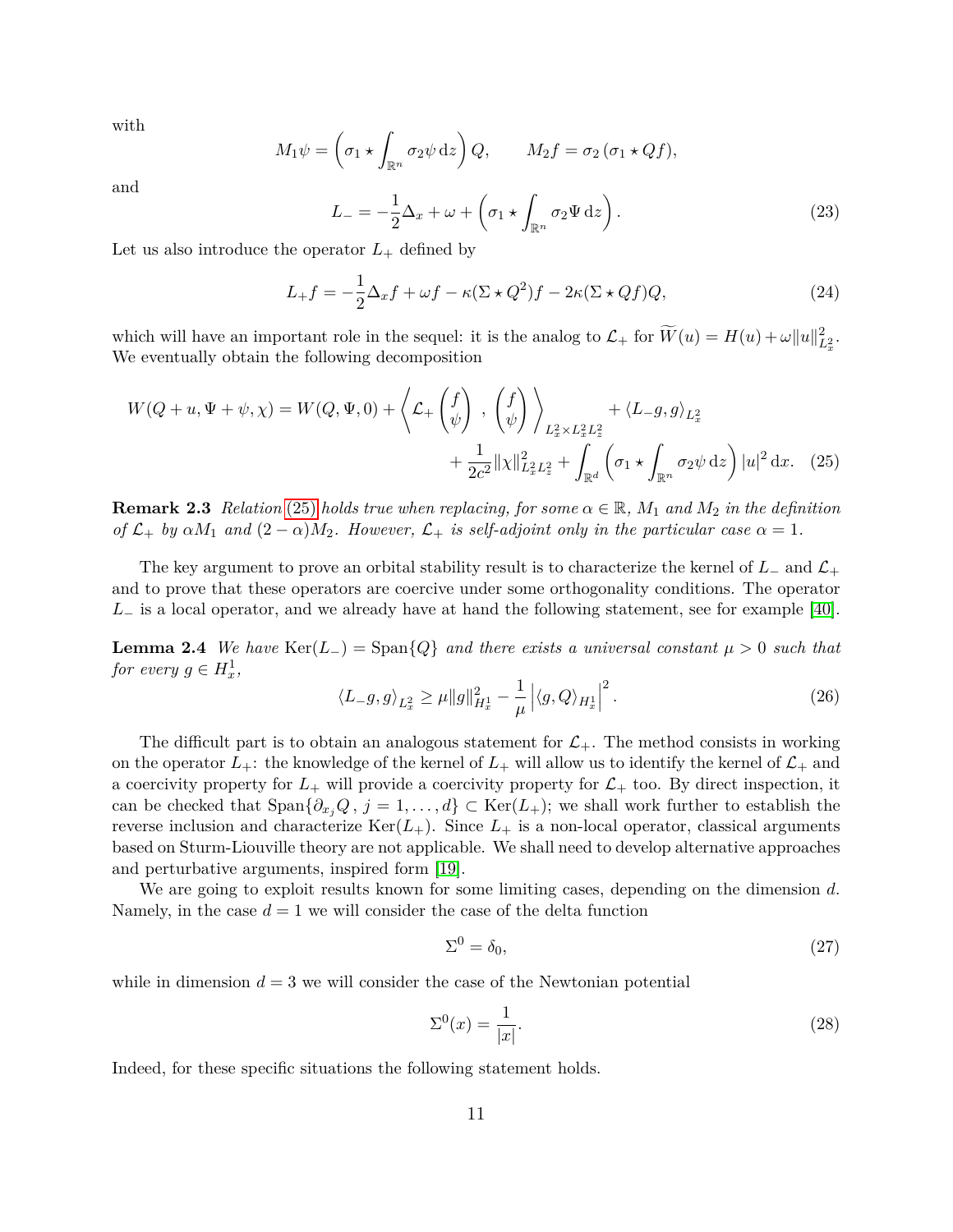with

$$M_1\psi = \left(\sigma_1 \star \int_{\mathbb{R}^n} \sigma_2 \psi \,\mathrm{d}z\right) Q, \qquad M_2 f = \sigma_2 \left(\sigma_1 \star Qf\right),$$

and

$$L_- = -\frac{1}{2}\Delta_x + \omega + \left(\sigma_1 \star \int_{\mathbb{R}^n} \sigma_2 \Psi \,\mathrm{d}z\right). \tag{23}$$

Let us also introduce the operator $L_+$ defined by

$$L_+ f = -\frac{1}{2}\Delta_x f + \omega f - \kappa(\Sigma \star Q^2) f - 2\kappa(\Sigma \star Qf)Q, \tag{24}$$

which will have an important role in the sequel: it is the analog to $\mathcal{L}_+$ for $\widetilde{W}(u) = H(u) + \omega\|u\|^2_{L^2_x}$. We eventually obtain the following decomposition

$$W(Q+u, \Psi+\psi, \chi) = W(Q, \Psi, 0) + \left\langle \mathcal{L}_+ \begin{pmatrix} f \\ \psi \end{pmatrix}, \begin{pmatrix} f \\ \psi \end{pmatrix} \right\rangle_{L^2_x \times L^2_x L^2_z} + \langle L_- g, g\rangle_{L^2_x}$$
$$+ \frac{1}{2c^2}\|\chi\|^2_{L^2_x L^2_z} + \int_{\mathbb{R}^d} \left(\sigma_1 \star \int_{\mathbb{R}^n} \sigma_2 \psi \,\mathrm{d}z\right) |u|^2 \,\mathrm{d}x. \tag{25}$$

**Remark 2.3** *Relation (25) holds true when replacing, for some $\alpha \in \mathbb{R}$, $M_1$ and $M_2$ in the definition of $\mathcal{L}_+$ by $\alpha M_1$ and $(2-\alpha)M_2$. However, $\mathcal{L}_+$ is self-adjoint only in the particular case $\alpha = 1$.*

The key argument to prove an orbital stability result is to characterize the kernel of $L_-$ and $\mathcal{L}_+$ and to prove that these operators are coercive under some orthogonality conditions. The operator $L_-$ is a local operator, and we already have at hand the following statement, see for example [40].

**Lemma 2.4** *We have $\mathrm{Ker}(L_-) = \mathrm{Span}\{Q\}$ and there exists a universal constant $\mu > 0$ such that for every $g \in H^1_x$,*

$$\langle L_- g, g\rangle_{L^2_x} \geq \mu\|g\|^2_{H^1_x} - \frac{1}{\mu}\left|\langle g, Q\rangle_{H^1_x}\right|^2. \tag{26}$$

The difficult part is to obtain an analogous statement for $\mathcal{L}_+$. The method consists in working on the operator $L_+$: the knowledge of the kernel of $L_+$ will allow us to identify the kernel of $\mathcal{L}_+$ and a coercivity property for $L_+$ will provide a coercivity property for $\mathcal{L}_+$ too. By direct inspection, it can be checked that $\mathrm{Span}\{\partial_{x_j} Q,\, j = 1, \ldots, d\} \subset \mathrm{Ker}(L_+)$; we shall work further to establish the reverse inclusion and characterize $\mathrm{Ker}(L_+)$. Since $L_+$ is a non-local operator, classical arguments based on Sturm-Liouville theory are not applicable. We shall need to develop alternative approaches and perturbative arguments, inspired form [19].

We are going to exploit results known for some limiting cases, depending on the dimension $d$. Namely, in the case $d = 1$ we will consider the case of the delta function

$$\Sigma^0 = \delta_0, \tag{27}$$

while in dimension $d = 3$ we will consider the case of the Newtonian potential

$$\Sigma^0(x) = \frac{1}{|x|}. \tag{28}$$

Indeed, for these specific situations the following statement holds.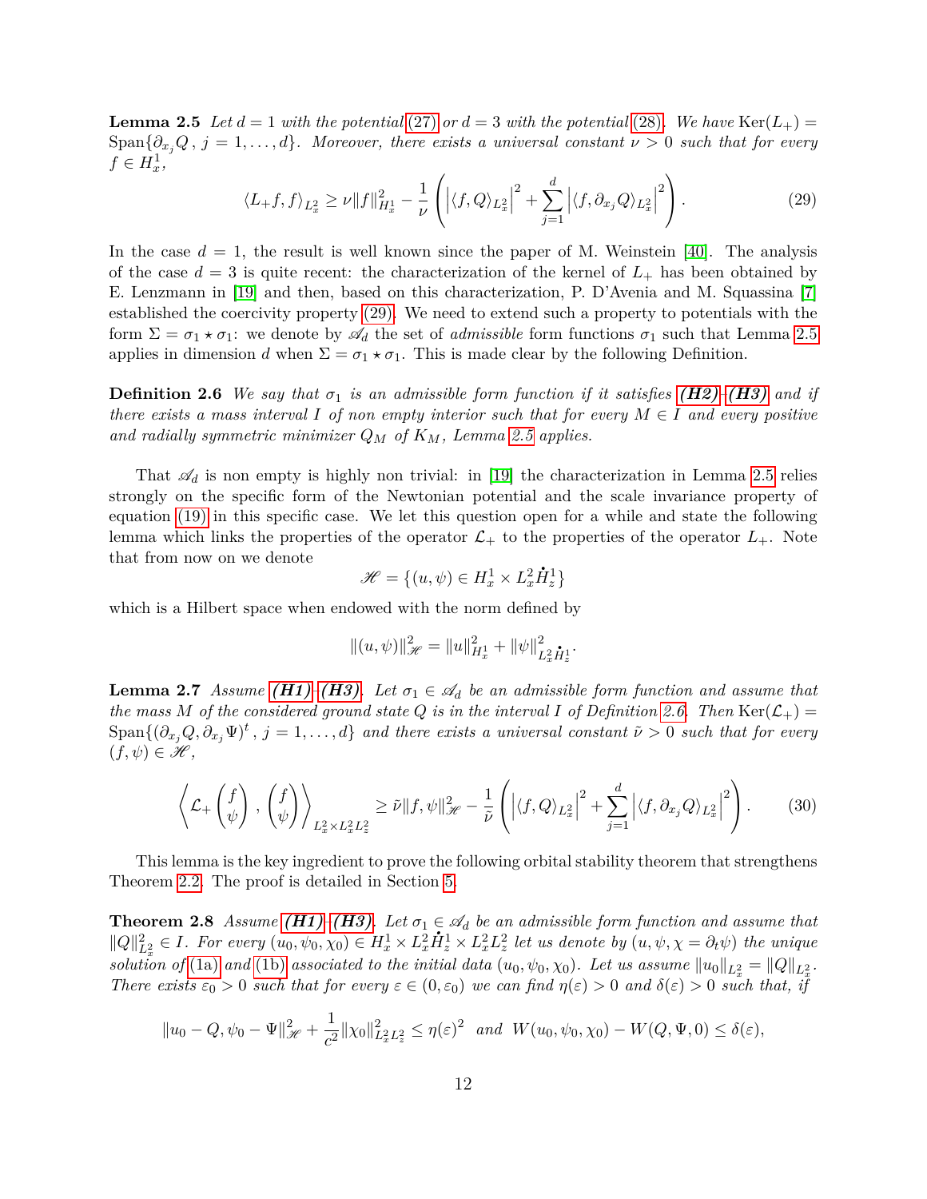**Lemma 2.5** *Let $d = 1$ with the potential (27) or $d = 3$ with the potential (28). We have $\mathrm{Ker}(L_+) = \mathrm{Span}\{\partial_{x_j} Q\,,\, j = 1, \ldots, d\}$. Moreover, there exists a universal constant $\nu > 0$ such that for every $f \in H^1_x$,*

$$\langle L_+ f, f\rangle_{L^2_x} \geq \nu \|f\|^2_{H^1_x} - \frac{1}{\nu}\left( \left|\langle f, Q\rangle_{L^2_x}\right|^2 + \sum_{j=1}^{d} \left|\langle f, \partial_{x_j} Q\rangle_{L^2_x}\right|^2 \right). \tag{29}$$

In the case $d = 1$, the result is well known since the paper of M. Weinstein [40]. The analysis of the case $d = 3$ is quite recent: the characterization of the kernel of $L_+$ has been obtained by E. Lenzmann in [19] and then, based on this characterization, P. D'Avenia and M. Squassina [7] established the coercivity property (29). We need to extend such a property to potentials with the form $\Sigma = \sigma_1 \star \sigma_1$: we denote by $\mathscr{A}_d$ the set of *admissible* form functions $\sigma_1$ such that Lemma 2.5 applies in dimension $d$ when $\Sigma = \sigma_1 \star \sigma_1$. This is made clear by the following Definition.

**Definition 2.6** *We say that $\sigma_1$ is an admissible form function if it satisfies **(H2)**–**(H3)** and if there exists a mass interval $I$ of non empty interior such that for every $M \in I$ and every positive and radially symmetric minimizer $Q_M$ of $K_M$, Lemma 2.5 applies.*

That $\mathscr{A}_d$ is non empty is highly non trivial: in [19] the characterization in Lemma 2.5 relies strongly on the specific form of the Newtonian potential and the scale invariance property of equation (19) in this specific case. We let this question open for a while and state the following lemma which links the properties of the operator $\mathcal{L}_+$ to the properties of the operator $L_+$. Note that from now on we denote

$$\mathscr{H} = \{(u, \psi) \in H^1_x \times L^2_x \dot{H}^1_z\}$$

which is a Hilbert space when endowed with the norm defined by

$$\|(u, \psi)\|^2_{\mathscr{H}} = \|u\|^2_{H^1_x} + \|\psi\|^2_{L^2_x \dot{H}^1_z}.$$

**Lemma 2.7** *Assume **(H1)**–**(H3)**. Let $\sigma_1 \in \mathscr{A}_d$ be an admissible form function and assume that the mass $M$ of the considered ground state $Q$ is in the interval $I$ of Definition 2.6. Then $\mathrm{Ker}(\mathcal{L}_+) = \mathrm{Span}\{(\partial_{x_j} Q, \partial_{x_j} \Psi)^t\,,\, j = 1, \ldots, d\}$ and there exists a universal constant $\tilde{\nu} > 0$ such that for every $(f, \psi) \in \mathscr{H}$,*

$$\left\langle \mathcal{L}_+ \begin{pmatrix} f \\ \psi \end{pmatrix}, \begin{pmatrix} f \\ \psi \end{pmatrix} \right\rangle_{L^2_x \times L^2_x L^2_z} \geq \tilde{\nu} \|f, \psi\|^2_{\mathscr{H}} - \frac{1}{\tilde{\nu}} \left( \left|\langle f, Q\rangle_{L^2_x}\right|^2 + \sum_{j=1}^{d} \left|\langle f, \partial_{x_j} Q\rangle_{L^2_x}\right|^2 \right). \tag{30}$$

This lemma is the key ingredient to prove the following orbital stability theorem that strengthens Theorem 2.2. The proof is detailed in Section 5.

**Theorem 2.8** *Assume **(H1)**–**(H3)**. Let $\sigma_1 \in \mathscr{A}_d$ be an admissible form function and assume that $\|Q\|^2_{L^2_x} \in I$. For every $(u_0, \psi_0, \chi_0) \in H^1_x \times L^2_x \dot{H}^1_z \times L^2_x L^2_z$ let us denote by $(u, \psi, \chi = \partial_t \psi)$ the unique solution of (1a) and (1b) associated to the initial data $(u_0, \psi_0, \chi_0)$. Let us assume $\|u_0\|_{L^2_x} = \|Q\|_{L^2_x}$. There exists $\varepsilon_0 > 0$ such that for every $\varepsilon \in (0, \varepsilon_0)$ we can find $\eta(\varepsilon) > 0$ and $\delta(\varepsilon) > 0$ such that, if*

$$\|u_0 - Q, \psi_0 - \Psi\|^2_{\mathscr{H}} + \frac{1}{c^2}\|\chi_0\|^2_{L^2_x L^2_z} \leq \eta(\varepsilon)^2 \quad \text{and} \quad W(u_0, \psi_0, \chi_0) - W(Q, \Psi, 0) \leq \delta(\varepsilon),$$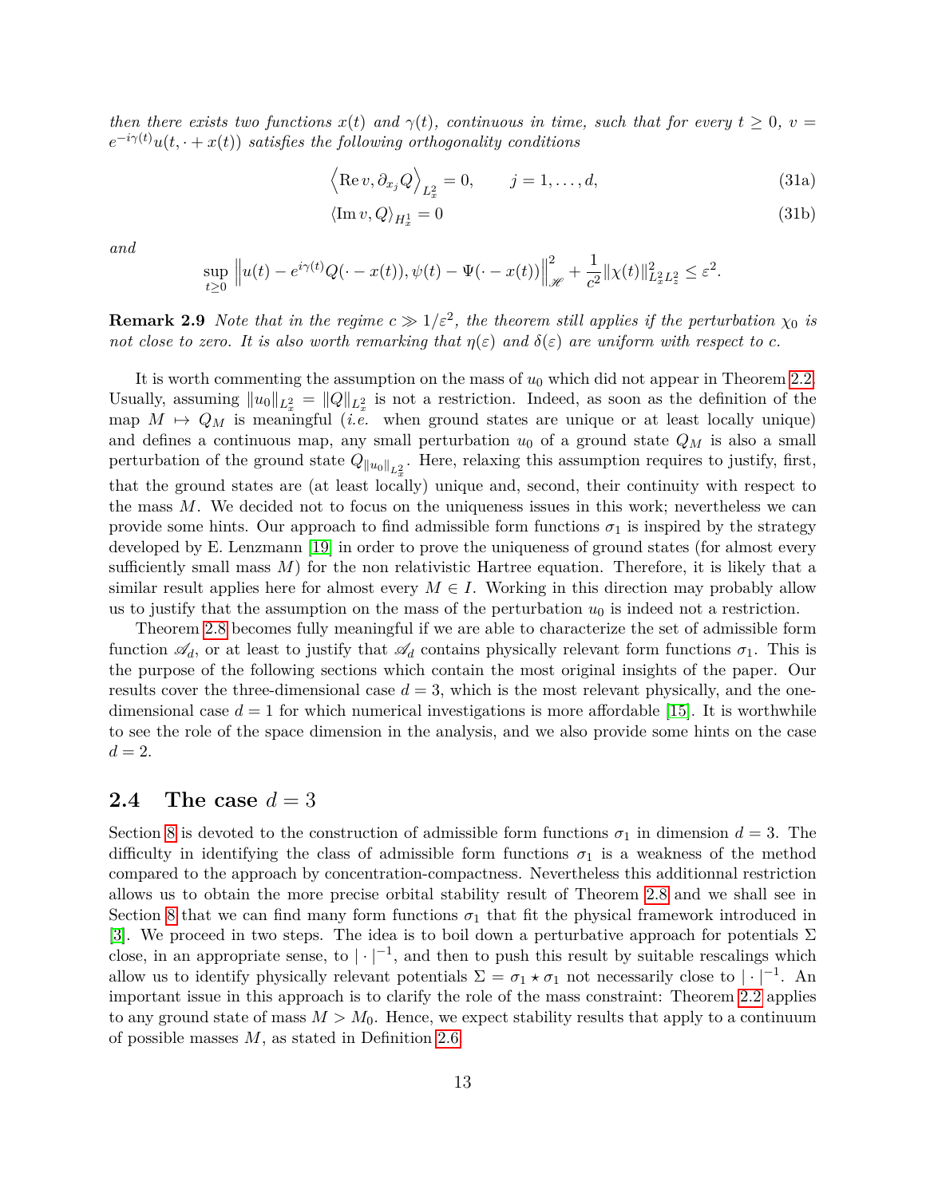*then there exists two functions $x(t)$ and $\gamma(t)$, continuous in time, such that for every $t \geq 0$, $v = e^{-i\gamma(t)}u(t, \cdot + x(t))$ satisfies the following orthogonality conditions*

$$\left\langle \operatorname{Re} v, \partial_{x_j} Q \right\rangle_{L^2_x} = 0, \qquad j = 1, \dots, d, \tag{31a}$$

$$\langle \operatorname{Im} v, Q \rangle_{H^1_x} = 0 \tag{31b}$$

*and*

$$\sup_{t \geq 0} \left\| u(t) - e^{i\gamma(t)} Q(\cdot - x(t)), \psi(t) - \Psi(\cdot - x(t)) \right\|^2_{\mathscr{H}} + \frac{1}{c^2} \|\chi(t)\|^2_{L^2_x L^2_z} \leq \varepsilon^2.$$

**Remark 2.9** *Note that in the regime $c \gg 1/\varepsilon^2$, the theorem still applies if the perturbation $\chi_0$ is not close to zero. It is also worth remarking that $\eta(\varepsilon)$ and $\delta(\varepsilon)$ are uniform with respect to $c$.*

It is worth commenting the assumption on the mass of $u_0$ which did not appear in Theorem 2.2. Usually, assuming $\|u_0\|_{L^2_x} = \|Q\|_{L^2_x}$ is not a restriction. Indeed, as soon as the definition of the map $M \mapsto Q_M$ is meaningful (*i.e.* when ground states are unique or at least locally unique) and defines a continuous map, any small perturbation $u_0$ of a ground state $Q_M$ is also a small perturbation of the ground state $Q_{\|u_0\|_{L^2_x}}$. Here, relaxing this assumption requires to justify, first, that the ground states are (at least locally) unique and, second, their continuity with respect to the mass $M$. We decided not to focus on the uniqueness issues in this work; nevertheless we can provide some hints. Our approach to find admissible form functions $\sigma_1$ is inspired by the strategy developed by E. Lenzmann [19] in order to prove the uniqueness of ground states (for almost every sufficiently small mass $M$) for the non relativistic Hartree equation. Therefore, it is likely that a similar result applies here for almost every $M \in I$. Working in this direction may probably allow us to justify that the assumption on the mass of the perturbation $u_0$ is indeed not a restriction.

Theorem 2.8 becomes fully meaningful if we are able to characterize the set of admissible form function $\mathscr{A}_d$, or at least to justify that $\mathscr{A}_d$ contains physically relevant form functions $\sigma_1$. This is the purpose of the following sections which contain the most original insights of the paper. Our results cover the three-dimensional case $d = 3$, which is the most relevant physically, and the one-dimensional case $d = 1$ for which numerical investigations is more affordable [15]. It is worthwhile to see the role of the space dimension in the analysis, and we also provide some hints on the case $d = 2$.

## 2.4 The case $d = 3$

Section 8 is devoted to the construction of admissible form functions $\sigma_1$ in dimension $d = 3$. The difficulty in identifying the class of admissible form functions $\sigma_1$ is a weakness of the method compared to the approach by concentration-compactness. Nevertheless this additionnal restriction allows us to obtain the more precise orbital stability result of Theorem 2.8 and we shall see in Section 8 that we can find many form functions $\sigma_1$ that fit the physical framework introduced in [3]. We proceed in two steps. The idea is to boil down a perturbative approach for potentials $\Sigma$ close, in an appropriate sense, to $|\cdot|^{-1}$, and then to push this result by suitable rescalings which allow us to identify physically relevant potentials $\Sigma = \sigma_1 \star \sigma_1$ not necessarily close to $|\cdot|^{-1}$. An important issue in this approach is to clarify the role of the mass constraint: Theorem 2.2 applies to any ground state of mass $M > M_0$. Hence, we expect stability results that apply to a continuum of possible masses $M$, as stated in Definition 2.6.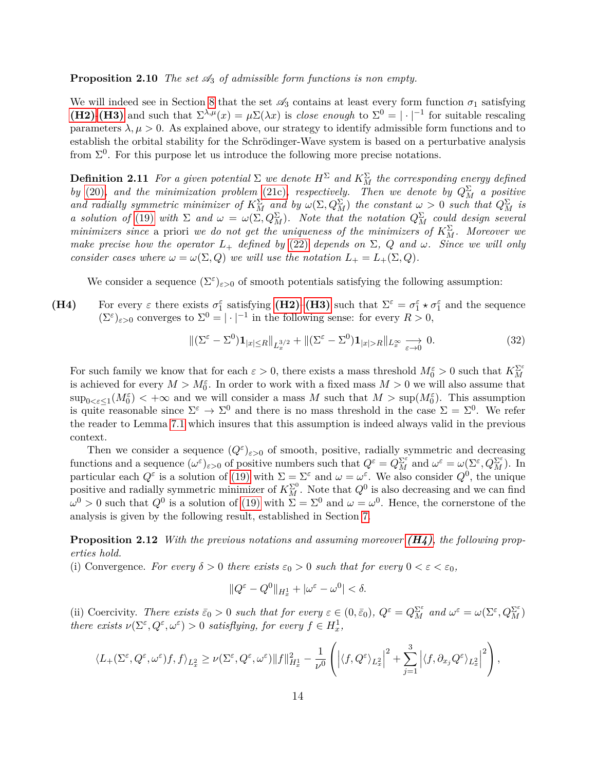**Proposition 2.10** *The set $\mathscr{A}_3$ of admissible form functions is non empty.*

We will indeed see in Section 8 that the set $\mathscr{A}_3$ contains at least every form function $\sigma_1$ satisfying **(H2)**-**(H3)** and such that $\Sigma^{\lambda,\mu}(x) = \mu\Sigma(\lambda x)$ is *close enough* to $\Sigma^0 = |\cdot|^{-1}$ for suitable rescaling parameters $\lambda, \mu > 0$. As explained above, our strategy to identify admissible form functions and to establish the orbital stability for the Schrödinger-Wave system is based on a perturbative analysis from $\Sigma^0$. For this purpose let us introduce the following more precise notations.

**Definition 2.11** *For a given potential $\Sigma$ we denote $H^\Sigma$ and $K_M^\Sigma$ the corresponding energy defined by (20), and the minimization problem (21c), respectively. Then we denote by $Q_M^\Sigma$ a positive and radially symmetric minimizer of $K_M^\Sigma$ and by $\omega(\Sigma, Q_M^\Sigma)$ the constant $\omega > 0$ such that $Q_M^\Sigma$ is a solution of (19) with $\Sigma$ and $\omega = \omega(\Sigma, Q_M^\Sigma)$. Note that the notation $Q_M^\Sigma$ could design several minimizers since* a priori *we do not get the uniqueness of the minimizers of $K_M^\Sigma$. Moreover we make precise how the operator $L_+$ defined by (22) depends on $\Sigma$, $Q$ and $\omega$. Since we will only consider cases where $\omega = \omega(\Sigma, Q)$ we will use the notation $L_+ = L_+(\Sigma, Q)$.*

We consider a sequence $(\Sigma^\varepsilon)_{\varepsilon>0}$ of smooth potentials satisfying the following assumption:

**(H4)** For every $\varepsilon$ there exists $\sigma_1^\varepsilon$ satisfying **(H2)**-**(H3)** such that $\Sigma^\varepsilon = \sigma_1^\varepsilon \star \sigma_1^\varepsilon$ and the sequence $(\Sigma^\varepsilon)_{\varepsilon>0}$ converges to $\Sigma^0 = |\cdot|^{-1}$ in the following sense: for every $R > 0$,

$$\|(\Sigma^\varepsilon - \Sigma^0)\mathbf{1}_{|x|\le R}\|_{L_x^{3/2}} + \|(\Sigma^\varepsilon - \Sigma^0)\mathbf{1}_{|x|>R}\|_{L_x^\infty} \underset{\varepsilon\to 0}{\longrightarrow} 0. \tag{32}$$

For such family we know that for each $\varepsilon > 0$, there exists a mass threshold $M_0^\varepsilon > 0$ such that $K_M^{\Sigma^\varepsilon}$ is achieved for every $M > M_0^\varepsilon$. In order to work with a fixed mass $M > 0$ we will also assume that $\sup_{0<\varepsilon\le 1}(M_0^\varepsilon) < +\infty$ and we will consider a mass $M$ such that $M > \sup(M_0^\varepsilon)$. This assumption is quite reasonable since $\Sigma^\varepsilon \to \Sigma^0$ and there is no mass threshold in the case $\Sigma = \Sigma^0$. We refer the reader to Lemma 7.1 which insures that this assumption is indeed always valid in the previous context.

Then we consider a sequence $(Q^\varepsilon)_{\varepsilon>0}$ of smooth, positive, radially symmetric and decreasing functions and a sequence $(\omega^\varepsilon)_{\varepsilon>0}$ of positive numbers such that $Q^\varepsilon = Q_M^{\Sigma^\varepsilon}$ and $\omega^\varepsilon = \omega(\Sigma^\varepsilon, Q_M^{\Sigma^\varepsilon})$. In particular each $Q^\varepsilon$ is a solution of (19) with $\Sigma = \Sigma^\varepsilon$ and $\omega = \omega^\varepsilon$. We also consider $Q^0$, the unique positive and radially symmetric minimizer of $K_M^{\Sigma^0}$. Note that $Q^0$ is also decreasing and we can find $\omega^0 > 0$ such that $Q^0$ is a solution of (19) with $\Sigma = \Sigma^0$ and $\omega = \omega^0$. Hence, the cornerstone of the analysis is given by the following result, established in Section 7.

**Proposition 2.12** *With the previous notations and assuming moreover **(H4)**, the following properties hold.*
(i) Convergence. *For every $\delta > 0$ there exists $\varepsilon_0 > 0$ such that for every $0 < \varepsilon < \varepsilon_0$,*

$$\|Q^\varepsilon - Q^0\|_{H_x^1} + |\omega^\varepsilon - \omega^0| < \delta.$$

(ii) Coercivity. *There exists $\bar{\varepsilon}_0 > 0$ such that for every $\varepsilon \in (0, \bar{\varepsilon}_0)$, $Q^\varepsilon = Q_M^{\Sigma^\varepsilon}$ and $\omega^\varepsilon = \omega(\Sigma^\varepsilon, Q_M^{\Sigma^\varepsilon})$ there exists $\nu(\Sigma^\varepsilon, Q^\varepsilon, \omega^\varepsilon) > 0$ satisfly ing, for every $f \in H_x^1$,*

$$\langle L_+(\Sigma^\varepsilon, Q^\varepsilon, \omega^\varepsilon)f, f\rangle_{L_x^2} \ge \nu(\Sigma^\varepsilon, Q^\varepsilon, \omega^\varepsilon)\|f\|_{H_x^1}^2 - \frac{1}{\nu^0}\left(\left|\langle f, Q^\varepsilon\rangle_{L_x^2}\right|^2 + \sum_{j=1}^3 \left|\langle f, \partial_{x_j} Q^\varepsilon\rangle_{L_x^2}\right|^2\right),$$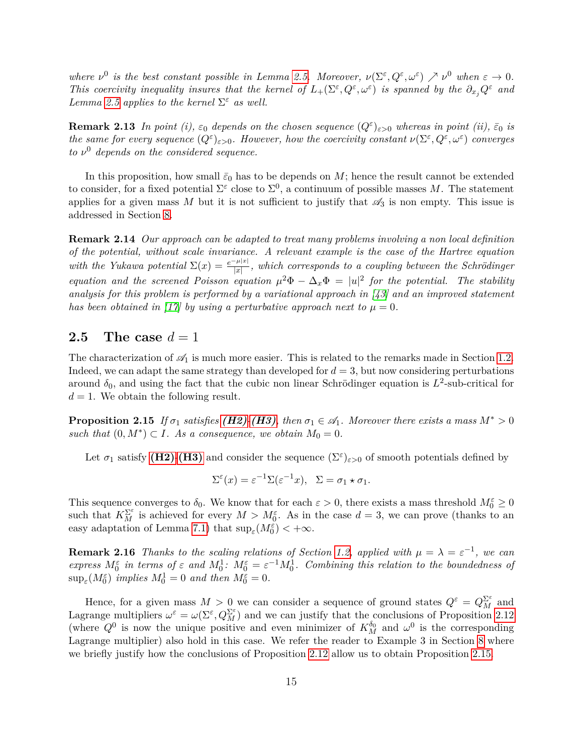*where $\nu^0$ is the best constant possible in Lemma 2.5. Moreover, $\nu(\Sigma^\varepsilon, Q^\varepsilon, \omega^\varepsilon) \nearrow \nu^0$ when $\varepsilon \to 0$. This coercivity inequality insures that the kernel of $L_+(\Sigma^\varepsilon, Q^\varepsilon, \omega^\varepsilon)$ is spanned by the $\partial_{x_j} Q^\varepsilon$ and Lemma 2.5 applies to the kernel $\Sigma^\varepsilon$ as well.*

**Remark 2.13** *In point (i), $\varepsilon_0$ depends on the chosen sequence $(Q^\varepsilon)_{\varepsilon>0}$ whereas in point (ii), $\bar{\varepsilon}_0$ is the same for every sequence $(Q^\varepsilon)_{\varepsilon>0}$. However, how the coercivity constant $\nu(\Sigma^\varepsilon, Q^\varepsilon, \omega^\varepsilon)$ converges to $\nu^0$ depends on the considered sequence.*

In this proposition, how small $\bar{\varepsilon}_0$ has to be depends on $M$; hence the result cannot be extended to consider, for a fixed potential $\Sigma^\varepsilon$ close to $\Sigma^0$, a continuum of possible masses $M$. The statement applies for a given mass $M$ but it is not sufficient to justify that $\mathscr{A}_3$ is non empty. This issue is addressed in Section 8.

**Remark 2.14** *Our approach can be adapted to treat many problems involving a non local definition of the potential, without scale invariance. A relevant example is the case of the Hartree equation with the Yukawa potential $\Sigma(x) = \frac{e^{-\mu|x|}}{|x|}$, which corresponds to a coupling between the Schrödinger equation and the screened Poisson equation $\mu^2\Phi - \Delta_x \Phi = |u|^2$ for the potential. The stability analysis for this problem is performed by a variational approach in [43] and an improved statement has been obtained in [17] by using a perturbative approach next to $\mu = 0$.*

## 2.5 The case $d = 1$

The characterization of $\mathscr{A}_1$ is much more easier. This is related to the remarks made in Section 1.2. Indeed, we can adapt the same strategy than developed for $d = 3$, but now considering perturbations around $\delta_0$, and using the fact that the cubic non linear Schrödinger equation is $L^2$-sub-critical for $d = 1$. We obtain the following result.

**Proposition 2.15** *If $\sigma_1$ satisfies **(H2)**-**(H3)**, then $\sigma_1 \in \mathscr{A}_1$. Moreover there exists a mass $M^* > 0$ such that $(0, M^*) \subset I$. As a consequence, we obtain $M_0 = 0$.*

Let $\sigma_1$ satisfy **(H2)**-**(H3)** and consider the sequence $(\Sigma^\varepsilon)_{\varepsilon>0}$ of smooth potentials defined by

$$\Sigma^\varepsilon(x) = \varepsilon^{-1}\Sigma(\varepsilon^{-1}x), \quad \Sigma = \sigma_1 \star \sigma_1.$$

This sequence converges to $\delta_0$. We know that for each $\varepsilon > 0$, there exists a mass threshold $M_0^\varepsilon \geq 0$ such that $K_M^{\Sigma^\varepsilon}$ is achieved for every $M > M_0^\varepsilon$. As in the case $d = 3$, we can prove (thanks to an easy adaptation of Lemma 7.1) that $\sup_\varepsilon(M_0^\varepsilon) < +\infty$.

**Remark 2.16** *Thanks to the scaling relations of Section 1.2, applied with $\mu = \lambda = \varepsilon^{-1}$, we can express $M_0^\varepsilon$ in terms of $\varepsilon$ and $M_0^1$: $M_0^\varepsilon = \varepsilon^{-1} M_0^1$. Combining this relation to the boundedness of $\sup_\varepsilon(M_0^\varepsilon)$ implies $M_0^1 = 0$ and then $M_0^\varepsilon = 0$.*

Hence, for a given mass $M > 0$ we can consider a sequence of ground states $Q^\varepsilon = Q_M^{\Sigma^\varepsilon}$ and Lagrange multipliers $\omega^\varepsilon = \omega(\Sigma^\varepsilon, Q_M^{\Sigma^\varepsilon})$ and we can justify that the conclusions of Proposition 2.12 (where $Q^0$ is now the unique positive and even minimizer of $K_M^{\delta_0}$ and $\omega^0$ is the corresponding Lagrange multiplier) also hold in this case. We refer the reader to Example 3 in Section 8 where we briefly justify how the conclusions of Proposition 2.12 allow us to obtain Proposition 2.15.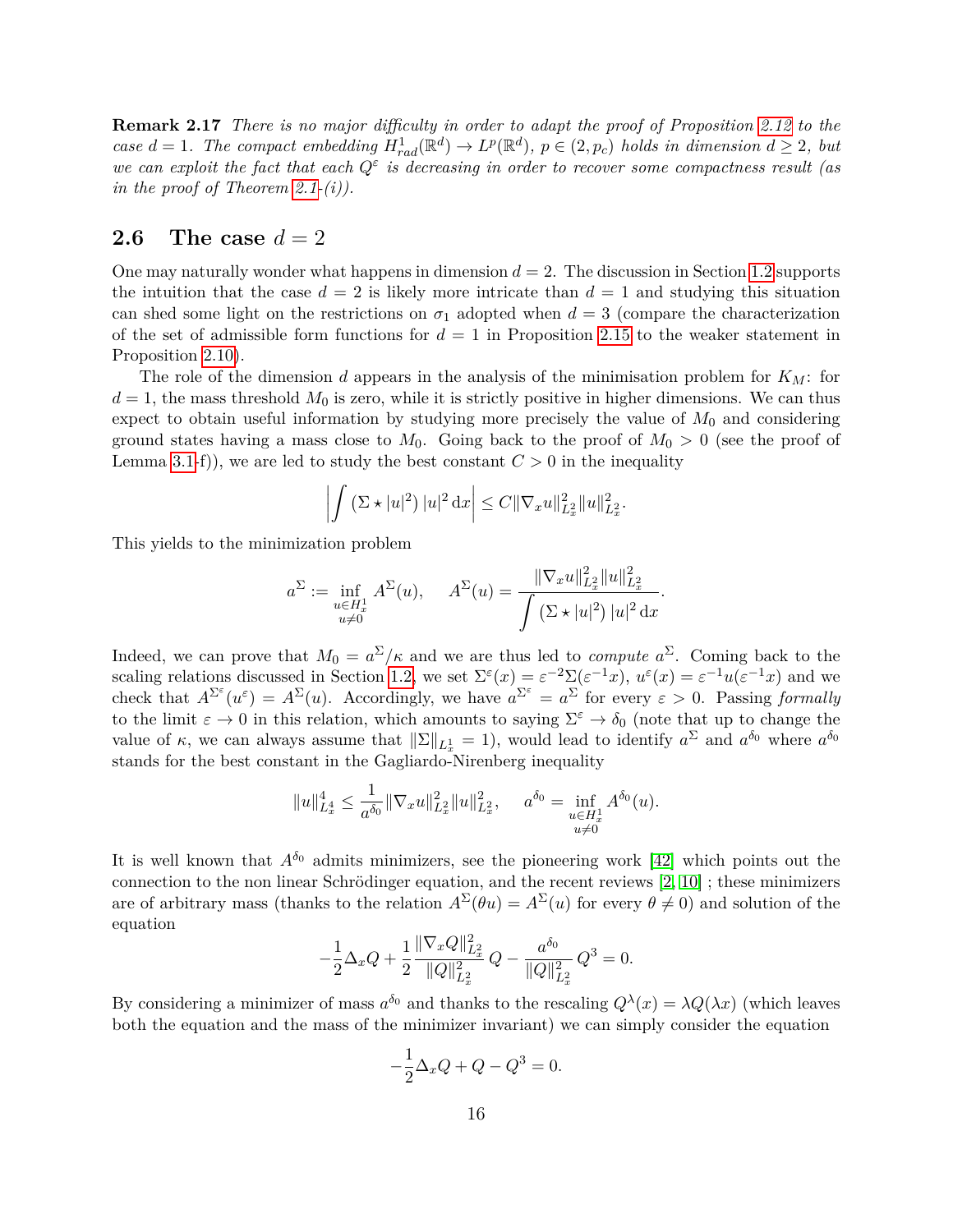**Remark 2.17** *There is no major difficulty in order to adapt the proof of Proposition 2.12 to the case $d = 1$. The compact embedding $H^1_{rad}(\mathbb{R}^d) \to L^p(\mathbb{R}^d)$, $p \in (2, p_c)$ holds in dimension $d \geq 2$, but we can exploit the fact that each $Q^\varepsilon$ is decreasing in order to recover some compactness result (as in the proof of Theorem 2.1-(i)).*

## 2.6 The case $d = 2$

One may naturally wonder what happens in dimension $d = 2$. The discussion in Section 1.2 supports the intuition that the case $d = 2$ is likely more intricate than $d = 1$ and studying this situation can shed some light on the restrictions on $\sigma_1$ adopted when $d = 3$ (compare the characterization of the set of admissible form functions for $d = 1$ in Proposition 2.15 to the weaker statement in Proposition 2.10).

The role of the dimension $d$ appears in the analysis of the minimisation problem for $K_M$: for $d = 1$, the mass threshold $M_0$ is zero, while it is strictly positive in higher dimensions. We can thus expect to obtain useful information by studying more precisely the value of $M_0$ and considering ground states having a mass close to $M_0$. Going back to the proof of $M_0 > 0$ (see the proof of Lemma 3.1-f)), we are led to study the best constant $C > 0$ in the inequality

$$\left| \int \left(\Sigma \star |u|^2\right) |u|^2 \,\mathrm{d}x \right| \leq C \|\nabla_x u\|^2_{L^2_x} \|u\|^2_{L^2_x}.$$

This yields to the minimization problem

$$a^\Sigma := \inf_{\substack{u \in H^1_x \\ u \neq 0}} A^\Sigma(u), \qquad A^\Sigma(u) = \frac{\|\nabla_x u\|^2_{L^2_x} \|u\|^2_{L^2_x}}{\displaystyle\int \left(\Sigma \star |u|^2\right) |u|^2 \,\mathrm{d}x}.$$

Indeed, we can prove that $M_0 = a^\Sigma/\kappa$ and we are thus led to *compute* $a^\Sigma$. Coming back to the scaling relations discussed in Section 1.2, we set $\Sigma^\varepsilon(x) = \varepsilon^{-2}\Sigma(\varepsilon^{-1}x)$, $u^\varepsilon(x) = \varepsilon^{-1}u(\varepsilon^{-1}x)$ and we check that $A^{\Sigma^\varepsilon}(u^\varepsilon) = A^\Sigma(u)$. Accordingly, we have $a^{\Sigma^\varepsilon} = a^\Sigma$ for every $\varepsilon > 0$. Passing *formally* to the limit $\varepsilon \to 0$ in this relation, which amounts to saying $\Sigma^\varepsilon \to \delta_0$ (note that up to change the value of $\kappa$, we can always assume that $\|\Sigma\|_{L^1_x} = 1$), would lead to identify $a^\Sigma$ and $a^{\delta_0}$ where $a^{\delta_0}$ stands for the best constant in the Gagliardo-Nirenberg inequality

$$\|u\|^4_{L^4_x} \leq \frac{1}{a^{\delta_0}} \|\nabla_x u\|^2_{L^2_x} \|u\|^2_{L^2_x}, \qquad a^{\delta_0} = \inf_{\substack{u \in H^1_x \\ u \neq 0}} A^{\delta_0}(u).$$

It is well known that $A^{\delta_0}$ admits minimizers, see the pioneering work [42] which points out the connection to the non linear Schrödinger equation, and the recent reviews [2, 10] ; these minimizers are of arbitrary mass (thanks to the relation $A^\Sigma(\theta u) = A^\Sigma(u)$ for every $\theta \neq 0$) and solution of the equation

$$-\frac{1}{2}\Delta_x Q + \frac{1}{2}\frac{\|\nabla_x Q\|^2_{L^2_x}}{\|Q\|^2_{L^2_x}} Q - \frac{a^{\delta_0}}{\|Q\|^2_{L^2_x}} Q^3 = 0.$$

By considering a minimizer of mass $a^{\delta_0}$ and thanks to the rescaling $Q^\lambda(x) = \lambda Q(\lambda x)$ (which leaves both the equation and the mass of the minimizer invariant) we can simply consider the equation

$$-\frac{1}{2}\Delta_x Q + Q - Q^3 = 0.$$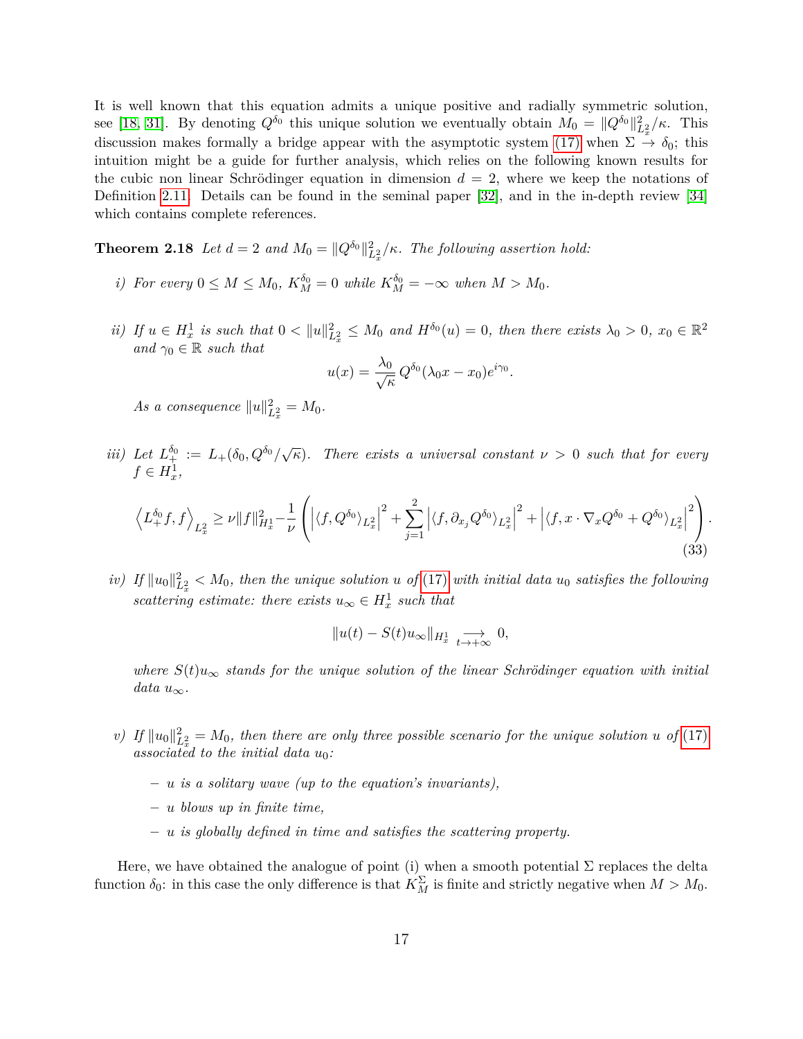It is well known that this equation admits a unique positive and radially symmetric solution, see [18, 31]. By denoting $Q^{\delta_0}$ this unique solution we eventually obtain $M_0 = \|Q^{\delta_0}\|^2_{L^2_x}/\kappa$. This discussion makes formally a bridge appear with the asymptotic system (17) when $\Sigma \to \delta_0$; this intuition might be a guide for further analysis, which relies on the following known results for the cubic non linear Schrödinger equation in dimension $d = 2$, where we keep the notations of Definition 2.11. Details can be found in the seminal paper [32], and in the in-depth review [34] which contains complete references.

**Theorem 2.18** *Let $d = 2$ and $M_0 = \|Q^{\delta_0}\|^2_{L^2_x}/\kappa$. The following assertion hold:*

*i) For every $0 \leq M \leq M_0$, $K^{\delta_0}_M = 0$ while $K^{\delta_0}_M = -\infty$ when $M > M_0$.*

*ii) If $u \in H^1_x$ is such that $0 < \|u\|^2_{L^2_x} \leq M_0$ and $H^{\delta_0}(u) = 0$, then there exists $\lambda_0 > 0$, $x_0 \in \mathbb{R}^2$ and $\gamma_0 \in \mathbb{R}$ such that*

$$u(x) = \frac{\lambda_0}{\sqrt{\kappa}}\, Q^{\delta_0}(\lambda_0 x - x_0) e^{i\gamma_0}.$$

*As a consequence $\|u\|^2_{L^2_x} = M_0$.*

*iii) Let $L^{\delta_0}_+ := L_+(\delta_0, Q^{\delta_0}/\sqrt{\kappa})$. There exists a universal constant $\nu > 0$ such that for every $f \in H^1_x$,*

$$\left\langle L^{\delta_0}_+ f, f\right\rangle_{L^2_x} \geq \nu \|f\|^2_{H^1_x} - \frac{1}{\nu}\left( \left|\langle f, Q^{\delta_0}\rangle_{L^2_x}\right|^2 + \sum_{j=1}^{2} \left|\langle f, \partial_{x_j} Q^{\delta_0}\rangle_{L^2_x}\right|^2 + \left|\langle f, x\cdot\nabla_x Q^{\delta_0} + Q^{\delta_0}\rangle_{L^2_x}\right|^2 \right). \tag{33}$$

*iv) If $\|u_0\|^2_{L^2_x} < M_0$, then the unique solution $u$ of (17) with initial data $u_0$ satisfies the following scattering estimate: there exists $u_\infty \in H^1_x$ such that*

$$\|u(t) - S(t)u_\infty\|_{H^1_x} \underset{t\to+\infty}{\longrightarrow} 0,$$

*where $S(t)u_\infty$ stands for the unique solution of the linear Schrödinger equation with initial data $u_\infty$.*

*v) If $\|u_0\|^2_{L^2_x} = M_0$, then there are only three possible scenario for the unique solution $u$ of (17) associated to the initial data $u_0$:*

- *$u$ is a solitary wave (up to the equation's invariants),*
- *$u$ blows up in finite time,*
- *$u$ is globally defined in time and satisfies the scattering property.*

Here, we have obtained the analogue of point (i) when a smooth potential $\Sigma$ replaces the delta function $\delta_0$: in this case the only difference is that $K^{\Sigma}_M$ is finite and strictly negative when $M > M_0$.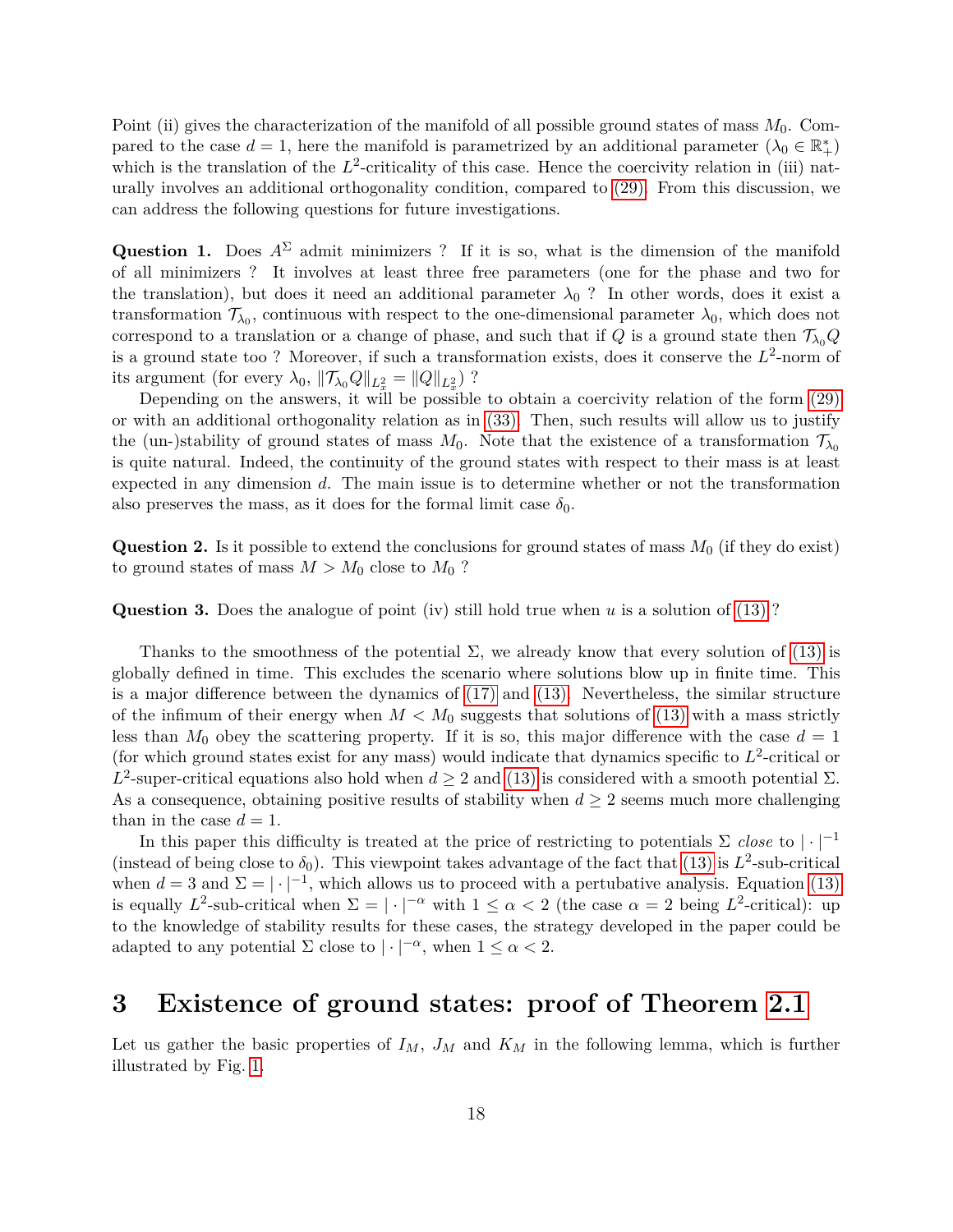Point (ii) gives the characterization of the manifold of all possible ground states of mass $M_0$. Compared to the case $d = 1$, here the manifold is parametrized by an additional parameter ($\lambda_0 \in \mathbb{R}_+^*$) which is the translation of the $L^2$-criticality of this case. Hence the coercivity relation in (iii) naturally involves an additional orthogonality condition, compared to (29). From this discussion, we can address the following questions for future investigations.

**Question 1.** Does $A^\Sigma$ admit minimizers ? If it is so, what is the dimension of the manifold of all minimizers ? It involves at least three free parameters (one for the phase and two for the translation), but does it need an additional parameter $\lambda_0$ ? In other words, does it exist a transformation $\mathcal{T}_{\lambda_0}$, continuous with respect to the one-dimensional parameter $\lambda_0$, which does not correspond to a translation or a change of phase, and such that if $Q$ is a ground state then $\mathcal{T}_{\lambda_0} Q$ is a ground state too ? Moreover, if such a transformation exists, does it conserve the $L^2$-norm of its argument (for every $\lambda_0$, $\|\mathcal{T}_{\lambda_0} Q\|_{L^2_x} = \|Q\|_{L^2_x}$) ?

Depending on the answers, it will be possible to obtain a coercivity relation of the form (29) or with an additional orthogonality relation as in (33). Then, such results will allow us to justify the (un-)stability of ground states of mass $M_0$. Note that the existence of a transformation $\mathcal{T}_{\lambda_0}$ is quite natural. Indeed, the continuity of the ground states with respect to their mass is at least expected in any dimension $d$. The main issue is to determine whether or not the transformation also preserves the mass, as it does for the formal limit case $\delta_0$.

**Question 2.** Is it possible to extend the conclusions for ground states of mass $M_0$ (if they do exist) to ground states of mass $M > M_0$ close to $M_0$ ?

**Question 3.** Does the analogue of point (iv) still hold true when $u$ is a solution of (13) ?

Thanks to the smoothness of the potential $\Sigma$, we already know that every solution of (13) is globally defined in time. This excludes the scenario where solutions blow up in finite time. This is a major difference between the dynamics of (17) and (13). Nevertheless, the similar structure of the infimum of their energy when $M < M_0$ suggests that solutions of (13) with a mass strictly less than $M_0$ obey the scattering property. If it is so, this major difference with the case $d = 1$ (for which ground states exist for any mass) would indicate that dynamics specific to $L^2$-critical or $L^2$-super-critical equations also hold when $d \geq 2$ and (13) is considered with a smooth potential $\Sigma$. As a consequence, obtaining positive results of stability when $d \geq 2$ seems much more challenging than in the case $d = 1$.

In this paper this difficulty is treated at the price of restricting to potentials $\Sigma$ *close* to $|\cdot|^{-1}$ (instead of being close to $\delta_0$). This viewpoint takes advantage of the fact that (13) is $L^2$-sub-critical when $d = 3$ and $\Sigma = |\cdot|^{-1}$, which allows us to proceed with a pertubative analysis. Equation (13) is equally $L^2$-sub-critical when $\Sigma = |\cdot|^{-\alpha}$ with $1 \leq \alpha < 2$ (the case $\alpha = 2$ being $L^2$-critical): up to the knowledge of stability results for these cases, the strategy developed in the paper could be adapted to any potential $\Sigma$ close to $|\cdot|^{-\alpha}$, when $1 \leq \alpha < 2$.

# 3 Existence of ground states: proof of Theorem 2.1

Let us gather the basic properties of $I_M$, $J_M$ and $K_M$ in the following lemma, which is further illustrated by Fig. 1.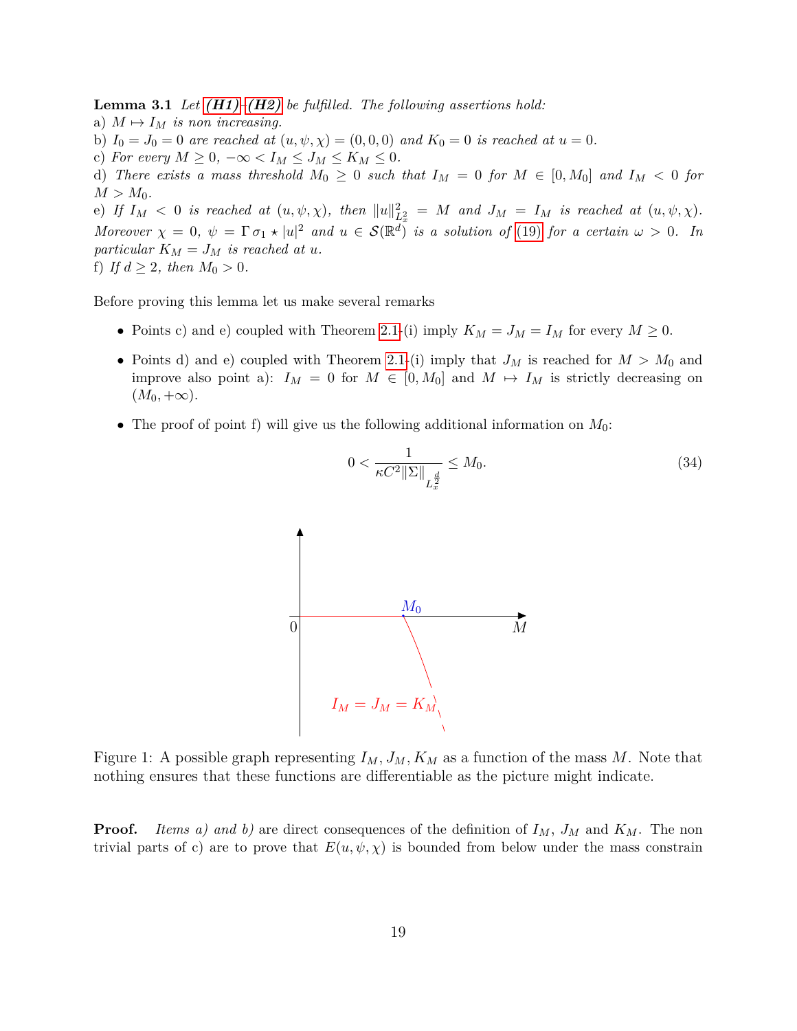**Lemma 3.1** *Let **(H1)**-**(H2)** be fulfilled. The following assertions hold:*

a) $M \mapsto I_M$ *is non increasing.*

b) $I_0 = J_0 = 0$ *are reached at* $(u, \psi, \chi) = (0, 0, 0)$ *and* $K_0 = 0$ *is reached at* $u = 0$.

c) *For every* $M \geq 0$, $-\infty < I_M \leq J_M \leq K_M \leq 0$.

d) *There exists a mass threshold* $M_0 \geq 0$ *such that* $I_M = 0$ *for* $M \in [0, M_0]$ *and* $I_M < 0$ *for* $M > M_0$.

e) *If* $I_M < 0$ *is reached at* $(u, \psi, \chi)$, *then* $\|u\|^2_{L^2_x} = M$ *and* $J_M = I_M$ *is reached at* $(u, \psi, \chi)$. *Moreover* $\chi = 0$, $\psi = \Gamma\, \sigma_1 \star |u|^2$ *and* $u \in \mathcal{S}(\mathbb{R}^d)$ *is a solution of* (19) *for a certain* $\omega > 0$. *In particular* $K_M = J_M$ *is reached at* $u$.

f) *If* $d \geq 2$, *then* $M_0 > 0$.

Before proving this lemma let us make several remarks

- Points c) and e) coupled with Theorem 2.1-(i) imply $K_M = J_M = I_M$ for every $M \geq 0$.
- Points d) and e) coupled with Theorem 2.1-(i) imply that $J_M$ is reached for $M > M_0$ and improve also point a): $I_M = 0$ for $M \in [0, M_0]$ and $M \mapsto I_M$ is strictly decreasing on $(M_0, +\infty)$.
- The proof of point f) will give us the following additional information on $M_0$:

$$0 < \frac{1}{\kappa C^2 \|\Sigma\|_{L^{\frac{d}{2}}_x}} \leq M_0. \tag{34}$$

Figure 1: A possible graph representing $I_M, J_M, K_M$ as a function of the mass $M$. Note that nothing ensures that these functions are differentiable as the picture might indicate.

**Proof.** *Items a) and b)* are direct consequences of the definition of $I_M$, $J_M$ and $K_M$. The non trivial parts of c) are to prove that $E(u, \psi, \chi)$ is bounded from below under the mass constrain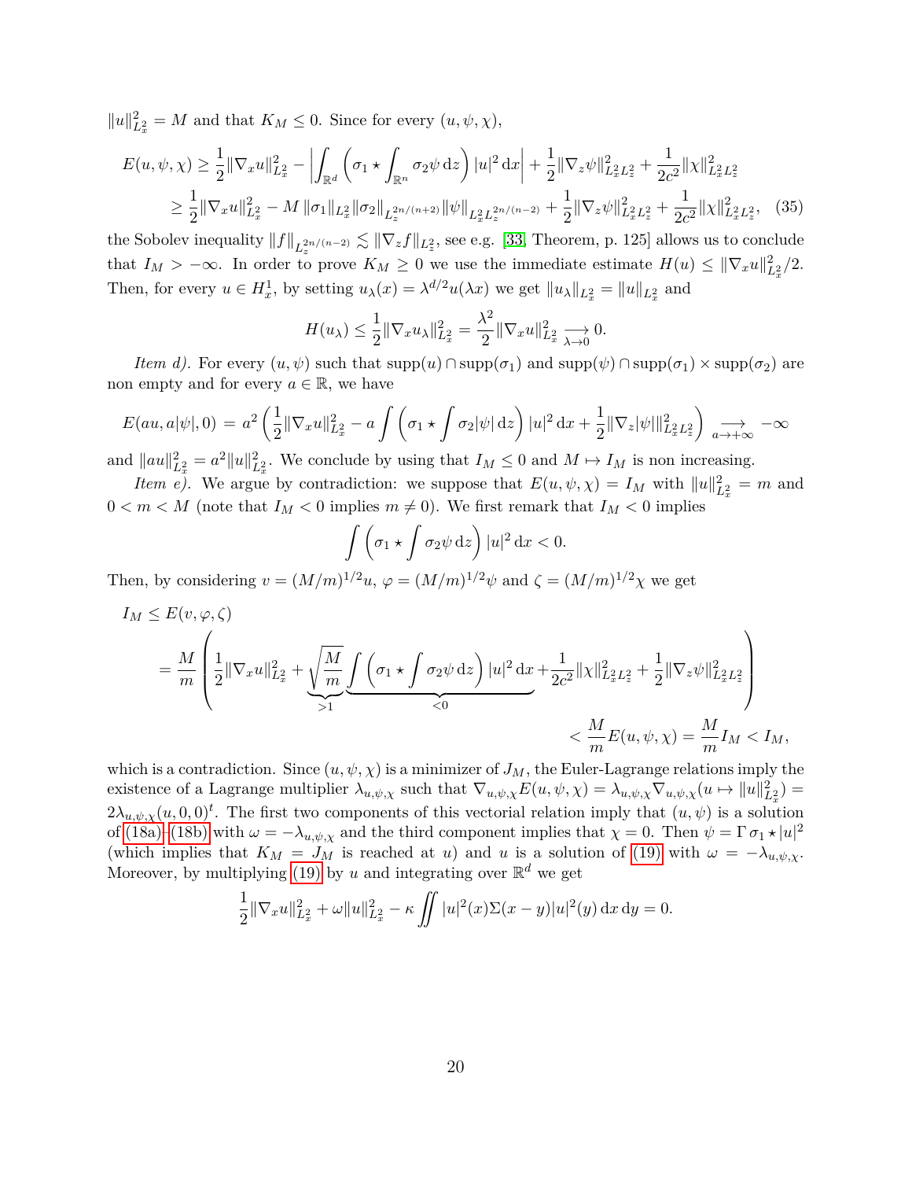$\|u\|_{L^2_x}^2 = M$ and that $K_M \le 0$. Since for every $(u,\psi,\chi)$,

$$
\begin{aligned}
E(u,\psi,\chi) &\ge \frac{1}{2}\|\nabla_x u\|_{L^2_x}^2 - \left| \int_{\mathbb{R}^d} \left(\sigma_1 \star \int_{\mathbb{R}^n} \sigma_2 \psi \,\mathrm{d}z\right) |u|^2 \,\mathrm{d}x \right| + \frac{1}{2}\|\nabla_z \psi\|_{L^2_x L^2_z}^2 + \frac{1}{2c^2}\|\chi\|_{L^2_x L^2_z}^2 \\
&\ge \frac{1}{2}\|\nabla_x u\|_{L^2_x}^2 - M \,\|\sigma_1\|_{L^2_x}\|\sigma_2\|_{L_z^{2n/(n+2)}}\|\psi\|_{L^2_x L_z^{2n/(n-2)}} + \frac{1}{2}\|\nabla_z \psi\|_{L^2_x L^2_z}^2 + \frac{1}{2c^2}\|\chi\|_{L^2_x L^2_z}^2, \quad (35)
\end{aligned}
$$

the Sobolev inequality $\|f\|_{L_z^{2n/(n-2)}} \lesssim \|\nabla_z f\|_{L^2_z}$, see e.g. [33, Theorem, p. 125] allows us to conclude that $I_M > -\infty$. In order to prove $K_M \ge 0$ we use the immediate estimate $H(u) \le \|\nabla_x u\|_{L^2_x}^2/2$. Then, for every $u \in H^1_x$, by setting $u_\lambda(x) = \lambda^{d/2} u(\lambda x)$ we get $\|u_\lambda\|_{L^2_x} = \|u\|_{L^2_x}$ and

$$
H(u_\lambda) \le \frac{1}{2}\|\nabla_x u_\lambda\|_{L^2_x}^2 = \frac{\lambda^2}{2}\|\nabla_x u\|_{L^2_x}^2 \underset{\lambda\to 0}{\longrightarrow} 0.
$$

*Item d).* For every $(u,\psi)$ such that $\mathrm{supp}(u) \cap \mathrm{supp}(\sigma_1)$ and $\mathrm{supp}(\psi) \cap \mathrm{supp}(\sigma_1) \times \mathrm{supp}(\sigma_2)$ are non empty and for every $a \in \mathbb{R}$, we have

$$
E(au, a|\psi|, 0) \;=\; a^2 \left( \frac{1}{2}\|\nabla_x u\|_{L^2_x}^2 - a \int \left(\sigma_1 \star \int \sigma_2 |\psi| \,\mathrm{d}z\right) |u|^2 \,\mathrm{d}x + \frac{1}{2}\|\nabla_z |\psi|\|_{L^2_x L^2_z}^2 \right) \underset{a\to +\infty}{\longrightarrow} -\infty
$$

and $\|au\|_{L^2_x}^2 = a^2 \|u\|_{L^2_x}^2$. We conclude by using that $I_M \le 0$ and $M \mapsto I_M$ is non increasing.

*Item e).* We argue by contradiction: we suppose that $E(u,\psi,\chi) = I_M$ with $\|u\|_{L^2_x}^2 = m$ and $0 < m < M$ (note that $I_M < 0$ implies $m \ne 0$). We first remark that $I_M < 0$ implies

$$
\int \left(\sigma_1 \star \int \sigma_2 \psi \,\mathrm{d}z\right) |u|^2 \,\mathrm{d}x < 0.
$$

Then, by considering $v = (M/m)^{1/2} u$, $\varphi = (M/m)^{1/2}\psi$ and $\zeta = (M/m)^{1/2}\chi$ we get

$$
\begin{aligned}
I_M &\le E(v,\varphi,\zeta) \\
&= \frac{M}{m}\left( \frac{1}{2}\|\nabla_x u\|_{L^2_x}^2 + \underbrace{\sqrt{\frac{M}{m}}}_{>1} \underbrace{\int \left(\sigma_1 \star \int \sigma_2 \psi \,\mathrm{d}z\right) |u|^2 \,\mathrm{d}x}_{<0} + \frac{1}{2c^2}\|\chi\|_{L^2_x L^2_z}^2 + \frac{1}{2}\|\nabla_z \psi\|_{L^2_x L^2_z}^2 \right) \\
&\qquad\qquad < \frac{M}{m} E(u,\psi,\chi) = \frac{M}{m} I_M < I_M,
\end{aligned}
$$

which is a contradiction. Since $(u,\psi,\chi)$ is a minimizer of $J_M$, the Euler-Lagrange relations imply the existence of a Lagrange multiplier $\lambda_{u,\psi,\chi}$ such that $\nabla_{u,\psi,\chi} E(u,\psi,\chi) = \lambda_{u,\psi,\chi}\nabla_{u,\psi,\chi}(u \mapsto \|u\|_{L^2_x}^2) = 2\lambda_{u,\psi,\chi}(u,0,0)^t$. The first two components of this vectorial relation imply that $(u,\psi)$ is a solution of (18a)–(18b) with $\omega = -\lambda_{u,\psi,\chi}$ and the third component implies that $\chi = 0$. Then $\psi = \Gamma\,\sigma_1 \star |u|^2$ (which implies that $K_M = J_M$ is reached at $u$) and $u$ is a solution of (19) with $\omega = -\lambda_{u,\psi,\chi}$. Moreover, by multiplying (19) by $u$ and integrating over $\mathbb{R}^d$ we get

$$
\frac{1}{2}\|\nabla_x u\|_{L^2_x}^2 + \omega \|u\|_{L^2_x}^2 - \kappa \iint |u|^2(x)\Sigma(x-y)|u|^2(y)\,\mathrm{d}x\,\mathrm{d}y = 0.
$$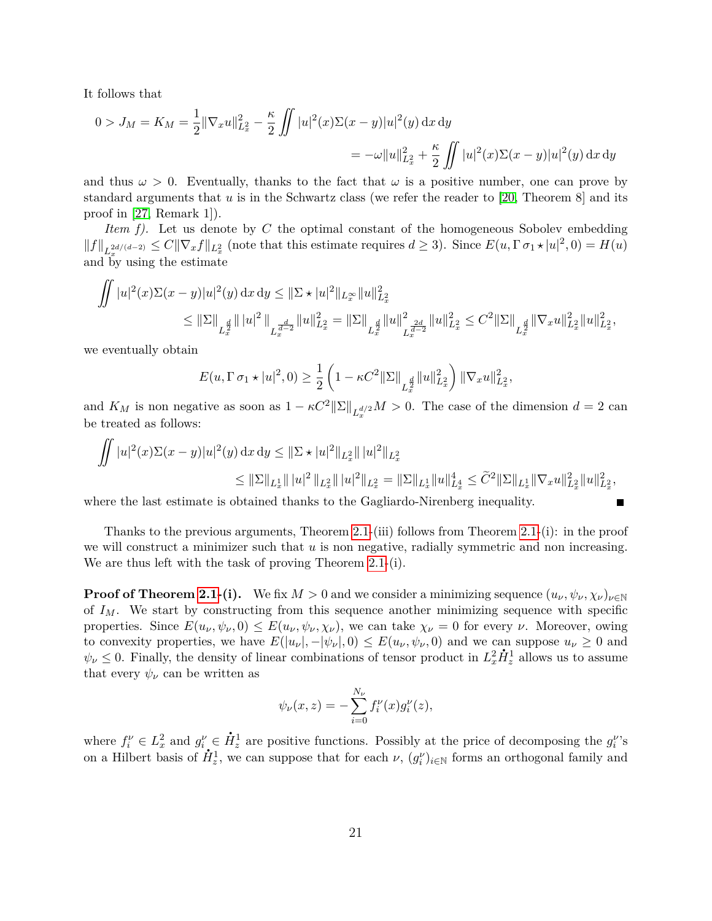It follows that

$$
\begin{aligned}
0 > J_M = K_M = \frac{1}{2}\|\nabla_x u\|_{L^2_x}^2 - \frac{\kappa}{2}\iint |u|^2(x)\Sigma(x-y)|u|^2(y)\,\mathrm{d}x\,\mathrm{d}y \\
= -\omega\|u\|_{L^2_x}^2 + \frac{\kappa}{2}\iint |u|^2(x)\Sigma(x-y)|u|^2(y)\,\mathrm{d}x\,\mathrm{d}y
\end{aligned}
$$

and thus $\omega > 0$. Eventually, thanks to the fact that $\omega$ is a positive number, one can prove by standard arguments that $u$ is in the Schwartz class (we refer the reader to [20, Theorem 8] and its proof in [27, Remark 1]).

*Item f).* Let us denote by $C$ the optimal constant of the homogeneous Sobolev embedding $\|f\|_{L_x^{2d/(d-2)}} \leq C\|\nabla_x f\|_{L^2_x}$ (note that this estimate requires $d \geq 3$). Since $E(u, \Gamma\,\sigma_1 \star |u|^2, 0) = H(u)$ and by using the estimate

$$
\begin{aligned}
\iint |u|^2(x)\Sigma(x-y)|u|^2(y)\,\mathrm{d}x\,\mathrm{d}y &\leq \|\Sigma \star |u|^2\|_{L^\infty_x}\|u\|_{L^2_x}^2 \\
&\leq \|\Sigma\|_{L_x^{\frac{d}{2}}}\|\,|u|^2\,\|_{L_x^{\frac{d}{d-2}}}\|u\|_{L^2_x}^2 = \|\Sigma\|_{L_x^{\frac{d}{2}}}\|u\|^2_{L_x^{\frac{2d}{d-2}}}\|u\|_{L^2_x}^2 \leq C^2\|\Sigma\|_{L_x^{\frac{d}{2}}}\|\nabla_x u\|_{L^2_x}^2\|u\|_{L^2_x}^2,
\end{aligned}
$$

we eventually obtain

$$
E(u, \Gamma\,\sigma_1 \star |u|^2, 0) \geq \frac{1}{2}\left(1 - \kappa C^2\|\Sigma\|_{L_x^{\frac{d}{2}}}\|u\|_{L^2_x}^2\right)\|\nabla_x u\|_{L^2_x}^2,
$$

and $K_M$ is non negative as soon as $1 - \kappa C^2\|\Sigma\|_{L_x^{d/2}}M > 0$. The case of the dimension $d = 2$ can be treated as follows:

$$
\begin{aligned}
\iint |u|^2(x)\Sigma(x-y)|u|^2(y)\,\mathrm{d}x\,\mathrm{d}y &\leq \|\Sigma \star |u|^2\|_{L^2_x}\|\,|u|^2\|_{L^2_x} \\
&\leq \|\Sigma\|_{L^1_x}\|\,|u|^2\,\|_{L^2_x}\|\,|u|^2\|_{L^2_x} = \|\Sigma\|_{L^1_x}\|u\|_{L^4_x}^4 \leq \widetilde{C}^2\|\Sigma\|_{L^1_x}\|\nabla_x u\|_{L^2_x}^2\|u\|_{L^2_x}^2,
\end{aligned}
$$

where the last estimate is obtained thanks to the Gagliardo-Nirenberg inequality. ■

Thanks to the previous arguments, Theorem 2.1-(iii) follows from Theorem 2.1-(i): in the proof we will construct a minimizer such that $u$ is non negative, radially symmetric and non increasing. We are thus left with the task of proving Theorem 2.1-(i).

**Proof of Theorem 2.1-(i).** We fix $M > 0$ and we consider a minimizing sequence $(u_\nu, \psi_\nu, \chi_\nu)_{\nu\in\mathbb{N}}$ of $I_M$. We start by constructing from this sequence another minimizing sequence with specific properties. Since $E(u_\nu, \psi_\nu, 0) \leq E(u_\nu, \psi_\nu, \chi_\nu)$, we can take $\chi_\nu = 0$ for every $\nu$. Moreover, owing to convexity properties, we have $E(|u_\nu|, -|\psi_\nu|, 0) \leq E(u_\nu, \psi_\nu, 0)$ and we can suppose $u_\nu \geq 0$ and $\psi_\nu \leq 0$. Finally, the density of linear combinations of tensor product in $L^2_x\dot{H}^1_z$ allows us to assume that every $\psi_\nu$ can be written as

$$
\psi_\nu(x, z) = -\sum_{i=0}^{N_\nu} f_i^\nu(x)g_i^\nu(z),
$$

where $f_i^\nu \in L^2_x$ and $g_i^\nu \in \dot{H}^1_z$ are positive functions. Possibly at the price of decomposing the $g_i^\nu$'s on a Hilbert basis of $\dot{H}^1_z$, we can suppose that for each $\nu$, $(g_i^\nu)_{i\in\mathbb{N}}$ forms an orthogonal family and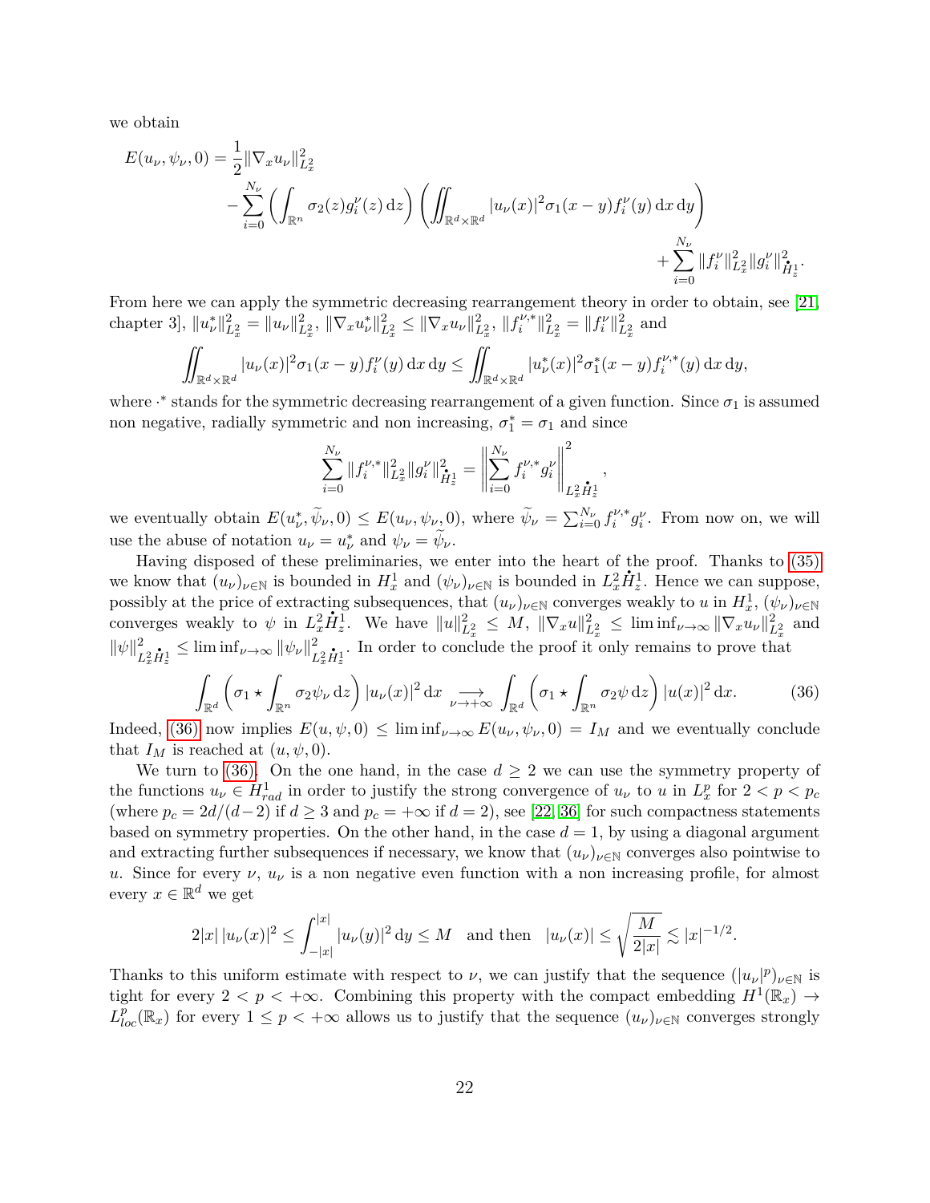we obtain

$$
\begin{aligned}
E(u_\nu,\psi_\nu,0) = \frac{1}{2}\|\nabla_x u_\nu\|^2_{L^2_x} \\
- \sum_{i=0}^{N_\nu}\left(\int_{\mathbb{R}^n}\sigma_2(z)g_i^\nu(z)\,\mathrm{d}z\right)\left(\iint_{\mathbb{R}^d\times\mathbb{R}^d}|u_\nu(x)|^2\sigma_1(x-y)f_i^\nu(y)\,\mathrm{d}x\,\mathrm{d}y\right) \\
+ \sum_{i=0}^{N_\nu}\|f_i^\nu\|^2_{L^2_x}\|g_i^\nu\|^2_{\dot{H}^1_z}.
\end{aligned}
$$

From here we can apply the symmetric decreasing rearrangement theory in order to obtain, see [21, chapter 3], $\|u_\nu^*\|^2_{L^2_x} = \|u_\nu\|^2_{L^2_x}$, $\|\nabla_x u_\nu^*\|^2_{L^2_x} \le \|\nabla_x u_\nu\|^2_{L^2_x}$, $\|f_i^{\nu,*}\|^2_{L^2_x} = \|f_i^\nu\|^2_{L^2_x}$ and

$$
\iint_{\mathbb{R}^d\times\mathbb{R}^d}|u_\nu(x)|^2\sigma_1(x-y)f_i^\nu(y)\,\mathrm{d}x\,\mathrm{d}y \le \iint_{\mathbb{R}^d\times\mathbb{R}^d}|u_\nu^*(x)|^2\sigma_1^*(x-y)f_i^{\nu,*}(y)\,\mathrm{d}x\,\mathrm{d}y,
$$

where $\cdot^*$ stands for the symmetric decreasing rearrangement of a given function. Since $\sigma_1$ is assumed non negative, radially symmetric and non increasing, $\sigma_1^* = \sigma_1$ and since

$$
\sum_{i=0}^{N_\nu}\|f_i^{\nu,*}\|^2_{L^2_x}\|g_i^\nu\|^2_{\dot{H}^1_z} = \left\|\sum_{i=0}^{N_\nu} f_i^{\nu,*}g_i^\nu\right\|^2_{L^2_x\dot{H}^1_z},
$$

we eventually obtain $E(u_\nu^*,\widetilde{\psi}_\nu,0) \le E(u_\nu,\psi_\nu,0)$, where $\widetilde{\psi}_\nu = \sum_{i=0}^{N_\nu} f_i^{\nu,*}g_i^\nu$. From now on, we will use the abuse of notation $u_\nu = u_\nu^*$ and $\psi_\nu = \widetilde{\psi}_\nu$.

Having disposed of these preliminaries, we enter into the heart of the proof. Thanks to (35) we know that $(u_\nu)_{\nu\in\mathbb{N}}$ is bounded in $H^1_x$ and $(\psi_\nu)_{\nu\in\mathbb{N}}$ is bounded in $L^2_x\dot{H}^1_z$. Hence we can suppose, possibly at the price of extracting subsequences, that $(u_\nu)_{\nu\in\mathbb{N}}$ converges weakly to $u$ in $H^1_x$, $(\psi_\nu)_{\nu\in\mathbb{N}}$ converges weakly to $\psi$ in $L^2_x\dot{H}^1_z$. We have $\|u\|^2_{L^2_x} \le M$, $\|\nabla_x u\|^2_{L^2_x} \le \liminf_{\nu\to\infty}\|\nabla_x u_\nu\|^2_{L^2_x}$ and $\|\psi\|^2_{L^2_x\dot{H}^1_z} \le \liminf_{\nu\to\infty}\|\psi_\nu\|^2_{L^2_x\dot{H}^1_z}$. In order to conclude the proof it only remains to prove that

$$
\int_{\mathbb{R}^d}\left(\sigma_1\star\int_{\mathbb{R}^n}\sigma_2\psi_\nu\,\mathrm{d}z\right)|u_\nu(x)|^2\,\mathrm{d}x \underset{\nu\to+\infty}{\longrightarrow} \int_{\mathbb{R}^d}\left(\sigma_1\star\int_{\mathbb{R}^n}\sigma_2\psi\,\mathrm{d}z\right)|u(x)|^2\,\mathrm{d}x. \tag{36}
$$

Indeed, (36) now implies $E(u,\psi,0) \le \liminf_{\nu\to+\infty}E(u_\nu,\psi_\nu,0) = I_M$ and we eventually conclude that $I_M$ is reached at $(u,\psi,0)$.

We turn to (36). On the one hand, in the case $d\ge 2$ we can use the symmetry property of the functions $u_\nu \in H^1_{rad}$ in order to justify the strong convergence of $u_\nu$ to $u$ in $L^p_x$ for $2<p<p_c$ (where $p_c = 2d/(d-2)$ if $d\ge 3$ and $p_c = +\infty$ if $d=2$), see [22, 36] for such compactness statements based on symmetry properties. On the other hand, in the case $d=1$, by using a diagonal argument and extracting further subsequences if necessary, we know that $(u_\nu)_{\nu\in\mathbb{N}}$ converges also pointwise to $u$. Since for every $\nu$, $u_\nu$ is a non negative even function with a non increasing profile, for almost every $x\in\mathbb{R}^d$ we get

$$
2|x|\,|u_\nu(x)|^2 \le \int_{-|x|}^{|x|}|u_\nu(y)|^2\,\mathrm{d}y \le M \quad \text{and then} \quad |u_\nu(x)| \le \sqrt{\frac{M}{2|x|}} \lesssim |x|^{-1/2}.
$$

Thanks to this uniform estimate with respect to $\nu$, we can justify that the sequence $(|u_\nu|^p)_{\nu\in\mathbb{N}}$ is tight for every $2<p<+\infty$. Combining this property with the compact embedding $H^1(\mathbb{R}_x)\to L^p_{loc}(\mathbb{R}_x)$ for every $1\le p<+\infty$ allows us to justify that the sequence $(u_\nu)_{\nu\in\mathbb{N}}$ converges strongly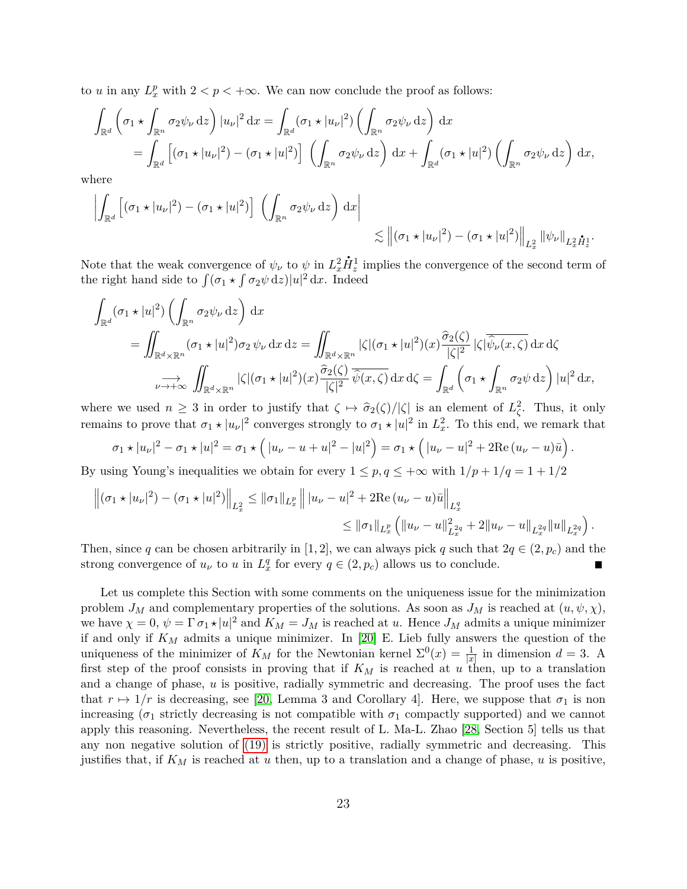to $u$ in any $L^p_x$ with $2 < p < +\infty$. We can now conclude the proof as follows:

$$\begin{aligned}
\int_{\mathbb{R}^d} \left( \sigma_1 \star \int_{\mathbb{R}^n} \sigma_2 \psi_\nu \,\mathrm{d}z \right) |u_\nu|^2 \,\mathrm{d}x &= \int_{\mathbb{R}^d} (\sigma_1 \star |u_\nu|^2) \left( \int_{\mathbb{R}^n} \sigma_2 \psi_\nu \,\mathrm{d}z \right) \mathrm{d}x \\
&= \int_{\mathbb{R}^d} \left[ (\sigma_1 \star |u_\nu|^2) - (\sigma_1 \star |u|^2) \right] \left( \int_{\mathbb{R}^n} \sigma_2 \psi_\nu \,\mathrm{d}z \right) \mathrm{d}x + \int_{\mathbb{R}^d} (\sigma_1 \star |u|^2) \left( \int_{\mathbb{R}^n} \sigma_2 \psi_\nu \,\mathrm{d}z \right) \mathrm{d}x,
\end{aligned}$$

where

$$\left| \int_{\mathbb{R}^d} \left[ (\sigma_1 \star |u_\nu|^2) - (\sigma_1 \star |u|^2) \right] \left( \int_{\mathbb{R}^n} \sigma_2 \psi_\nu \,\mathrm{d}z \right) \mathrm{d}x \right| \lesssim \left\| (\sigma_1 \star |u_\nu|^2) - (\sigma_1 \star |u|^2) \right\|_{L^2_x} \|\psi_\nu\|_{L^2_x \dot{H}^1_z}.$$

Note that the weak convergence of $\psi_\nu$ to $\psi$ in $L^2_x \dot{H}^1_z$ implies the convergence of the second term of the right hand side to $\int (\sigma_1 \star \int \sigma_2 \psi \,\mathrm{d}z) |u|^2 \,\mathrm{d}x$. Indeed

$$\begin{aligned}
\int_{\mathbb{R}^d} (\sigma_1 \star |u|^2) \left( \int_{\mathbb{R}^n} \sigma_2 \psi_\nu \,\mathrm{d}z \right) \mathrm{d}x
&= \iint_{\mathbb{R}^d \times \mathbb{R}^n} (\sigma_1 \star |u|^2) \sigma_2 \,\psi_\nu \,\mathrm{d}x \,\mathrm{d}z = \iint_{\mathbb{R}^d \times \mathbb{R}^n} |\zeta| (\sigma_1 \star |u|^2)(x) \frac{\widehat{\sigma}_2(\zeta)}{|\zeta|^2} \,|\zeta| \overline{\widehat{\psi}_\nu(x,\zeta)} \,\mathrm{d}x \,\mathrm{d}\zeta \\
&\underset{\nu \to +\infty}{\longrightarrow} \iint_{\mathbb{R}^d \times \mathbb{R}^n} |\zeta| (\sigma_1 \star |u|^2)(x) \frac{\widehat{\sigma}_2(\zeta)}{|\zeta|^2} \,\overline{\widehat{\psi}(x,\zeta)} \,\mathrm{d}x \,\mathrm{d}\zeta = \int_{\mathbb{R}^d} \left( \sigma_1 \star \int_{\mathbb{R}^n} \sigma_2 \psi \,\mathrm{d}z \right) |u|^2 \,\mathrm{d}x,
\end{aligned}$$

where we used $n \geq 3$ in order to justify that $\zeta \mapsto \widehat{\sigma}_2(\zeta)/|\zeta|$ is an element of $L^2_\zeta$. Thus, it only remains to prove that $\sigma_1 \star |u_\nu|^2$ converges strongly to $\sigma_1 \star |u|^2$ in $L^2_x$. To this end, we remark that

$$\sigma_1 \star |u_\nu|^2 - \sigma_1 \star |u|^2 = \sigma_1 \star \left( |u_\nu - u + u|^2 - |u|^2 \right) = \sigma_1 \star \left( |u_\nu - u|^2 + 2\mathrm{Re}\,(u_\nu - u)\bar{u} \right).$$

By using Young's inequalities we obtain for every $1 \leq p, q \leq +\infty$ with $1/p + 1/q = 1 + 1/2$

$$\begin{aligned}
\left\| (\sigma_1 \star |u_\nu|^2) - (\sigma_1 \star |u|^2) \right\|_{L^2_x} &\leq \|\sigma_1\|_{L^p_x} \left\| |u_\nu - u|^2 + 2\mathrm{Re}\,(u_\nu - u)\bar{u} \right\|_{L^q_x} \\
&\leq \|\sigma_1\|_{L^p_x} \left( \|u_\nu - u\|^2_{L^{2q}_x} + 2\|u_\nu - u\|_{L^{2q}_x} \|u\|_{L^{2q}_x} \right).
\end{aligned}$$

Then, since $q$ can be chosen arbitrarily in $[1, 2]$, we can always pick $q$ such that $2q \in (2, p_c)$ and the strong convergence of $u_\nu$ to $u$ in $L^q_x$ for every $q \in (2, p_c)$ allows us to conclude. ■

Let us complete this Section with some comments on the uniqueness issue for the minimization problem $J_M$ and complementary properties of the solutions. As soon as $J_M$ is reached at $(u, \psi, \chi)$, we have $\chi = 0$, $\psi = \Gamma\, \sigma_1 \star |u|^2$ and $K_M = J_M$ is reached at $u$. Hence $J_M$ admits a unique minimizer if and only if $K_M$ admits a unique minimizer. In [20] E. Lieb fully answers the question of the uniqueness of the minimizer of $K_M$ for the Newtonian kernel $\Sigma^0(x) = \frac{1}{|x|}$ in dimension $d = 3$. A first step of the proof consists in proving that if $K_M$ is reached at $u$ then, up to a translation and a change of phase, $u$ is positive, radially symmetric and decreasing. The proof uses the fact that $r \mapsto 1/r$ is decreasing, see [20, Lemma 3 and Corollary 4]. Here, we suppose that $\sigma_1$ is non increasing ($\sigma_1$ strictly decreasing is not compatible with $\sigma_1$ compactly supported) and we cannot apply this reasoning. Nevertheless, the recent result of L. Ma-L. Zhao [28, Section 5] tells us that any non negative solution of (19) is strictly positive, radially symmetric and decreasing. This justifies that, if $K_M$ is reached at $u$ then, up to a translation and a change of phase, $u$ is positive,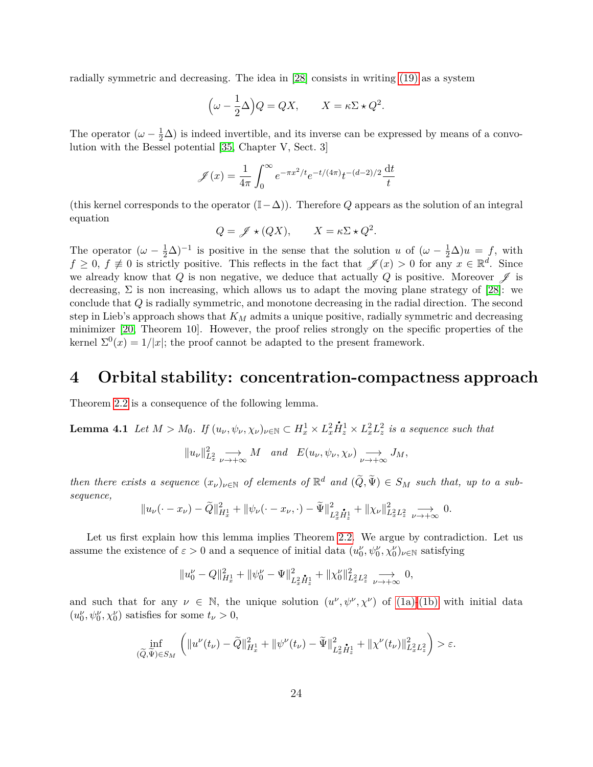radially symmetric and decreasing. The idea in [28] consists in writing (19) as a system

$$\Big(\omega - \frac{1}{2}\Delta\Big)Q = QX, \qquad X = \kappa\Sigma \star Q^2.$$

The operator $(\omega - \frac{1}{2}\Delta)$ is indeed invertible, and its inverse can be expressed by means of a convolution with the Bessel potential [35, Chapter V, Sect. 3]

$$\mathscr{J}(x) = \frac{1}{4\pi}\int_0^\infty e^{-\pi x^2/t} e^{-t/(4\pi)} t^{-(d-2)/2} \frac{\mathrm{d}t}{t}$$

(this kernel corresponds to the operator $(\mathbb{I} - \Delta)$). Therefore $Q$ appears as the solution of an integral equation

$$Q = \mathscr{J} \star (QX), \qquad X = \kappa\Sigma \star Q^2.$$

The operator $(\omega - \frac{1}{2}\Delta)^{-1}$ is positive in the sense that the solution $u$ of $(\omega - \frac{1}{2}\Delta)u = f$, with $f \geq 0$, $f \not\equiv 0$ is strictly positive. This reflects in the fact that $\mathscr{J}(x) > 0$ for any $x \in \mathbb{R}^d$. Since we already know that $Q$ is non negative, we deduce that actually $Q$ is positive. Moreover $\mathscr{J}$ is decreasing, $\Sigma$ is non increasing, which allows us to adapt the moving plane strategy of [28]: we conclude that $Q$ is radially symmetric, and monotone decreasing in the radial direction. The second step in Lieb's approach shows that $K_M$ admits a unique positive, radially symmetric and decreasing minimizer [20, Theorem 10]. However, the proof relies strongly on the specific properties of the kernel $\Sigma^0(x) = 1/|x|$; the proof cannot be adapted to the present framework.

# 4 Orbital stability: concentration-compactness approach

Theorem 2.2 is a consequence of the following lemma.

**Lemma 4.1** *Let $M > M_0$. If $(u_\nu, \psi_\nu, \chi_\nu)_{\nu\in\mathbb{N}} \subset H^1_x \times L^2_x\dot{H}^1_z \times L^2_xL^2_z$ is a sequence such that*

$$\|u_\nu\|^2_{L^2_x} \underset{\nu\to+\infty}{\longrightarrow} M \quad \text{and} \quad E(u_\nu, \psi_\nu, \chi_\nu) \underset{\nu\to+\infty}{\longrightarrow} J_M,$$

*then there exists a sequence $(x_\nu)_{\nu\in\mathbb{N}}$ of elements of $\mathbb{R}^d$ and $(\widetilde{Q}, \widetilde{\Psi}) \in S_M$ such that, up to a subsequence,*

$$\|u_\nu(\cdot - x_\nu) - \widetilde{Q}\|^2_{H^1_x} + \|\psi_\nu(\cdot - x_\nu, \cdot) - \widetilde{\Psi}\|^2_{L^2_x\dot{H}^1_z} + \|\chi_\nu\|^2_{L^2_xL^2_z} \underset{\nu\to+\infty}{\longrightarrow} 0.$$

Let us first explain how this lemma implies Theorem 2.2. We argue by contradiction. Let us assume the existence of $\varepsilon > 0$ and a sequence of initial data $(u_0^\nu, \psi_0^\nu, \chi_0^\nu)_{\nu\in\mathbb{N}}$ satisfying

$$\|u_0^\nu - Q\|^2_{H^1_x} + \|\psi_0^\nu - \Psi\|^2_{L^2_x\dot{H}^1_z} + \|\chi_0^\nu\|^2_{L^2_xL^2_z} \underset{\nu\to+\infty}{\longrightarrow} 0,$$

and such that for any $\nu \in \mathbb{N}$, the unique solution $(u^\nu, \psi^\nu, \chi^\nu)$ of (1a)-(1b) with initial data $(u_0^\nu, \psi_0^\nu, \chi_0^\nu)$ satisfies for some $t_\nu > 0$,

$$\inf_{(\widetilde{Q},\widetilde{\Psi})\in S_M} \Big( \|u^\nu(t_\nu) - \widetilde{Q}\|^2_{H^1_x} + \|\psi^\nu(t_\nu) - \widetilde{\Psi}\|^2_{L^2_x\dot{H}^1_z} + \|\chi^\nu(t_\nu)\|^2_{L^2_xL^2_z} \Big) > \varepsilon.$$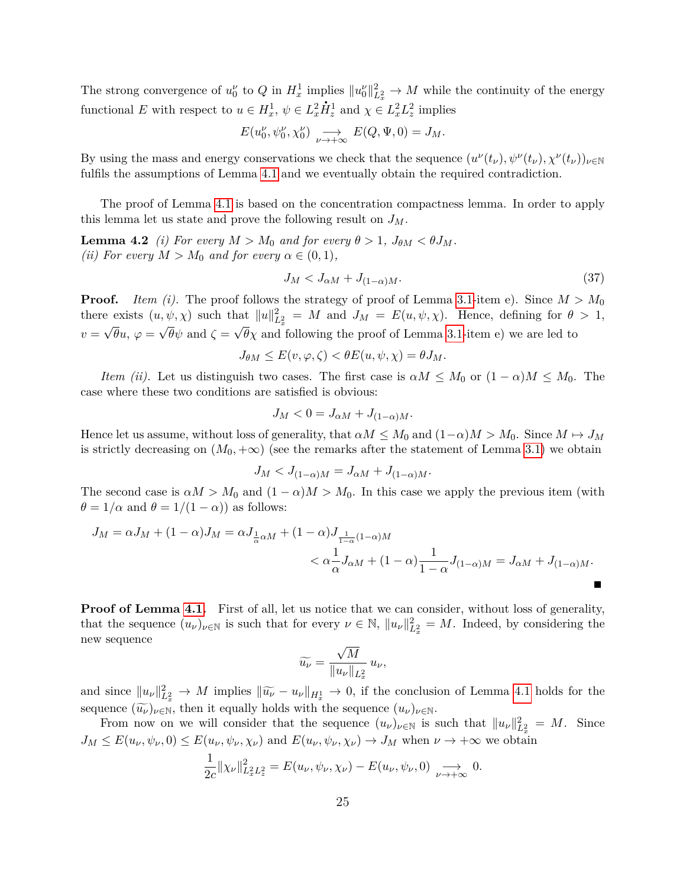The strong convergence of $u_0^\nu$ to $Q$ in $H_x^1$ implies $\|u_0^\nu\|_{L_x^2}^2 \to M$ while the continuity of the energy functional $E$ with respect to $u \in H_x^1$, $\psi \in L_x^2 \dot{H}_z^1$ and $\chi \in L_x^2 L_z^2$ implies

$$E(u_0^\nu, \psi_0^\nu, \chi_0^\nu) \underset{\nu \to +\infty}{\longrightarrow} E(Q, \Psi, 0) = J_M.$$

By using the mass and energy conservations we check that the sequence $(u^\nu(t_\nu), \psi^\nu(t_\nu), \chi^\nu(t_\nu))_{\nu \in \mathbb{N}}$ fulfils the assumptions of Lemma 4.1 and we eventually obtain the required contradiction.

The proof of Lemma 4.1 is based on the concentration compactness lemma. In order to apply this lemma let us state and prove the following result on $J_M$.

**Lemma 4.2** *(i) For every $M > M_0$ and for every $\theta > 1$, $J_{\theta M} < \theta J_M$.*
*(ii) For every $M > M_0$ and for every $\alpha \in (0, 1)$,*

$$J_M < J_{\alpha M} + J_{(1-\alpha)M}. \tag{37}$$

**Proof.** *Item (i).* The proof follows the strategy of proof of Lemma 3.1-item e). Since $M > M_0$ there exists $(u, \psi, \chi)$ such that $\|u\|_{L_x^2}^2 = M$ and $J_M = E(u, \psi, \chi)$. Hence, defining for $\theta > 1$, $v = \sqrt{\theta} u$, $\varphi = \sqrt{\theta} \psi$ and $\zeta = \sqrt{\theta} \chi$ and following the proof of Lemma 3.1-item e) we are led to

$$J_{\theta M} \leq E(v, \varphi, \zeta) < \theta E(u, \psi, \chi) = \theta J_M.$$

*Item (ii).* Let us distinguish two cases. The first case is $\alpha M \leq M_0$ or $(1-\alpha)M \leq M_0$. The case where these two conditions are satisfied is obvious:

$$J_M < 0 = J_{\alpha M} + J_{(1-\alpha)M}.$$

Hence let us assume, without loss of generality, that $\alpha M \leq M_0$ and $(1-\alpha)M > M_0$. Since $M \mapsto J_M$ is strictly decreasing on $(M_0, +\infty)$ (see the remarks after the statement of Lemma 3.1) we obtain

$$J_M < J_{(1-\alpha)M} = J_{\alpha M} + J_{(1-\alpha)M}.$$

The second case is $\alpha M > M_0$ and $(1-\alpha)M > M_0$. In this case we apply the previous item (with $\theta = 1/\alpha$ and $\theta = 1/(1-\alpha)$) as follows:

$$\begin{aligned} J_M = \alpha J_M + (1-\alpha) J_M &= \alpha J_{\frac{1}{\alpha}\alpha M} + (1-\alpha) J_{\frac{1}{1-\alpha}(1-\alpha)M} \\ &< \alpha \frac{1}{\alpha} J_{\alpha M} + (1-\alpha) \frac{1}{1-\alpha} J_{(1-\alpha)M} = J_{\alpha M} + J_{(1-\alpha)M}. \end{aligned}$$

■

**Proof of Lemma 4.1.** First of all, let us notice that we can consider, without loss of generality, that the sequence $(u_\nu)_{\nu \in \mathbb{N}}$ is such that for every $\nu \in \mathbb{N}$, $\|u_\nu\|_{L_x^2}^2 = M$. Indeed, by considering the new sequence

$$\widetilde{u_\nu} = \frac{\sqrt{M}}{\|u_\nu\|_{L_x^2}} u_\nu,$$

and since $\|u_\nu\|_{L_x^2}^2 \to M$ implies $\|\widetilde{u_\nu} - u_\nu\|_{H_x^1} \to 0$, if the conclusion of Lemma 4.1 holds for the sequence $(\widetilde{u_\nu})_{\nu \in \mathbb{N}}$, then it equally holds with the sequence $(u_\nu)_{\nu \in \mathbb{N}}$.

From now on we will consider that the sequence $(u_\nu)_{\nu \in \mathbb{N}}$ is such that $\|u_\nu\|_{L_x^2}^2 = M$. Since $J_M \leq E(u_\nu, \psi_\nu, 0) \leq E(u_\nu, \psi_\nu, \chi_\nu)$ and $E(u_\nu, \psi_\nu, \chi_\nu) \to J_M$ when $\nu \to +\infty$ we obtain

$$\frac{1}{2c} \|\chi_\nu\|_{L_x^2 L_z^2}^2 = E(u_\nu, \psi_\nu, \chi_\nu) - E(u_\nu, \psi_\nu, 0) \underset{\nu \to +\infty}{\longrightarrow} 0.$$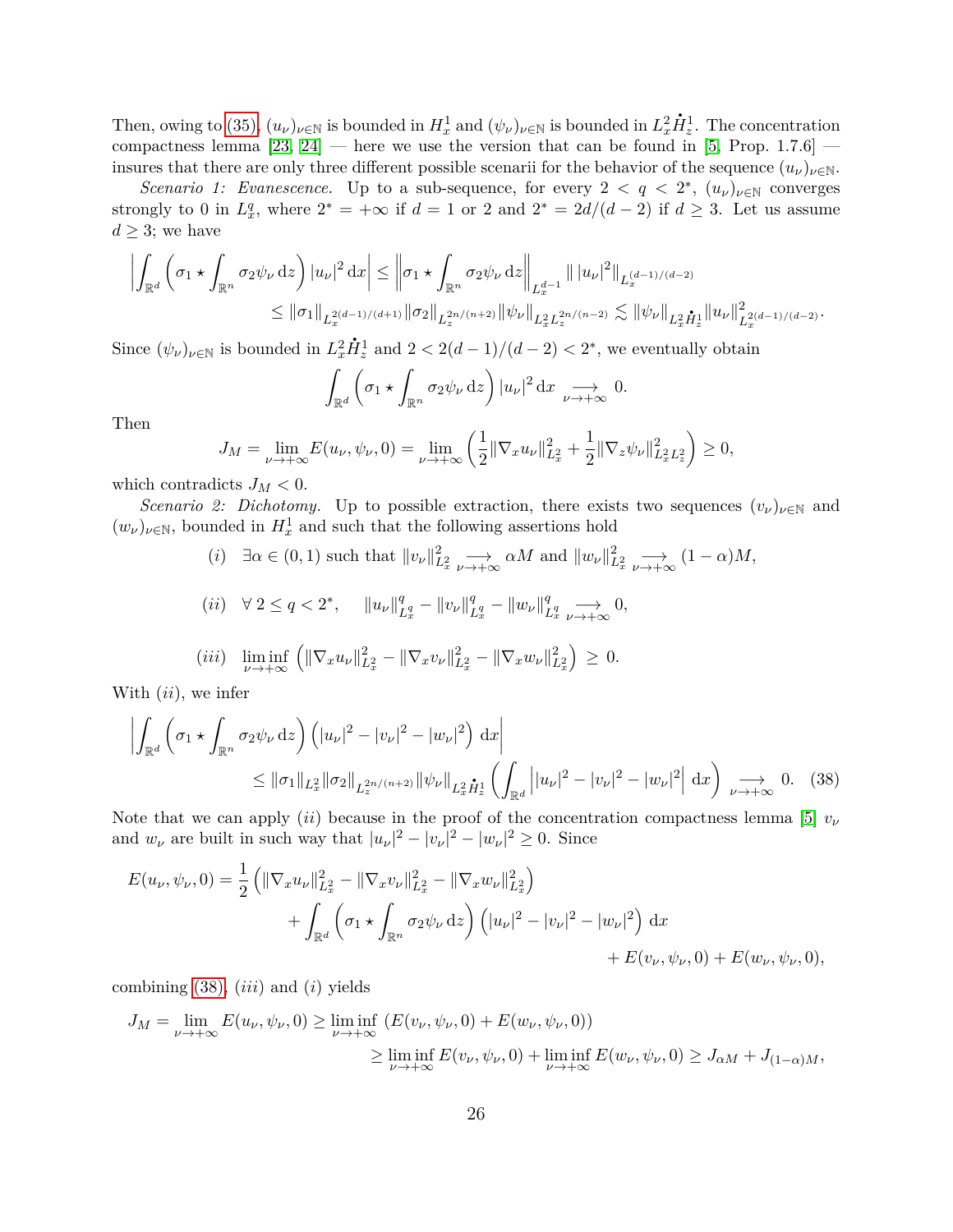Then, owing to (35), $(u_\nu)_{\nu\in\mathbb{N}}$ is bounded in $H^1_x$ and $(\psi_\nu)_{\nu\in\mathbb{N}}$ is bounded in $L^2_x\dot{H}^1_z$. The concentration compactness lemma [23, 24] — here we use the version that can be found in [5, Prop. 1.7.6] — insures that there are only three different possible scenarii for the behavior of the sequence $(u_\nu)_{\nu\in\mathbb{N}}$.

*Scenario 1: Evanescence.* Up to a sub-sequence, for every $2 < q < 2^*$, $(u_\nu)_{\nu\in\mathbb{N}}$ converges strongly to 0 in $L^q_x$, where $2^* = +\infty$ if $d = 1$ or 2 and $2^* = 2d/(d-2)$ if $d \geq 3$. Let us assume $d \geq 3$; we have

$$
\begin{aligned}
\left|\int_{\mathbb{R}^d} \left(\sigma_1 \star \int_{\mathbb{R}^n} \sigma_2\psi_\nu \,\mathrm{d}z\right) |u_\nu|^2 \,\mathrm{d}x\right| &\leq \left\|\sigma_1 \star \int_{\mathbb{R}^n} \sigma_2\psi_\nu \,\mathrm{d}z\right\|_{L^{d-1}_x} \| \, |u_\nu|^2 \|_{L^{(d-1)/(d-2)}_x} \\
&\leq \|\sigma_1\|_{L^{2(d-1)/(d+1)}_x} \|\sigma_2\|_{L^{2n/(n+2)}_z} \|\psi_\nu\|_{L^2_x L^{2n/(n-2)}_z} \|u_\nu\|^2_{L^{2(d-1)/(d-2)}_x} \lesssim \|\psi_\nu\|_{L^2_x\dot{H}^1_z} \|u_\nu\|^2_{L^{2(d-1)/(d-2)}_x}.
\end{aligned}
$$

Since $(\psi_\nu)_{\nu\in\mathbb{N}}$ is bounded in $L^2_x\dot{H}^1_z$ and $2 < 2(d-1)/(d-2) < 2^*$, we eventually obtain

$$
\int_{\mathbb{R}^d} \left(\sigma_1 \star \int_{\mathbb{R}^n} \sigma_2\psi_\nu \,\mathrm{d}z\right) |u_\nu|^2 \,\mathrm{d}x \underset{\nu\to+\infty}{\longrightarrow} 0.
$$

Then

$$
J_M = \lim_{\nu\to+\infty} E(u_\nu, \psi_\nu, 0) = \lim_{\nu\to+\infty} \left(\frac{1}{2}\|\nabla_x u_\nu\|^2_{L^2_x} + \frac{1}{2}\|\nabla_z \psi_\nu\|^2_{L^2_x L^2_z}\right) \geq 0,
$$

which contradicts $J_M < 0$.

*Scenario 2: Dichotomy.* Up to possible extraction, there exists two sequences $(v_\nu)_{\nu\in\mathbb{N}}$ and $(w_\nu)_{\nu\in\mathbb{N}}$, bounded in $H^1_x$ and such that the following assertions hold

$$
(i) \quad \exists \alpha \in (0,1) \text{ such that } \|v_\nu\|^2_{L^2_x} \underset{\nu\to+\infty}{\longrightarrow} \alpha M \text{ and } \|w_\nu\|^2_{L^2_x} \underset{\nu\to+\infty}{\longrightarrow} (1-\alpha)M,
$$

$$
(ii) \quad \forall\, 2 \leq q < 2^*, \quad \|u_\nu\|^q_{L^q_x} - \|v_\nu\|^q_{L^q_x} - \|w_\nu\|^q_{L^q_x} \underset{\nu\to+\infty}{\longrightarrow} 0,
$$

$$
(iii) \quad \liminf_{\nu\to+\infty} \left(\|\nabla_x u_\nu\|^2_{L^2_x} - \|\nabla_x v_\nu\|^2_{L^2_x} - \|\nabla_x w_\nu\|^2_{L^2_x}\right) \geq 0.
$$

With $(ii)$, we infer

$$
\begin{aligned}
&\left|\int_{\mathbb{R}^d} \left(\sigma_1 \star \int_{\mathbb{R}^n} \sigma_2\psi_\nu \,\mathrm{d}z\right) \left(|u_\nu|^2 - |v_\nu|^2 - |w_\nu|^2\right) \mathrm{d}x\right| \\
&\qquad \leq \|\sigma_1\|_{L^2_x} \|\sigma_2\|_{L^{2n/(n+2)}_z} \|\psi_\nu\|_{L^2_x\dot{H}^1_z} \left(\int_{\mathbb{R}^d} \left||u_\nu|^2 - |v_\nu|^2 - |w_\nu|^2\right| \mathrm{d}x\right) \underset{\nu\to+\infty}{\longrightarrow} 0. \qquad (38)
\end{aligned}
$$

Note that we can apply $(ii)$ because in the proof of the concentration compactness lemma [5] $v_\nu$ and $w_\nu$ are built in such way that $|u_\nu|^2 - |v_\nu|^2 - |w_\nu|^2 \geq 0$. Since

$$
\begin{aligned}
E(u_\nu, \psi_\nu, 0) = \frac{1}{2}&\left(\|\nabla_x u_\nu\|^2_{L^2_x} - \|\nabla_x v_\nu\|^2_{L^2_x} - \|\nabla_x w_\nu\|^2_{L^2_x}\right) \\
&+ \int_{\mathbb{R}^d} \left(\sigma_1 \star \int_{\mathbb{R}^n} \sigma_2\psi_\nu \,\mathrm{d}z\right) \left(|u_\nu|^2 - |v_\nu|^2 - |w_\nu|^2\right) \mathrm{d}x \\
&\qquad + E(v_\nu, \psi_\nu, 0) + E(w_\nu, \psi_\nu, 0),
\end{aligned}
$$

combining (38), $(iii)$ and $(i)$ yields

$$
\begin{aligned}
J_M = \lim_{\nu\to+\infty} E(u_\nu, \psi_\nu, 0) &\geq \liminf_{\nu\to+\infty} \left(E(v_\nu, \psi_\nu, 0) + E(w_\nu, \psi_\nu, 0)\right) \\
&\geq \liminf_{\nu\to+\infty} E(v_\nu, \psi_\nu, 0) + \liminf_{\nu\to+\infty} E(w_\nu, \psi_\nu, 0) \geq J_{\alpha M} + J_{(1-\alpha)M},
\end{aligned}
$$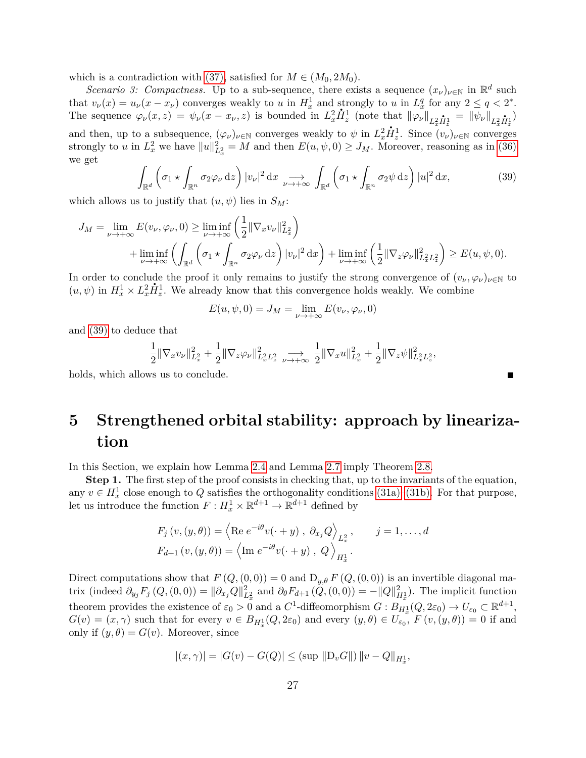which is a contradiction with (37), satisfied for $M \in (M_0, 2M_0)$.

*Scenario 3: Compactness.* Up to a sub-sequence, there exists a sequence $(x_\nu)_{\nu\in\mathbb{N}}$ in $\mathbb{R}^d$ such that $v_\nu(x) = u_\nu(x - x_\nu)$ converges weakly to $u$ in $H^1_x$ and strongly to $u$ in $L^q_x$ for any $2 \le q < 2^*$. The sequence $\varphi_\nu(x,z) = \psi_\nu(x - x_\nu, z)$ is bounded in $L^2_x\dot{H}^1_z$ (note that $\|\varphi_\nu\|_{L^2_x\dot{H}^1_z} = \|\psi_\nu\|_{L^2_x\dot{H}^1_z}$) and then, up to a subsequence, $(\varphi_\nu)_{\nu\in\mathbb{N}}$ converges weakly to $\psi$ in $L^2_x\dot{H}^1_z$. Since $(v_\nu)_{\nu\in\mathbb{N}}$ converges strongly to $u$ in $L^2_x$ we have $\|u\|^2_{L^2_x} = M$ and then $E(u,\psi,0) \ge J_M$. Moreover, reasoning as in (36) we get

$$\int_{\mathbb{R}^d}\left(\sigma_1 \star \int_{\mathbb{R}^n}\sigma_2\varphi_\nu \,\mathrm{d}z\right)|v_\nu|^2\,\mathrm{d}x \underset{\nu\to+\infty}{\longrightarrow} \int_{\mathbb{R}^d}\left(\sigma_1 \star \int_{\mathbb{R}^n}\sigma_2\psi \,\mathrm{d}z\right)|u|^2\,\mathrm{d}x, \tag{39}$$

which allows us to justify that $(u,\psi)$ lies in $S_M$:

$$\begin{aligned} J_M = \lim_{\nu\to+\infty} E(v_\nu,\varphi_\nu,0) \ge \liminf_{\nu\to+\infty}\left(\frac{1}{2}\|\nabla_x v_\nu\|^2_{L^2_x}\right) \\ + \liminf_{\nu\to+\infty}\left(\int_{\mathbb{R}^d}\left(\sigma_1\star\int_{\mathbb{R}^n}\sigma_2\varphi_\nu\,\mathrm{d}z\right)|v_\nu|^2\,\mathrm{d}x\right) + \liminf_{\nu\to+\infty}\left(\frac{1}{2}\|\nabla_z\varphi_\nu\|^2_{L^2_xL^2_z}\right) \ge E(u,\psi,0). \end{aligned}$$

In order to conclude the proof it only remains to justify the strong convergence of $(v_\nu,\varphi_\nu)_{\nu\in\mathbb{N}}$ to $(u,\psi)$ in $H^1_x \times L^2_x\dot{H}^1_z$. We already know that this convergence holds weakly. We combine

$$E(u,\psi,0) = J_M = \lim_{\nu\to+\infty} E(v_\nu,\varphi_\nu,0)$$

and (39) to deduce that

$$\frac{1}{2}\|\nabla_x v_\nu\|^2_{L^2_x} + \frac{1}{2}\|\nabla_z\varphi_\nu\|^2_{L^2_xL^2_z} \underset{\nu\to+\infty}{\longrightarrow} \frac{1}{2}\|\nabla_x u\|^2_{L^2_x} + \frac{1}{2}\|\nabla_z\psi\|^2_{L^2_xL^2_z},$$

holds, which allows us to conclude. ∎

# 5 Strengthened orbital stability: approach by linearization

In this Section, we explain how Lemma 2.4 and Lemma 2.7 imply Theorem 2.8.

**Step 1.** The first step of the proof consists in checking that, up to the invariants of the equation, any $v \in H^1_x$ close enough to $Q$ satisfies the orthogonality conditions (31a)–(31b). For that purpose, let us introduce the function $F : H^1_x \times \mathbb{R}^{d+1} \to \mathbb{R}^{d+1}$ defined by

$$\begin{aligned} F_j(v,(y,\theta)) &= \left\langle \mathrm{Re}\, e^{-i\theta}v(\cdot+y)\ ,\ \partial_{x_j}Q\right\rangle_{L^2_x}, \qquad j = 1,\ldots,d \\ F_{d+1}(v,(y,\theta)) &= \left\langle \mathrm{Im}\, e^{-i\theta}v(\cdot+y)\ ,\ Q\right\rangle_{H^1_x}. \end{aligned}$$

Direct computations show that $F(Q,(0,0)) = 0$ and $\mathrm{D}_{y,\theta}F(Q,(0,0))$ is an invertible diagonal matrix (indeed $\partial_{y_j}F_j(Q,(0,0)) = \|\partial_{x_j}Q\|^2_{L^2_x}$ and $\partial_\theta F_{d+1}(Q,(0,0)) = -\|Q\|^2_{H^1_x}$). The implicit function theorem provides the existence of $\varepsilon_0 > 0$ and a $C^1$-diffeomorphism $G : B_{H^1_x}(Q,2\varepsilon_0) \to U_{\varepsilon_0} \subset \mathbb{R}^{d+1}$, $G(v) = (x,\gamma)$ such that for every $v \in B_{H^1_x}(Q,2\varepsilon_0)$ and every $(y,\theta) \in U_{\varepsilon_0}$, $F(v,(y,\theta)) = 0$ if and only if $(y,\theta) = G(v)$. Moreover, since

$$|(x,\gamma)| = |G(v) - G(Q)| \le (\sup\|\mathrm{D}_v G\|)\,\|v - Q\|_{H^1_x},$$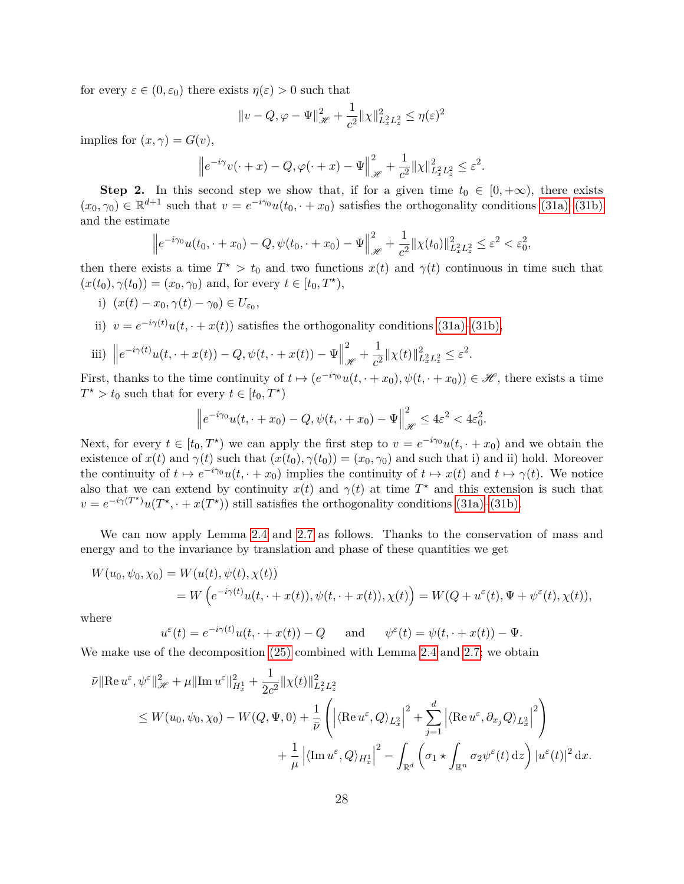for every $\varepsilon \in (0, \varepsilon_0)$ there exists $\eta(\varepsilon) > 0$ such that

$$\|v - Q, \varphi - \Psi\|_{\mathscr{H}}^2 + \frac{1}{c^2}\|\chi\|_{L_x^2 L_z^2}^2 \leq \eta(\varepsilon)^2$$

implies for $(x, \gamma) = G(v)$,

$$\left\| e^{-i\gamma} v(\cdot + x) - Q, \varphi(\cdot + x) - \Psi \right\|_{\mathscr{H}}^2 + \frac{1}{c^2}\|\chi\|_{L_x^2 L_z^2}^2 \leq \varepsilon^2.$$

**Step 2.** In this second step we show that, if for a given time $t_0 \in [0, +\infty)$, there exists $(x_0, \gamma_0) \in \mathbb{R}^{d+1}$ such that $v = e^{-i\gamma_0} u(t_0, \cdot + x_0)$ satisfies the orthogonality conditions (31a)–(31b) and the estimate

$$\left\| e^{-i\gamma_0} u(t_0, \cdot + x_0) - Q, \psi(t_0, \cdot + x_0) - \Psi \right\|_{\mathscr{H}}^2 + \frac{1}{c^2}\|\chi(t_0)\|_{L_x^2 L_z^2}^2 \leq \varepsilon^2 < \varepsilon_0^2,$$

then there exists a time $T^\star > t_0$ and two functions $x(t)$ and $\gamma(t)$ continuous in time such that $(x(t_0), \gamma(t_0)) = (x_0, \gamma_0)$ and, for every $t \in [t_0, T^\star)$,

i) $(x(t) - x_0, \gamma(t) - \gamma_0) \in U_{\varepsilon_0}$,

ii) $v = e^{-i\gamma(t)} u(t, \cdot + x(t))$ satisfies the orthogonality conditions (31a)–(31b),

iii) $\left\| e^{-i\gamma(t)} u(t, \cdot + x(t)) - Q, \psi(t, \cdot + x(t)) - \Psi \right\|_{\mathscr{H}}^2 + \frac{1}{c^2}\|\chi(t)\|_{L_x^2 L_z^2}^2 \leq \varepsilon^2$.

First, thanks to the time continuity of $t \mapsto (e^{-i\gamma_0} u(t, \cdot + x_0), \psi(t, \cdot + x_0)) \in \mathscr{H}$, there exists a time $T^\star > t_0$ such that for every $t \in [t_0, T^\star)$

$$\left\| e^{-i\gamma_0} u(t, \cdot + x_0) - Q, \psi(t, \cdot + x_0) - \Psi \right\|_{\mathscr{H}}^2 \leq 4\varepsilon^2 < 4\varepsilon_0^2.$$

Next, for every $t \in [t_0, T^\star)$ we can apply the first step to $v = e^{-i\gamma_0} u(t, \cdot + x_0)$ and we obtain the existence of $x(t)$ and $\gamma(t)$ such that $(x(t_0), \gamma(t_0)) = (x_0, \gamma_0)$ and such that i) and ii) hold. Moreover the continuity of $t \mapsto e^{-i\gamma_0} u(t, \cdot + x_0)$ implies the continuity of $t \mapsto x(t)$ and $t \mapsto \gamma(t)$. We notice also that we can extend by continuity $x(t)$ and $\gamma(t)$ at time $T^\star$ and this extension is such that $v = e^{-i\gamma(T^\star)} u(T^\star, \cdot + x(T^\star))$ still satisfies the orthogonality conditions (31a)–(31b).

We can now apply Lemma 2.4 and 2.7 as follows. Thanks to the conservation of mass and energy and to the invariance by translation and phase of these quantities we get

$$\begin{aligned} W(u_0, \psi_0, \chi_0) &= W(u(t), \psi(t), \chi(t)) \\ &= W\left( e^{-i\gamma(t)} u(t, \cdot + x(t)), \psi(t, \cdot + x(t)), \chi(t) \right) = W(Q + u^\varepsilon(t), \Psi + \psi^\varepsilon(t), \chi(t)), \end{aligned}$$

where

$$u^\varepsilon(t) = e^{-i\gamma(t)} u(t, \cdot + x(t)) - Q \qquad \text{and} \qquad \psi^\varepsilon(t) = \psi(t, \cdot + x(t)) - \Psi.$$

We make use of the decomposition (25) combined with Lemma 2.4 and 2.7; we obtain

$$\begin{aligned} &\bar{\nu}\|\operatorname{Re} u^\varepsilon, \psi^\varepsilon\|_{\mathscr{H}}^2 + \mu\|\operatorname{Im} u^\varepsilon\|_{H_x^1}^2 + \frac{1}{2c^2}\|\chi(t)\|_{L_x^2 L_z^2}^2 \\ &\quad \leq W(u_0, \psi_0, \chi_0) - W(Q, \Psi, 0) + \frac{1}{\bar{\nu}}\left( \left| \langle \operatorname{Re} u^\varepsilon, Q \rangle_{L_x^2} \right|^2 + \sum_{j=1}^{d} \left| \langle \operatorname{Re} u^\varepsilon, \partial_{x_j} Q \rangle_{L_x^2} \right|^2 \right) \\ &\qquad + \frac{1}{\mu}\left| \langle \operatorname{Im} u^\varepsilon, Q \rangle_{H_x^1} \right|^2 - \int_{\mathbb{R}^d} \left( \sigma_1 \star \int_{\mathbb{R}^n} \sigma_2 \psi^\varepsilon(t) \, \mathrm{d}z \right) |u^\varepsilon(t)|^2 \, \mathrm{d}x. \end{aligned}$$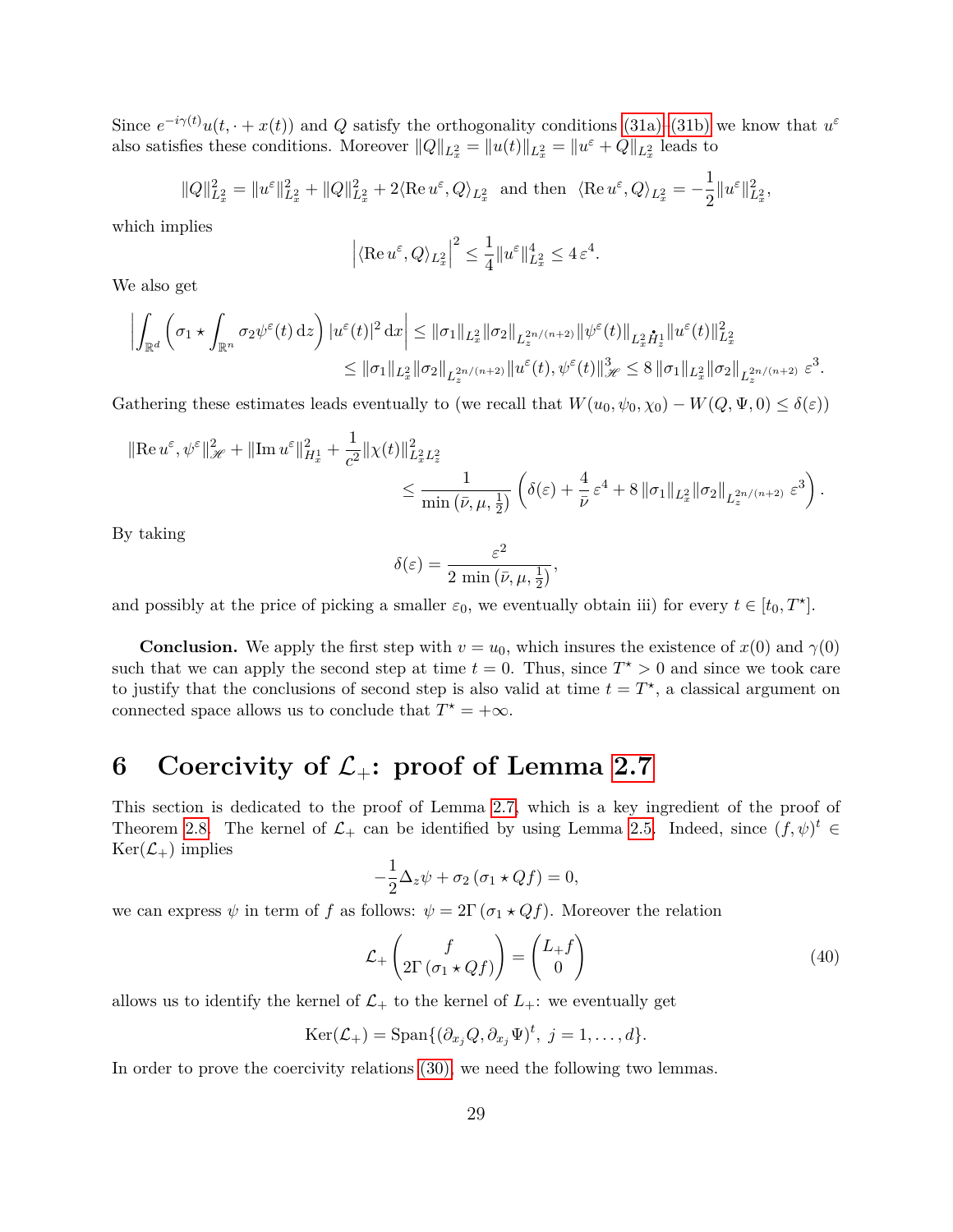Since $e^{-i\gamma(t)}u(t,\cdot+x(t))$ and $Q$ satisfy the orthogonality conditions (31a)-(31b) we know that $u^\varepsilon$ also satisfies these conditions. Moreover $\|Q\|_{L^2_x} = \|u(t)\|_{L^2_x} = \|u^\varepsilon + Q\|_{L^2_x}$ leads to

$$\|Q\|_{L^2_x}^2 = \|u^\varepsilon\|_{L^2_x}^2 + \|Q\|_{L^2_x}^2 + 2\langle \operatorname{Re} u^\varepsilon, Q\rangle_{L^2_x} \text{ and then } \langle \operatorname{Re} u^\varepsilon, Q\rangle_{L^2_x} = -\frac{1}{2}\|u^\varepsilon\|_{L^2_x}^2,$$

which implies

$$\left|\langle \operatorname{Re} u^\varepsilon, Q\rangle_{L^2_x}\right|^2 \leq \frac{1}{4}\|u^\varepsilon\|_{L^2_x}^4 \leq 4\,\varepsilon^4.$$

We also get

$$\begin{aligned}\left|\int_{\mathbb{R}^d}\left(\sigma_1 \star \int_{\mathbb{R}^n}\sigma_2\psi^\varepsilon(t)\,\mathrm{d}z\right)|u^\varepsilon(t)|^2\,\mathrm{d}x\right| &\leq \|\sigma_1\|_{L^2_x}\|\sigma_2\|_{L_z^{2n/(n+2)}}\|\psi^\varepsilon(t)\|_{L^2_x\dot{H}^1_z}\|u^\varepsilon(t)\|_{L^2_x}^2 \\ &\leq \|\sigma_1\|_{L^2_x}\|\sigma_2\|_{L_z^{2n/(n+2)}}\|u^\varepsilon(t),\psi^\varepsilon(t)\|_{\mathscr{H}}^3 \leq 8\,\|\sigma_1\|_{L^2_x}\|\sigma_2\|_{L_z^{2n/(n+2)}}\,\varepsilon^3.\end{aligned}$$

Gathering these estimates leads eventually to (we recall that $W(u_0,\psi_0,\chi_0) - W(Q,\Psi,0) \leq \delta(\varepsilon)$)

$$\begin{aligned}\|\operatorname{Re} u^\varepsilon, \psi^\varepsilon\|_{\mathscr{H}}^2 + \|\operatorname{Im} u^\varepsilon\|_{H^1_x}^2 + \frac{1}{c^2}\|\chi(t)\|_{L^2_xL^2_z}^2 \\ \leq \frac{1}{\min\left(\bar{\nu},\mu,\frac{1}{2}\right)}\left(\delta(\varepsilon) + \frac{4}{\bar{\nu}}\,\varepsilon^4 + 8\,\|\sigma_1\|_{L^2_x}\|\sigma_2\|_{L_z^{2n/(n+2)}}\,\varepsilon^3\right).\end{aligned}$$

By taking

$$\delta(\varepsilon) = \frac{\varepsilon^2}{2\,\min\left(\bar{\nu},\mu,\frac{1}{2}\right)},$$

and possibly at the price of picking a smaller $\varepsilon_0$, we eventually obtain iii) for every $t \in [t_0, T^\star]$.

**Conclusion.** We apply the first step with $v = u_0$, which insures the existence of $x(0)$ and $\gamma(0)$ such that we can apply the second step at time $t = 0$. Thus, since $T^\star > 0$ and since we took care to justify that the conclusions of second step is also valid at time $t = T^\star$, a classical argument on connected space allows us to conclude that $T^\star = +\infty$.

# 6 Coercivity of $\mathcal{L}_+$: proof of Lemma 2.7

This section is dedicated to the proof of Lemma 2.7, which is a key ingredient of the proof of Theorem 2.8. The kernel of $\mathcal{L}_+$ can be identified by using Lemma 2.5. Indeed, since $(f,\psi)^t \in \operatorname{Ker}(\mathcal{L}_+)$ implies

$$-\frac{1}{2}\Delta_z\psi + \sigma_2\left(\sigma_1 \star Qf\right) = 0,$$

we can express $\psi$ in term of $f$ as follows: $\psi = 2\Gamma\left(\sigma_1 \star Qf\right)$. Moreover the relation

$$\mathcal{L}_+\begin{pmatrix} f \\ 2\Gamma\left(\sigma_1 \star Qf\right)\end{pmatrix} = \begin{pmatrix} L_+ f \\ 0\end{pmatrix} \tag{40}$$

allows us to identify the kernel of $\mathcal{L}_+$ to the kernel of $L_+$: we eventually get

$$\operatorname{Ker}(\mathcal{L}_+) = \operatorname{Span}\{(\partial_{x_j}Q, \partial_{x_j}\Psi)^t,\ j = 1,\ldots,d\}.$$

In order to prove the coercivity relations (30), we need the following two lemmas.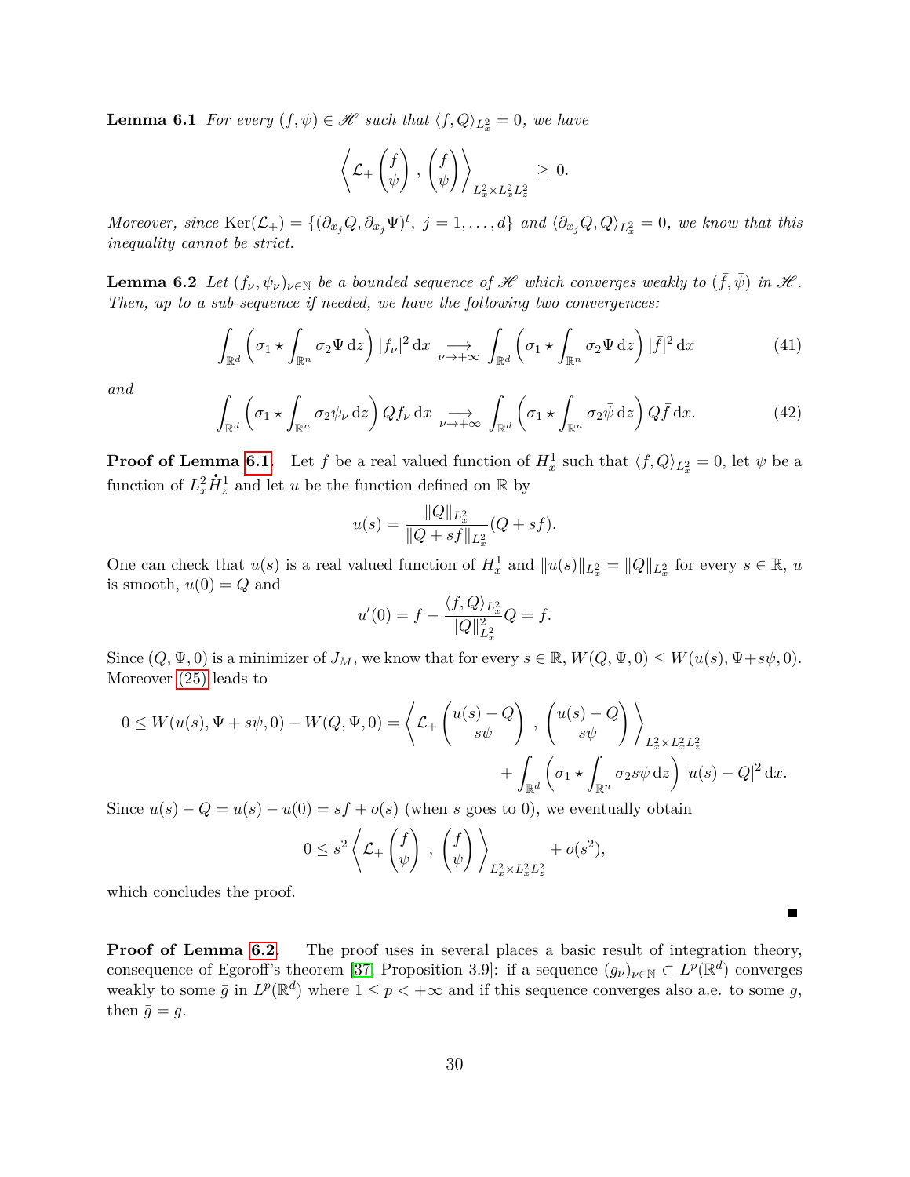**Lemma 6.1** *For every $(f,\psi) \in \mathscr{H}$ such that $\langle f, Q\rangle_{L^2_x} = 0$, we have*

$$\left\langle \mathcal{L}_+ \begin{pmatrix} f \\ \psi \end{pmatrix} , \begin{pmatrix} f \\ \psi \end{pmatrix} \right\rangle_{L^2_x \times L^2_x L^2_z} \geq 0.$$

*Moreover, since* $\mathrm{Ker}(\mathcal{L}_+) = \{(\partial_{x_j} Q, \partial_{x_j}\Psi)^t,\ j = 1,\dots,d\}$ *and* $\langle \partial_{x_j} Q, Q\rangle_{L^2_x} = 0$, *we know that this inequality cannot be strict.*

**Lemma 6.2** *Let $(f_\nu, \psi_\nu)_{\nu\in\mathbb{N}}$ be a bounded sequence of $\mathscr{H}$ which converges weakly to $(\bar f, \bar\psi)$ in $\mathscr{H}$. Then, up to a sub-sequence if needed, we have the following two convergences:*

$$\int_{\mathbb{R}^d} \left(\sigma_1 \star \int_{\mathbb{R}^n} \sigma_2 \Psi \,\mathrm{d}z\right) |f_\nu|^2 \,\mathrm{d}x \underset{\nu\to+\infty}{\longrightarrow} \int_{\mathbb{R}^d} \left(\sigma_1 \star \int_{\mathbb{R}^n} \sigma_2 \Psi \,\mathrm{d}z\right) |\bar f|^2 \,\mathrm{d}x \tag{41}$$

*and*

$$\int_{\mathbb{R}^d} \left(\sigma_1 \star \int_{\mathbb{R}^n} \sigma_2 \psi_\nu \,\mathrm{d}z\right) Q f_\nu \,\mathrm{d}x \underset{\nu\to+\infty}{\longrightarrow} \int_{\mathbb{R}^d} \left(\sigma_1 \star \int_{\mathbb{R}^n} \sigma_2 \bar\psi \,\mathrm{d}z\right) Q \bar f \,\mathrm{d}x. \tag{42}$$

**Proof of Lemma 6.1.** Let $f$ be a real valued function of $H^1_x$ such that $\langle f, Q\rangle_{L^2_x} = 0$, let $\psi$ be a function of $L^2_x \dot{H}^1_z$ and let $u$ be the function defined on $\mathbb{R}$ by

$$u(s) = \frac{\|Q\|_{L^2_x}}{\|Q + sf\|_{L^2_x}}(Q + sf).$$

One can check that $u(s)$ is a real valued function of $H^1_x$ and $\|u(s)\|_{L^2_x} = \|Q\|_{L^2_x}$ for every $s \in \mathbb{R}$, $u$ is smooth, $u(0) = Q$ and

$$u'(0) = f - \frac{\langle f, Q\rangle_{L^2_x}}{\|Q\|^2_{L^2_x}} Q = f.$$

Since $(Q, \Psi, 0)$ is a minimizer of $J_M$, we know that for every $s \in \mathbb{R}$, $W(Q,\Psi,0) \leq W(u(s), \Psi + s\psi, 0)$. Moreover (25) leads to

$$0 \leq W(u(s), \Psi + s\psi, 0) - W(Q,\Psi,0) = \left\langle \mathcal{L}_+ \begin{pmatrix} u(s) - Q \\ s\psi \end{pmatrix} , \begin{pmatrix} u(s) - Q \\ s\psi \end{pmatrix} \right\rangle_{L^2_x \times L^2_x L^2_z} + \int_{\mathbb{R}^d} \left(\sigma_1 \star \int_{\mathbb{R}^n} \sigma_2 s\psi \,\mathrm{d}z\right) |u(s) - Q|^2 \,\mathrm{d}x.$$

Since $u(s) - Q = u(s) - u(0) = sf + o(s)$ (when $s$ goes to 0), we eventually obtain

$$0 \leq s^2 \left\langle \mathcal{L}_+ \begin{pmatrix} f \\ \psi \end{pmatrix} , \begin{pmatrix} f \\ \psi \end{pmatrix} \right\rangle_{L^2_x \times L^2_x L^2_z} + o(s^2),$$

which concludes the proof. ∎

**Proof of Lemma 6.2.** The proof uses in several places a basic result of integration theory, consequence of Egoroff's theorem [37, Proposition 3.9]: if a sequence $(g_\nu)_{\nu\in\mathbb{N}} \subset L^p(\mathbb{R}^d)$ converges weakly to some $\bar g$ in $L^p(\mathbb{R}^d)$ where $1 \leq p < +\infty$ and if this sequence converges also a.e. to some $g$, then $\bar g = g$.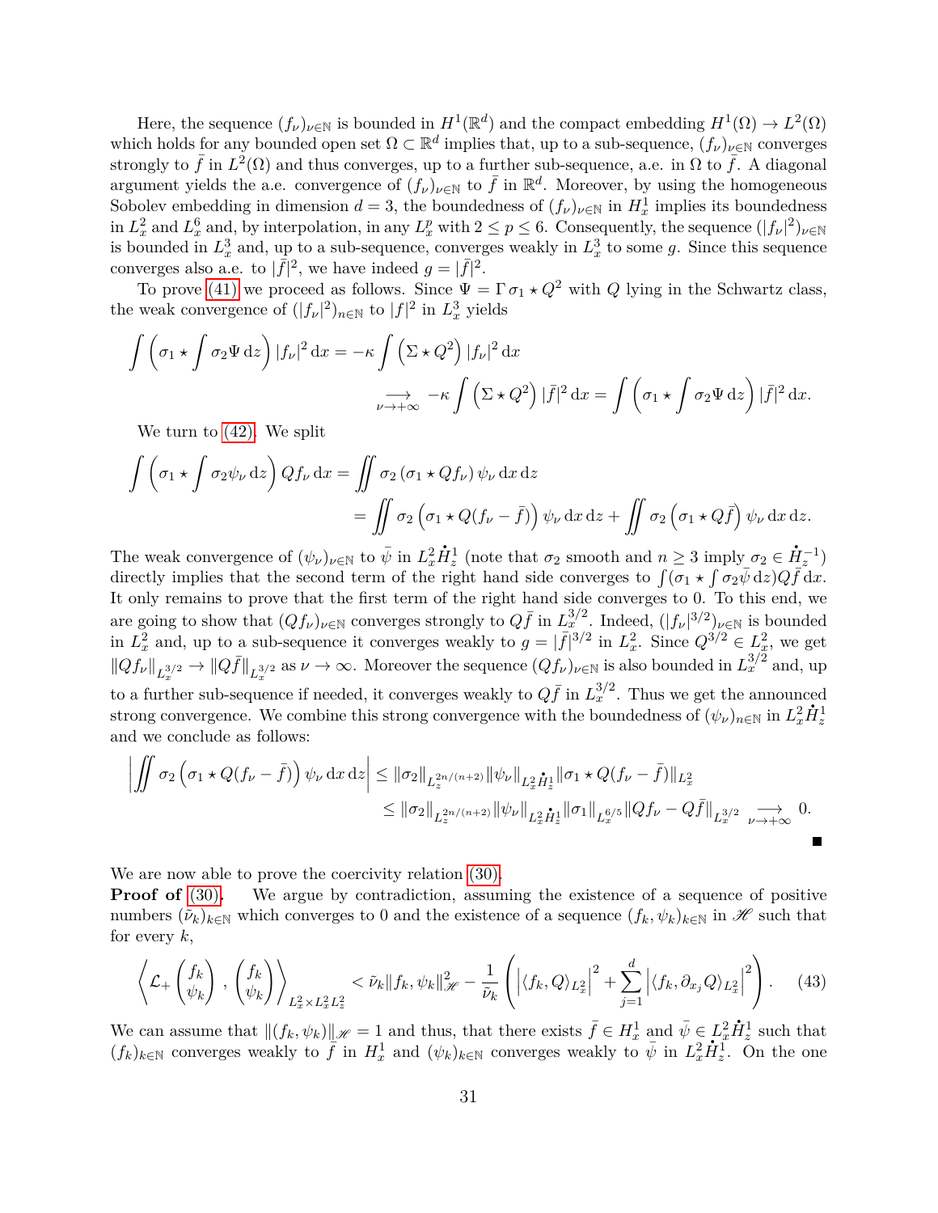Here, the sequence $(f_\nu)_{\nu\in\mathbb{N}}$ is bounded in $H^1(\mathbb{R}^d)$ and the compact embedding $H^1(\Omega) \to L^2(\Omega)$ which holds for any bounded open set $\Omega \subset \mathbb{R}^d$ implies that, up to a sub-sequence, $(f_\nu)_{\nu\in\mathbb{N}}$ converges strongly to $\bar f$ in $L^2(\Omega)$ and thus converges, up to a further sub-sequence, a.e. in $\Omega$ to $\bar f$. A diagonal argument yields the a.e. convergence of $(f_\nu)_{\nu\in\mathbb{N}}$ to $\bar f$ in $\mathbb{R}^d$. Moreover, by using the homogeneous Sobolev embedding in dimension $d = 3$, the boundedness of $(f_\nu)_{\nu\in\mathbb{N}}$ in $H^1_x$ implies its boundedness in $L^2_x$ and $L^6_x$ and, by interpolation, in any $L^p_x$ with $2 \le p \le 6$. Consequently, the sequence $(|f_\nu|^2)_{\nu\in\mathbb{N}}$ is bounded in $L^3_x$ and, up to a sub-sequence, converges weakly in $L^3_x$ to some $g$. Since this sequence converges also a.e. to $|\bar f|^2$, we have indeed $g = |\bar f|^2$.

To prove (41) we proceed as follows. Since $\Psi = \Gamma\,\sigma_1 \star Q^2$ with $Q$ lying in the Schwartz class, the weak convergence of $(|f_\nu|^2)_{n\in\mathbb{N}}$ to $|f|^2$ in $L^3_x$ yields

$$
\begin{aligned}
\int \left(\sigma_1 \star \int \sigma_2 \Psi \,\mathrm{d}z\right)|f_\nu|^2 \,\mathrm{d}x &= -\kappa \int \left(\Sigma \star Q^2\right)|f_\nu|^2 \,\mathrm{d}x \\
&\underset{\nu\to+\infty}{\longrightarrow} -\kappa \int \left(\Sigma \star Q^2\right)|\bar f|^2 \,\mathrm{d}x = \int \left(\sigma_1 \star \int \sigma_2 \Psi \,\mathrm{d}z\right)|\bar f|^2 \,\mathrm{d}x.
\end{aligned}
$$

We turn to (42). We split

$$
\begin{aligned}
\int \left(\sigma_1 \star \int \sigma_2 \psi_\nu \,\mathrm{d}z\right) Q f_\nu \,\mathrm{d}x &= \iint \sigma_2 \left(\sigma_1 \star Q f_\nu\right)\psi_\nu \,\mathrm{d}x\,\mathrm{d}z \\
&= \iint \sigma_2 \left(\sigma_1 \star Q(f_\nu - \bar f)\right)\psi_\nu \,\mathrm{d}x\,\mathrm{d}z + \iint \sigma_2 \left(\sigma_1 \star Q\bar f\right)\psi_\nu \,\mathrm{d}x\,\mathrm{d}z.
\end{aligned}
$$

The weak convergence of $(\psi_\nu)_{\nu\in\mathbb{N}}$ to $\bar\psi$ in $L^2_x\dot H^1_z$ (note that $\sigma_2$ smooth and $n \ge 3$ imply $\sigma_2 \in \dot H^{-1}_z$) directly implies that the second term of the right hand side converges to $\int(\sigma_1 \star \int \sigma_2\bar\psi \,\mathrm{d}z)Q\bar f \,\mathrm{d}x$. It only remains to prove that the first term of the right hand side converges to 0. To this end, we are going to show that $(Qf_\nu)_{\nu\in\mathbb{N}}$ converges strongly to $Q\bar f$ in $L^{3/2}_x$. Indeed, $(|f_\nu|^{3/2})_{\nu\in\mathbb{N}}$ is bounded in $L^2_x$ and, up to a sub-sequence it converges weakly to $g = |\bar f|^{3/2}$ in $L^2_x$. Since $Q^{3/2} \in L^2_x$, we get $\|Qf_\nu\|_{L^{3/2}_x} \to \|Q\bar f\|_{L^{3/2}_x}$ as $\nu \to \infty$. Moreover the sequence $(Qf_\nu)_{\nu\in\mathbb{N}}$ is also bounded in $L^{3/2}_x$ and, up to a further sub-sequence if needed, it converges weakly to $Q\bar f$ in $L^{3/2}_x$. Thus we get the announced strong convergence. We combine this strong convergence with the boundedness of $(\psi_\nu)_{n\in\mathbb{N}}$ in $L^2_x\dot H^1_z$ and we conclude as follows:

$$
\begin{aligned}
\left|\iint \sigma_2 \left(\sigma_1 \star Q(f_\nu - \bar f)\right)\psi_\nu \,\mathrm{d}x\,\mathrm{d}z\right| &\le \|\sigma_2\|_{L^{2n/(n+2)}_z}\|\psi_\nu\|_{L^2_x\dot H^1_z}\|\sigma_1 \star Q(f_\nu - \bar f)\|_{L^2_x} \\
&\le \|\sigma_2\|_{L^{2n/(n+2)}_z}\|\psi_\nu\|_{L^2_x\dot H^1_z}\|\sigma_1\|_{L^{6/5}_x}\|Qf_\nu - Q\bar f\|_{L^{3/2}_x} \underset{\nu\to+\infty}{\longrightarrow} 0.
\end{aligned}
$$

■

We are now able to prove the coercivity relation (30).

**Proof of (30).** We argue by contradiction, assuming the existence of a sequence of positive numbers $(\tilde\nu_k)_{k\in\mathbb{N}}$ which converges to 0 and the existence of a sequence $(f_k,\psi_k)_{k\in\mathbb{N}}$ in $\mathscr{H}$ such that for every $k$,

$$
\left\langle \mathcal{L}_+\begin{pmatrix} f_k \\ \psi_k\end{pmatrix}, \begin{pmatrix} f_k \\ \psi_k\end{pmatrix}\right\rangle_{L^2_x\times L^2_xL^2_z} < \tilde\nu_k\|f_k,\psi_k\|^2_{\mathscr{H}} - \frac{1}{\tilde\nu_k}\left(\left|\langle f_k, Q\rangle_{L^2_x}\right|^2 + \sum_{j=1}^d \left|\langle f_k, \partial_{x_j}Q\rangle_{L^2_x}\right|^2\right). \tag{43}
$$

We can assume that $\|(f_k,\psi_k)\|_{\mathscr{H}} = 1$ and thus, that there exists $\bar f \in H^1_x$ and $\bar\psi \in L^2_x\dot H^1_z$ such that $(f_k)_{k\in\mathbb{N}}$ converges weakly to $\bar f$ in $H^1_x$ and $(\psi_k)_{k\in\mathbb{N}}$ converges weakly to $\bar\psi$ in $L^2_x\dot H^1_z$. On the one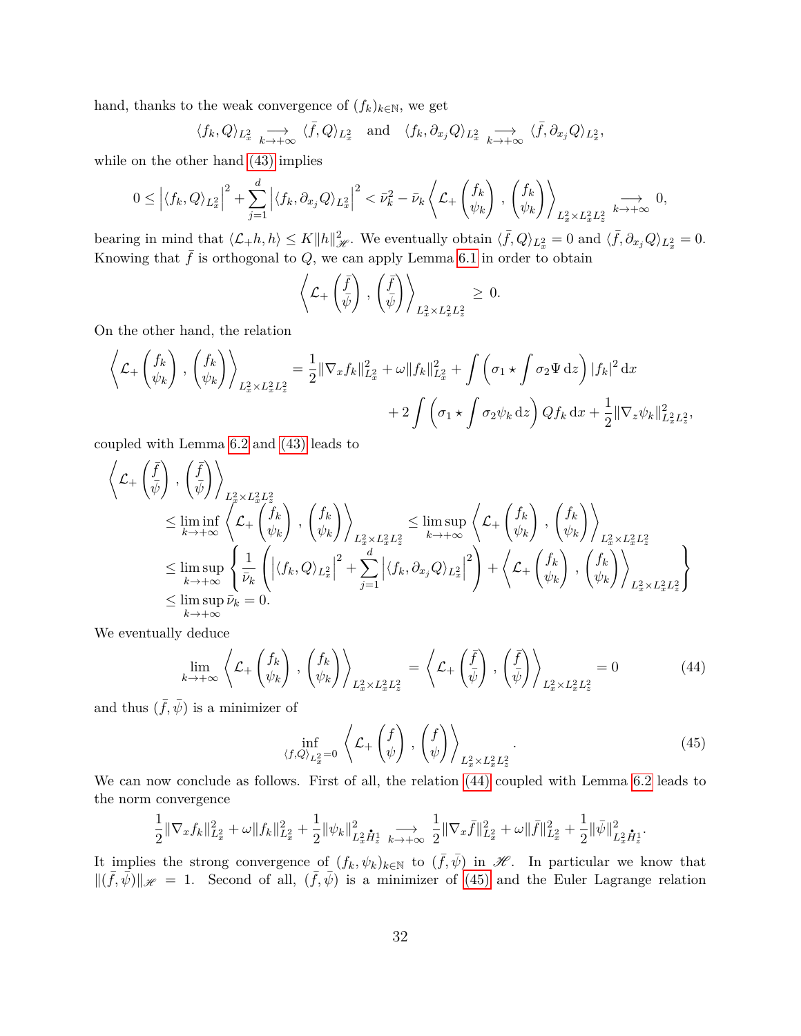hand, thanks to the weak convergence of $(f_k)_{k\in\mathbb{N}}$, we get

$$\langle f_k, Q\rangle_{L^2_x} \underset{k\to+\infty}{\longrightarrow} \langle \bar f, Q\rangle_{L^2_x} \quad \text{and} \quad \langle f_k, \partial_{x_j} Q\rangle_{L^2_x} \underset{k\to+\infty}{\longrightarrow} \langle \bar f, \partial_{x_j} Q\rangle_{L^2_x},$$

while on the other hand (43) implies

$$0 \leq \left|\langle f_k, Q\rangle_{L^2_x}\right|^2 + \sum_{j=1}^d \left|\langle f_k, \partial_{x_j} Q\rangle_{L^2_x}\right|^2 < \bar\nu_k^2 - \bar\nu_k \left\langle \mathcal{L}_+ \begin{pmatrix} f_k \\ \psi_k \end{pmatrix}, \begin{pmatrix} f_k \\ \psi_k \end{pmatrix} \right\rangle_{L^2_x\times L^2_x L^2_z} \underset{k\to+\infty}{\longrightarrow} 0,$$

bearing in mind that $\langle \mathcal{L}_+ h, h\rangle \leq K\|h\|^2_{\mathscr{H}}$. We eventually obtain $\langle \bar f, Q\rangle_{L^2_x} = 0$ and $\langle \bar f, \partial_{x_j} Q\rangle_{L^2_x} = 0$. Knowing that $\bar f$ is orthogonal to $Q$, we can apply Lemma 6.1 in order to obtain

$$\left\langle \mathcal{L}_+ \begin{pmatrix} \bar f \\ \bar\psi \end{pmatrix}, \begin{pmatrix} \bar f \\ \bar\psi \end{pmatrix} \right\rangle_{L^2_x\times L^2_x L^2_z} \geq 0.$$

On the other hand, the relation

$$\left\langle \mathcal{L}_+ \begin{pmatrix} f_k \\ \psi_k \end{pmatrix}, \begin{pmatrix} f_k \\ \psi_k \end{pmatrix} \right\rangle_{L^2_x\times L^2_x L^2_z} = \frac{1}{2}\|\nabla_x f_k\|^2_{L^2_x} + \omega\|f_k\|^2_{L^2_x} + \int \left(\sigma_1 \star \int \sigma_2 \Psi \,\mathrm{d}z\right) |f_k|^2 \,\mathrm{d}x$$
$$+ 2\int \left(\sigma_1 \star \int \sigma_2 \psi_k \,\mathrm{d}z\right) Q f_k \,\mathrm{d}x + \frac{1}{2}\|\nabla_z \psi_k\|^2_{L^2_x L^2_z},$$

coupled with Lemma 6.2 and (43) leads to

$$\begin{aligned}
&\left\langle \mathcal{L}_+ \begin{pmatrix} \bar f \\ \bar\psi \end{pmatrix}, \begin{pmatrix} \bar f \\ \bar\psi \end{pmatrix} \right\rangle_{L^2_x\times L^2_x L^2_z} \\
&\quad\leq \liminf_{k\to+\infty} \left\langle \mathcal{L}_+ \begin{pmatrix} f_k \\ \psi_k \end{pmatrix}, \begin{pmatrix} f_k \\ \psi_k \end{pmatrix} \right\rangle_{L^2_x\times L^2_x L^2_z} \leq \limsup_{k\to+\infty} \left\langle \mathcal{L}_+ \begin{pmatrix} f_k \\ \psi_k \end{pmatrix}, \begin{pmatrix} f_k \\ \psi_k \end{pmatrix} \right\rangle_{L^2_x\times L^2_x L^2_z} \\
&\quad\leq \limsup_{k\to+\infty} \left\{ \frac{1}{\bar\nu_k}\left(\left|\langle f_k, Q\rangle_{L^2_x}\right|^2 + \sum_{j=1}^d \left|\langle f_k, \partial_{x_j} Q\rangle_{L^2_x}\right|^2\right) + \left\langle \mathcal{L}_+ \begin{pmatrix} f_k \\ \psi_k \end{pmatrix}, \begin{pmatrix} f_k \\ \psi_k \end{pmatrix} \right\rangle_{L^2_x\times L^2_x L^2_z} \right\} \\
&\quad\leq \limsup_{k\to+\infty} \bar\nu_k = 0.
\end{aligned}$$

We eventually deduce

$$\lim_{k\to+\infty} \left\langle \mathcal{L}_+ \begin{pmatrix} f_k \\ \psi_k \end{pmatrix}, \begin{pmatrix} f_k \\ \psi_k \end{pmatrix} \right\rangle_{L^2_x\times L^2_x L^2_z} = \left\langle \mathcal{L}_+ \begin{pmatrix} \bar f \\ \bar\psi \end{pmatrix}, \begin{pmatrix} \bar f \\ \bar\psi \end{pmatrix} \right\rangle_{L^2_x\times L^2_x L^2_z} = 0 \tag{44}$$

and thus $(\bar f, \bar\psi)$ is a minimizer of

$$\inf_{\langle f, Q\rangle_{L^2_x} = 0} \left\langle \mathcal{L}_+ \begin{pmatrix} f \\ \psi \end{pmatrix}, \begin{pmatrix} f \\ \psi \end{pmatrix} \right\rangle_{L^2_x\times L^2_x L^2_z}. \tag{45}$$

We can now conclude as follows. First of all, the relation (44) coupled with Lemma 6.2 leads to the norm convergence

$$\frac{1}{2}\|\nabla_x f_k\|^2_{L^2_x} + \omega\|f_k\|^2_{L^2_x} + \frac{1}{2}\|\psi_k\|^2_{L^2_x \dot H^1_z} \underset{k\to+\infty}{\longrightarrow} \frac{1}{2}\|\nabla_x \bar f\|^2_{L^2_x} + \omega\|\bar f\|^2_{L^2_x} + \frac{1}{2}\|\bar\psi\|^2_{L^2_x \dot H^1_z}.$$

It implies the strong convergence of $(f_k, \psi_k)_{k\in\mathbb{N}}$ to $(\bar f, \bar\psi)$ in $\mathscr{H}$. In particular we know that $\|(\bar f, \bar\psi)\|_{\mathscr{H}} = 1$. Second of all, $(\bar f, \bar\psi)$ is a minimizer of (45) and the Euler Lagrange relation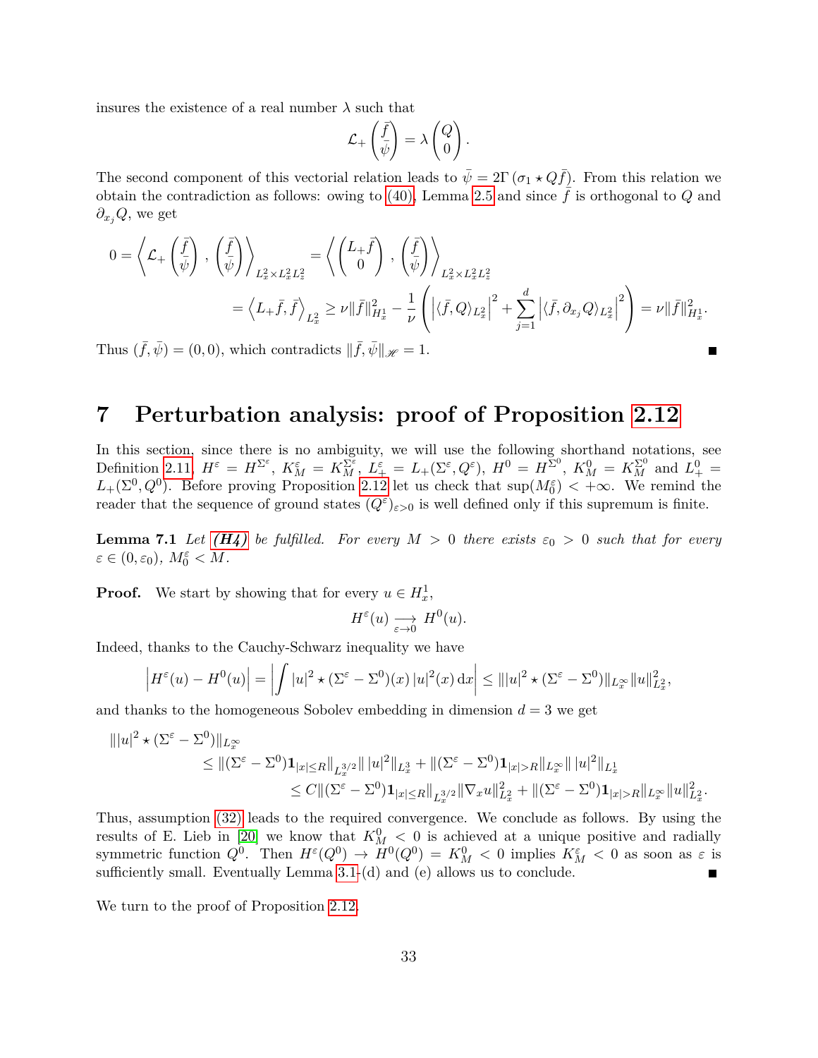insures the existence of a real number $\lambda$ such that

$$\mathcal{L}_+ \begin{pmatrix} \bar{f} \\ \bar{\psi} \end{pmatrix} = \lambda \begin{pmatrix} Q \\ 0 \end{pmatrix}.$$

The second component of this vectorial relation leads to $\bar{\psi} = 2\Gamma\,(\sigma_1 \star Q\bar{f})$. From this relation we obtain the contradiction as follows: owing to (40), Lemma 2.5 and since $\bar{f}$ is orthogonal to $Q$ and $\partial_{x_j} Q$, we get

$$0 = \left\langle \mathcal{L}_+ \begin{pmatrix} \bar{f} \\ \bar{\psi} \end{pmatrix}, \begin{pmatrix} \bar{f} \\ \bar{\psi} \end{pmatrix} \right\rangle_{L^2_x \times L^2_x L^2_z} = \left\langle \begin{pmatrix} L_+ \bar{f} \\ 0 \end{pmatrix}, \begin{pmatrix} \bar{f} \\ \bar{\psi} \end{pmatrix} \right\rangle_{L^2_x \times L^2_x L^2_z}$$

$$= \left\langle L_+ \bar{f}, \bar{f} \right\rangle_{L^2_x} \geq \nu \|\bar{f}\|^2_{H^1_x} - \frac{1}{\nu} \left( \left| \langle \bar{f}, Q \rangle_{L^2_x} \right|^2 + \sum_{j=1}^{d} \left| \langle \bar{f}, \partial_{x_j} Q \rangle_{L^2_x} \right|^2 \right) = \nu \|\bar{f}\|^2_{H^1_x}.$$

Thus $(\bar{f}, \bar{\psi}) = (0,0)$, which contradicts $\|\bar{f}, \bar{\psi}\|_{\mathscr{H}} = 1$. ■

# 7 Perturbation analysis: proof of Proposition 2.12

In this section, since there is no ambiguity, we will use the following shorthand notations, see Definition 2.11, $H^\varepsilon = H^{\Sigma^\varepsilon}$, $K^\varepsilon_M = K^{\Sigma^\varepsilon}_M$, $L^\varepsilon_+ = L_+(\Sigma^\varepsilon, Q^\varepsilon)$, $H^0 = H^{\Sigma^0}$, $K^0_M = K^{\Sigma^0}_M$ and $L^0_+ = L_+(\Sigma^0, Q^0)$. Before proving Proposition 2.12 let us check that $\sup(M^\varepsilon_0) < +\infty$. We remind the reader that the sequence of ground states $(Q^\varepsilon)_{\varepsilon>0}$ is well defined only if this supremum is finite.

**Lemma 7.1** *Let **(H4)** be fulfilled. For every $M > 0$ there exists $\varepsilon_0 > 0$ such that for every $\varepsilon \in (0, \varepsilon_0)$, $M^\varepsilon_0 < M$.*

**Proof.** We start by showing that for every $u \in H^1_x$,

$$H^\varepsilon(u) \underset{\varepsilon \to 0}{\longrightarrow} H^0(u).$$

Indeed, thanks to the Cauchy-Schwarz inequality we have

$$\left| H^\varepsilon(u) - H^0(u) \right| = \left| \int |u|^2 \star (\Sigma^\varepsilon - \Sigma^0)(x)\, |u|^2(x)\, \mathrm{d}x \right| \leq \| |u|^2 \star (\Sigma^\varepsilon - \Sigma^0) \|_{L^\infty_x} \|u\|^2_{L^2_x},$$

and thanks to the homogeneous Sobolev embedding in dimension $d = 3$ we get

$$\begin{aligned} \| |u|^2 \star (\Sigma^\varepsilon - \Sigma^0) \|_{L^\infty_x} &\leq \| (\Sigma^\varepsilon - \Sigma^0) \mathbf{1}_{|x| \leq R} \|_{L^{3/2}_x} \| \, |u|^2 \|_{L^3_x} + \| (\Sigma^\varepsilon - \Sigma^0) \mathbf{1}_{|x|>R} \|_{L^\infty_x} \| \, |u|^2 \|_{L^1_x} \\ &\leq C \| (\Sigma^\varepsilon - \Sigma^0) \mathbf{1}_{|x| \leq R} \|_{L^{3/2}_x} \| \nabla_x u \|^2_{L^2_x} + \| (\Sigma^\varepsilon - \Sigma^0) \mathbf{1}_{|x|>R} \|_{L^\infty_x} \|u\|^2_{L^2_x}. \end{aligned}$$

Thus, assumption (32) leads to the required convergence. We conclude as follows. By using the results of E. Lieb in [20] we know that $K^0_M < 0$ is achieved at a unique positive and radially symmetric function $Q^0$. Then $H^\varepsilon(Q^0) \to H^0(Q^0) = K^0_M < 0$ implies $K^\varepsilon_M < 0$ as soon as $\varepsilon$ is sufficiently small. Eventually Lemma 3.1-(d) and (e) allows us to conclude. ■

We turn to the proof of Proposition 2.12.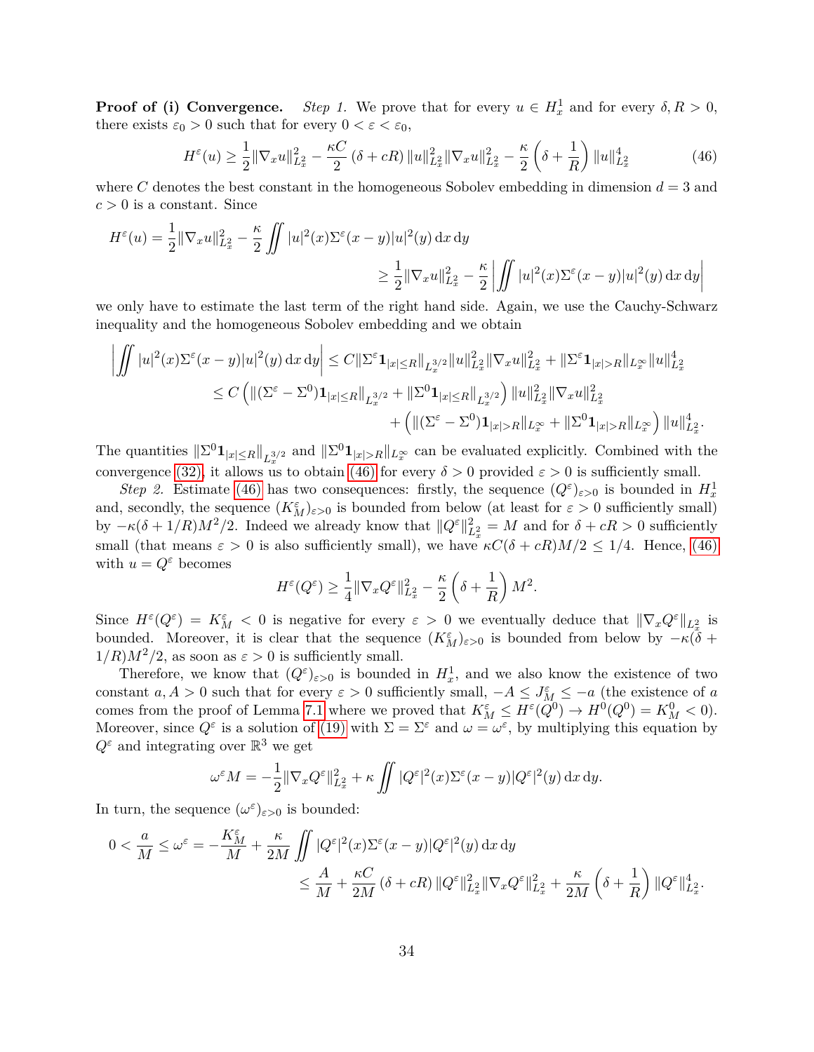**Proof of (i) Convergence.** *Step 1.* We prove that for every $u \in H^1_x$ and for every $\delta, R > 0$, there exists $\varepsilon_0 > 0$ such that for every $0 < \varepsilon < \varepsilon_0$,

$$H^\varepsilon(u) \geq \frac{1}{2}\|\nabla_x u\|^2_{L^2_x} - \frac{\kappa C}{2}\left(\delta + cR\right)\|u\|^2_{L^2_x}\|\nabla_x u\|^2_{L^2_x} - \frac{\kappa}{2}\left(\delta + \frac{1}{R}\right)\|u\|^4_{L^2_x} \tag{46}$$

where $C$ denotes the best constant in the homogeneous Sobolev embedding in dimension $d = 3$ and $c > 0$ is a constant. Since

$$H^\varepsilon(u) = \frac{1}{2}\|\nabla_x u\|^2_{L^2_x} - \frac{\kappa}{2}\iint |u|^2(x)\Sigma^\varepsilon(x-y)|u|^2(y)\,\mathrm{d}x\,\mathrm{d}y$$
$$\geq \frac{1}{2}\|\nabla_x u\|^2_{L^2_x} - \frac{\kappa}{2}\left|\iint |u|^2(x)\Sigma^\varepsilon(x-y)|u|^2(y)\,\mathrm{d}x\,\mathrm{d}y\right|$$

we only have to estimate the last term of the right hand side. Again, we use the Cauchy-Schwarz inequality and the homogeneous Sobolev embedding and we obtain

$$\begin{aligned}
\left|\iint |u|^2(x)\Sigma^\varepsilon(x-y)|u|^2(y)\,\mathrm{d}x\,\mathrm{d}y\right| &\leq C\|\Sigma^\varepsilon \mathbf{1}_{|x|\leq R}\|_{L^{3/2}_x}\|u\|^2_{L^2_x}\|\nabla_x u\|^2_{L^2_x} + \|\Sigma^\varepsilon \mathbf{1}_{|x|>R}\|_{L^\infty_x}\|u\|^4_{L^2_x}\\
&\leq C\left(\|(\Sigma^\varepsilon - \Sigma^0)\mathbf{1}_{|x|\leq R}\|_{L^{3/2}_x} + \|\Sigma^0 \mathbf{1}_{|x|\leq R}\|_{L^{3/2}_x}\right)\|u\|^2_{L^2_x}\|\nabla_x u\|^2_{L^2_x}\\
&\quad + \left(\|(\Sigma^\varepsilon - \Sigma^0)\mathbf{1}_{|x|>R}\|_{L^\infty_x} + \|\Sigma^0 \mathbf{1}_{|x|>R}\|_{L^\infty_x}\right)\|u\|^4_{L^2_x}.
\end{aligned}$$

The quantities $\|\Sigma^0 \mathbf{1}_{|x|\leq R}\|_{L^{3/2}_x}$ and $\|\Sigma^0 \mathbf{1}_{|x|>R}\|_{L^\infty_x}$ can be evaluated explicitly. Combined with the convergence (32), it allows us to obtain (46) for every $\delta > 0$ provided $\varepsilon > 0$ is sufficiently small.

*Step 2.* Estimate (46) has two consequences: firstly, the sequence $(Q^\varepsilon)_{\varepsilon>0}$ is bounded in $H^1_x$ and, secondly, the sequence $(K^\varepsilon_M)_{\varepsilon>0}$ is bounded from below (at least for $\varepsilon > 0$ sufficiently small) by $-\kappa(\delta + 1/R)M^2/2$. Indeed we already know that $\|Q^\varepsilon\|^2_{L^2_x} = M$ and for $\delta + cR > 0$ sufficiently small (that means $\varepsilon > 0$ is also sufficiently small), we have $\kappa C(\delta + cR)M/2 \leq 1/4$. Hence, (46) with $u = Q^\varepsilon$ becomes

$$H^\varepsilon(Q^\varepsilon) \geq \frac{1}{4}\|\nabla_x Q^\varepsilon\|^2_{L^2_x} - \frac{\kappa}{2}\left(\delta + \frac{1}{R}\right)M^2.$$

Since $H^\varepsilon(Q^\varepsilon) = K^\varepsilon_M < 0$ is negative for every $\varepsilon > 0$ we eventually deduce that $\|\nabla_x Q^\varepsilon\|_{L^2_x}$ is bounded. Moreover, it is clear that the sequence $(K^\varepsilon_M)_{\varepsilon>0}$ is bounded from below by $-\kappa(\delta + 1/R)M^2/2$, as soon as $\varepsilon > 0$ is sufficiently small.

Therefore, we know that $(Q^\varepsilon)_{\varepsilon>0}$ is bounded in $H^1_x$, and we also know the existence of two constant $a, A > 0$ such that for every $\varepsilon > 0$ sufficiently small, $-A \leq J^\varepsilon_M \leq -a$ (the existence of $a$ comes from the proof of Lemma 7.1 where we proved that $K^\varepsilon_M \leq H^\varepsilon(Q^0) \to H^0(Q^0) = K^0_M < 0$). Moreover, since $Q^\varepsilon$ is a solution of (19) with $\Sigma = \Sigma^\varepsilon$ and $\omega = \omega^\varepsilon$, by multiplying this equation by $Q^\varepsilon$ and integrating over $\mathbb{R}^3$ we get

$$\omega^\varepsilon M = -\frac{1}{2}\|\nabla_x Q^\varepsilon\|^2_{L^2_x} + \kappa\iint |Q^\varepsilon|^2(x)\Sigma^\varepsilon(x-y)|Q^\varepsilon|^2(y)\,\mathrm{d}x\,\mathrm{d}y.$$

In turn, the sequence $(\omega^\varepsilon)_{\varepsilon>0}$ is bounded:

$$\begin{aligned}
0 < \frac{a}{M} \leq \omega^\varepsilon &= -\frac{K^\varepsilon_M}{M} + \frac{\kappa}{2M}\iint |Q^\varepsilon|^2(x)\Sigma^\varepsilon(x-y)|Q^\varepsilon|^2(y)\,\mathrm{d}x\,\mathrm{d}y\\
&\leq \frac{A}{M} + \frac{\kappa C}{2M}\left(\delta + cR\right)\|Q^\varepsilon\|^2_{L^2_x}\|\nabla_x Q^\varepsilon\|^2_{L^2_x} + \frac{\kappa}{2M}\left(\delta + \frac{1}{R}\right)\|Q^\varepsilon\|^4_{L^2_x}.
\end{aligned}$$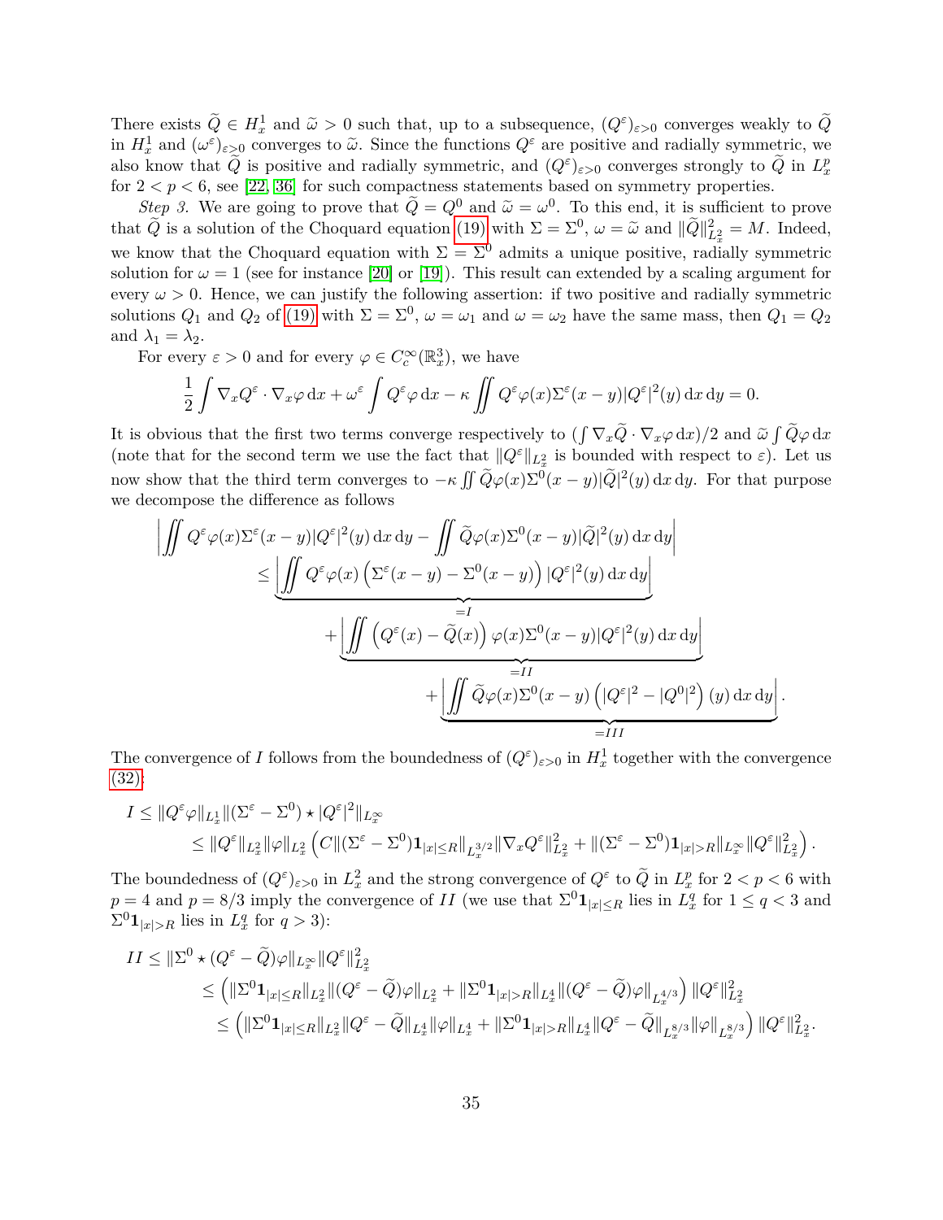There exists $\widetilde{Q} \in H^1_x$ and $\widetilde{\omega} > 0$ such that, up to a subsequence, $(Q^\varepsilon)_{\varepsilon>0}$ converges weakly to $\widetilde{Q}$ in $H^1_x$ and $(\omega^\varepsilon)_{\varepsilon>0}$ converges to $\widetilde{\omega}$. Since the functions $Q^\varepsilon$ are positive and radially symmetric, we also know that $\widetilde{Q}$ is positive and radially symmetric, and $(Q^\varepsilon)_{\varepsilon>0}$ converges strongly to $\widetilde{Q}$ in $L^p_x$ for $2 < p < 6$, see [22, 36] for such compactness statements based on symmetry properties.

*Step 3.* We are going to prove that $\widetilde{Q} = Q^0$ and $\widetilde{\omega} = \omega^0$. To this end, it is sufficient to prove that $\widetilde{Q}$ is a solution of the Choquard equation (19) with $\Sigma = \Sigma^0$, $\omega = \widetilde{\omega}$ and $\|\widetilde{Q}\|^2_{L^2_x} = M$. Indeed, we know that the Choquard equation with $\Sigma = \Sigma^0$ admits a unique positive, radially symmetric solution for $\omega = 1$ (see for instance [20] or [19]). This result can extended by a scaling argument for every $\omega > 0$. Hence, we can justify the following assertion: if two positive and radially symmetric solutions $Q_1$ and $Q_2$ of (19) with $\Sigma = \Sigma^0$, $\omega = \omega_1$ and $\omega = \omega_2$ have the same mass, then $Q_1 = Q_2$ and $\lambda_1 = \lambda_2$.

For every $\varepsilon > 0$ and for every $\varphi \in C^\infty_c(\mathbb{R}^3_x)$, we have

$$\frac{1}{2}\int \nabla_x Q^\varepsilon \cdot \nabla_x \varphi \, \mathrm{d}x + \omega^\varepsilon \int Q^\varepsilon \varphi \, \mathrm{d}x - \kappa \iint Q^\varepsilon \varphi(x) \Sigma^\varepsilon(x-y)|Q^\varepsilon|^2(y)\, \mathrm{d}x\, \mathrm{d}y = 0.$$

It is obvious that the first two terms converge respectively to $(\int \nabla_x \widetilde{Q} \cdot \nabla_x \varphi \, \mathrm{d}x)/2$ and $\widetilde{\omega} \int \widetilde{Q}\varphi \, \mathrm{d}x$ (note that for the second term we use the fact that $\|Q^\varepsilon\|_{L^2_x}$ is bounded with respect to $\varepsilon$). Let us now show that the third term converges to $-\kappa \iint \widetilde{Q}\varphi(x)\Sigma^0(x-y)|\widetilde{Q}|^2(y)\, \mathrm{d}x\, \mathrm{d}y$. For that purpose we decompose the difference as follows

$$\begin{aligned}
\Big| \iint Q^\varepsilon \varphi(x) \Sigma^\varepsilon(x-y)|Q^\varepsilon|^2(y)\, \mathrm{d}x\, \mathrm{d}y - \iint \widetilde{Q}\varphi(x)\Sigma^0(x-y)|\widetilde{Q}|^2(y)\, \mathrm{d}x\, \mathrm{d}y \Big| \\
\leq \underbrace{\Big| \iint Q^\varepsilon \varphi(x) \left(\Sigma^\varepsilon(x-y) - \Sigma^0(x-y)\right)|Q^\varepsilon|^2(y)\, \mathrm{d}x\, \mathrm{d}y \Big|}_{=I} \\
+ \underbrace{\Big| \iint \left(Q^\varepsilon(x) - \widetilde{Q}(x)\right)\varphi(x)\Sigma^0(x-y)|Q^\varepsilon|^2(y)\, \mathrm{d}x\, \mathrm{d}y \Big|}_{=II} \\
+ \underbrace{\Big| \iint \widetilde{Q}\varphi(x)\Sigma^0(x-y)\left(|Q^\varepsilon|^2 - |Q^0|^2\right)(y)\, \mathrm{d}x\, \mathrm{d}y \Big|}_{=III}.
\end{aligned}$$

The convergence of $I$ follows from the boundedness of $(Q^\varepsilon)_{\varepsilon>0}$ in $H^1_x$ together with the convergence (32):

$$\begin{aligned}
I &\leq \|Q^\varepsilon \varphi\|_{L^1_x} \|(\Sigma^\varepsilon - \Sigma^0) \star |Q^\varepsilon|^2\|_{L^\infty_x} \\
&\leq \|Q^\varepsilon\|_{L^2_x}\|\varphi\|_{L^2_x}\left(C\|(\Sigma^\varepsilon - \Sigma^0)\mathbf{1}_{|x|\leq R}\|_{L^{3/2}_x}\|\nabla_x Q^\varepsilon\|^2_{L^2_x} + \|(\Sigma^\varepsilon - \Sigma^0)\mathbf{1}_{|x|>R}\|_{L^\infty_x}\|Q^\varepsilon\|^2_{L^2_x}\right).
\end{aligned}$$

The boundedness of $(Q^\varepsilon)_{\varepsilon>0}$ in $L^2_x$ and the strong convergence of $Q^\varepsilon$ to $\widetilde{Q}$ in $L^p_x$ for $2 < p < 6$ with $p = 4$ and $p = 8/3$ imply the convergence of $II$ (we use that $\Sigma^0 \mathbf{1}_{|x|\leq R}$ lies in $L^q_x$ for $1 \leq q < 3$ and $\Sigma^0 \mathbf{1}_{|x|>R}$ lies in $L^q_x$ for $q > 3$):

$$\begin{aligned}
II &\leq \|\Sigma^0 \star (Q^\varepsilon - \widetilde{Q})\varphi\|_{L^\infty_x}\|Q^\varepsilon\|^2_{L^2_x} \\
&\leq \left(\|\Sigma^0 \mathbf{1}_{|x|\leq R}\|_{L^2_x}\|(Q^\varepsilon - \widetilde{Q})\varphi\|_{L^2_x} + \|\Sigma^0 \mathbf{1}_{|x|>R}\|_{L^4_x}\|(Q^\varepsilon - \widetilde{Q})\varphi\|_{L^{4/3}_x}\right)\|Q^\varepsilon\|^2_{L^2_x} \\
&\leq \left(\|\Sigma^0 \mathbf{1}_{|x|\leq R}\|_{L^2_x}\|Q^\varepsilon - \widetilde{Q}\|_{L^4_x}\|\varphi\|_{L^4_x} + \|\Sigma^0 \mathbf{1}_{|x|>R}\|_{L^4_x}\|Q^\varepsilon - \widetilde{Q}\|_{L^{8/3}_x}\|\varphi\|_{L^{8/3}_x}\right)\|Q^\varepsilon\|^2_{L^2_x}.
\end{aligned}$$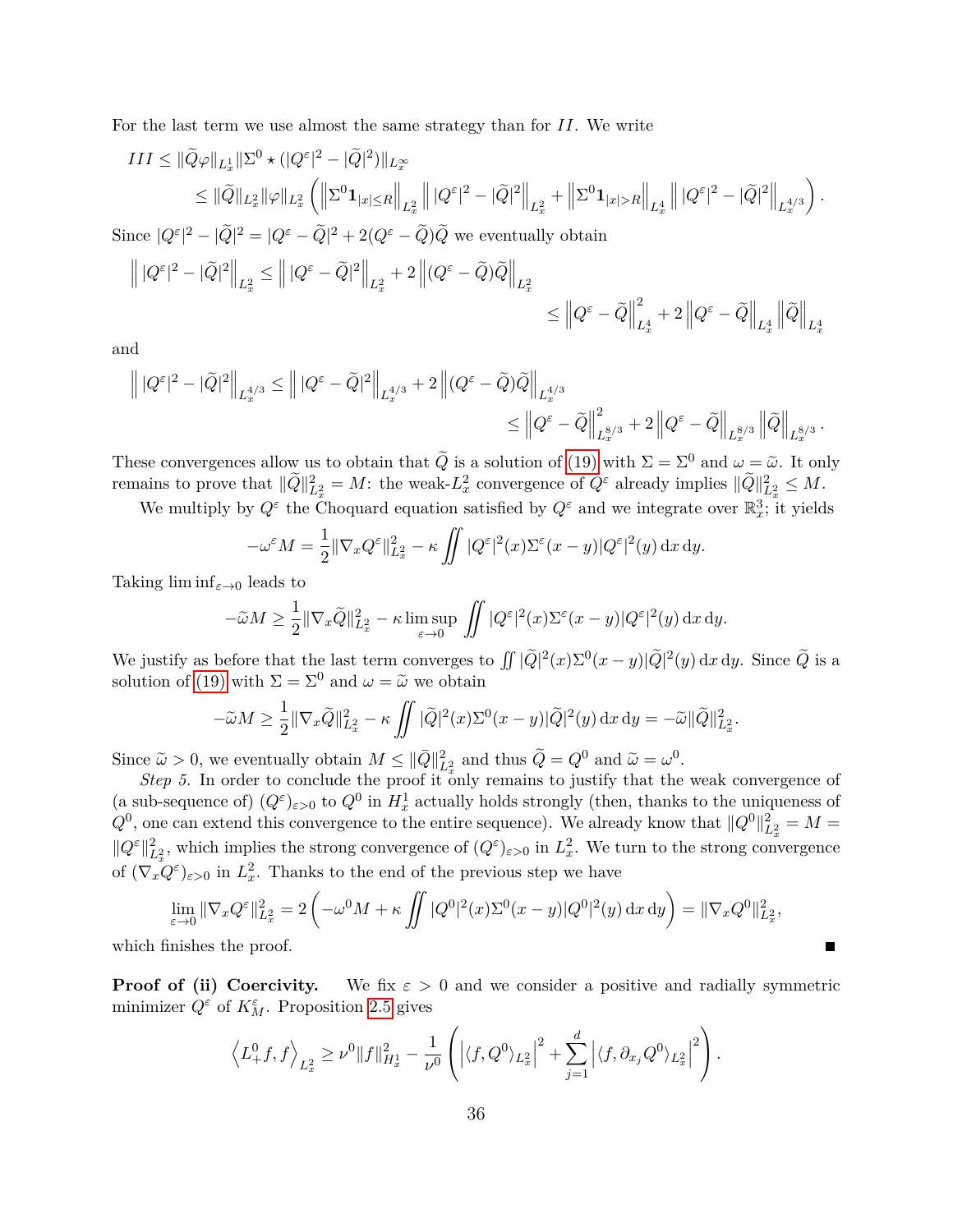For the last term we use almost the same strategy than for $II$. We write

$$
\begin{aligned}
III &\leq \|\widetilde{Q}\varphi\|_{L^1_x} \|\Sigma^0 \star (|Q^\varepsilon|^2 - |\widetilde{Q}|^2)\|_{L^\infty_x} \\
&\leq \|\widetilde{Q}\|_{L^2_x} \|\varphi\|_{L^2_x} \left( \left\|\Sigma^0 \mathbf{1}_{|x|\leq R}\right\|_{L^2_x} \left\| |Q^\varepsilon|^2 - |\widetilde{Q}|^2 \right\|_{L^2_x} + \left\|\Sigma^0 \mathbf{1}_{|x|>R}\right\|_{L^4_x} \left\| |Q^\varepsilon|^2 - |\widetilde{Q}|^2 \right\|_{L^{4/3}_x} \right).
\end{aligned}
$$

Since $|Q^\varepsilon|^2 - |\widetilde{Q}|^2 = |Q^\varepsilon - \widetilde{Q}|^2 + 2(Q^\varepsilon - \widetilde{Q})\widetilde{Q}$ we eventually obtain

$$
\begin{aligned}
\left\| |Q^\varepsilon|^2 - |\widetilde{Q}|^2 \right\|_{L^2_x} &\leq \left\| |Q^\varepsilon - \widetilde{Q}|^2 \right\|_{L^2_x} + 2 \left\| (Q^\varepsilon - \widetilde{Q})\widetilde{Q} \right\|_{L^2_x} \\
&\leq \left\| Q^\varepsilon - \widetilde{Q} \right\|^2_{L^4_x} + 2 \left\| Q^\varepsilon - \widetilde{Q} \right\|_{L^4_x} \left\| \widetilde{Q} \right\|_{L^4_x}
\end{aligned}
$$

and

$$
\begin{aligned}
\left\| |Q^\varepsilon|^2 - |\widetilde{Q}|^2 \right\|_{L^{4/3}_x} &\leq \left\| |Q^\varepsilon - \widetilde{Q}|^2 \right\|_{L^{4/3}_x} + 2 \left\| (Q^\varepsilon - \widetilde{Q})\widetilde{Q} \right\|_{L^{4/3}_x} \\
&\leq \left\| Q^\varepsilon - \widetilde{Q} \right\|^2_{L^{8/3}_x} + 2 \left\| Q^\varepsilon - \widetilde{Q} \right\|_{L^{8/3}_x} \left\| \widetilde{Q} \right\|_{L^{8/3}_x}.
\end{aligned}
$$

These convergences allow us to obtain that $\widetilde{Q}$ is a solution of (19) with $\Sigma = \Sigma^0$ and $\omega = \widetilde{\omega}$. It only remains to prove that $\|\widetilde{Q}\|^2_{L^2_x} = M$: the weak-$L^2_x$ convergence of $Q^\varepsilon$ already implies $\|\widetilde{Q}\|^2_{L^2_x} \leq M$.

We multiply by $Q^\varepsilon$ the Choquard equation satisfied by $Q^\varepsilon$ and we integrate over $\mathbb{R}^3_x$; it yields

$$
-\omega^\varepsilon M = \frac{1}{2}\|\nabla_x Q^\varepsilon\|^2_{L^2_x} - \kappa \iint |Q^\varepsilon|^2(x)\Sigma^\varepsilon(x-y)|Q^\varepsilon|^2(y)\,\mathrm{d}x\,\mathrm{d}y.
$$

Taking $\liminf_{\varepsilon\to 0}$ leads to

$$
-\widetilde{\omega} M \geq \frac{1}{2}\|\nabla_x \widetilde{Q}\|^2_{L^2_x} - \kappa \limsup_{\varepsilon\to 0} \iint |Q^\varepsilon|^2(x)\Sigma^\varepsilon(x-y)|Q^\varepsilon|^2(y)\,\mathrm{d}x\,\mathrm{d}y.
$$

We justify as before that the last term converges to $\iint |\widetilde{Q}|^2(x)\Sigma^0(x-y)|\widetilde{Q}|^2(y)\,\mathrm{d}x\,\mathrm{d}y$. Since $\widetilde{Q}$ is a solution of (19) with $\Sigma = \Sigma^0$ and $\omega = \widetilde{\omega}$ we obtain

$$
-\widetilde{\omega} M \geq \frac{1}{2}\|\nabla_x \widetilde{Q}\|^2_{L^2_x} - \kappa \iint |\widetilde{Q}|^2(x)\Sigma^0(x-y)|\widetilde{Q}|^2(y)\,\mathrm{d}x\,\mathrm{d}y = -\widetilde{\omega}\|\widetilde{Q}\|^2_{L^2_x}.
$$

Since $\widetilde{\omega} > 0$, we eventually obtain $M \leq \|\bar{Q}\|^2_{L^2_x}$ and thus $\widetilde{Q} = Q^0$ and $\widetilde{\omega} = \omega^0$.

*Step 5.* In order to conclude the proof it only remains to justify that the weak convergence of (a sub-sequence of) $(Q^\varepsilon)_{\varepsilon>0}$ to $Q^0$ in $H^1_x$ actually holds strongly (then, thanks to the uniqueness of $Q^0$, one can extend this convergence to the entire sequence). We already know that $\|Q^0\|^2_{L^2_x} = M = \|Q^\varepsilon\|^2_{L^2_x}$, which implies the strong convergence of $(Q^\varepsilon)_{\varepsilon>0}$ in $L^2_x$. We turn to the strong convergence of $(\nabla_x Q^\varepsilon)_{\varepsilon>0}$ in $L^2_x$. Thanks to the end of the previous step we have

$$
\lim_{\varepsilon\to 0} \|\nabla_x Q^\varepsilon\|^2_{L^2_x} = 2\left(-\omega^0 M + \kappa \iint |Q^0|^2(x)\Sigma^0(x-y)|Q^0|^2(y)\,\mathrm{d}x\,\mathrm{d}y\right) = \|\nabla_x Q^0\|^2_{L^2_x},
$$

which finishes the proof. ∎

**Proof of (ii) Coercivity.** We fix $\varepsilon > 0$ and we consider a positive and radially symmetric minimizer $Q^\varepsilon$ of $K^\varepsilon_M$. Proposition 2.5 gives

$$
\left\langle L^0_+ f, f \right\rangle_{L^2_x} \geq \nu^0 \|f\|^2_{H^1_x} - \frac{1}{\nu^0}\left( \left|\langle f, Q^0\rangle_{L^2_x}\right|^2 + \sum_{j=1}^d \left|\langle f, \partial_{x_j} Q^0\rangle_{L^2_x}\right|^2 \right).
$$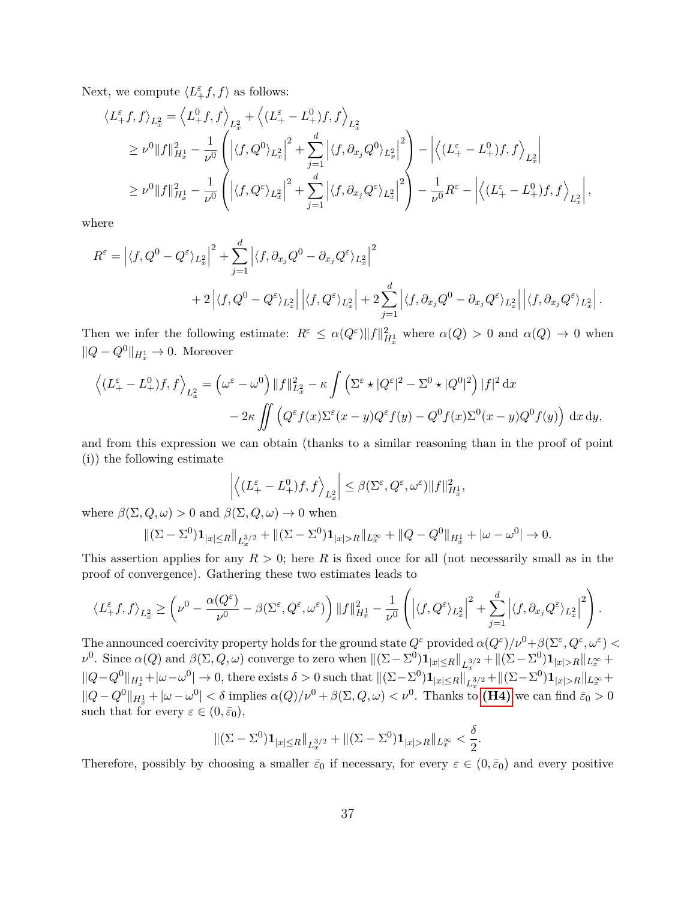Next, we compute $\langle L_+^\varepsilon f, f\rangle$ as follows:

$$
\begin{aligned}
\langle L_+^\varepsilon f, f\rangle_{L^2_x} &= \left\langle L_+^0 f, f\right\rangle_{L^2_x} + \left\langle (L_+^\varepsilon - L_+^0) f, f\right\rangle_{L^2_x} \\
&\geq \nu^0 \|f\|^2_{H^1_x} - \frac{1}{\nu^0}\left( \left|\langle f, Q^0\rangle_{L^2_x}\right|^2 + \sum_{j=1}^d \left|\langle f, \partial_{x_j} Q^0\rangle_{L^2_x}\right|^2\right) - \left|\left\langle (L_+^\varepsilon - L_+^0) f, f\right\rangle_{L^2_x}\right| \\
&\geq \nu^0 \|f\|^2_{H^1_x} - \frac{1}{\nu^0}\left( \left|\langle f, Q^\varepsilon\rangle_{L^2_x}\right|^2 + \sum_{j=1}^d \left|\langle f, \partial_{x_j} Q^\varepsilon\rangle_{L^2_x}\right|^2\right) - \frac{1}{\nu^0} R^\varepsilon - \left|\left\langle (L_+^\varepsilon - L_+^0) f, f\right\rangle_{L^2_x}\right|,
\end{aligned}
$$

where

$$
\begin{aligned}
R^\varepsilon = \left|\langle f, Q^0 - Q^\varepsilon\rangle_{L^2_x}\right|^2 + \sum_{j=1}^d \left|\langle f, \partial_{x_j} Q^0 - \partial_{x_j} Q^\varepsilon\rangle_{L^2_x}\right|^2 \\
+ 2\left|\langle f, Q^0 - Q^\varepsilon\rangle_{L^2_x}\right| \left|\langle f, Q^\varepsilon\rangle_{L^2_x}\right| + 2\sum_{j=1}^d \left|\langle f, \partial_{x_j} Q^0 - \partial_{x_j} Q^\varepsilon\rangle_{L^2_x}\right| \left|\langle f, \partial_{x_j} Q^\varepsilon\rangle_{L^2_x}\right|.
\end{aligned}
$$

Then we infer the following estimate: $R^\varepsilon \leq \alpha(Q^\varepsilon)\|f\|^2_{H^1_x}$ where $\alpha(Q) > 0$ and $\alpha(Q) \to 0$ when $\|Q - Q^0\|_{H^1_x} \to 0$. Moreover

$$
\begin{aligned}
\left\langle (L_+^\varepsilon - L_+^0) f, f\right\rangle_{L^2_x} = \left(\omega^\varepsilon - \omega^0\right)\|f\|^2_{L^2_x} - \kappa \int \left(\Sigma^\varepsilon \star |Q^\varepsilon|^2 - \Sigma^0 \star |Q^0|^2\right)|f|^2 \,\mathrm{d}x \\
- 2\kappa \iint \left( Q^\varepsilon f(x) \Sigma^\varepsilon(x-y) Q^\varepsilon f(y) - Q^0 f(x) \Sigma^0(x-y) Q^0 f(y)\right) \mathrm{d}x\,\mathrm{d}y,
\end{aligned}
$$

and from this expression we can obtain (thanks to a similar reasoning than in the proof of point (i)) the following estimate

$$
\left|\left\langle (L_+^\varepsilon - L_+^0) f, f\right\rangle_{L^2_x}\right| \leq \beta(\Sigma^\varepsilon, Q^\varepsilon, \omega^\varepsilon)\|f\|^2_{H^1_x},
$$

where $\beta(\Sigma, Q, \omega) > 0$ and $\beta(\Sigma, Q, \omega) \to 0$ when

$$
\|(\Sigma - \Sigma^0)\mathbf{1}_{|x|\leq R}\|_{L^{3/2}_x} + \|(\Sigma - \Sigma^0)\mathbf{1}_{|x|>R}\|_{L^\infty_x} + \|Q - Q^0\|_{H^1_x} + |\omega - \omega^0| \to 0.
$$

This assertion applies for any $R > 0$; here $R$ is fixed once for all (not necessarily small as in the proof of convergence). Gathering these two estimates leads to

$$
\langle L_+^\varepsilon f, f\rangle_{L^2_x} \geq \left(\nu^0 - \frac{\alpha(Q^\varepsilon)}{\nu^0} - \beta(\Sigma^\varepsilon, Q^\varepsilon, \omega^\varepsilon)\right)\|f\|^2_{H^1_x} - \frac{1}{\nu^0}\left( \left|\langle f, Q^\varepsilon\rangle_{L^2_x}\right|^2 + \sum_{j=1}^d \left|\langle f, \partial_{x_j} Q^\varepsilon\rangle_{L^2_x}\right|^2\right).
$$

The announced coercivity property holds for the ground state $Q^\varepsilon$ provided $\alpha(Q^\varepsilon)/\nu^0 + \beta(\Sigma^\varepsilon, Q^\varepsilon, \omega^\varepsilon) < \nu^0$. Since $\alpha(Q)$ and $\beta(\Sigma, Q, \omega)$ converge to zero when $\|(\Sigma - \Sigma^0)\mathbf{1}_{|x|\leq R}\|_{L^{3/2}_x} + \|(\Sigma - \Sigma^0)\mathbf{1}_{|x|>R}\|_{L^\infty_x} + \|Q - Q^0\|_{H^1_x} + |\omega - \omega^0| \to 0$, there exists $\delta > 0$ such that $\|(\Sigma - \Sigma^0)\mathbf{1}_{|x|\leq R}\|_{L^{3/2}_x} + \|(\Sigma - \Sigma^0)\mathbf{1}_{|x|>R}\|_{L^\infty_x} + \|Q - Q^0\|_{H^1_x} + |\omega - \omega^0| < \delta$ implies $\alpha(Q)/\nu^0 + \beta(\Sigma, Q, \omega) < \nu^0$. Thanks to **(H4)** we can find $\bar\varepsilon_0 > 0$ such that for every $\varepsilon \in (0, \bar\varepsilon_0)$,

$$
\|(\Sigma - \Sigma^0)\mathbf{1}_{|x|\leq R}\|_{L^{3/2}_x} + \|(\Sigma - \Sigma^0)\mathbf{1}_{|x|>R}\|_{L^\infty_x} < \frac{\delta}{2}.
$$

Therefore, possibly by choosing a smaller $\bar\varepsilon_0$ if necessary, for every $\varepsilon \in (0, \bar\varepsilon_0)$ and every positive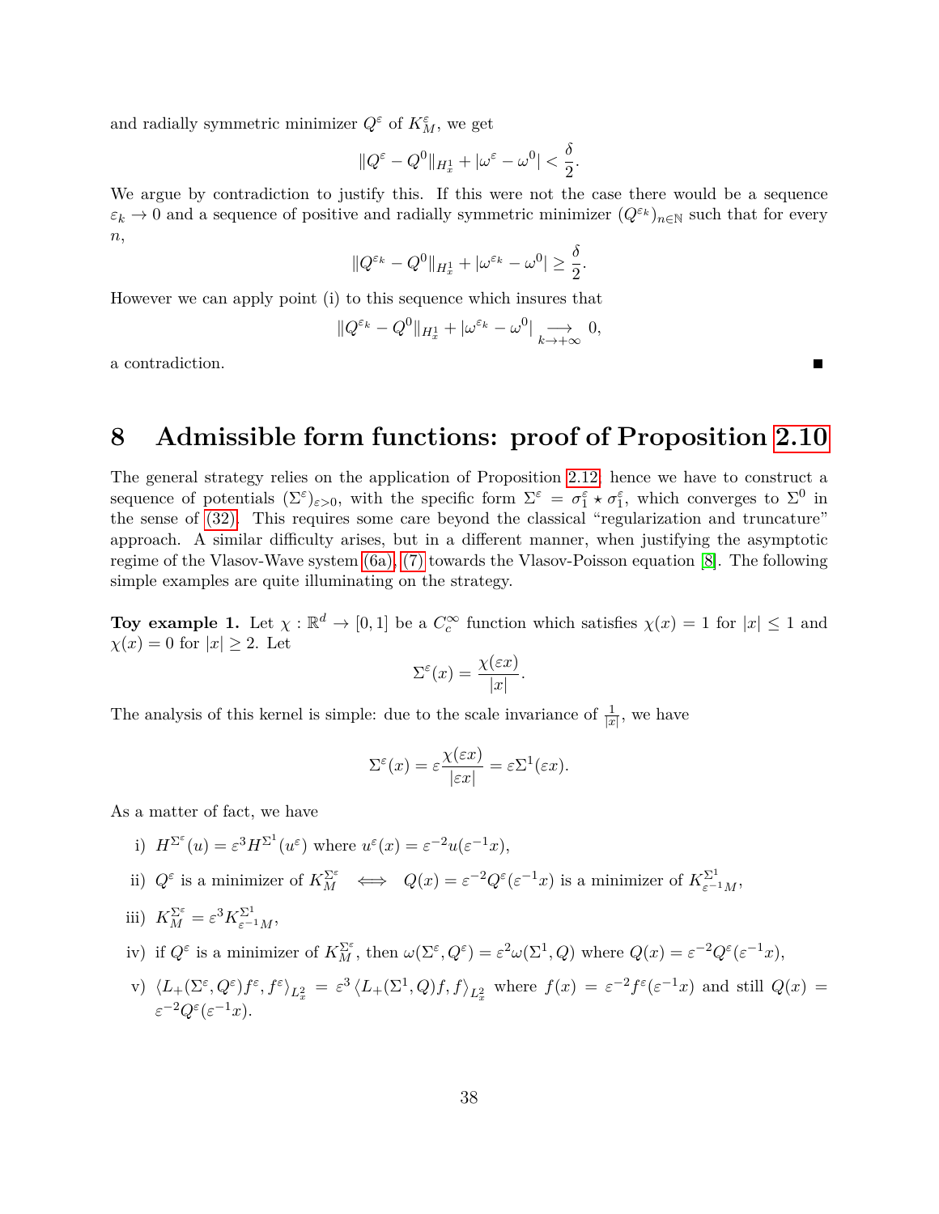and radially symmetric minimizer $Q^\varepsilon$ of $K_M^\varepsilon$, we get

$$\|Q^\varepsilon - Q^0\|_{H^1_x} + |\omega^\varepsilon - \omega^0| < \frac{\delta}{2}.$$

We argue by contradiction to justify this. If this were not the case there would be a sequence $\varepsilon_k \to 0$ and a sequence of positive and radially symmetric minimizer $(Q^{\varepsilon_k})_{n\in\mathbb{N}}$ such that for every $n$,

$$\|Q^{\varepsilon_k} - Q^0\|_{H^1_x} + |\omega^{\varepsilon_k} - \omega^0| \geq \frac{\delta}{2}.$$

However we can apply point (i) to this sequence which insures that

$$\|Q^{\varepsilon_k} - Q^0\|_{H^1_x} + |\omega^{\varepsilon_k} - \omega^0| \underset{k\to+\infty}{\longrightarrow} 0,$$

a contradiction. ∎

# 8 Admissible form functions: proof of Proposition 2.10

The general strategy relies on the application of Proposition 2.12: hence we have to construct a sequence of potentials $(\Sigma^\varepsilon)_{\varepsilon>0}$, with the specific form $\Sigma^\varepsilon = \sigma_1^\varepsilon \star \sigma_1^\varepsilon$, which converges to $\Sigma^0$ in the sense of (32). This requires some care beyond the classical "regularization and truncature" approach. A similar difficulty arises, but in a different manner, when justifying the asymptotic regime of the Vlasov-Wave system (6a), (7) towards the Vlasov-Poisson equation [8]. The following simple examples are quite illuminating on the strategy.

**Toy example 1.** Let $\chi : \mathbb{R}^d \to [0,1]$ be a $C_c^\infty$ function which satisfies $\chi(x) = 1$ for $|x| \leq 1$ and $\chi(x) = 0$ for $|x| \geq 2$. Let

$$\Sigma^\varepsilon(x) = \frac{\chi(\varepsilon x)}{|x|}.$$

The analysis of this kernel is simple: due to the scale invariance of $\frac{1}{|x|}$, we have

$$\Sigma^\varepsilon(x) = \varepsilon \frac{\chi(\varepsilon x)}{|\varepsilon x|} = \varepsilon \Sigma^1(\varepsilon x).$$

As a matter of fact, we have

i) $H^{\Sigma^\varepsilon}(u) = \varepsilon^3 H^{\Sigma^1}(u^\varepsilon)$ where $u^\varepsilon(x) = \varepsilon^{-2} u(\varepsilon^{-1}x)$,

ii) $Q^\varepsilon$ is a minimizer of $K_M^{\Sigma^\varepsilon} \iff Q(x) = \varepsilon^{-2} Q^\varepsilon(\varepsilon^{-1}x)$ is a minimizer of $K^{\Sigma^1}_{\varepsilon^{-1}M}$,

iii) $K_M^{\Sigma^\varepsilon} = \varepsilon^3 K^{\Sigma^1}_{\varepsilon^{-1}M}$,

iv) if $Q^\varepsilon$ is a minimizer of $K_M^{\Sigma^\varepsilon}$, then $\omega(\Sigma^\varepsilon, Q^\varepsilon) = \varepsilon^2 \omega(\Sigma^1, Q)$ where $Q(x) = \varepsilon^{-2} Q^\varepsilon(\varepsilon^{-1}x)$,

v) $\langle L_+(\Sigma^\varepsilon, Q^\varepsilon) f^\varepsilon, f^\varepsilon \rangle_{L^2_x} = \varepsilon^3 \langle L_+(\Sigma^1, Q) f, f \rangle_{L^2_x}$ where $f(x) = \varepsilon^{-2} f^\varepsilon(\varepsilon^{-1}x)$ and still $Q(x) = \varepsilon^{-2} Q^\varepsilon(\varepsilon^{-1}x)$.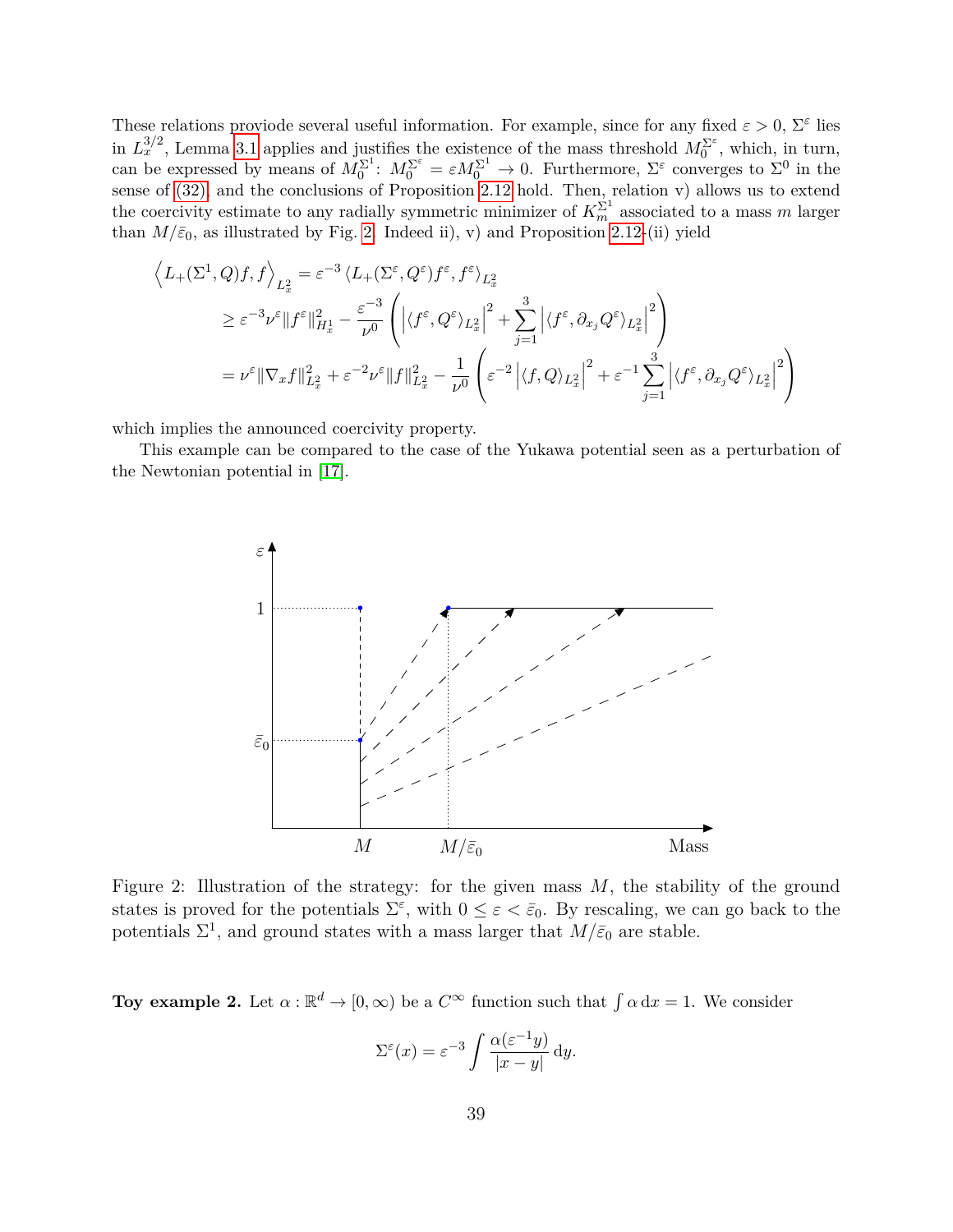These relations proviode several useful information. For example, since for any fixed $\varepsilon > 0$, $\Sigma^\varepsilon$ lies in $L^{3/2}_x$, Lemma 3.1 applies and justifies the existence of the mass threshold $M_0^{\Sigma^\varepsilon}$, which, in turn, can be expressed by means of $M_0^{\Sigma^1}$: $M_0^{\Sigma^\varepsilon} = \varepsilon M_0^{\Sigma^1} \to 0$. Furthermore, $\Sigma^\varepsilon$ converges to $\Sigma^0$ in the sense of (32), and the conclusions of Proposition 2.12 hold. Then, relation v) allows us to extend the coercivity estimate to any radially symmetric minimizer of $K_m^{\Sigma^1}$ associated to a mass $m$ larger than $M/\bar{\varepsilon}_0$, as illustrated by Fig. 2. Indeed ii), v) and Proposition 2.12-(ii) yield

$$
\begin{aligned}
\left\langle L_+(\Sigma^1, Q)f, f\right\rangle_{L^2_x} &= \varepsilon^{-3} \left\langle L_+(\Sigma^\varepsilon, Q^\varepsilon)f^\varepsilon, f^\varepsilon\right\rangle_{L^2_x} \\
&\geq \varepsilon^{-3}\nu^\varepsilon \|f^\varepsilon\|^2_{H^1_x} - \frac{\varepsilon^{-3}}{\nu^0}\left( \left|\langle f^\varepsilon, Q^\varepsilon\rangle_{L^2_x}\right|^2 + \sum_{j=1}^{3} \left|\langle f^\varepsilon, \partial_{x_j} Q^\varepsilon\rangle_{L^2_x}\right|^2 \right) \\
&= \nu^\varepsilon \|\nabla_x f\|^2_{L^2_x} + \varepsilon^{-2}\nu^\varepsilon \|f\|^2_{L^2_x} - \frac{1}{\nu^0}\left( \varepsilon^{-2}\left|\langle f, Q\rangle_{L^2_x}\right|^2 + \varepsilon^{-1}\sum_{j=1}^{3} \left|\langle f^\varepsilon, \partial_{x_j} Q^\varepsilon\rangle_{L^2_x}\right|^2 \right)
\end{aligned}
$$

which implies the announced coercivity property.

This example can be compared to the case of the Yukawa potential seen as a perturbation of the Newtonian potential in [17].

Figure 2: Illustration of the strategy: for the given mass $M$, the stability of the ground states is proved for the potentials $\Sigma^\varepsilon$, with $0 \leq \varepsilon < \bar{\varepsilon}_0$. By rescaling, we can go back to the potentials $\Sigma^1$, and ground states with a mass larger that $M/\bar{\varepsilon}_0$ are stable.

**Toy example 2.** Let $\alpha : \mathbb{R}^d \to [0, \infty)$ be a $C^\infty$ function such that $\int \alpha \, dx = 1$. We consider

$$
\Sigma^\varepsilon(x) = \varepsilon^{-3} \int \frac{\alpha(\varepsilon^{-1} y)}{|x-y|} \, dy.
$$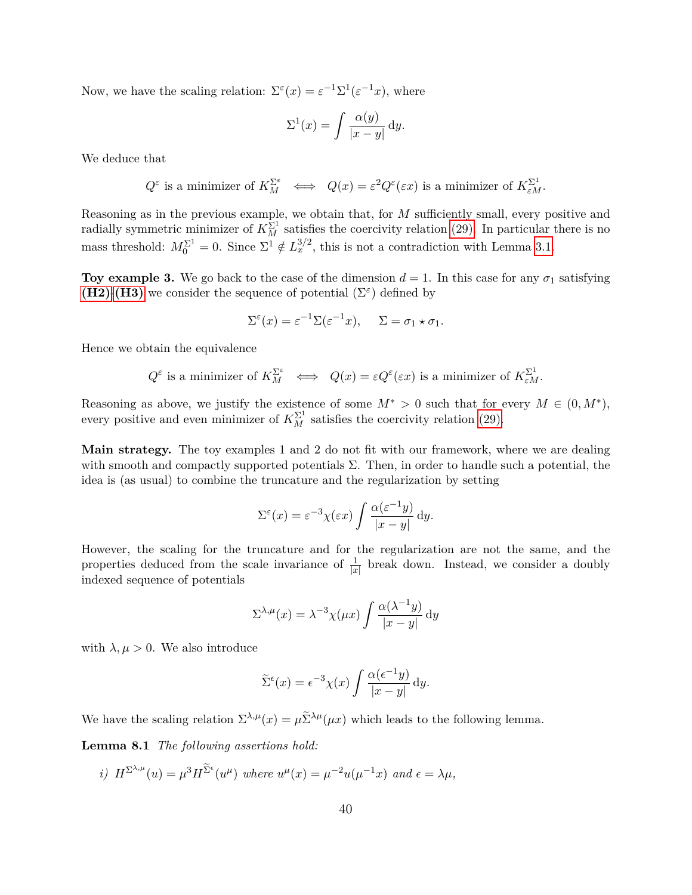Now, we have the scaling relation: $\Sigma^\varepsilon(x) = \varepsilon^{-1}\Sigma^1(\varepsilon^{-1}x)$, where

$$\Sigma^1(x) = \int \frac{\alpha(y)}{|x-y|}\,\mathrm{d}y.$$

We deduce that

$$Q^\varepsilon \text{ is a minimizer of } K_M^{\Sigma^\varepsilon} \iff Q(x) = \varepsilon^2 Q^\varepsilon(\varepsilon x) \text{ is a minimizer of } K_{\varepsilon M}^{\Sigma^1}.$$

Reasoning as in the previous example, we obtain that, for $M$ sufficiently small, every positive and radially symmetric minimizer of $K_M^{\Sigma^1}$ satisfies the coercivity relation (29). In particular there is no mass threshold: $M_0^{\Sigma^1} = 0$. Since $\Sigma^1 \notin L_x^{3/2}$, this is not a contradiction with Lemma 3.1.

**Toy example 3.** We go back to the case of the dimension $d=1$. In this case for any $\sigma_1$ satisfying **(H2)**-**(H3)** we consider the sequence of potential $(\Sigma^\varepsilon)$ defined by

$$\Sigma^\varepsilon(x) = \varepsilon^{-1}\Sigma(\varepsilon^{-1}x), \qquad \Sigma = \sigma_1 \star \sigma_1.$$

Hence we obtain the equivalence

$$Q^\varepsilon \text{ is a minimizer of } K_M^{\Sigma^\varepsilon} \iff Q(x) = \varepsilon Q^\varepsilon(\varepsilon x) \text{ is a minimizer of } K_{\varepsilon M}^{\Sigma^1}.$$

Reasoning as above, we justify the existence of some $M^* > 0$ such that for every $M \in (0, M^*)$, every positive and even minimizer of $K_M^{\Sigma^1}$ satisfies the coercivity relation (29).

**Main strategy.** The toy examples 1 and 2 do not fit with our framework, where we are dealing with smooth and compactly supported potentials $\Sigma$. Then, in order to handle such a potential, the idea is (as usual) to combine the truncature and the regularization by setting

$$\Sigma^\varepsilon(x) = \varepsilon^{-3}\chi(\varepsilon x)\int \frac{\alpha(\varepsilon^{-1}y)}{|x-y|}\,\mathrm{d}y.$$

However, the scaling for the truncature and for the regularization are not the same, and the properties deduced from the scale invariance of $\frac{1}{|x|}$ break down. Instead, we consider a doubly indexed sequence of potentials

$$\Sigma^{\lambda,\mu}(x) = \lambda^{-3}\chi(\mu x)\int \frac{\alpha(\lambda^{-1}y)}{|x-y|}\,\mathrm{d}y$$

with $\lambda, \mu > 0$. We also introduce

$$\widetilde{\Sigma}^\epsilon(x) = \epsilon^{-3}\chi(x)\int \frac{\alpha(\epsilon^{-1}y)}{|x-y|}\,\mathrm{d}y.$$

We have the scaling relation $\Sigma^{\lambda,\mu}(x) = \mu\widetilde{\Sigma}^{\lambda\mu}(\mu x)$ which leads to the following lemma.

**Lemma 8.1** *The following assertions hold:*

*i)* $H^{\Sigma^{\lambda,\mu}}(u) = \mu^3 H^{\widetilde{\Sigma}^\epsilon}(u^\mu)$ *where* $u^\mu(x) = \mu^{-2}u(\mu^{-1}x)$ *and* $\epsilon = \lambda\mu$,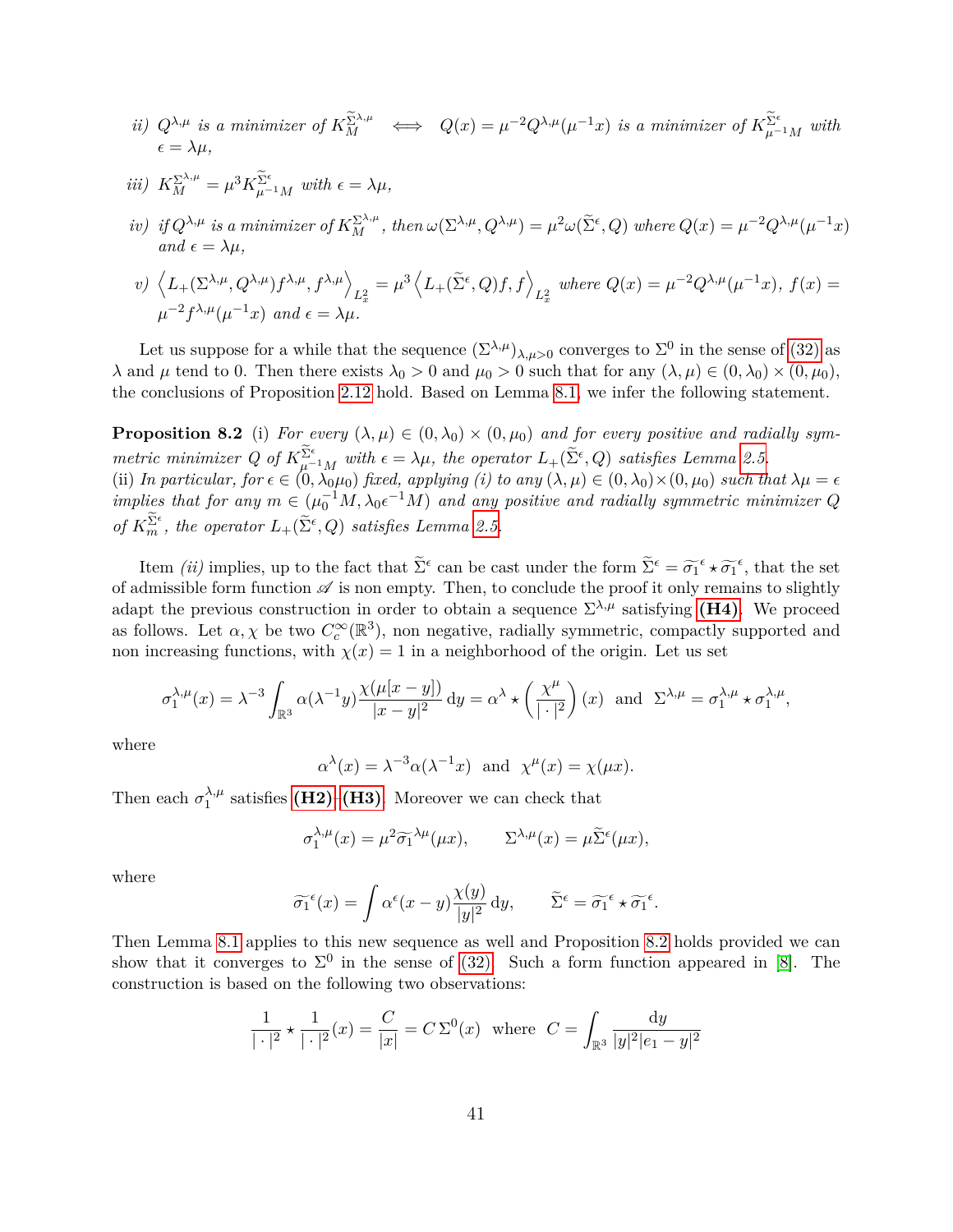*ii)* $Q^{\lambda,\mu}$ *is a minimizer of* $K_M^{\widetilde{\Sigma}^{\lambda,\mu}}$ $\iff$ $Q(x) = \mu^{-2} Q^{\lambda,\mu}(\mu^{-1}x)$ *is a minimizer of* $K_{\mu^{-1}M}^{\widetilde{\Sigma}^\epsilon}$ *with* $\epsilon = \lambda\mu$,

*iii)* $K_M^{\Sigma^{\lambda,\mu}} = \mu^3 K_{\mu^{-1}M}^{\widetilde{\Sigma}^\epsilon}$ *with* $\epsilon = \lambda\mu$,

*iv) if* $Q^{\lambda,\mu}$ *is a minimizer of* $K_M^{\Sigma^{\lambda,\mu}}$*, then* $\omega(\Sigma^{\lambda,\mu}, Q^{\lambda,\mu}) = \mu^2 \omega(\widetilde{\Sigma}^\epsilon, Q)$ *where* $Q(x) = \mu^{-2}Q^{\lambda,\mu}(\mu^{-1}x)$ *and* $\epsilon = \lambda\mu$,

*v)* $\left\langle L_+(\Sigma^{\lambda,\mu}, Q^{\lambda,\mu}) f^{\lambda,\mu}, f^{\lambda,\mu}\right\rangle_{L^2_x} = \mu^3 \left\langle L_+(\widetilde{\Sigma}^\epsilon, Q) f, f\right\rangle_{L^2_x}$ *where* $Q(x) = \mu^{-2}Q^{\lambda,\mu}(\mu^{-1}x)$*,* $f(x) = \mu^{-2} f^{\lambda,\mu}(\mu^{-1}x)$ *and* $\epsilon = \lambda\mu$.

Let us suppose for a while that the sequence $(\Sigma^{\lambda,\mu})_{\lambda,\mu>0}$ converges to $\Sigma^0$ in the sense of (32) as $\lambda$ and $\mu$ tend to 0. Then there exists $\lambda_0 > 0$ and $\mu_0 > 0$ such that for any $(\lambda, \mu) \in (0, \lambda_0) \times (0, \mu_0)$, the conclusions of Proposition 2.12 hold. Based on Lemma 8.1, we infer the following statement.

**Proposition 8.2** (i) *For every* $(\lambda,\mu) \in (0,\lambda_0) \times (0,\mu_0)$ *and for every positive and radially symmetric minimizer* $Q$ *of* $K_{\mu^{-1}M}^{\widetilde{\Sigma}^\epsilon}$ *with* $\epsilon = \lambda\mu$*, the operator* $L_+(\widetilde{\Sigma}^\epsilon, Q)$ *satisfies Lemma 2.5.*
(ii) *In particular, for* $\epsilon \in (0, \lambda_0\mu_0)$ *fixed, applying (i) to any* $(\lambda,\mu) \in (0,\lambda_0)\times(0,\mu_0)$ *such that* $\lambda\mu = \epsilon$ *implies that for any* $m \in (\mu_0^{-1}M, \lambda_0\epsilon^{-1}M)$ *and any positive and radially symmetric minimizer* $Q$ *of* $K_m^{\widetilde{\Sigma}^\epsilon}$*, the operator* $L_+(\widetilde{\Sigma}^\epsilon, Q)$ *satisfies Lemma 2.5.*

Item *(ii)* implies, up to the fact that $\widetilde{\Sigma}^\epsilon$ can be cast under the form $\widetilde{\Sigma}^\epsilon = \widetilde{\sigma_1}^\epsilon \star \widetilde{\sigma_1}^\epsilon$, that the set of admissible form function $\mathscr{A}$ is non empty. Then, to conclude the proof it only remains to slightly adapt the previous construction in order to obtain a sequence $\Sigma^{\lambda,\mu}$ satisfying **(H4)**. We proceed as follows. Let $\alpha, \chi$ be two $C_c^\infty(\mathbb{R}^3)$, non negative, radially symmetric, compactly supported and non increasing functions, with $\chi(x) = 1$ in a neighborhood of the origin. Let us set

$$\sigma_1^{\lambda,\mu}(x) = \lambda^{-3}\int_{\mathbb{R}^3} \alpha(\lambda^{-1}y)\frac{\chi(\mu[x-y])}{|x-y|^2}\,\mathrm{d}y = \alpha^\lambda \star \left(\frac{\chi^\mu}{|\cdot|^2}\right)(x) \ \text{ and } \ \Sigma^{\lambda,\mu} = \sigma_1^{\lambda,\mu}\star\sigma_1^{\lambda,\mu},$$

where

$$\alpha^\lambda(x) = \lambda^{-3}\alpha(\lambda^{-1}x) \ \text{ and } \ \chi^\mu(x) = \chi(\mu x).$$

Then each $\sigma_1^{\lambda,\mu}$ satisfies **(H2)**-**(H3)**. Moreover we can check that

$$\sigma_1^{\lambda,\mu}(x) = \mu^2 \widetilde{\sigma_1}^{\lambda\mu}(\mu x), \qquad \Sigma^{\lambda,\mu}(x) = \mu\widetilde{\Sigma}^\epsilon(\mu x),$$

where

$$\widetilde{\sigma_1}^\epsilon(x) = \int \alpha^\epsilon(x-y)\frac{\chi(y)}{|y|^2}\,\mathrm{d}y, \qquad \widetilde{\Sigma}^\epsilon = \widetilde{\sigma_1}^\epsilon \star \widetilde{\sigma_1}^\epsilon.$$

Then Lemma 8.1 applies to this new sequence as well and Proposition 8.2 holds provided we can show that it converges to $\Sigma^0$ in the sense of (32). Such a form function appeared in [8]. The construction is based on the following two observations:

$$\frac{1}{|\cdot|^2}\star\frac{1}{|\cdot|^2}(x) = \frac{C}{|x|} = C\,\Sigma^0(x) \ \text{ where } \ C = \int_{\mathbb{R}^3}\frac{\mathrm{d}y}{|y|^2|e_1-y|^2}$$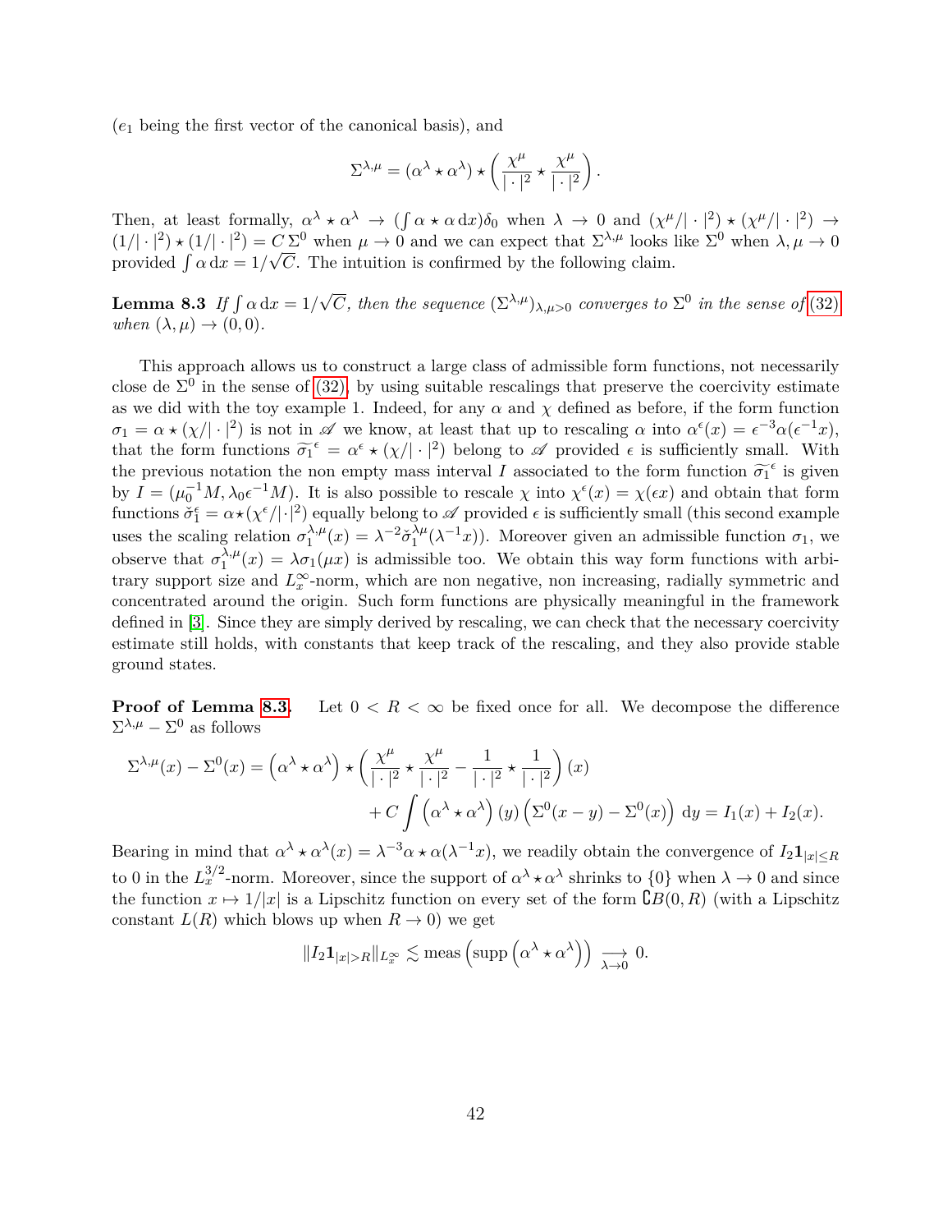($e_1$ being the first vector of the canonical basis), and

$$\Sigma^{\lambda,\mu} = (\alpha^\lambda \star \alpha^\lambda) \star \left( \frac{\chi^\mu}{|\cdot|^2} \star \frac{\chi^\mu}{|\cdot|^2} \right).$$

Then, at least formally, $\alpha^\lambda \star \alpha^\lambda \to (\int \alpha \star \alpha \, \mathrm{d}x)\delta_0$ when $\lambda \to 0$ and $(\chi^\mu/|\cdot|^2) \star (\chi^\mu/|\cdot|^2) \to (1/|\cdot|^2) \star (1/|\cdot|^2) = C\,\Sigma^0$ when $\mu \to 0$ and we can expect that $\Sigma^{\lambda,\mu}$ looks like $\Sigma^0$ when $\lambda, \mu \to 0$ provided $\int \alpha \, \mathrm{d}x = 1/\sqrt{C}$. The intuition is confirmed by the following claim.

**Lemma 8.3** *If $\int \alpha \, \mathrm{d}x = 1/\sqrt{C}$, then the sequence $(\Sigma^{\lambda,\mu})_{\lambda,\mu>0}$ converges to $\Sigma^0$ in the sense of (32) when $(\lambda, \mu) \to (0, 0)$.*

This approach allows us to construct a large class of admissible form functions, not necessarily close de $\Sigma^0$ in the sense of (32), by using suitable rescalings that preserve the coercivity estimate as we did with the toy example 1. Indeed, for any $\alpha$ and $\chi$ defined as before, if the form function $\sigma_1 = \alpha \star (\chi/|\cdot|^2)$ is not in $\mathscr{A}$ we know, at least that up to rescaling $\alpha$ into $\alpha^\epsilon(x) = \epsilon^{-3}\alpha(\epsilon^{-1}x)$, that the form functions $\widetilde{\sigma_1}^\epsilon = \alpha^\epsilon \star (\chi/|\cdot|^2)$ belong to $\mathscr{A}$ provided $\epsilon$ is sufficiently small. With the previous notation the non empty mass interval $I$ associated to the form function $\widetilde{\sigma_1}^\epsilon$ is given by $I = (\mu_0^{-1}M, \lambda_0\epsilon^{-1}M)$. It is also possible to rescale $\chi$ into $\chi^\epsilon(x) = \chi(\epsilon x)$ and obtain that form functions $\check{\sigma}_1^\epsilon = \alpha \star (\chi^\epsilon/|\cdot|^2)$ equally belong to $\mathscr{A}$ provided $\epsilon$ is sufficiently small (this second example uses the scaling relation $\sigma_1^{\lambda,\mu}(x) = \lambda^{-2}\check{\sigma}_1^{\lambda\mu}(\lambda^{-1}x)$). Moreover given an admissible function $\sigma_1$, we observe that $\sigma_1^{\lambda,\mu}(x) = \lambda\sigma_1(\mu x)$ is admissible too. We obtain this way form functions with arbitrary support size and $L^\infty_x$-norm, which are non negative, non increasing, radially symmetric and concentrated around the origin. Such form functions are physically meaningful in the framework defined in [3]. Since they are simply derived by rescaling, we can check that the necessary coercivity estimate still holds, with constants that keep track of the rescaling, and they also provide stable ground states.

**Proof of Lemma 8.3.** Let $0 < R < \infty$ be fixed once for all. We decompose the difference $\Sigma^{\lambda,\mu} - \Sigma^0$ as follows

$$\Sigma^{\lambda,\mu}(x) - \Sigma^0(x) = \left(\alpha^\lambda \star \alpha^\lambda\right) \star \left( \frac{\chi^\mu}{|\cdot|^2} \star \frac{\chi^\mu}{|\cdot|^2} - \frac{1}{|\cdot|^2} \star \frac{1}{|\cdot|^2} \right)(x) + C \int \left(\alpha^\lambda \star \alpha^\lambda\right)(y) \left(\Sigma^0(x-y) - \Sigma^0(x)\right) \mathrm{d}y = I_1(x) + I_2(x).$$

Bearing in mind that $\alpha^\lambda \star \alpha^\lambda(x) = \lambda^{-3}\alpha \star \alpha(\lambda^{-1}x)$, we readily obtain the convergence of $I_2\mathbf{1}_{|x|\le R}$ to 0 in the $L^{3/2}_x$-norm. Moreover, since the support of $\alpha^\lambda \star \alpha^\lambda$ shrinks to $\{0\}$ when $\lambda \to 0$ and since the function $x \mapsto 1/|x|$ is a Lipschitz function on every set of the form $\complement B(0,R)$ (with a Lipschitz constant $L(R)$ which blows up when $R \to 0$) we get

$$\|I_2\mathbf{1}_{|x|>R}\|_{L^\infty_x} \lesssim \text{meas}\left(\text{supp}\left(\alpha^\lambda \star \alpha^\lambda\right)\right) \underset{\lambda\to 0}{\longrightarrow} 0.$$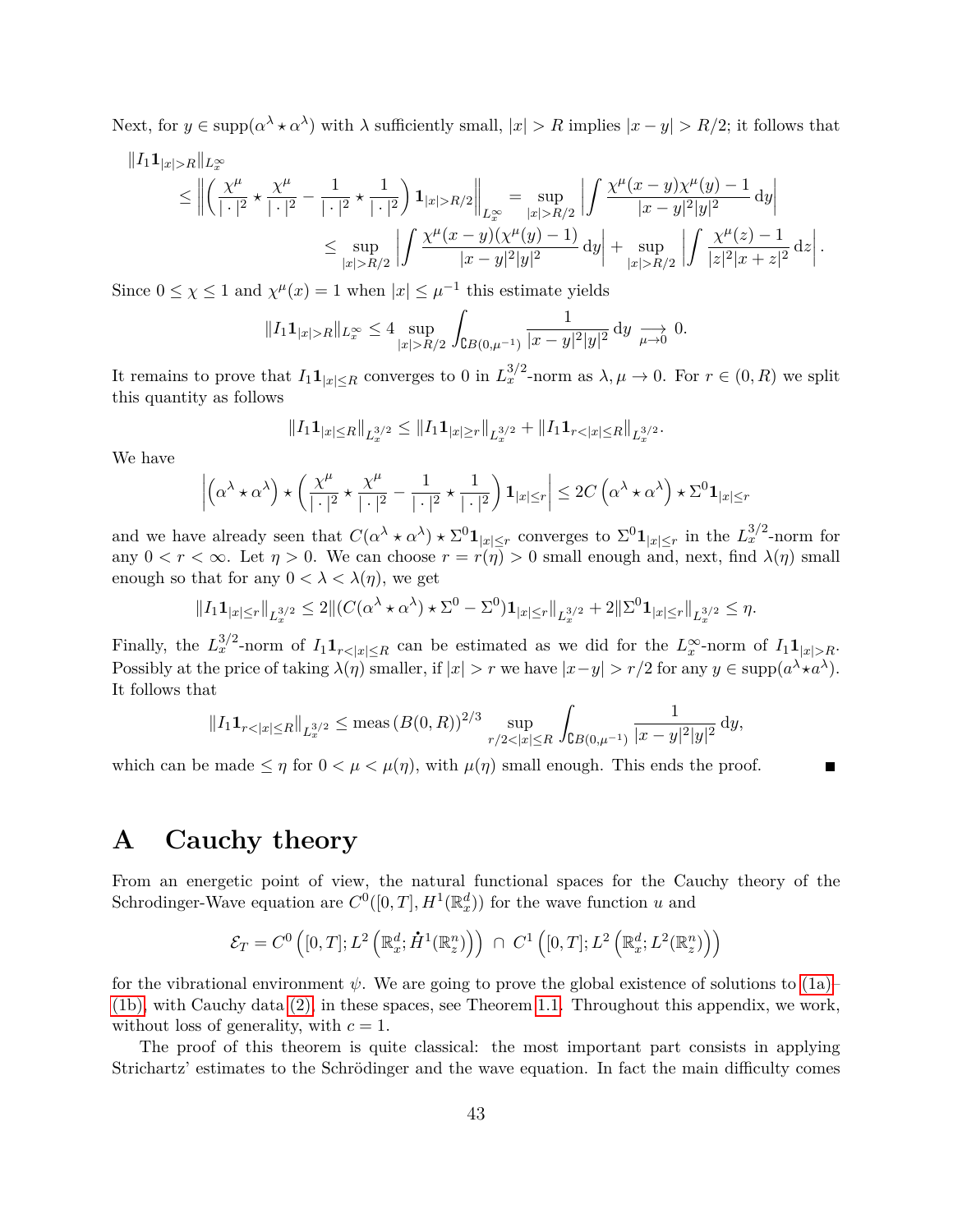Next, for $y \in \operatorname{supp}(\alpha^\lambda \star \alpha^\lambda)$ with $\lambda$ sufficiently small, $|x| > R$ implies $|x-y| > R/2$; it follows that

$$
\begin{aligned}
&\|I_1 \mathbf{1}_{|x|>R}\|_{L^\infty_x} \\
&\quad \le \left\| \left( \frac{\chi^\mu}{|\cdot|^2} \star \frac{\chi^\mu}{|\cdot|^2} - \frac{1}{|\cdot|^2} \star \frac{1}{|\cdot|^2} \right) \mathbf{1}_{|x|>R/2} \right\|_{L^\infty_x} = \sup_{|x|>R/2} \left| \int \frac{\chi^\mu(x-y)\chi^\mu(y) - 1}{|x-y|^2 |y|^2} \,\mathrm{d}y \right| \\
&\qquad\qquad \le \sup_{|x|>R/2} \left| \int \frac{\chi^\mu(x-y)(\chi^\mu(y) - 1)}{|x-y|^2 |y|^2} \,\mathrm{d}y \right| + \sup_{|x|>R/2} \left| \int \frac{\chi^\mu(z) - 1}{|z|^2 |x+z|^2} \,\mathrm{d}z \right| .
\end{aligned}
$$

Since $0 \le \chi \le 1$ and $\chi^\mu(x) = 1$ when $|x| \le \mu^{-1}$ this estimate yields

$$
\|I_1 \mathbf{1}_{|x|>R}\|_{L^\infty_x} \le 4 \sup_{|x|>R/2} \int_{\complement B(0,\mu^{-1})} \frac{1}{|x-y|^2|y|^2} \,\mathrm{d}y \underset{\mu \to 0}{\longrightarrow} 0.
$$

It remains to prove that $I_1 \mathbf{1}_{|x|\le R}$ converges to 0 in $L^{3/2}_x$-norm as $\lambda, \mu \to 0$. For $r \in (0, R)$ we split this quantity as follows

$$
\|I_1 \mathbf{1}_{|x|\le R}\|_{L^{3/2}_x} \le \|I_1 \mathbf{1}_{|x|\ge r}\|_{L^{3/2}_x} + \|I_1 \mathbf{1}_{r<|x|\le R}\|_{L^{3/2}_x}.
$$

We have

$$
\left| \left(\alpha^\lambda \star \alpha^\lambda\right) \star \left( \frac{\chi^\mu}{|\cdot|^2} \star \frac{\chi^\mu}{|\cdot|^2} - \frac{1}{|\cdot|^2} \star \frac{1}{|\cdot|^2} \right) \mathbf{1}_{|x|\le r} \right| \le 2C \left(\alpha^\lambda \star \alpha^\lambda\right) \star \Sigma^0 \mathbf{1}_{|x|\le r}
$$

and we have already seen that $C(\alpha^\lambda \star \alpha^\lambda) \star \Sigma^0 \mathbf{1}_{|x|\le r}$ converges to $\Sigma^0 \mathbf{1}_{|x|\le r}$ in the $L^{3/2}_x$-norm for any $0 < r < \infty$. Let $\eta > 0$. We can choose $r = r(\eta) > 0$ small enough and, next, find $\lambda(\eta)$ small enough so that for any $0 < \lambda < \lambda(\eta)$, we get

$$
\|I_1 \mathbf{1}_{|x|\le r}\|_{L^{3/2}_x} \le 2\|(C(\alpha^\lambda \star \alpha^\lambda) \star \Sigma^0 - \Sigma^0)\mathbf{1}_{|x|\le r}\|_{L^{3/2}_x} + 2\|\Sigma^0 \mathbf{1}_{|x|\le r}\|_{L^{3/2}_x} \le \eta.
$$

Finally, the $L^{3/2}_x$-norm of $I_1 \mathbf{1}_{r<|x|\le R}$ can be estimated as we did for the $L^\infty_x$-norm of $I_1 \mathbf{1}_{|x|>R}$. Possibly at the price of taking $\lambda(\eta)$ smaller, if $|x| > r$ we have $|x-y| > r/2$ for any $y \in \operatorname{supp}(a^\lambda \star a^\lambda)$. It follows that

$$
\|I_1 \mathbf{1}_{r<|x|\le R}\|_{L^{3/2}_x} \le \operatorname{meas}\left(B(0,R)\right)^{2/3} \sup_{r/2<|x|\le R} \int_{\complement B(0,\mu^{-1})} \frac{1}{|x-y|^2|y|^2} \,\mathrm{d}y,
$$

which can be made $\le \eta$ for $0 < \mu < \mu(\eta)$, with $\mu(\eta)$ small enough. This ends the proof. ■

# A Cauchy theory

From an energetic point of view, the natural functional spaces for the Cauchy theory of the Schrodinger-Wave equation are $C^0([0,T], H^1(\mathbb{R}^d_x))$ for the wave function $u$ and

$$
\mathscr{E}_T = C^0\left([0,T]; L^2\left(\mathbb{R}^d_x; \dot{H}^1(\mathbb{R}^n_z)\right)\right) \cap C^1\left([0,T]; L^2\left(\mathbb{R}^d_x; L^2(\mathbb{R}^n_z)\right)\right)
$$

for the vibrational environment $\psi$. We are going to prove the global existence of solutions to (1a)–(1b), with Cauchy data (2), in these spaces, see Theorem 1.1. Throughout this appendix, we work, without loss of generality, with $c = 1$.

The proof of this theorem is quite classical: the most important part consists in applying Strichartz' estimates to the Schrödinger and the wave equation. In fact the main difficulty comes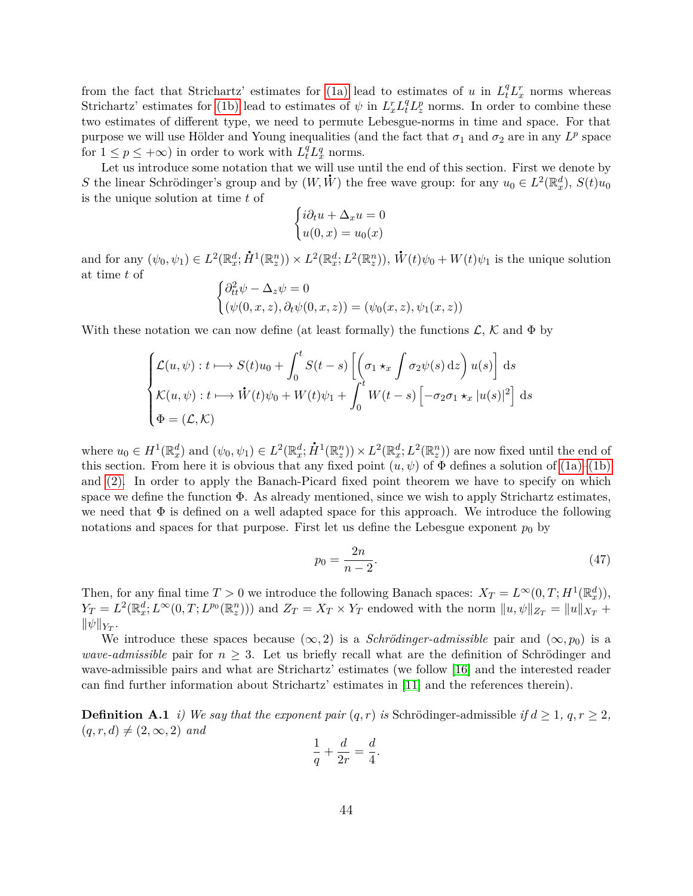from the fact that Strichartz' estimates for (1a) lead to estimates of $u$ in $L^q_t L^r_x$ norms whereas Strichartz' estimates for (1b) lead to estimates of $\psi$ in $L^r_x L^q_t L^p_z$ norms. In order to combine these two estimates of different type, we need to permute Lebesgue-norms in time and space. For that purpose we will use Hölder and Young inequalities (and the fact that $\sigma_1$ and $\sigma_2$ are in any $L^p$ space for $1 \le p \le +\infty$) in order to work with $L^q_t L^q_x$ norms.

Let us introduce some notation that we will use until the end of this section. First we denote by $S$ the linear Schrödinger's group and by $(W, \dot{W})$ the free wave group: for any $u_0 \in L^2(\mathbb{R}^d_x)$, $S(t)u_0$ is the unique solution at time $t$ of

$$\begin{cases} i\partial_t u + \Delta_x u = 0 \\ u(0,x) = u_0(x) \end{cases}$$

and for any $(\psi_0, \psi_1) \in L^2(\mathbb{R}^d_x; \dot{H}^1(\mathbb{R}^n_z)) \times L^2(\mathbb{R}^d_x; L^2(\mathbb{R}^n_z))$, $\dot{W}(t)\psi_0 + W(t)\psi_1$ is the unique solution at time $t$ of

$$\begin{cases} \partial^2_{tt}\psi - \Delta_z \psi = 0 \\ (\psi(0,x,z), \partial_t \psi(0,x,z)) = (\psi_0(x,z), \psi_1(x,z)) \end{cases}$$

With these notation we can now define (at least formally) the functions $\mathcal{L}$, $\mathcal{K}$ and $\Phi$ by

$$\begin{cases} \mathcal{L}(u,\psi) : t \longmapsto S(t)u_0 + \displaystyle\int_0^t S(t-s)\left[\left(\sigma_1 \star_x \int \sigma_2 \psi(s)\,\mathrm{d}z\right) u(s)\right]\,\mathrm{d}s \\ \mathcal{K}(u,\psi) : t \longmapsto \dot{W}(t)\psi_0 + W(t)\psi_1 + \displaystyle\int_0^t W(t-s)\left[-\sigma_2 \sigma_1 \star_x |u(s)|^2\right]\,\mathrm{d}s \\ \Phi = (\mathcal{L}, \mathcal{K}) \end{cases}$$

where $u_0 \in H^1(\mathbb{R}^d_x)$ and $(\psi_0, \psi_1) \in L^2(\mathbb{R}^d_x; \dot{H}^1(\mathbb{R}^n_z)) \times L^2(\mathbb{R}^d_x; L^2(\mathbb{R}^n_z))$ are now fixed until the end of this section. From here it is obvious that any fixed point $(u,\psi)$ of $\Phi$ defines a solution of (1a)–(1b) and (2). In order to apply the Banach-Picard fixed point theorem we have to specify on which space we define the function $\Phi$. As already mentioned, since we wish to apply Strichartz estimates, we need that $\Phi$ is defined on a well adapted space for this approach. We introduce the following notations and spaces for that purpose. First let us define the Lebesgue exponent $p_0$ by

$$p_0 = \frac{2n}{n-2}. \tag{47}$$

Then, for any final time $T > 0$ we introduce the following Banach spaces: $X_T = L^\infty(0,T; H^1(\mathbb{R}^d_x))$, $Y_T = L^2(\mathbb{R}^d_x; L^\infty(0,T; L^{p_0}(\mathbb{R}^n_z)))$ and $Z_T = X_T \times Y_T$ endowed with the norm $\|u,\psi\|_{Z_T} = \|u\|_{X_T} + \|\psi\|_{Y_T}$.

We introduce these spaces because $(\infty, 2)$ is a *Schrödinger-admissible* pair and $(\infty, p_0)$ is a *wave-admissible* pair for $n \ge 3$. Let us briefly recall what are the definition of Schrödinger and wave-admissible pairs and what are Strichartz' estimates (we follow [16] and the interested reader can find further information about Strichartz' estimates in [11] and the references therein).

**Definition A.1** *i) We say that the exponent pair $(q,r)$ is* Schrödinger-admissible *if $d \ge 1$, $q, r \ge 2$, $(q,r,d) \ne (2,\infty,2)$ and*

$$\frac{1}{q} + \frac{d}{2r} = \frac{d}{4}.$$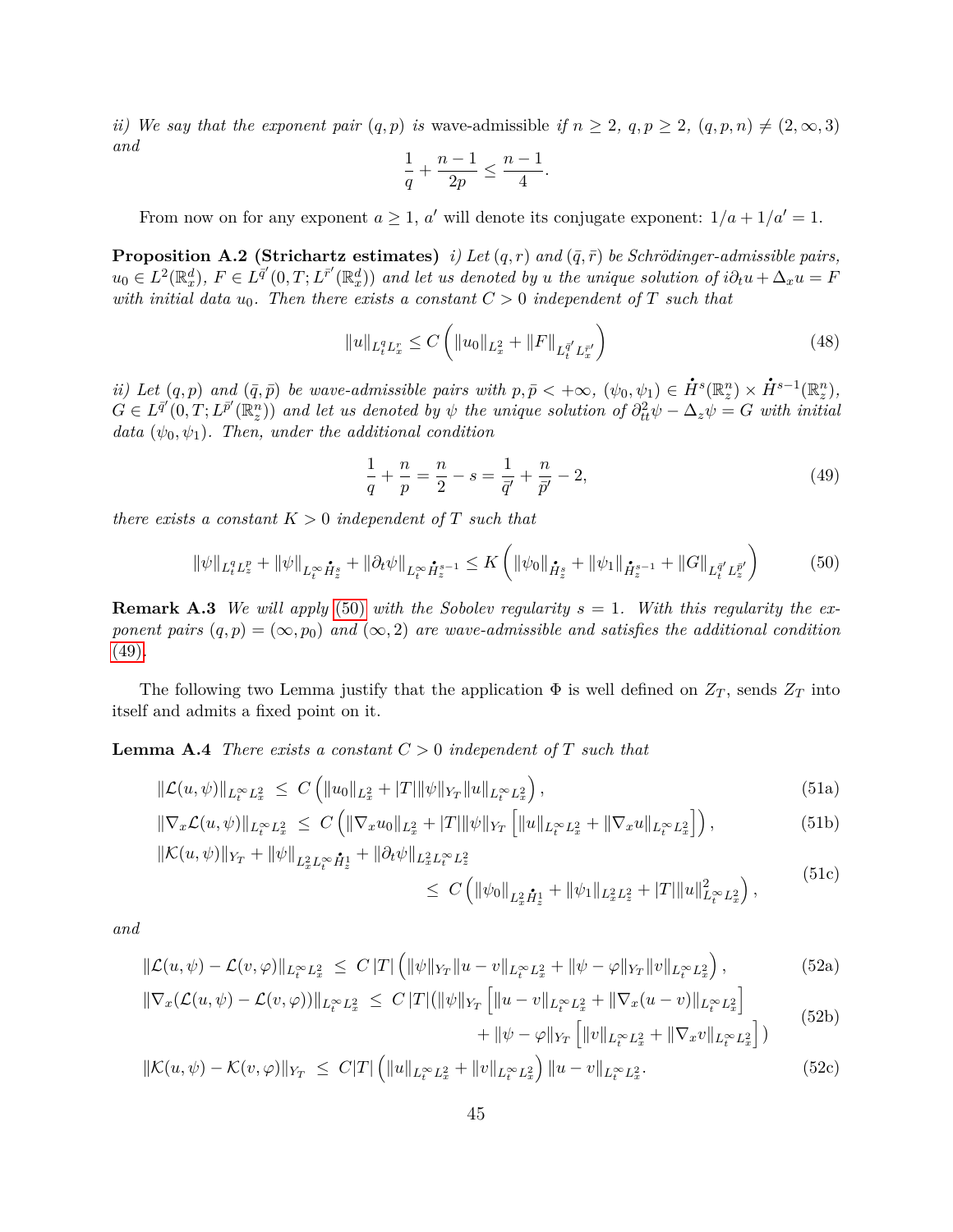*ii) We say that the exponent pair $(q,p)$ is* wave-admissible *if $n \geq 2$, $q,p \geq 2$, $(q,p,n) \neq (2,\infty,3)$ and*

$$\frac{1}{q} + \frac{n-1}{2p} \leq \frac{n-1}{4}.$$

From now on for any exponent $a \geq 1$, $a'$ will denote its conjugate exponent: $1/a + 1/a' = 1$.

**Proposition A.2 (Strichartz estimates)** *i) Let $(q,r)$ and $(\bar{q},\bar{r})$ be Schrödinger-admissible pairs, $u_0 \in L^2(\mathbb{R}^d_x)$, $F \in L^{\bar{q}'}(0,T;L^{\bar{r}'}(\mathbb{R}^d_x))$ and let us denoted by $u$ the unique solution of $i\partial_t u + \Delta_x u = F$ with initial data $u_0$. Then there exists a constant $C>0$ independent of $T$ such that*

$$\|u\|_{L^q_t L^r_x} \leq C\left(\|u_0\|_{L^2_x} + \|F\|_{L^{\bar{q}'}_t L^{\bar{r}'}_x}\right) \tag{48}$$

*ii) Let $(q,p)$ and $(\bar{q},\bar{p})$ be wave-admissible pairs with $p,\bar{p} < +\infty$, $(\psi_0,\psi_1) \in \dot{H}^s(\mathbb{R}^n_z) \times \dot{H}^{s-1}(\mathbb{R}^n_z)$, $G \in L^{\bar{q}'}(0,T;L^{\bar{p}'}(\mathbb{R}^n_z))$ and let us denoted by $\psi$ the unique solution of $\partial^2_{tt}\psi - \Delta_z \psi = G$ with initial data $(\psi_0,\psi_1)$. Then, under the additional condition*

$$\frac{1}{q} + \frac{n}{p} = \frac{n}{2} - s = \frac{1}{\bar{q}'} + \frac{n}{\bar{p}'} - 2, \tag{49}$$

*there exists a constant $K>0$ independent of $T$ such that*

$$\|\psi\|_{L^q_t L^p_z} + \|\psi\|_{L^\infty_t \dot{H}^s_z} + \|\partial_t \psi\|_{L^\infty_t \dot{H}^{s-1}_z} \leq K\left(\|\psi_0\|_{\dot{H}^s_z} + \|\psi_1\|_{\dot{H}^{s-1}_z} + \|G\|_{L^{\bar{q}'}_t L^{\bar{p}'}_z}\right) \tag{50}$$

**Remark A.3** *We will apply (50) with the Sobolev regularity $s=1$. With this regularity the exponent pairs $(q,p) = (\infty,p_0)$ and $(\infty,2)$ are wave-admissible and satisfies the additional condition (49).*

The following two Lemma justify that the application $\Phi$ is well defined on $Z_T$, sends $Z_T$ into itself and admits a fixed point on it.

**Lemma A.4** *There exists a constant $C>0$ independent of $T$ such that*

$$\|\mathcal{L}(u,\psi)\|_{L^\infty_t L^2_x} \leq C\left(\|u_0\|_{L^2_x} + |T|\|\psi\|_{Y_T}\|u\|_{L^\infty_t L^2_x}\right), \tag{51a}$$

$$\|\nabla_x \mathcal{L}(u,\psi)\|_{L^\infty_t L^2_x} \leq C\left(\|\nabla_x u_0\|_{L^2_x} + |T|\|\psi\|_{Y_T}\left[\|u\|_{L^\infty_t L^2_x} + \|\nabla_x u\|_{L^\infty_t L^2_x}\right]\right), \tag{51b}$$

$$\|\mathcal{K}(u,\psi)\|_{Y_T} + \|\psi\|_{L^2_x L^\infty_t \dot{H}^1_z} + \|\partial_t \psi\|_{L^2_x L^\infty_t L^2_z} \leq C\left(\|\psi_0\|_{L^2_x \dot{H}^1_z} + \|\psi_1\|_{L^2_x L^2_z} + |T|\|u\|^2_{L^\infty_t L^2_x}\right), \tag{51c}$$

*and*

$$\|\mathcal{L}(u,\psi) - \mathcal{L}(v,\varphi)\|_{L^\infty_t L^2_x} \leq C\,|T|\left(\|\psi\|_{Y_T}\|u-v\|_{L^\infty_t L^2_x} + \|\psi-\varphi\|_{Y_T}\|v\|_{L^\infty_t L^2_x}\right), \tag{52a}$$

$$\begin{aligned}\|\nabla_x(\mathcal{L}(u,\psi) - \mathcal{L}(v,\varphi))\|_{L^\infty_t L^2_x} \leq\ & C\,|T|(\|\psi\|_{Y_T}\left[\|u-v\|_{L^\infty_t L^2_x} + \|\nabla_x(u-v)\|_{L^\infty_t L^2_x}\right] \\ &+ \|\psi-\varphi\|_{Y_T}\left[\|v\|_{L^\infty_t L^2_x} + \|\nabla_x v\|_{L^\infty_t L^2_x}\right])\end{aligned} \tag{52b}$$

$$\|\mathcal{K}(u,\psi) - \mathcal{K}(v,\varphi)\|_{Y_T} \leq C|T|\left(\|u\|_{L^\infty_t L^2_x} + \|v\|_{L^\infty_t L^2_x}\right)\|u-v\|_{L^\infty_t L^2_x}. \tag{52c}$$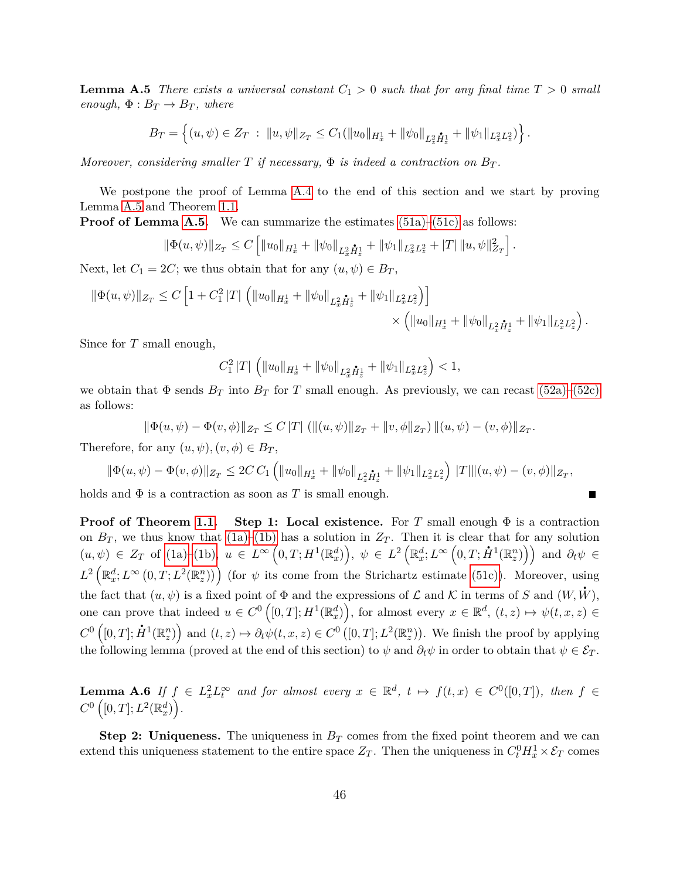**Lemma A.5** *There exists a universal constant $C_1 > 0$ such that for any final time $T > 0$ small enough, $\Phi : B_T \to B_T$, where*

$$B_T = \left\{(u,\psi) \in Z_T \ : \ \|u,\psi\|_{Z_T} \leq C_1(\|u_0\|_{H^1_x} + \|\psi_0\|_{L^2_z \dot{H}^1_z} + \|\psi_1\|_{L^2_x L^2_z})\right\}.$$

*Moreover, considering smaller $T$ if necessary, $\Phi$ is indeed a contraction on $B_T$.*

We postpone the proof of Lemma A.4 to the end of this section and we start by proving Lemma A.5 and Theorem 1.1.

**Proof of Lemma A.5.** We can summarize the estimates (51a)–(51c) as follows:

$$\|\Phi(u,\psi)\|_{Z_T} \leq C\left[\|u_0\|_{H^1_x} + \|\psi_0\|_{L^2_x \dot{H}^1_z} + \|\psi_1\|_{L^2_x L^2_z} + |T|\,\|u,\psi\|^2_{Z_T}\right].$$

Next, let $C_1 = 2C$; we thus obtain that for any $(u,\psi) \in B_T$,

$$\|\Phi(u,\psi)\|_{Z_T} \leq C\left[1 + C_1^2\,|T|\,\left(\|u_0\|_{H^1_x} + \|\psi_0\|_{L^2_x \dot{H}^1_z} + \|\psi_1\|_{L^2_x L^2_z}\right)\right] \times \left(\|u_0\|_{H^1_x} + \|\psi_0\|_{L^2_x \dot{H}^1_z} + \|\psi_1\|_{L^2_x L^2_z}\right).$$

Since for $T$ small enough,

$$C_1^2\,|T|\,\left(\|u_0\|_{H^1_x} + \|\psi_0\|_{L^2_x \dot{H}^1_z} + \|\psi_1\|_{L^2_x L^2_z}\right) < 1,$$

we obtain that $\Phi$ sends $B_T$ into $B_T$ for $T$ small enough. As previously, we can recast (52a)–(52c) as follows:

$$\|\Phi(u,\psi) - \Phi(v,\phi)\|_{Z_T} \leq C\,|T|\,\left(\|(u,\psi)\|_{Z_T} + \|v,\phi\|_{Z_T}\right)\|(u,\psi) - (v,\phi)\|_{Z_T}.$$

Therefore, for any $(u,\psi), (v,\phi) \in B_T$,

$$\|\Phi(u,\psi) - \Phi(v,\phi)\|_{Z_T} \leq 2C\,C_1\left(\|u_0\|_{H^1_x} + \|\psi_0\|_{L^2_z \dot{H}^1_z} + \|\psi_1\|_{L^2_x L^2_z}\right)\,|T|\|(u,\psi) - (v,\phi)\|_{Z_T},$$

holds and $\Phi$ is a contraction as soon as $T$ is small enough. ∎

**Proof of Theorem 1.1. Step 1: Local existence.** For $T$ small enough $\Phi$ is a contraction on $B_T$, we thus know that (1a)–(1b) has a solution in $Z_T$. Then it is clear that for any solution $(u,\psi) \in Z_T$ of (1a)–(1b), $u \in L^\infty\left(0,T; H^1(\mathbb{R}^d_x)\right)$, $\psi \in L^2\left(\mathbb{R}^d_x; L^\infty\left(0,T; \dot{H}^1(\mathbb{R}^n_z)\right)\right)$ and $\partial_t\psi \in L^2\left(\mathbb{R}^d_x; L^\infty\left(0,T; L^2(\mathbb{R}^n_z)\right)\right)$ (for $\psi$ its come from the Strichartz estimate (51c)). Moreover, using the fact that $(u,\psi)$ is a fixed point of $\Phi$ and the expressions of $\mathcal{L}$ and $\mathcal{K}$ in terms of $S$ and $(W,\dot{W})$, one can prove that indeed $u \in C^0\left([0,T]; H^1(\mathbb{R}^d_x)\right)$, for almost every $x \in \mathbb{R}^d$, $(t,z) \mapsto \psi(t,x,z) \in C^0\left([0,T]; \dot{H}^1(\mathbb{R}^n_z)\right)$ and $(t,z) \mapsto \partial_t\psi(t,x,z) \in C^0\left([0,T]; L^2(\mathbb{R}^n_z)\right)$. We finish the proof by applying the following lemma (proved at the end of this section) to $\psi$ and $\partial_t\psi$ in order to obtain that $\psi \in \mathcal{E}_T$.

**Lemma A.6** *If $f \in L^2_x L^\infty_t$ and for almost every $x \in \mathbb{R}^d$, $t \mapsto f(t,x) \in C^0([0,T])$, then $f \in C^0\left([0,T]; L^2(\mathbb{R}^d_x)\right)$.*

**Step 2: Uniqueness.** The uniqueness in $B_T$ comes from the fixed point theorem and we can extend this uniqueness statement to the entire space $Z_T$. Then the uniqueness in $C^0_t H^1_x \times \mathcal{E}_T$ comes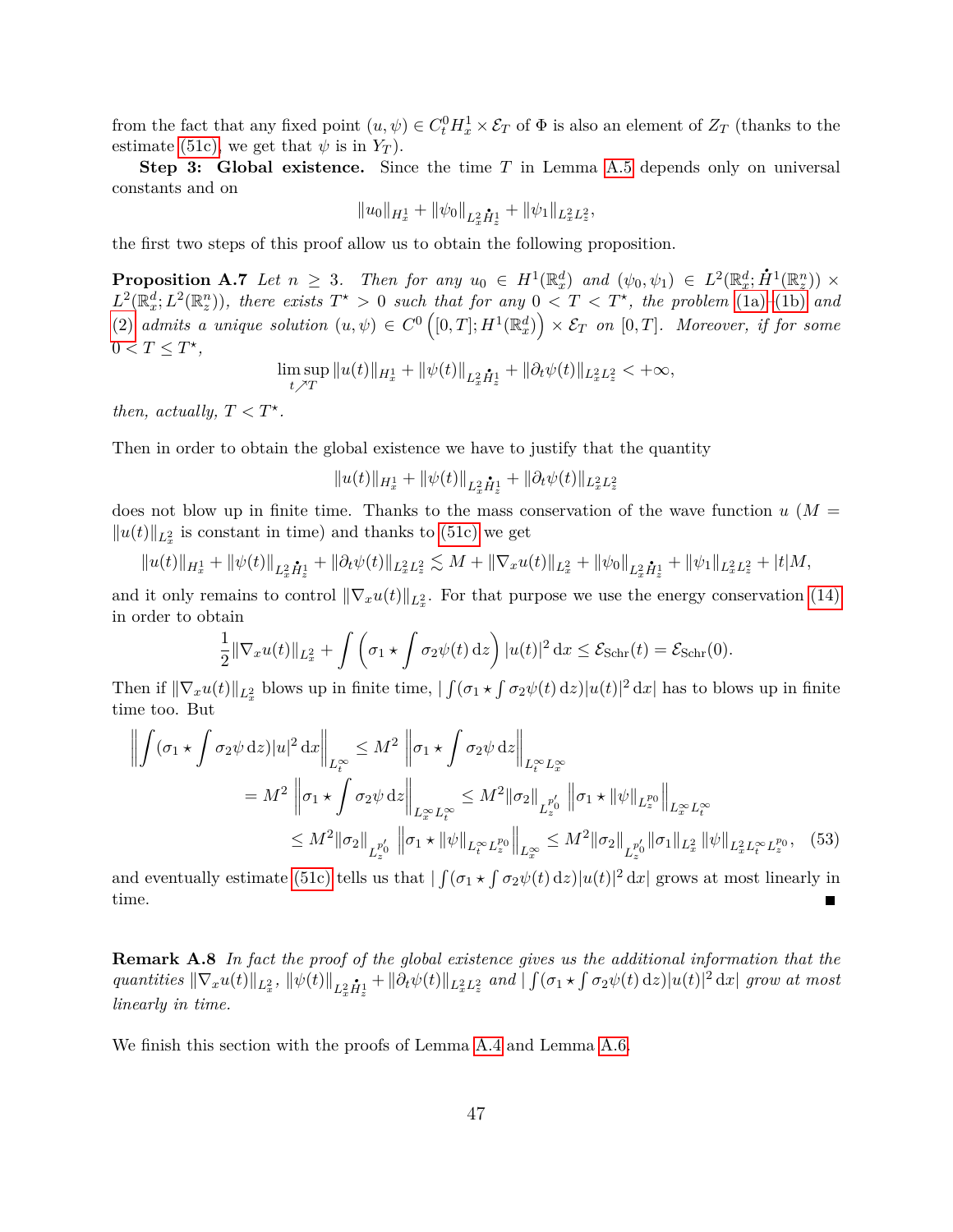from the fact that any fixed point $(u,\psi) \in C^0_t H^1_x \times \mathcal{E}_T$ of $\Phi$ is also an element of $Z_T$ (thanks to the estimate (51c), we get that $\psi$ is in $Y_T$).

**Step 3: Global existence.** Since the time $T$ in Lemma A.5 depends only on universal constants and on

$$\|u_0\|_{H^1_x} + \|\psi_0\|_{L^2_x \dot{H}^1_z} + \|\psi_1\|_{L^2_x L^2_z},$$

the first two steps of this proof allow us to obtain the following proposition.

**Proposition A.7** *Let $n \geq 3$. Then for any $u_0 \in H^1(\mathbb{R}^d_x)$ and $(\psi_0, \psi_1) \in L^2(\mathbb{R}^d_x; \dot{H}^1(\mathbb{R}^n_z)) \times L^2(\mathbb{R}^d_x; L^2(\mathbb{R}^n_z))$, there exists $T^\star > 0$ such that for any $0 < T < T^\star$, the problem (1a)–(1b) and (2) admits a unique solution $(u,\psi) \in C^0\left([0,T]; H^1(\mathbb{R}^d_x)\right) \times \mathcal{E}_T$ on $[0,T]$. Moreover, if for some $0 < T \leq T^\star$,*

$$\limsup_{t \nearrow T} \|u(t)\|_{H^1_x} + \|\psi(t)\|_{L^2_x \dot{H}^1_z} + \|\partial_t \psi(t)\|_{L^2_x L^2_z} < +\infty,$$

*then, actually, $T < T^\star$.*

Then in order to obtain the global existence we have to justify that the quantity

$$\|u(t)\|_{H^1_x} + \|\psi(t)\|_{L^2_x \dot{H}^1_z} + \|\partial_t \psi(t)\|_{L^2_x L^2_z}$$

does not blow up in finite time. Thanks to the mass conservation of the wave function $u$ ($M = \|u(t)\|_{L^2_x}$ is constant in time) and thanks to (51c) we get

$$\|u(t)\|_{H^1_x} + \|\psi(t)\|_{L^2_x \dot{H}^1_z} + \|\partial_t \psi(t)\|_{L^2_x L^2_z} \lesssim M + \|\nabla_x u(t)\|_{L^2_x} + \|\psi_0\|_{L^2_x \dot{H}^1_z} + \|\psi_1\|_{L^2_x L^2_z} + |t| M,$$

and it only remains to control $\|\nabla_x u(t)\|_{L^2_x}$. For that purpose we use the energy conservation (14) in order to obtain

$$\frac{1}{2}\|\nabla_x u(t)\|_{L^2_x} + \int \left(\sigma_1 \star \int \sigma_2 \psi(t)\,\mathrm{d}z\right) |u(t)|^2 \,\mathrm{d}x \leq \mathcal{E}_{\mathrm{Schr}}(t) = \mathcal{E}_{\mathrm{Schr}}(0).$$

Then if $\|\nabla_x u(t)\|_{L^2_x}$ blows up in finite time, $|\int(\sigma_1 \star \int \sigma_2 \psi(t)\,\mathrm{d}z)|u(t)|^2\,\mathrm{d}x|$ has to blows up in finite time too. But

$$\begin{aligned}
\left\| \int (\sigma_1 \star \int \sigma_2 \psi \,\mathrm{d}z) |u|^2 \,\mathrm{d}x \right\|_{L^\infty_t} &\leq M^2 \left\| \sigma_1 \star \int \sigma_2 \psi \,\mathrm{d}z \right\|_{L^\infty_t L^\infty_x} \\
&= M^2 \left\| \sigma_1 \star \int \sigma_2 \psi \,\mathrm{d}z \right\|_{L^\infty_x L^\infty_t} \leq M^2 \|\sigma_2\|_{L^{p_0'}_z} \left\| \sigma_1 \star \|\psi\|_{L^{p_0}_z} \right\|_{L^\infty_x L^\infty_t} \\
&\leq M^2 \|\sigma_2\|_{L^{p_0'}_z} \left\| \sigma_1 \star \|\psi\|_{L^\infty_t L^{p_0}_z} \right\|_{L^\infty_x} \leq M^2 \|\sigma_2\|_{L^{p_0'}_z} \|\sigma_1\|_{L^2_x} \|\psi\|_{L^2_x L^\infty_t L^{p_0}_z}, \quad (53)
\end{aligned}$$

and eventually estimate (51c) tells us that $|\int(\sigma_1 \star \int \sigma_2 \psi(t)\,\mathrm{d}z)|u(t)|^2\,\mathrm{d}x|$ grows at most linearly in time. ■

**Remark A.8** *In fact the proof of the global existence gives us the additional information that the quantities $\|\nabla_x u(t)\|_{L^2_x}$, $\|\psi(t)\|_{L^2_x \dot{H}^1_z} + \|\partial_t \psi(t)\|_{L^2_x L^2_z}$ and $|\int(\sigma_1 \star \int \sigma_2 \psi(t)\,\mathrm{d}z)|u(t)|^2\,\mathrm{d}x|$ grow at most linearly in time.*

We finish this section with the proofs of Lemma A.4 and Lemma A.6.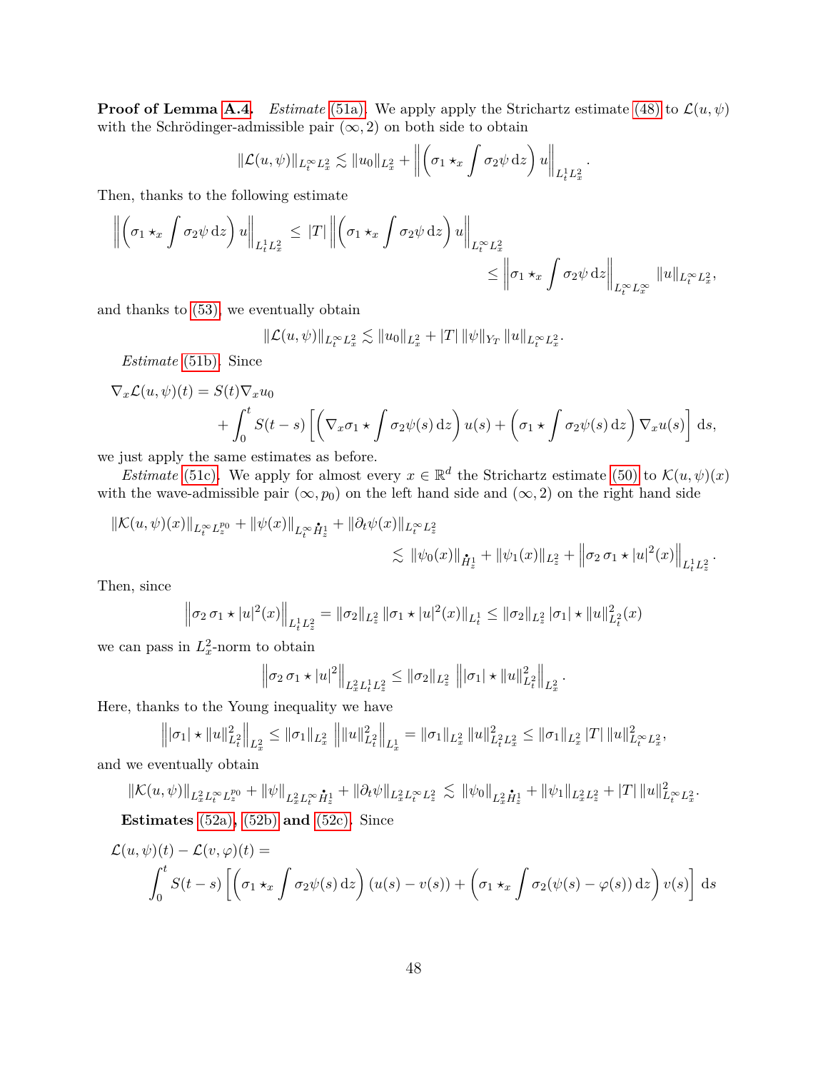**Proof of Lemma A.4.** *Estimate* (51a). We apply apply the Strichartz estimate (48) to $\mathcal{L}(u,\psi)$ with the Schrödinger-admissible pair $(\infty, 2)$ on both side to obtain

$$\|\mathcal{L}(u,\psi)\|_{L^\infty_t L^2_x} \lesssim \|u_0\|_{L^2_x} + \left\| \left( \sigma_1 \star_x \int \sigma_2 \psi \, \mathrm{d}z \right) u \right\|_{L^1_t L^2_x}.$$

Then, thanks to the following estimate

$$\begin{aligned}
\left\| \left( \sigma_1 \star_x \int \sigma_2 \psi \, \mathrm{d}z \right) u \right\|_{L^1_t L^2_x} &\leq |T| \left\| \left( \sigma_1 \star_x \int \sigma_2 \psi \, \mathrm{d}z \right) u \right\|_{L^\infty_t L^2_x} \\
&\leq \left\| \sigma_1 \star_x \int \sigma_2 \psi \, \mathrm{d}z \right\|_{L^\infty_t L^\infty_x} \|u\|_{L^\infty_t L^2_x},
\end{aligned}$$

and thanks to (53), we eventually obtain

$$\|\mathcal{L}(u,\psi)\|_{L^\infty_t L^2_x} \lesssim \|u_0\|_{L^2_x} + |T| \, \|\psi\|_{Y_T} \, \|u\|_{L^\infty_t L^2_x}.$$

*Estimate* (51b). Since

$$\begin{aligned}
\nabla_x \mathcal{L}(u,\psi)(t) &= S(t) \nabla_x u_0 \\
&\quad + \int_0^t S(t-s) \left[ \left( \nabla_x \sigma_1 \star \int \sigma_2 \psi(s) \, \mathrm{d}z \right) u(s) + \left( \sigma_1 \star \int \sigma_2 \psi(s) \, \mathrm{d}z \right) \nabla_x u(s) \right] \mathrm{d}s,
\end{aligned}$$

we just apply the same estimates as before.

*Estimate* (51c). We apply for almost every $x \in \mathbb{R}^d$ the Strichartz estimate (50) to $\mathcal{K}(u,\psi)(x)$ with the wave-admissible pair $(\infty, p_0)$ on the left hand side and $(\infty, 2)$ on the right hand side

$$\begin{aligned}
&\|\mathcal{K}(u,\psi)(x)\|_{L^\infty_t L^{p_0}_z} + \|\psi(x)\|_{L^\infty_t \dot{H}^1_z} + \|\partial_t \psi(x)\|_{L^\infty_t L^2_z} \\
&\qquad\qquad \lesssim \|\psi_0(x)\|_{\dot{H}^1_z} + \|\psi_1(x)\|_{L^2_z} + \left\| \sigma_2 \, \sigma_1 \star |u|^2(x) \right\|_{L^1_t L^2_z}.
\end{aligned}$$

Then, since

$$\left\| \sigma_2 \, \sigma_1 \star |u|^2(x) \right\|_{L^1_t L^2_z} = \|\sigma_2\|_{L^2_z} \, \|\sigma_1 \star |u|^2(x)\|_{L^1_t} \leq \|\sigma_2\|_{L^2_z} \, |\sigma_1| \star \|u\|^2_{L^2_t}(x)$$

we can pass in $L^2_x$-norm to obtain

$$\left\| \sigma_2 \, \sigma_1 \star |u|^2 \right\|_{L^2_x L^1_t L^2_z} \leq \|\sigma_2\|_{L^2_z} \left\| |\sigma_1| \star \|u\|^2_{L^2_t} \right\|_{L^2_x}.$$

Here, thanks to the Young inequality we have

$$\left\| |\sigma_1| \star \|u\|^2_{L^2_t} \right\|_{L^2_x} \leq \|\sigma_1\|_{L^2_x} \left\| \|u\|^2_{L^2_t} \right\|_{L^1_x} = \|\sigma_1\|_{L^2_x} \, \|u\|^2_{L^2_t L^2_x} \leq \|\sigma_1\|_{L^2_x} \, |T| \, \|u\|^2_{L^\infty_t L^2_x},$$

and we eventually obtain

$$\|\mathcal{K}(u,\psi)\|_{L^2_x L^\infty_t L^{p_0}_z} + \|\psi\|_{L^2_x L^\infty_t \dot{H}^1_z} + \|\partial_t \psi\|_{L^2_x L^\infty_t L^2_z} \lesssim \|\psi_0\|_{L^2_x \dot{H}^1_z} + \|\psi_1\|_{L^2_x L^2_z} + |T| \, \|u\|^2_{L^\infty_t L^2_x}.$$

**Estimates (52a), (52b) and (52c).** Since

$$\begin{aligned}
&\mathcal{L}(u,\psi)(t) - \mathcal{L}(v,\varphi)(t) = \\
&\quad \int_0^t S(t-s) \left[ \left( \sigma_1 \star_x \int \sigma_2 \psi(s) \, \mathrm{d}z \right) (u(s) - v(s)) + \left( \sigma_1 \star_x \int \sigma_2 (\psi(s) - \varphi(s)) \, \mathrm{d}z \right) v(s) \right] \mathrm{d}s
\end{aligned}$$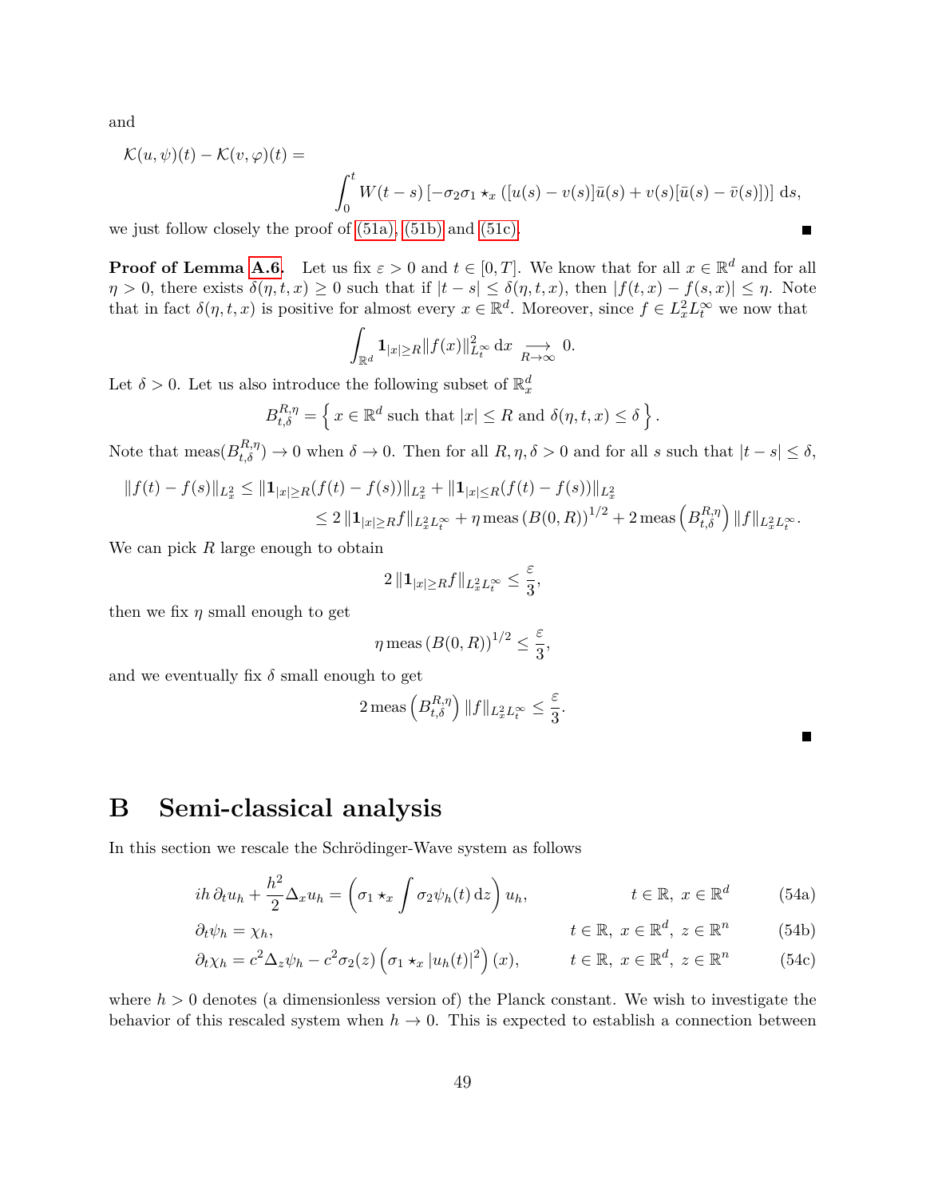and

$$\mathcal{K}(u,\psi)(t) - \mathcal{K}(v,\varphi)(t) = \int_0^t W(t-s)\left[-\sigma_2\sigma_1 \star_x \left([u(s)-v(s)]\bar{u}(s) + v(s)[\bar{u}(s)-\bar{v}(s)]\right)\right] \mathrm{d}s,$$

we just follow closely the proof of (51a), (51b) and (51c). ∎

**Proof of Lemma A.6.** Let us fix $\varepsilon > 0$ and $t \in [0,T]$. We know that for all $x \in \mathbb{R}^d$ and for all $\eta > 0$, there exists $\delta(\eta, t, x) \geq 0$ such that if $|t-s| \leq \delta(\eta,t,x)$, then $|f(t,x) - f(s,x)| \leq \eta$. Note that in fact $\delta(\eta,t,x)$ is positive for almost every $x \in \mathbb{R}^d$. Moreover, since $f \in L^2_x L^\infty_t$ we now that

$$\int_{\mathbb{R}^d} \mathbf{1}_{|x|\geq R} \|f(x)\|^2_{L^\infty_t} \,\mathrm{d}x \underset{R\to\infty}{\longrightarrow} 0.$$

Let $\delta > 0$. Let us also introduce the following subset of $\mathbb{R}^d_x$

$$B^{R,\eta}_{t,\delta} = \left\{ x \in \mathbb{R}^d \text{ such that } |x| \leq R \text{ and } \delta(\eta,t,x) \leq \delta \right\}.$$

Note that $\mathrm{meas}(B^{R,\eta}_{t,\delta}) \to 0$ when $\delta \to 0$. Then for all $R, \eta, \delta > 0$ and for all $s$ such that $|t-s| \leq \delta$,

$$\begin{aligned}
\|f(t) - f(s)\|_{L^2_x} &\leq \|\mathbf{1}_{|x|\geq R}(f(t)-f(s))\|_{L^2_x} + \|\mathbf{1}_{|x|\leq R}(f(t)-f(s))\|_{L^2_x} \\
&\leq 2\,\|\mathbf{1}_{|x|\geq R} f\|_{L^2_x L^\infty_t} + \eta\,\mathrm{meas}\left(B(0,R)\right)^{1/2} + 2\,\mathrm{meas}\left(B^{R,\eta}_{t,\delta}\right)\|f\|_{L^2_x L^\infty_t}.
\end{aligned}$$

We can pick $R$ large enough to obtain

$$2\,\|\mathbf{1}_{|x|\geq R} f\|_{L^2_x L^\infty_t} \leq \frac{\varepsilon}{3},$$

then we fix $\eta$ small enough to get

$$\eta\,\mathrm{meas}\left(B(0,R)\right)^{1/2} \leq \frac{\varepsilon}{3},$$

and we eventually fix $\delta$ small enough to get

$$2\,\mathrm{meas}\left(B^{R,\eta}_{t,\delta}\right)\|f\|_{L^2_x L^\infty_t} \leq \frac{\varepsilon}{3}.$$

∎

# B Semi-classical analysis

In this section we rescale the Schrödinger-Wave system as follows

$$ih\,\partial_t u_h + \frac{h^2}{2}\Delta_x u_h = \left(\sigma_1 \star_x \int \sigma_2 \psi_h(t)\,\mathrm{d}z\right) u_h, \qquad t \in \mathbb{R},\ x \in \mathbb{R}^d \tag{54a}$$

$$\partial_t \psi_h = \chi_h, \qquad t \in \mathbb{R},\ x \in \mathbb{R}^d,\ z \in \mathbb{R}^n \tag{54b}$$

$$\partial_t \chi_h = c^2 \Delta_z \psi_h - c^2 \sigma_2(z)\left(\sigma_1 \star_x |u_h(t)|^2\right)(x), \qquad t \in \mathbb{R},\ x \in \mathbb{R}^d,\ z \in \mathbb{R}^n \tag{54c}$$

where $h > 0$ denotes (a dimensionless version of) the Planck constant. We wish to investigate the behavior of this rescaled system when $h \to 0$. This is expected to establish a connection between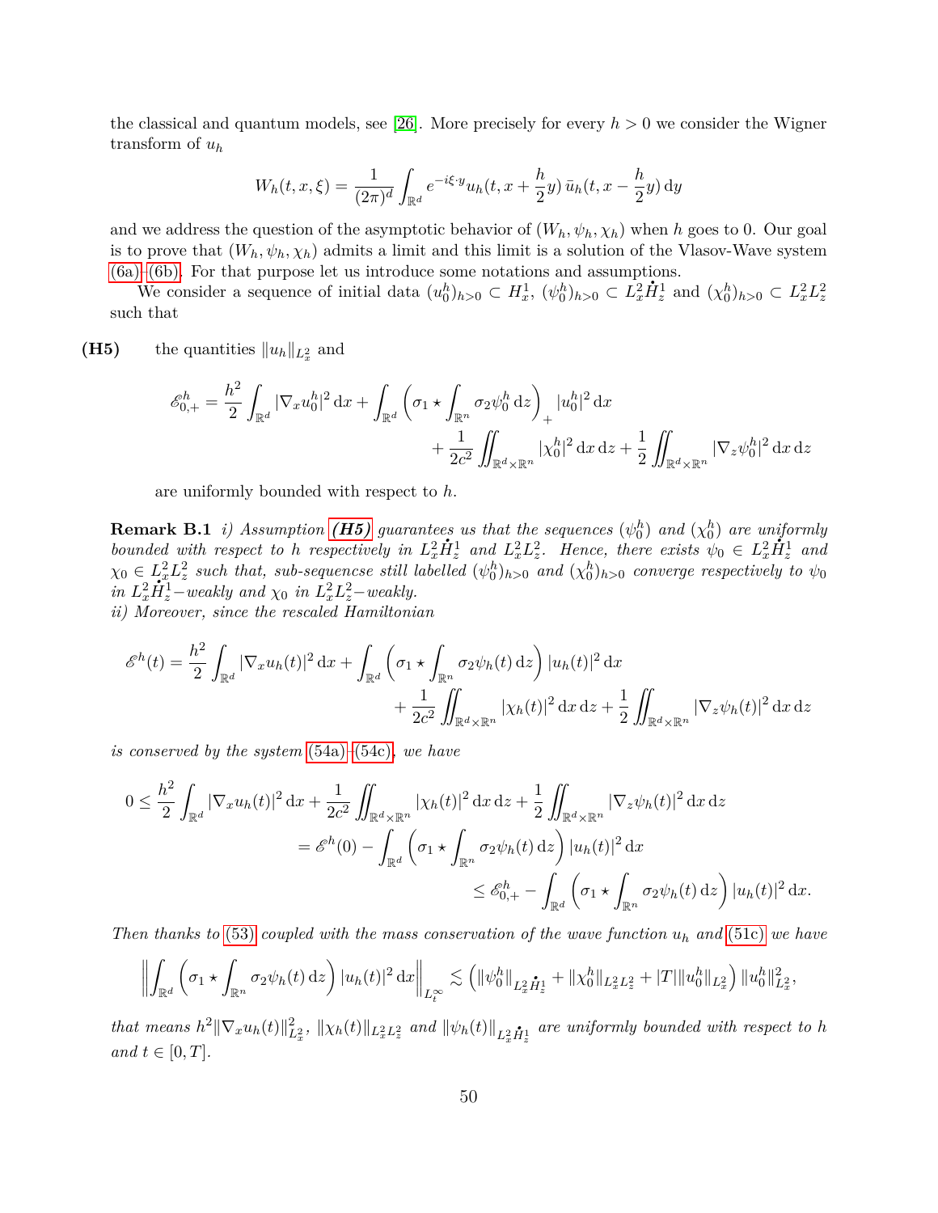the classical and quantum models, see [26]. More precisely for every $h > 0$ we consider the Wigner transform of $u_h$

$$W_h(t,x,\xi) = \frac{1}{(2\pi)^d} \int_{\mathbb{R}^d} e^{-i\xi\cdot y} u_h(t, x + \frac{h}{2}y)\, \bar{u}_h(t, x - \frac{h}{2}y)\, \mathrm{d}y$$

and we address the question of the asymptotic behavior of $(W_h, \psi_h, \chi_h)$ when $h$ goes to 0. Our goal is to prove that $(W_h, \psi_h, \chi_h)$ admits a limit and this limit is a solution of the Vlasov-Wave system (6a)–(6b). For that purpose let us introduce some notations and assumptions.

We consider a sequence of initial data $(u_0^h)_{h>0} \subset H_x^1$, $(\psi_0^h)_{h>0} \subset L_x^2 \dot{H}_z^1$ and $(\chi_0^h)_{h>0} \subset L_x^2 L_z^2$ such that

**(H5)** the quantities $\|u_h\|_{L_x^2}$ and

$$\mathscr{E}_{0,+}^h = \frac{h^2}{2} \int_{\mathbb{R}^d} |\nabla_x u_0^h|^2 \,\mathrm{d}x + \int_{\mathbb{R}^d} \left(\sigma_1 \star \int_{\mathbb{R}^n} \sigma_2 \psi_0^h \,\mathrm{d}z\right)_+ |u_0^h|^2 \,\mathrm{d}x + \frac{1}{2c^2} \iint_{\mathbb{R}^d \times \mathbb{R}^n} |\chi_0^h|^2 \,\mathrm{d}x \,\mathrm{d}z + \frac{1}{2} \iint_{\mathbb{R}^d \times \mathbb{R}^n} |\nabla_z \psi_0^h|^2 \,\mathrm{d}x \,\mathrm{d}z$$

are uniformly bounded with respect to $h$.

**Remark B.1** *i) Assumption* ***(H5)*** *guarantees us that the sequences $(\psi_0^h)$ and $(\chi_0^h)$ are uniformly bounded with respect to $h$ respectively in $L_x^2 \dot{H}_z^1$ and $L_x^2 L_z^2$. Hence, there exists $\psi_0 \in L_x^2 \dot{H}_z^1$ and $\chi_0 \in L_x^2 L_z^2$ such that, sub-sequencse still labelled $(\psi_0^h)_{h>0}$ and $(\chi_0^h)_{h>0}$ converge respectively to $\psi_0$ in $L_x^2 \dot{H}_z^1$−weakly and $\chi_0$ in $L_x^2 L_z^2$−weakly.*
*ii) Moreover, since the rescaled Hamiltonian*

$$\mathscr{E}^h(t) = \frac{h^2}{2} \int_{\mathbb{R}^d} |\nabla_x u_h(t)|^2 \,\mathrm{d}x + \int_{\mathbb{R}^d} \left(\sigma_1 \star \int_{\mathbb{R}^n} \sigma_2 \psi_h(t) \,\mathrm{d}z\right) |u_h(t)|^2 \,\mathrm{d}x + \frac{1}{2c^2} \iint_{\mathbb{R}^d \times \mathbb{R}^n} |\chi_h(t)|^2 \,\mathrm{d}x \,\mathrm{d}z + \frac{1}{2} \iint_{\mathbb{R}^d \times \mathbb{R}^n} |\nabla_z \psi_h(t)|^2 \,\mathrm{d}x \,\mathrm{d}z$$

*is conserved by the system (54a)–(54c), we have*

$$\begin{aligned}
0 \leq \frac{h^2}{2} \int_{\mathbb{R}^d} |\nabla_x u_h(t)|^2 \,\mathrm{d}x + \frac{1}{2c^2} \iint_{\mathbb{R}^d \times \mathbb{R}^n} |\chi_h(t)|^2 \,\mathrm{d}x \,\mathrm{d}z + \frac{1}{2} \iint_{\mathbb{R}^d \times \mathbb{R}^n} |\nabla_z \psi_h(t)|^2 \,\mathrm{d}x \,\mathrm{d}z \\
= \mathscr{E}^h(0) - \int_{\mathbb{R}^d} \left(\sigma_1 \star \int_{\mathbb{R}^n} \sigma_2 \psi_h(t) \,\mathrm{d}z\right) |u_h(t)|^2 \,\mathrm{d}x \\
\leq \mathscr{E}_{0,+}^h - \int_{\mathbb{R}^d} \left(\sigma_1 \star \int_{\mathbb{R}^n} \sigma_2 \psi_h(t) \,\mathrm{d}z\right) |u_h(t)|^2 \,\mathrm{d}x.
\end{aligned}$$

*Then thanks to (53) coupled with the mass conservation of the wave function $u_h$ and (51c) we have*

$$\left\| \int_{\mathbb{R}^d} \left(\sigma_1 \star \int_{\mathbb{R}^n} \sigma_2 \psi_h(t) \,\mathrm{d}z\right) |u_h(t)|^2 \,\mathrm{d}x \right\|_{L_t^\infty} \lesssim \left( \|\psi_0^h\|_{L_x^2 \dot{H}_z^1} + \|\chi_0^h\|_{L_x^2 L_z^2} + |T| \|u_0^h\|_{L_x^2} \right) \|u_0^h\|_{L_x^2}^2,$$

*that means $h^2 \|\nabla_x u_h(t)\|_{L_x^2}^2$, $\|\chi_h(t)\|_{L_x^2 L_z^2}$ and $\|\psi_h(t)\|_{L_x^2 \dot{H}_z^1}$ are uniformly bounded with respect to $h$ and $t \in [0,T]$.*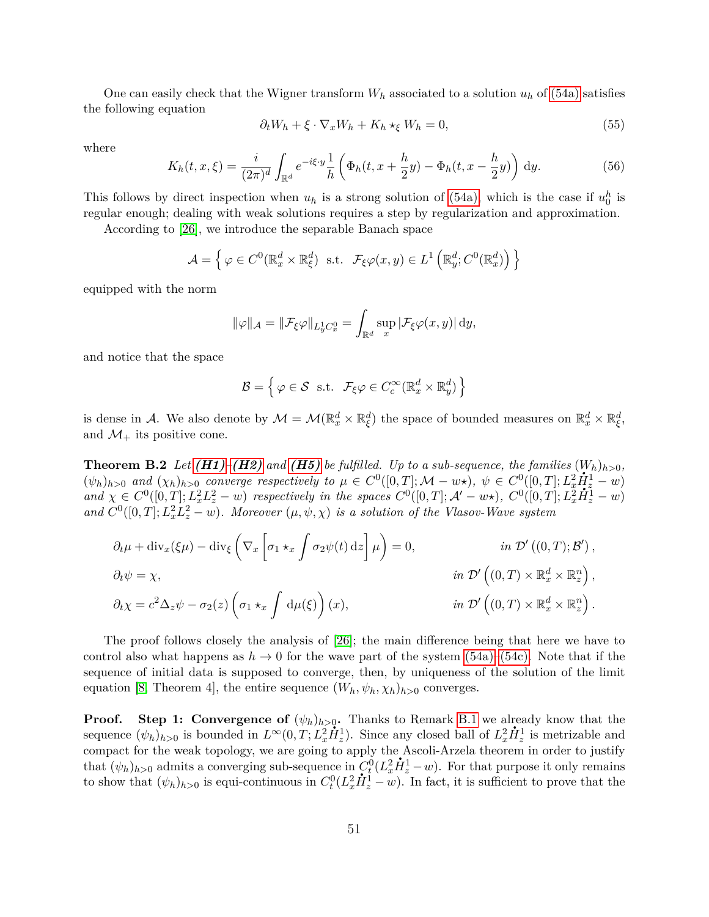One can easily check that the Wigner transform $W_h$ associated to a solution $u_h$ of (54a) satisfies the following equation

$$\partial_t W_h + \xi \cdot \nabla_x W_h + K_h \star_\xi W_h = 0, \tag{55}$$

where

$$K_h(t,x,\xi) = \frac{i}{(2\pi)^d} \int_{\mathbb{R}^d} e^{-i\xi\cdot y} \frac{1}{h} \left( \Phi_h(t, x + \frac{h}{2} y) - \Phi_h(t, x - \frac{h}{2} y) \right) \mathrm{d}y. \tag{56}$$

This follows by direct inspection when $u_h$ is a strong solution of (54a), which is the case if $u_0^h$ is regular enough; dealing with weak solutions requires a step by regularization and approximation.

According to [26], we introduce the separable Banach space

$$\mathcal{A} = \left\{ \varphi \in C^0(\mathbb{R}^d_x \times \mathbb{R}^d_\xi) \ \text{ s.t. } \ \mathcal{F}_\xi \varphi(x,y) \in L^1\left(\mathbb{R}^d_y; C^0(\mathbb{R}^d_x)\right) \right\}$$

equipped with the norm

$$\|\varphi\|_{\mathcal{A}} = \|\mathcal{F}_\xi \varphi\|_{L^1_y C^0_x} = \int_{\mathbb{R}^d} \sup_x |\mathcal{F}_\xi \varphi(x,y)| \,\mathrm{d}y,$$

and notice that the space

$$\mathcal{B} = \left\{ \varphi \in \mathcal{S} \ \text{ s.t. } \ \mathcal{F}_\xi \varphi \in C^\infty_c(\mathbb{R}^d_x \times \mathbb{R}^d_y) \right\}$$

is dense in $\mathcal{A}$. We also denote by $\mathcal{M} = \mathcal{M}(\mathbb{R}^d_x \times \mathbb{R}^d_\xi)$ the space of bounded measures on $\mathbb{R}^d_x \times \mathbb{R}^d_\xi$, and $\mathcal{M}_+$ its positive cone.

**Theorem B.2** *Let **(H1)**–**(H2)** and **(H5)** be fulfilled. Up to a sub-sequence, the families $(W_h)_{h>0}$, $(\psi_h)_{h>0}$ and $(\chi_h)_{h>0}$ converge respectively to $\mu \in C^0([0,T]; \mathcal{M} - w\star)$, $\psi \in C^0([0,T]; L^2_x \dot{H}^1_z - w)$ and $\chi \in C^0([0,T]; L^2_x L^2_z - w)$ respectively in the spaces $C^0([0,T]; \mathcal{A}' - w\star)$, $C^0([0,T]; L^2_x \dot{H}^1_z - w)$ and $C^0([0,T]; L^2_x L^2_z - w)$. Moreover $(\mu, \psi, \chi)$ is a solution of the Vlasov-Wave system*

$$\partial_t \mu + \mathrm{div}_x(\xi\mu) - \mathrm{div}_\xi \left( \nabla_x \left[ \sigma_1 \star_x \int \sigma_2 \psi(t) \,\mathrm{d}z \right] \mu \right) = 0, \qquad \text{in } \mathcal{D}'\left((0,T); \mathcal{B}'\right),$$

$$\partial_t \psi = \chi, \qquad \text{in } \mathcal{D}'\left((0,T) \times \mathbb{R}^d_x \times \mathbb{R}^n_z\right),$$

$$\partial_t \chi = c^2 \Delta_z \psi - \sigma_2(z) \left( \sigma_1 \star_x \int \mathrm{d}\mu(\xi) \right)(x), \qquad \text{in } \mathcal{D}'\left((0,T) \times \mathbb{R}^d_x \times \mathbb{R}^n_z\right).$$

The proof follows closely the analysis of [26]; the main difference being that here we have to control also what happens as $h \to 0$ for the wave part of the system (54a)–(54c). Note that if the sequence of initial data is supposed to converge, then, by uniqueness of the solution of the limit equation [8, Theorem 4], the entire sequence $(W_h, \psi_h, \chi_h)_{h>0}$ converges.

**Proof.** **Step 1: Convergence of $(\psi_h)_{h>0}$.** Thanks to Remark B.1 we already know that the sequence $(\psi_h)_{h>0}$ is bounded in $L^\infty(0,T; L^2_x \dot{H}^1_z)$. Since any closed ball of $L^2_x \dot{H}^1_z$ is metrizable and compact for the weak topology, we are going to apply the Ascoli-Arzela theorem in order to justify that $(\psi_h)_{h>0}$ admits a converging sub-sequence in $C^0_t(L^2_x \dot{H}^1_z - w)$. For that purpose it only remains to show that $(\psi_h)_{h>0}$ is equi-continuous in $C^0_t(L^2_x \dot{H}^1_z - w)$. In fact, it is sufficient to prove that the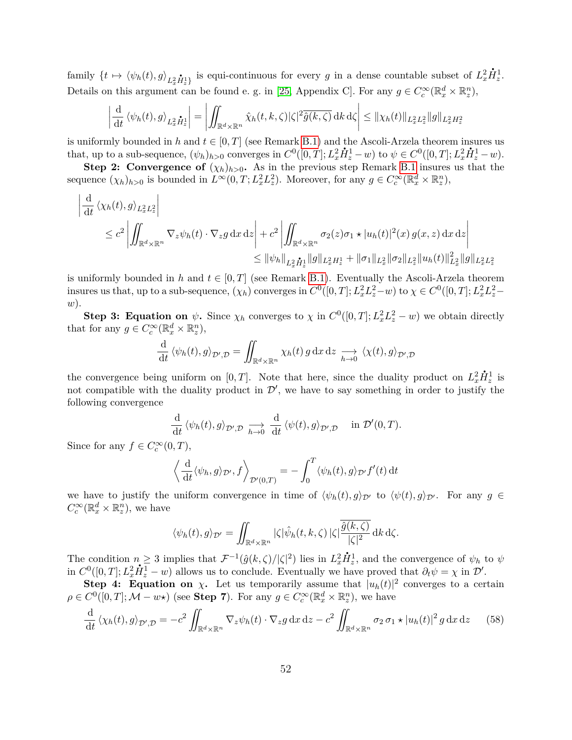family $\{t \mapsto \langle \psi_h(t), g\rangle_{L^2_x \dot{H}^1_z}\}$ is equi-continuous for every $g$ in a dense countable subset of $L^2_x \dot{H}^1_z$. Details on this argument can be found e. g. in [25, Appendix C]. For any $g \in C_c^\infty(\mathbb{R}^d_x \times \mathbb{R}^n_z)$,

$$\left| \frac{\mathrm{d}}{\mathrm{d}t} \langle \psi_h(t), g\rangle_{L^2_x \dot{H}^1_z} \right| = \left| \iint_{\mathbb{R}^d \times \mathbb{R}^n} \hat{\chi}_h(t,k,\zeta) |\zeta|^2 \overline{\hat{g}(k,\zeta)} \,\mathrm{d}k \,\mathrm{d}\zeta \right| \leq \|\chi_h(t)\|_{L^2_x L^2_z} \|g\|_{L^2_x H^2_z}$$

is uniformly bounded in $h$ and $t \in [0,T]$ (see Remark B.1) and the Ascoli-Arzela theorem insures us that, up to a sub-sequence, $(\psi_h)_{h>0}$ converges in $C^0([0,T]; L^2_x \dot{H}^1_z - w)$ to $\psi \in C^0([0,T]; L^2_x \dot{H}^1_z - w)$.

**Step 2: Convergence of $(\chi_h)_{h>0}$.** As in the previous step Remark B.1 insures us that the sequence $(\chi_h)_{h>0}$ is bounded in $L^\infty(0,T; L^2_x L^2_z)$. Moreover, for any $g \in C_c^\infty(\mathbb{R}^d_x \times \mathbb{R}^n_z)$,

$$\begin{aligned}
&\left| \frac{\mathrm{d}}{\mathrm{d}t} \langle \chi_h(t), g\rangle_{L^2_x L^2_z} \right| \\
&\quad \leq c^2 \left| \iint_{\mathbb{R}^d \times \mathbb{R}^n} \nabla_z \psi_h(t) \cdot \nabla_z g \,\mathrm{d}x \,\mathrm{d}z \right| + c^2 \left| \iint_{\mathbb{R}^d \times \mathbb{R}^n} \sigma_2(z) \sigma_1 \star |u_h(t)|^2(x)\, g(x,z) \,\mathrm{d}x \,\mathrm{d}z \right| \\
&\qquad\qquad \leq \|\psi_h\|_{L^2_x \dot{H}^1_z} \|g\|_{L^2_x H^1_z} + \|\sigma_1\|_{L^2_x} \|\sigma_2\|_{L^2_z} \|u_h(t)\|^2_{L^2_x} \|g\|_{L^2_x L^2_z}
\end{aligned}$$

is uniformly bounded in $h$ and $t \in [0,T]$ (see Remark B.1). Eventually the Ascoli-Arzela theorem insures us that, up to a sub-sequence, $(\chi_h)$ converges in $C^0([0,T]; L^2_x L^2_z - w)$ to $\chi \in C^0([0,T]; L^2_x L^2_z - w)$.

**Step 3: Equation on $\psi$.** Since $\chi_h$ converges to $\chi$ in $C^0([0,T]; L^2_x L^2_z - w)$ we obtain directly that for any $g \in C_c^\infty(\mathbb{R}^d_x \times \mathbb{R}^n_z)$,

$$\frac{\mathrm{d}}{\mathrm{d}t} \langle \psi_h(t), g\rangle_{\mathcal{D}',\mathcal{D}} = \iint_{\mathbb{R}^d \times \mathbb{R}^n} \chi_h(t)\, g \,\mathrm{d}x \,\mathrm{d}z \underset{h\to 0}{\longrightarrow} \langle \chi(t), g\rangle_{\mathcal{D}',\mathcal{D}}$$

the convergence being uniform on $[0,T]$. Note that here, since the duality product on $L^2_x \dot{H}^1_z$ is not compatible with the duality product in $\mathcal{D}'$, we have to say something in order to justify the following convergence

$$\frac{\mathrm{d}}{\mathrm{d}t} \langle \psi_h(t), g\rangle_{\mathcal{D}',\mathcal{D}} \underset{h\to 0}{\longrightarrow} \frac{\mathrm{d}}{\mathrm{d}t} \langle \psi(t), g\rangle_{\mathcal{D}',\mathcal{D}} \quad \text{in } \mathcal{D}'(0,T).$$

Since for any $f \in C_c^\infty(0,T)$,

$$\left\langle \frac{\mathrm{d}}{\mathrm{d}t} \langle \psi_h, g\rangle_{\mathcal{D}'}, f \right\rangle_{\mathcal{D}'(0,T)} = -\int_0^T \langle \psi_h(t), g\rangle_{\mathcal{D}'} f'(t) \,\mathrm{d}t$$

we have to justify the uniform convergence in time of $\langle \psi_h(t), g\rangle_{\mathcal{D}'}$ to $\langle \psi(t), g\rangle_{\mathcal{D}'}$. For any $g \in C_c^\infty(\mathbb{R}^d_x \times \mathbb{R}^n_z)$, we have

$$\langle \psi_h(t), g\rangle_{\mathcal{D}'} = \iint_{\mathbb{R}^d \times \mathbb{R}^n} |\zeta| \hat{\psi}_h(t,k,\zeta)\, |\zeta| \frac{\overline{\hat{g}(k,\zeta)}}{|\zeta|^2} \,\mathrm{d}k \,\mathrm{d}\zeta.$$

The condition $n \geq 3$ implies that $\mathcal{F}^{-1}(\hat{g}(k,\zeta)/|\zeta|^2)$ lies in $L^2_x \dot{H}^1_z$, and the convergence of $\psi_h$ to $\psi$ in $C^0([0,T]; L^2_x \dot{H}^1_z - w)$ allows us to conclude. Eventually we have proved that $\partial_t \psi = \chi$ in $\mathcal{D}'$.

**Step 4: Equation on $\chi$.** Let us temporarily assume that $|u_h(t)|^2$ converges to a certain $\rho \in C^0([0,T]; \mathcal{M} - w\star)$ (see **Step 7**). For any $g \in C_c^\infty(\mathbb{R}^d_x \times \mathbb{R}^n_z)$, we have

$$\frac{\mathrm{d}}{\mathrm{d}t} \langle \chi_h(t), g\rangle_{\mathcal{D}',\mathcal{D}} = -c^2 \iint_{\mathbb{R}^d \times \mathbb{R}^n} \nabla_z \psi_h(t) \cdot \nabla_z g \,\mathrm{d}x \,\mathrm{d}z - c^2 \iint_{\mathbb{R}^d \times \mathbb{R}^n} \sigma_2\, \sigma_1 \star |u_h(t)|^2\, g \,\mathrm{d}x \,\mathrm{d}z \tag{58}$$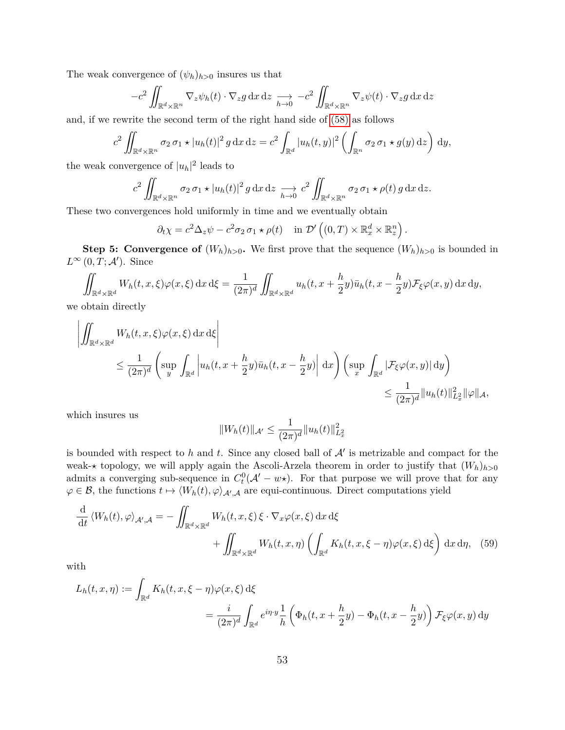The weak convergence of $(\psi_h)_{h>0}$ insures us that

$$-c^2 \iint_{\mathbb{R}^d\times\mathbb{R}^n} \nabla_z \psi_h(t)\cdot\nabla_z g \,\mathrm{d}x\,\mathrm{d}z \underset{h\to 0}{\longrightarrow} -c^2 \iint_{\mathbb{R}^d\times\mathbb{R}^n} \nabla_z \psi(t)\cdot\nabla_z g \,\mathrm{d}x\,\mathrm{d}z$$

and, if we rewrite the second term of the right hand side of (58) as follows

$$c^2 \iint_{\mathbb{R}^d\times\mathbb{R}^n} \sigma_2\, \sigma_1 \star |u_h(t)|^2\, g \,\mathrm{d}x\,\mathrm{d}z = c^2 \int_{\mathbb{R}^d} |u_h(t,y)|^2 \left( \int_{\mathbb{R}^n} \sigma_2\, \sigma_1 \star g(y)\,\mathrm{d}z \right) \mathrm{d}y,$$

the weak convergence of $|u_h|^2$ leads to

$$c^2 \iint_{\mathbb{R}^d\times\mathbb{R}^n} \sigma_2\, \sigma_1 \star |u_h(t)|^2\, g \,\mathrm{d}x\,\mathrm{d}z \underset{h\to 0}{\longrightarrow} c^2 \iint_{\mathbb{R}^d\times\mathbb{R}^n} \sigma_2\, \sigma_1 \star \rho(t)\, g \,\mathrm{d}x\,\mathrm{d}z.$$

These two convergences hold uniformly in time and we eventually obtain

$$\partial_t \chi = c^2 \Delta_z \psi - c^2 \sigma_2\, \sigma_1 \star \rho(t) \quad \text{in } \mathcal{D}'\left((0,T)\times\mathbb{R}^d_x\times\mathbb{R}^n_z\right).$$

**Step 5: Convergence of $(W_h)_{h>0}$.** We first prove that the sequence $(W_h)_{h>0}$ is bounded in $L^\infty(0,T;\mathcal{A}')$. Since

$$\iint_{\mathbb{R}^d\times\mathbb{R}^d} W_h(t,x,\xi)\varphi(x,\xi)\,\mathrm{d}x\,\mathrm{d}\xi = \frac{1}{(2\pi)^d}\iint_{\mathbb{R}^d\times\mathbb{R}^d} u_h(t,x+\frac{h}{2}y)\bar{u}_h(t,x-\frac{h}{2}y)\mathcal{F}_\xi\varphi(x,y)\,\mathrm{d}x\,\mathrm{d}y,$$

we obtain directly

$$\begin{aligned}
&\left| \iint_{\mathbb{R}^d\times\mathbb{R}^d} W_h(t,x,\xi)\varphi(x,\xi)\,\mathrm{d}x\,\mathrm{d}\xi \right| \\
&\qquad \le \frac{1}{(2\pi)^d}\left( \sup_y \int_{\mathbb{R}^d} \left| u_h(t,x+\frac{h}{2}y)\bar{u}_h(t,x-\frac{h}{2}y)\right| \mathrm{d}x \right)\left( \sup_x \int_{\mathbb{R}^d} |\mathcal{F}_\xi\varphi(x,y)|\,\mathrm{d}y \right) \\
&\qquad\qquad \le \frac{1}{(2\pi)^d}\|u_h(t)\|^2_{L^2_x}\|\varphi\|_{\mathcal{A}},
\end{aligned}$$

which insures us

$$\|W_h(t)\|_{\mathcal{A}'} \le \frac{1}{(2\pi)^d}\|u_h(t)\|^2_{L^2_x}$$

is bounded with respect to $h$ and $t$. Since any closed ball of $\mathcal{A}'$ is metrizable and compact for the weak-$\star$ topology, we will apply again the Ascoli-Arzela theorem in order to justify that $(W_h)_{h>0}$ admits a converging sub-sequence in $C^0_t(\mathcal{A}'-w\star)$. For that purpose we will prove that for any $\varphi\in\mathcal{B}$, the functions $t\mapsto \langle W_h(t),\varphi\rangle_{\mathcal{A}',\mathcal{A}}$ are equi-continuous. Direct computations yield

$$\begin{aligned}
\frac{\mathrm{d}}{\mathrm{d}t}\langle W_h(t),\varphi\rangle_{\mathcal{A}',\mathcal{A}} = &-\iint_{\mathbb{R}^d\times\mathbb{R}^d} W_h(t,x,\xi)\,\xi\cdot\nabla_x\varphi(x,\xi)\,\mathrm{d}x\,\mathrm{d}\xi \\
&+\iint_{\mathbb{R}^d\times\mathbb{R}^d} W_h(t,x,\eta)\left( \int_{\mathbb{R}^d} K_h(t,x,\xi-\eta)\varphi(x,\xi)\,\mathrm{d}\xi \right)\mathrm{d}x\,\mathrm{d}\eta, \quad (59)
\end{aligned}$$

with

$$\begin{aligned}
L_h(t,x,\eta) &:= \int_{\mathbb{R}^d} K_h(t,x,\xi-\eta)\varphi(x,\xi)\,\mathrm{d}\xi \\
&= \frac{i}{(2\pi)^d}\int_{\mathbb{R}^d} e^{i\eta\cdot y}\frac{1}{h}\left( \Phi_h(t,x+\frac{h}{2}y) - \Phi_h(t,x-\frac{h}{2}y)\right)\mathcal{F}_\xi\varphi(x,y)\,\mathrm{d}y
\end{aligned}$$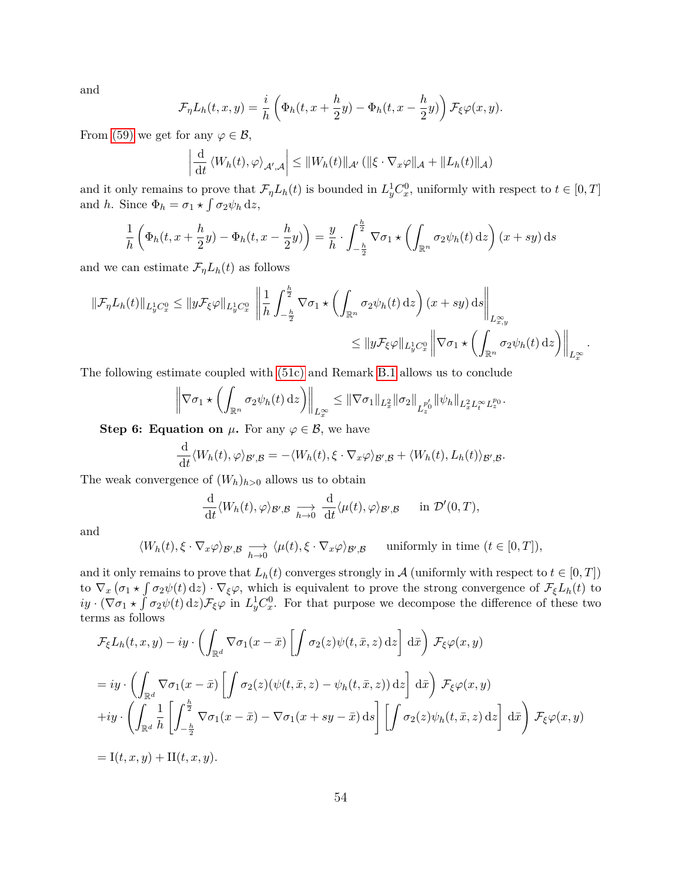and

$$\mathcal{F}_\eta L_h(t,x,y) = \frac{i}{h}\left(\Phi_h(t,x+\frac{h}{2}y) - \Phi_h(t,x-\frac{h}{2}y)\right)\mathcal{F}_\xi\varphi(x,y).$$

From (59) we get for any $\varphi \in \mathcal{B}$,

$$\left|\frac{\mathrm{d}}{\mathrm{d}t}\left\langle W_h(t),\varphi\right\rangle_{\mathcal{A}',\mathcal{A}}\right| \leq \|W_h(t)\|_{\mathcal{A}'}\left(\|\xi\cdot\nabla_x\varphi\|_{\mathcal{A}} + \|L_h(t)\|_{\mathcal{A}}\right)$$

and it only remains to prove that $\mathcal{F}_\eta L_h(t)$ is bounded in $L^1_y C^0_x$, uniformly with respect to $t\in[0,T]$ and $h$. Since $\Phi_h = \sigma_1 \star \int \sigma_2\psi_h\,\mathrm{d}z$,

$$\frac{1}{h}\left(\Phi_h(t,x+\frac{h}{2}y) - \Phi_h(t,x-\frac{h}{2}y)\right) = \frac{y}{h}\cdot\int_{-\frac{h}{2}}^{\frac{h}{2}}\nabla\sigma_1\star\left(\int_{\mathbb{R}^n}\sigma_2\psi_h(t)\,\mathrm{d}z\right)(x+sy)\,\mathrm{d}s$$

and we can estimate $\mathcal{F}_\eta L_h(t)$ as follows

$$\begin{aligned}\|\mathcal{F}_\eta L_h(t)\|_{L^1_yC^0_x} &\leq \|y\mathcal{F}_\xi\varphi\|_{L^1_yC^0_x}\left\|\frac{1}{h}\int_{-\frac{h}{2}}^{\frac{h}{2}}\nabla\sigma_1\star\left(\int_{\mathbb{R}^n}\sigma_2\psi_h(t)\,\mathrm{d}z\right)(x+sy)\,\mathrm{d}s\right\|_{L^\infty_{x,y}}\\ &\leq \|y\mathcal{F}_\xi\varphi\|_{L^1_yC^0_x}\left\|\nabla\sigma_1\star\left(\int_{\mathbb{R}^n}\sigma_2\psi_h(t)\,\mathrm{d}z\right)\right\|_{L^\infty_x}.\end{aligned}$$

The following estimate coupled with (51c) and Remark B.1 allows us to conclude

$$\left\|\nabla\sigma_1\star\left(\int_{\mathbb{R}^n}\sigma_2\psi_h(t)\,\mathrm{d}z\right)\right\|_{L^\infty_x} \leq \|\nabla\sigma_1\|_{L^2_x}\|\sigma_2\|_{L^{p_0'}_z}\|\psi_h\|_{L^2_xL^\infty_tL^{p_0}_z}.$$

**Step 6: Equation on $\mu$.** For any $\varphi\in\mathcal{B}$, we have

$$\frac{\mathrm{d}}{\mathrm{d}t}\langle W_h(t),\varphi\rangle_{\mathcal{B}',\mathcal{B}} = -\langle W_h(t),\xi\cdot\nabla_x\varphi\rangle_{\mathcal{B}',\mathcal{B}} + \langle W_h(t),L_h(t)\rangle_{\mathcal{B}',\mathcal{B}}.$$

The weak convergence of $(W_h)_{h>0}$ allows us to obtain

$$\frac{\mathrm{d}}{\mathrm{d}t}\langle W_h(t),\varphi\rangle_{\mathcal{B}',\mathcal{B}} \underset{h\to 0}{\longrightarrow} \frac{\mathrm{d}}{\mathrm{d}t}\langle \mu(t),\varphi\rangle_{\mathcal{B}',\mathcal{B}} \qquad \text{in } \mathcal{D}'(0,T),$$

and

$$\langle W_h(t),\xi\cdot\nabla_x\varphi\rangle_{\mathcal{B}',\mathcal{B}} \underset{h\to 0}{\longrightarrow} \langle \mu(t),\xi\cdot\nabla_x\varphi\rangle_{\mathcal{B}',\mathcal{B}} \qquad \text{uniformly in time } (t\in[0,T]),$$

and it only remains to prove that $L_h(t)$ converges strongly in $\mathcal{A}$ (uniformly with respect to $t\in[0,T]$) to $\nabla_x\left(\sigma_1\star\int\sigma_2\psi(t)\,\mathrm{d}z\right)\cdot\nabla_\xi\varphi$, which is equivalent to prove the strong convergence of $\mathcal{F}_\xi L_h(t)$ to $iy\cdot(\nabla\sigma_1\star\int\sigma_2\psi(t)\,\mathrm{d}z)\mathcal{F}_\xi\varphi$ in $L^1_yC^0_x$. For that purpose we decompose the difference of these two terms as follows

$$\begin{aligned}&\mathcal{F}_\xi L_h(t,x,y) - iy\cdot\left(\int_{\mathbb{R}^d}\nabla\sigma_1(x-\bar{x})\left[\int\sigma_2(z)\psi(t,\bar{x},z)\,\mathrm{d}z\right]\mathrm{d}\bar{x}\right)\mathcal{F}_\xi\varphi(x,y)\\ &= iy\cdot\left(\int_{\mathbb{R}^d}\nabla\sigma_1(x-\bar{x})\left[\int\sigma_2(z)(\psi(t,\bar{x},z)-\psi_h(t,\bar{x},z))\,\mathrm{d}z\right]\mathrm{d}\bar{x}\right)\mathcal{F}_\xi\varphi(x,y)\\ &+iy\cdot\left(\int_{\mathbb{R}^d}\frac{1}{h}\left[\int_{-\frac{h}{2}}^{\frac{h}{2}}\nabla\sigma_1(x-\bar{x})-\nabla\sigma_1(x+sy-\bar{x})\,\mathrm{d}s\right]\left[\int\sigma_2(z)\psi_h(t,\bar{x},z)\,\mathrm{d}z\right]\mathrm{d}\bar{x}\right)\mathcal{F}_\xi\varphi(x,y)\\ &= \mathrm{I}(t,x,y) + \mathrm{II}(t,x,y).\end{aligned}$$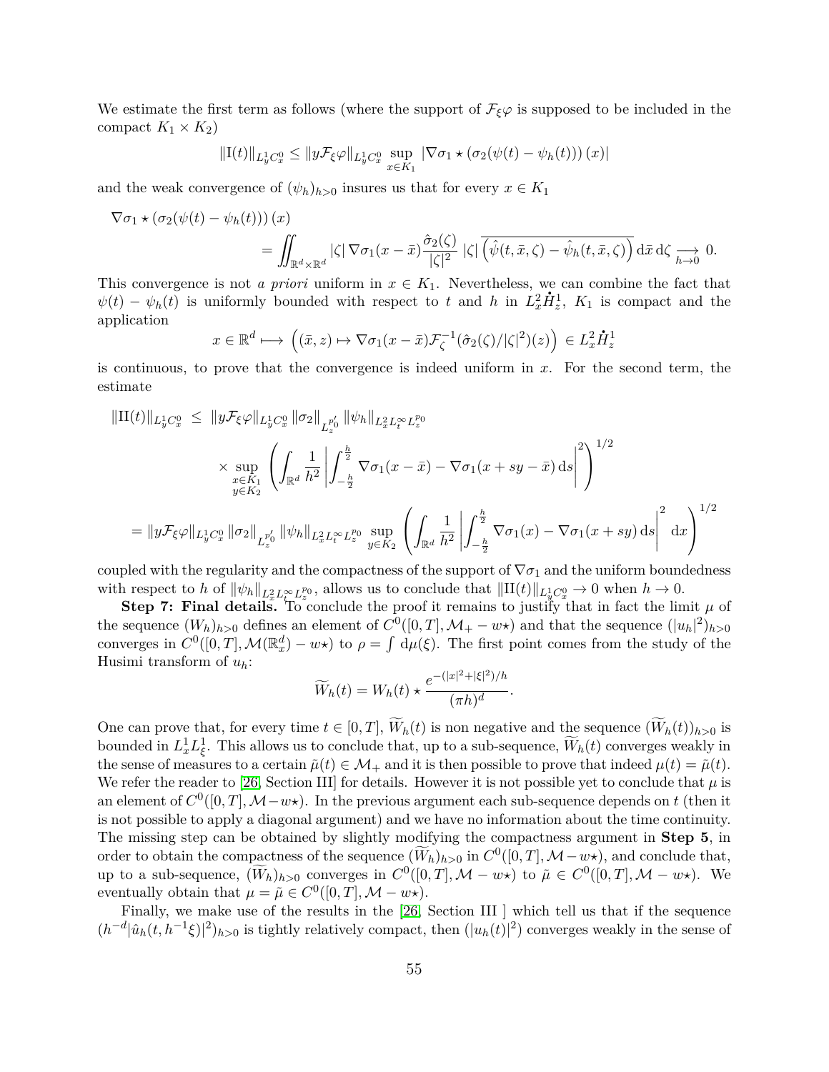We estimate the first term as follows (where the support of $\mathcal{F}_\xi \varphi$ is supposed to be included in the compact $K_1 \times K_2$)

$$\|\mathrm{I}(t)\|_{L^1_y C^0_x} \leq \|y \mathcal{F}_\xi \varphi\|_{L^1_y C^0_x} \sup_{x \in K_1} |\nabla \sigma_1 \star (\sigma_2(\psi(t) - \psi_h(t)))(x)|$$

and the weak convergence of $(\psi_h)_{h>0}$ insures us that for every $x \in K_1$

$$\begin{aligned}
\nabla \sigma_1 \star (\sigma_2(\psi(t) - \psi_h(t)))(x) \\
= \iint_{\mathbb{R}^d \times \mathbb{R}^d} |\zeta| \, \nabla \sigma_1(x - \bar{x}) \frac{\hat{\sigma}_2(\zeta)}{|\zeta|^2} \, |\zeta| \, \overline{\left(\hat{\psi}(t, \bar{x}, \zeta) - \hat{\psi}_h(t, \bar{x}, \zeta)\right)} \, \mathrm{d}\bar{x} \, \mathrm{d}\zeta \underset{h \to 0}{\longrightarrow} 0.
\end{aligned}$$

This convergence is not *a priori* uniform in $x \in K_1$. Nevertheless, we can combine the fact that $\psi(t) - \psi_h(t)$ is uniformly bounded with respect to $t$ and $h$ in $L^2_x \dot{H}^1_z$, $K_1$ is compact and the application

$$x \in \mathbb{R}^d \longmapsto \left((\bar{x}, z) \mapsto \nabla \sigma_1(x - \bar{x}) \mathcal{F}^{-1}_\zeta(\hat{\sigma}_2(\zeta)/|\zeta|^2)(z)\right) \in L^2_x \dot{H}^1_z$$

is continuous, to prove that the convergence is indeed uniform in $x$. For the second term, the estimate

$$\begin{aligned}
\|\mathrm{II}(t)\|_{L^1_y C^0_x} \ &\leq \ \|y \mathcal{F}_\xi \varphi\|_{L^1_y C^0_x} \|\sigma_2\|_{L^{p_0'}_z} \|\psi_h\|_{L^2_x L^\infty_t L^{p_0}_z} \\
&\quad \times \sup_{\substack{x \in K_1 \\ y \in K_2}} \left( \int_{\mathbb{R}^d} \frac{1}{h^2} \left| \int_{-\frac{h}{2}}^{\frac{h}{2}} \nabla \sigma_1(x - \bar{x}) - \nabla \sigma_1(x + sy - \bar{x}) \, \mathrm{d}s \right|^2 \right)^{1/2} \\
= \|y \mathcal{F}_\xi \varphi\|_{L^1_y C^0_x} &\|\sigma_2\|_{L^{p_0'}_z} \|\psi_h\|_{L^2_x L^\infty_t L^{p_0}_z} \sup_{y \in K_2} \left( \int_{\mathbb{R}^d} \frac{1}{h^2} \left| \int_{-\frac{h}{2}}^{\frac{h}{2}} \nabla \sigma_1(x) - \nabla \sigma_1(x + sy) \, \mathrm{d}s \right|^2 \mathrm{d}x \right)^{1/2}
\end{aligned}$$

coupled with the regularity and the compactness of the support of $\nabla \sigma_1$ and the uniform boundedness with respect to $h$ of $\|\psi_h\|_{L^2_x L^\infty_t L^{p_0}_z}$, allows us to conclude that $\|\mathrm{II}(t)\|_{L^1_y C^0_x} \to 0$ when $h \to 0$.

**Step 7: Final details.** To conclude the proof it remains to justify that in fact the limit $\mu$ of the sequence $(W_h)_{h>0}$ defines an element of $C^0([0,T], \mathcal{M}_+ - w\star)$ and that the sequence $(|u_h|^2)_{h>0}$ converges in $C^0([0,T], \mathcal{M}(\mathbb{R}^d_x) - w\star)$ to $\rho = \int \mathrm{d}\mu(\xi)$. The first point comes from the study of the Husimi transform of $u_h$:

$$\widetilde{W}_h(t) = W_h(t) \star \frac{e^{-(|x|^2 + |\xi|^2)/h}}{(\pi h)^d}.$$

One can prove that, for every time $t \in [0,T]$, $\widetilde{W}_h(t)$ is non negative and the sequence $(\widetilde{W}_h(t))_{h>0}$ is bounded in $L^1_x L^1_\xi$. This allows us to conclude that, up to a sub-sequence, $\widetilde{W}_h(t)$ converges weakly in the sense of measures to a certain $\tilde{\mu}(t) \in \mathcal{M}_+$ and it is then possible to prove that indeed $\mu(t) = \tilde{\mu}(t)$. We refer the reader to [26, Section III] for details. However it is not possible yet to conclude that $\mu$ is an element of $C^0([0,T], \mathcal{M} - w\star)$. In the previous argument each sub-sequence depends on $t$ (then it is not possible to apply a diagonal argument) and we have no information about the time continuity. The missing step can be obtained by slightly modifying the compactness argument in **Step 5**, in order to obtain the compactness of the sequence $(\widetilde{W}_h)_{h>0}$ in $C^0([0,T], \mathcal{M} - w\star)$, and conclude that, up to a sub-sequence, $(\widetilde{W}_h)_{h>0}$ converges in $C^0([0,T], \mathcal{M} - w\star)$ to $\tilde{\mu} \in C^0([0,T], \mathcal{M} - w\star)$. We eventually obtain that $\mu = \tilde{\mu} \in C^0([0,T], \mathcal{M} - w\star)$.

Finally, we make use of the results in the [26, Section III ] which tell us that if the sequence $(h^{-d} |\hat{u}_h(t, h^{-1}\xi)|^2)_{h>0}$ is tightly relatively compact, then $(|u_h(t)|^2)$ converges weakly in the sense of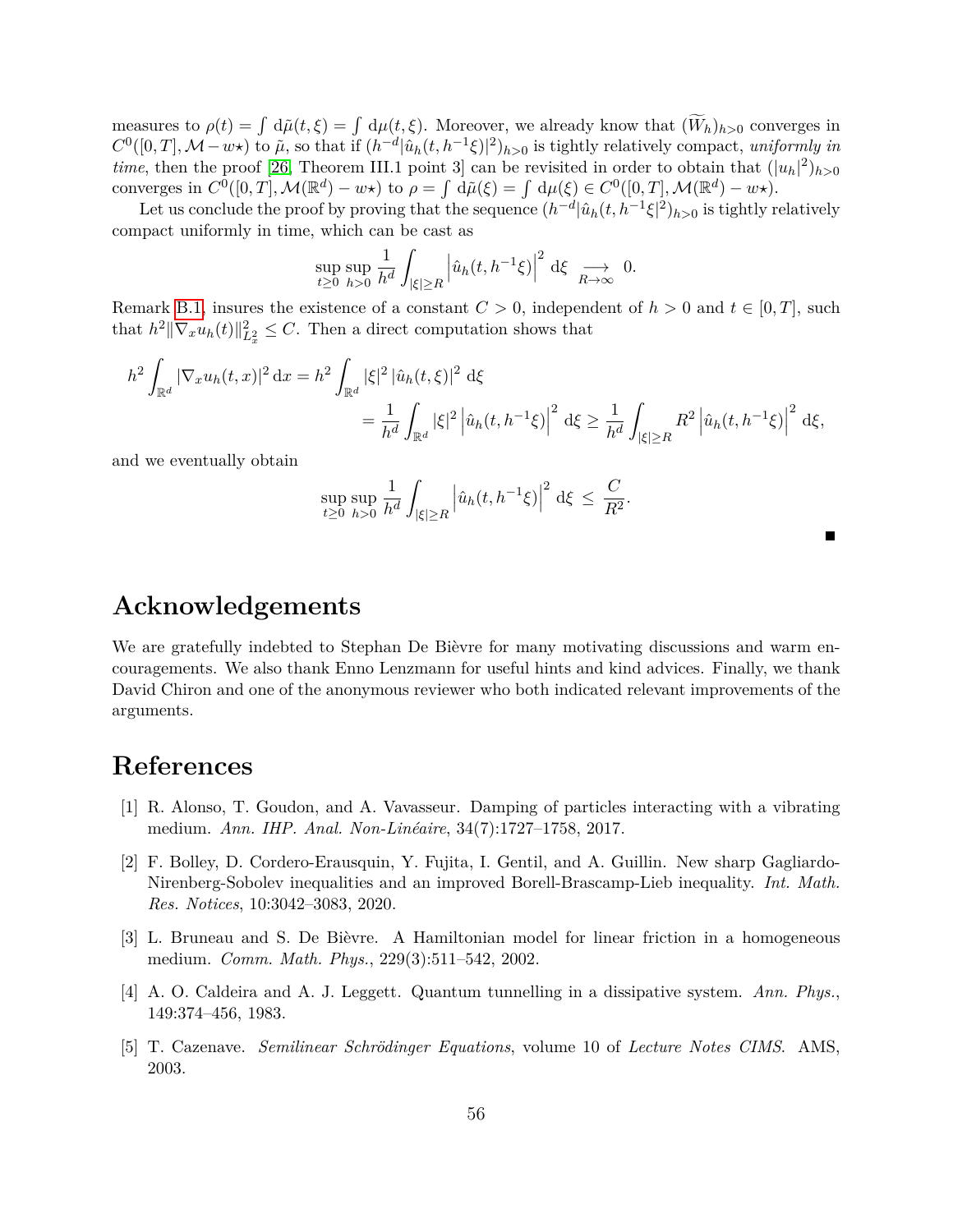measures to $\rho(t) = \int \mathrm{d}\tilde{\mu}(t,\xi) = \int \mathrm{d}\mu(t,\xi)$. Moreover, we already know that $(\widetilde{W}_h)_{h>0}$ converges in $C^0([0,T],\mathcal{M}-w\star)$ to $\tilde{\mu}$, so that if $(h^{-d}|\hat{u}_h(t,h^{-1}\xi)|^2)_{h>0}$ is tightly relatively compact, *uniformly in time*, then the proof [26, Theorem III.1 point 3] can be revisited in order to obtain that $(|u_h|^2)_{h>0}$ converges in $C^0([0,T],\mathcal{M}(\mathbb{R}^d)-w\star)$ to $\rho = \int \mathrm{d}\tilde{\mu}(\xi) = \int \mathrm{d}\mu(\xi) \in C^0([0,T],\mathcal{M}(\mathbb{R}^d)-w\star)$.

Let us conclude the proof by proving that the sequence $(h^{-d}|\hat{u}_h(t,h^{-1}\xi|^2)_{h>0}$ is tightly relatively compact uniformly in time, which can be cast as

$$\sup_{t\geq 0}\sup_{h>0}\frac{1}{h^d}\int_{|\xi|\geq R}\left|\hat{u}_h(t,h^{-1}\xi)\right|^2 \mathrm{d}\xi \underset{R\to\infty}{\longrightarrow} 0.$$

Remark B.1, insures the existence of a constant $C>0$, independent of $h>0$ and $t\in[0,T]$, such that $h^2\|\nabla_x u_h(t)\|^2_{L^2_x} \leq C$. Then a direct computation shows that

$$\begin{aligned} h^2\int_{\mathbb{R}^d}|\nabla_x u_h(t,x)|^2\,\mathrm{d}x &= h^2\int_{\mathbb{R}^d}|\xi|^2\,|\hat{u}_h(t,\xi)|^2\,\mathrm{d}\xi \\ &= \frac{1}{h^d}\int_{\mathbb{R}^d}|\xi|^2\left|\hat{u}_h(t,h^{-1}\xi)\right|^2\mathrm{d}\xi \geq \frac{1}{h^d}\int_{|\xi|\geq R}R^2\left|\hat{u}_h(t,h^{-1}\xi)\right|^2\mathrm{d}\xi, \end{aligned}$$

and we eventually obtain

$$\sup_{t\geq 0}\sup_{h>0}\frac{1}{h^d}\int_{|\xi|\geq R}\left|\hat{u}_h(t,h^{-1}\xi)\right|^2\mathrm{d}\xi \leq \frac{C}{R^2}.$$

■

# Acknowledgements

We are gratefully indebted to Stephan De Bièvre for many motivating discussions and warm encouragements. We also thank Enno Lenzmann for useful hints and kind advices. Finally, we thank David Chiron and one of the anonymous reviewer who both indicated relevant improvements of the arguments.

# References

[1] R. Alonso, T. Goudon, and A. Vavasseur. Damping of particles interacting with a vibrating medium. *Ann. IHP. Anal. Non-Linéaire*, 34(7):1727–1758, 2017.

[2] F. Bolley, D. Cordero-Erausquin, Y. Fujita, I. Gentil, and A. Guillin. New sharp Gagliardo-Nirenberg-Sobolev inequalities and an improved Borell-Brascamp-Lieb inequality. *Int. Math. Res. Notices*, 10:3042–3083, 2020.

[3] L. Bruneau and S. De Bièvre. A Hamiltonian model for linear friction in a homogeneous medium. *Comm. Math. Phys.*, 229(3):511–542, 2002.

[4] A. O. Caldeira and A. J. Leggett. Quantum tunnelling in a dissipative system. *Ann. Phys.*, 149:374–456, 1983.

[5] T. Cazenave. *Semilinear Schrödinger Equations*, volume 10 of *Lecture Notes CIMS*. AMS, 2003.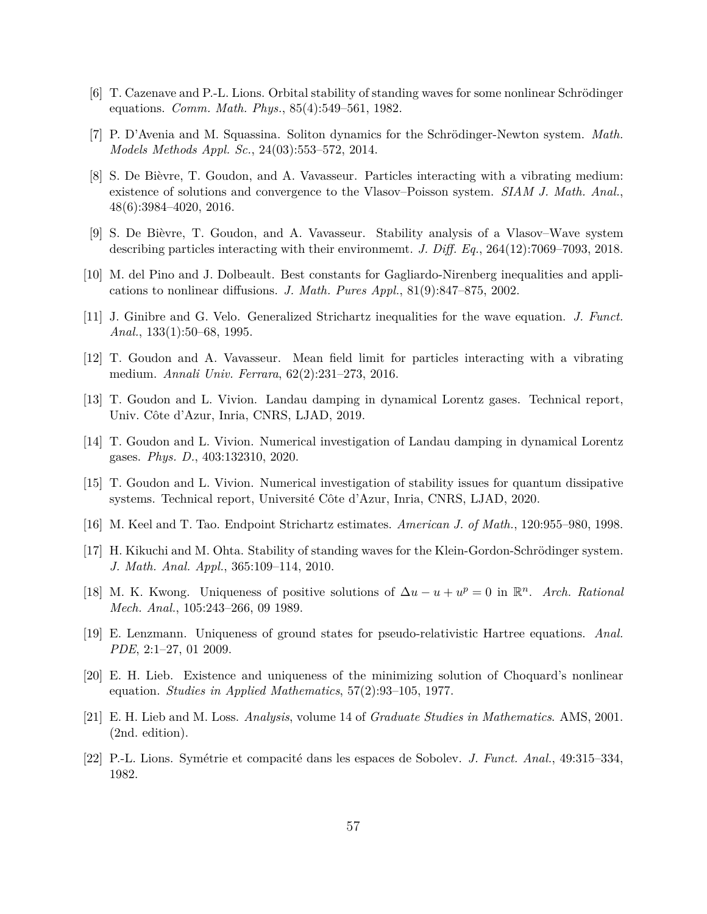[6] T. Cazenave and P.-L. Lions. Orbital stability of standing waves for some nonlinear Schrödinger equations. *Comm. Math. Phys.*, 85(4):549–561, 1982.

[7] P. D'Avenia and M. Squassina. Soliton dynamics for the Schrödinger-Newton system. *Math. Models Methods Appl. Sc.*, 24(03):553–572, 2014.

[8] S. De Bièvre, T. Goudon, and A. Vavasseur. Particles interacting with a vibrating medium: existence of solutions and convergence to the Vlasov–Poisson system. *SIAM J. Math. Anal.*, 48(6):3984–4020, 2016.

[9] S. De Bièvre, T. Goudon, and A. Vavasseur. Stability analysis of a Vlasov–Wave system describing particles interacting with their environmemt. *J. Diff. Eq.*, 264(12):7069–7093, 2018.

[10] M. del Pino and J. Dolbeault. Best constants for Gagliardo-Nirenberg inequalities and applications to nonlinear diffusions. *J. Math. Pures Appl.*, 81(9):847–875, 2002.

[11] J. Ginibre and G. Velo. Generalized Strichartz inequalities for the wave equation. *J. Funct. Anal.*, 133(1):50–68, 1995.

[12] T. Goudon and A. Vavasseur. Mean field limit for particles interacting with a vibrating medium. *Annali Univ. Ferrara*, 62(2):231–273, 2016.

[13] T. Goudon and L. Vivion. Landau damping in dynamical Lorentz gases. Technical report, Univ. Côte d'Azur, Inria, CNRS, LJAD, 2019.

[14] T. Goudon and L. Vivion. Numerical investigation of Landau damping in dynamical Lorentz gases. *Phys. D.*, 403:132310, 2020.

[15] T. Goudon and L. Vivion. Numerical investigation of stability issues for quantum dissipative systems. Technical report, Université Côte d'Azur, Inria, CNRS, LJAD, 2020.

[16] M. Keel and T. Tao. Endpoint Strichartz estimates. *American J. of Math.*, 120:955–980, 1998.

[17] H. Kikuchi and M. Ohta. Stability of standing waves for the Klein-Gordon-Schrödinger system. *J. Math. Anal. Appl.*, 365:109–114, 2010.

[18] M. K. Kwong. Uniqueness of positive solutions of $\Delta u - u + u^p = 0$ in $\mathbb{R}^n$. *Arch. Rational Mech. Anal.*, 105:243–266, 09 1989.

[19] E. Lenzmann. Uniqueness of ground states for pseudo-relativistic Hartree equations. *Anal. PDE*, 2:1–27, 01 2009.

[20] E. H. Lieb. Existence and uniqueness of the minimizing solution of Choquard's nonlinear equation. *Studies in Applied Mathematics*, 57(2):93–105, 1977.

[21] E. H. Lieb and M. Loss. *Analysis*, volume 14 of *Graduate Studies in Mathematics*. AMS, 2001. (2nd. edition).

[22] P.-L. Lions. Symétrie et compacité dans les espaces de Sobolev. *J. Funct. Anal.*, 49:315–334, 1982.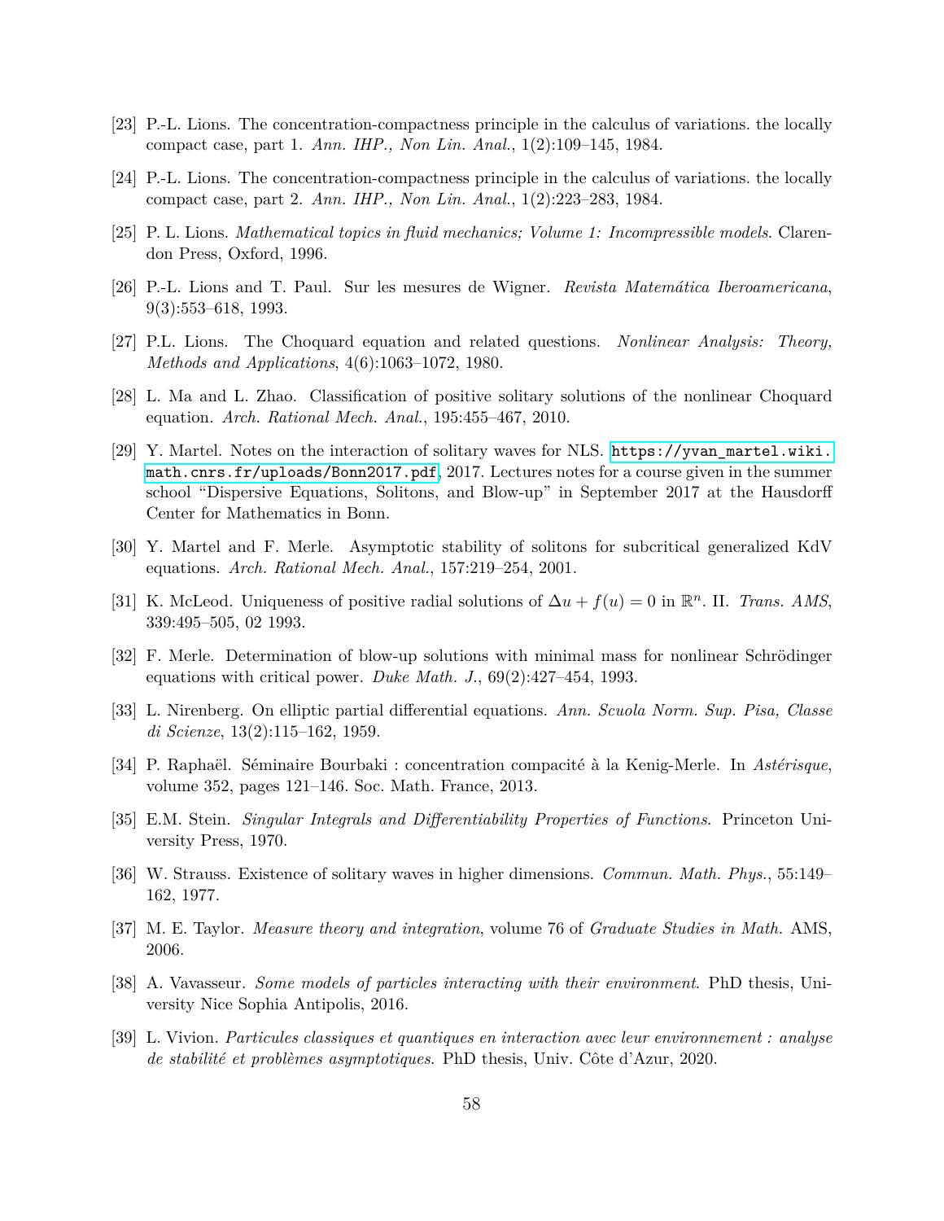[23] P.-L. Lions. The concentration-compactness principle in the calculus of variations. the locally compact case, part 1. *Ann. IHP., Non Lin. Anal.*, 1(2):109–145, 1984.

[24] P.-L. Lions. The concentration-compactness principle in the calculus of variations. the locally compact case, part 2. *Ann. IHP., Non Lin. Anal.*, 1(2):223–283, 1984.

[25] P. L. Lions. *Mathematical topics in fluid mechanics; Volume 1: Incompressible models*. Clarendon Press, Oxford, 1996.

[26] P.-L. Lions and T. Paul. Sur les mesures de Wigner. *Revista Matemática Iberoamericana*, 9(3):553–618, 1993.

[27] P.L. Lions. The Choquard equation and related questions. *Nonlinear Analysis: Theory, Methods and Applications*, 4(6):1063–1072, 1980.

[28] L. Ma and L. Zhao. Classification of positive solitary solutions of the nonlinear Choquard equation. *Arch. Rational Mech. Anal.*, 195:455–467, 2010.

[29] Y. Martel. Notes on the interaction of solitary waves for NLS. https://yvan_martel.wiki.math.cnrs.fr/uploads/Bonn2017.pdf, 2017. Lectures notes for a course given in the summer school "Dispersive Equations, Solitons, and Blow-up" in September 2017 at the Hausdorff Center for Mathematics in Bonn.

[30] Y. Martel and F. Merle. Asymptotic stability of solitons for subcritical generalized KdV equations. *Arch. Rational Mech. Anal.*, 157:219–254, 2001.

[31] K. McLeod. Uniqueness of positive radial solutions of $\Delta u + f(u) = 0$ in $\mathbb{R}^n$. II. *Trans. AMS*, 339:495–505, 02 1993.

[32] F. Merle. Determination of blow-up solutions with minimal mass for nonlinear Schrödinger equations with critical power. *Duke Math. J.*, 69(2):427–454, 1993.

[33] L. Nirenberg. On elliptic partial differential equations. *Ann. Scuola Norm. Sup. Pisa, Classe di Scienze*, 13(2):115–162, 1959.

[34] P. Raphaël. Séminaire Bourbaki : concentration compacité à la Kenig-Merle. In *Astérisque*, volume 352, pages 121–146. Soc. Math. France, 2013.

[35] E.M. Stein. *Singular Integrals and Differentiability Properties of Functions*. Princeton University Press, 1970.

[36] W. Strauss. Existence of solitary waves in higher dimensions. *Commun. Math. Phys.*, 55:149–162, 1977.

[37] M. E. Taylor. *Measure theory and integration*, volume 76 of *Graduate Studies in Math.* AMS, 2006.

[38] A. Vavasseur. *Some models of particles interacting with their environment*. PhD thesis, University Nice Sophia Antipolis, 2016.

[39] L. Vivion. *Particules classiques et quantiques en interaction avec leur environnement : analyse de stabilité et problèmes asymptotiques*. PhD thesis, Univ. Côte d'Azur, 2020.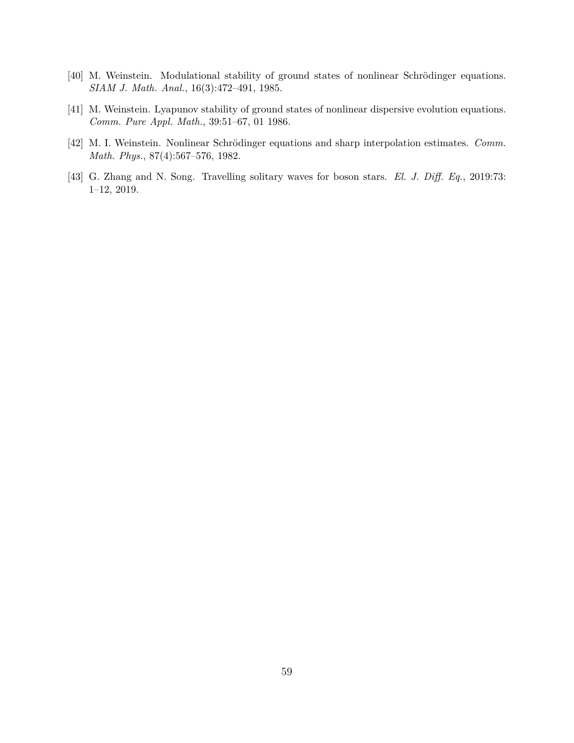[40] M. Weinstein. Modulational stability of ground states of nonlinear Schrödinger equations. *SIAM J. Math. Anal.*, 16(3):472–491, 1985.

[41] M. Weinstein. Lyapunov stability of ground states of nonlinear dispersive evolution equations. *Comm. Pure Appl. Math.*, 39:51–67, 01 1986.

[42] M. I. Weinstein. Nonlinear Schrödinger equations and sharp interpolation estimates. *Comm. Math. Phys.*, 87(4):567–576, 1982.

[43] G. Zhang and N. Song. Travelling solitary waves for boson stars. *El. J. Diff. Eq.*, 2019:73: 1–12, 2019.